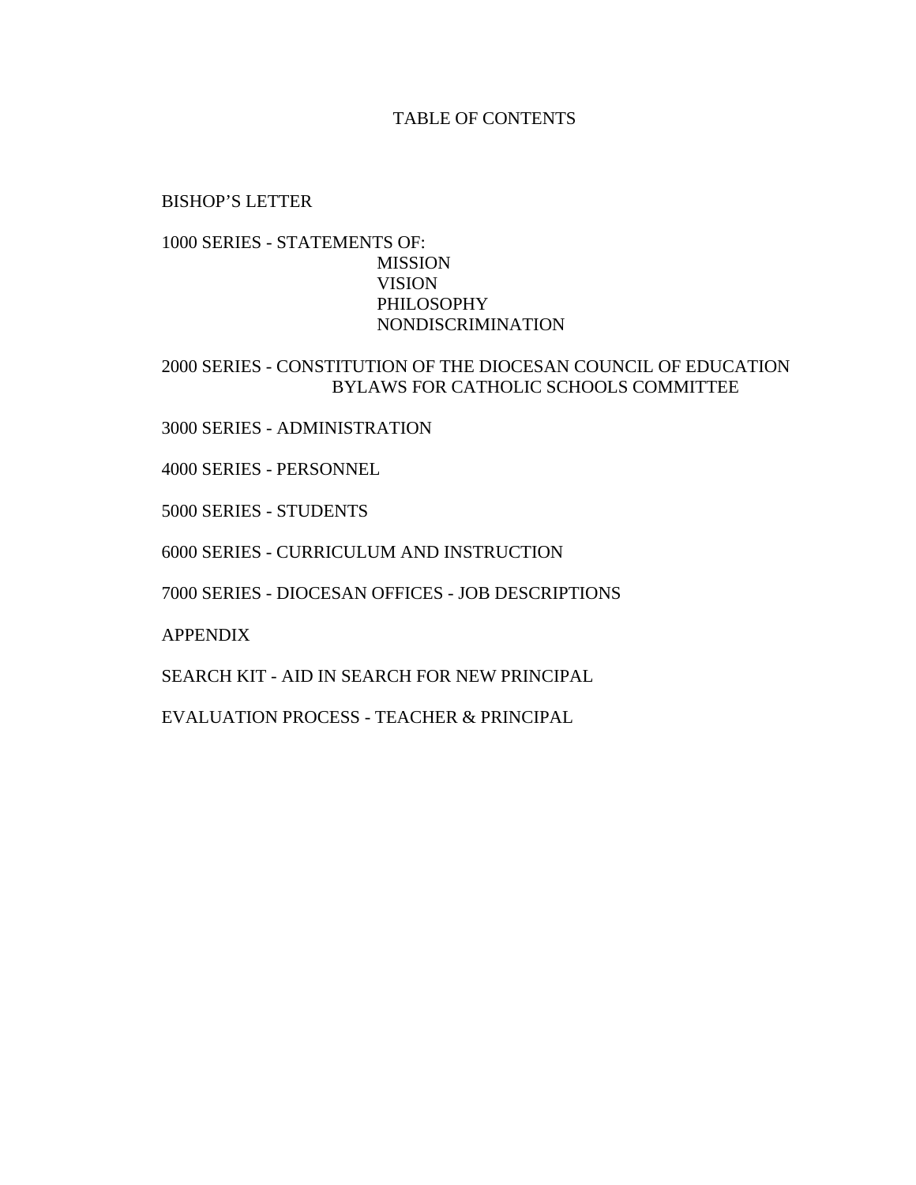# TABLE OF CONTENTS

BISHOP'S LETTER

1000 SERIES - STATEMENTS OF:
- MISSION
- VISION
- PHILOSOPHY
- NONDISCRIMINATION

2000 SERIES - CONSTITUTION OF THE DIOCESAN COUNCIL OF EDUCATION
BYLAWS FOR CATHOLIC SCHOOLS COMMITTEE

3000 SERIES - ADMINISTRATION

4000 SERIES - PERSONNEL

5000 SERIES - STUDENTS

6000 SERIES - CURRICULUM AND INSTRUCTION

7000 SERIES - DIOCESAN OFFICES - JOB DESCRIPTIONS

APPENDIX

SEARCH KIT - AID IN SEARCH FOR NEW PRINCIPAL

EVALUATION PROCESS - TEACHER & PRINCIPAL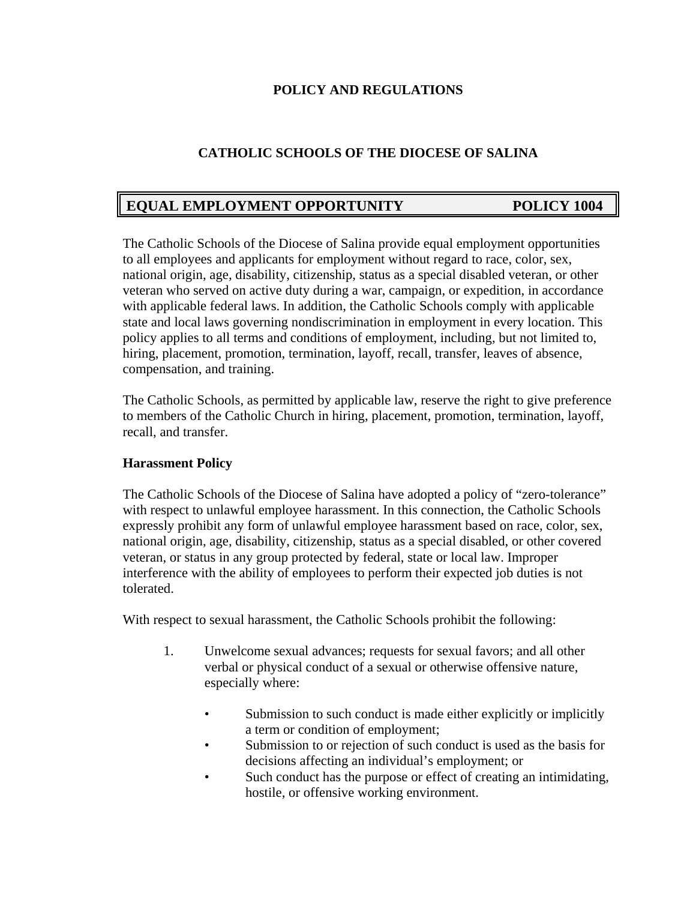**POLICY AND REGULATIONS**

**CATHOLIC SCHOOLS OF THE DIOCESE OF SALINA**

## EQUAL EMPLOYMENT OPPORTUNITY — POLICY 1004

The Catholic Schools of the Diocese of Salina provide equal employment opportunities to all employees and applicants for employment without regard to race, color, sex, national origin, age, disability, citizenship, status as a special disabled veteran, or other veteran who served on active duty during a war, campaign, or expedition, in accordance with applicable federal laws. In addition, the Catholic Schools comply with applicable state and local laws governing nondiscrimination in employment in every location. This policy applies to all terms and conditions of employment, including, but not limited to, hiring, placement, promotion, termination, layoff, recall, transfer, leaves of absence, compensation, and training.

The Catholic Schools, as permitted by applicable law, reserve the right to give preference to members of the Catholic Church in hiring, placement, promotion, termination, layoff, recall, and transfer.

**Harassment Policy**

The Catholic Schools of the Diocese of Salina have adopted a policy of "zero-tolerance" with respect to unlawful employee harassment. In this connection, the Catholic Schools expressly prohibit any form of unlawful employee harassment based on race, color, sex, national origin, age, disability, citizenship, status as a special disabled, or other covered veteran, or status in any group protected by federal, state or local law. Improper interference with the ability of employees to perform their expected job duties is not tolerated.

With respect to sexual harassment, the Catholic Schools prohibit the following:

1. Unwelcome sexual advances; requests for sexual favors; and all other verbal or physical conduct of a sexual or otherwise offensive nature, especially where:

    - Submission to such conduct is made either explicitly or implicitly a term or condition of employment;
    - Submission to or rejection of such conduct is used as the basis for decisions affecting an individual's employment; or
    - Such conduct has the purpose or effect of creating an intimidating, hostile, or offensive working environment.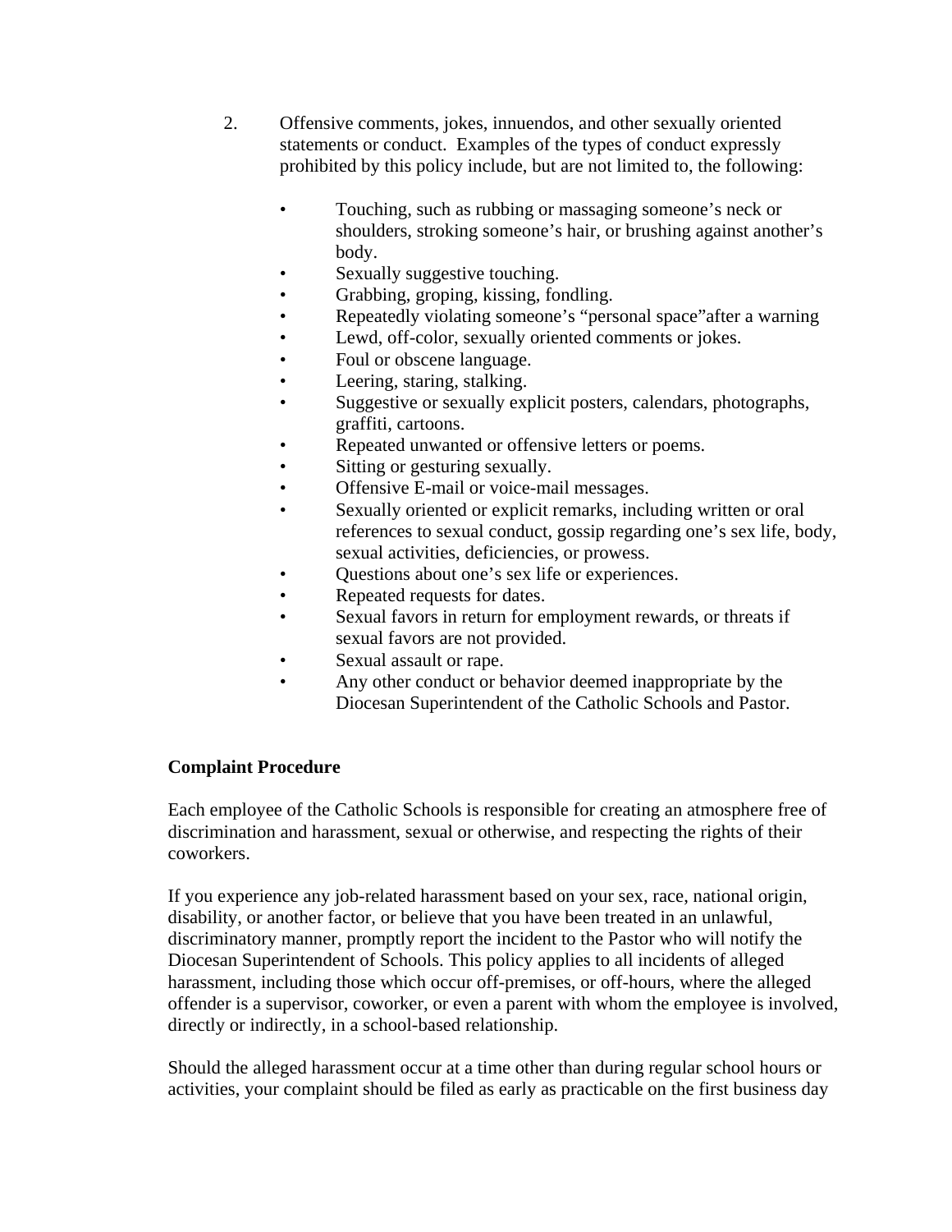2. Offensive comments, jokes, innuendos, and other sexually oriented statements or conduct. Examples of the types of conduct expressly prohibited by this policy include, but are not limited to, the following:

   - Touching, such as rubbing or massaging someone's neck or shoulders, stroking someone's hair, or brushing against another's body.
   - Sexually suggestive touching.
   - Grabbing, groping, kissing, fondling.
   - Repeatedly violating someone's "personal space"after a warning
   - Lewd, off-color, sexually oriented comments or jokes.
   - Foul or obscene language.
   - Leering, staring, stalking.
   - Suggestive or sexually explicit posters, calendars, photographs, graffiti, cartoons.
   - Repeated unwanted or offensive letters or poems.
   - Sitting or gesturing sexually.
   - Offensive E-mail or voice-mail messages.
   - Sexually oriented or explicit remarks, including written or oral references to sexual conduct, gossip regarding one's sex life, body, sexual activities, deficiencies, or prowess.
   - Questions about one's sex life or experiences.
   - Repeated requests for dates.
   - Sexual favors in return for employment rewards, or threats if sexual favors are not provided.
   - Sexual assault or rape.
   - Any other conduct or behavior deemed inappropriate by the Diocesan Superintendent of the Catholic Schools and Pastor.

**Complaint Procedure**

Each employee of the Catholic Schools is responsible for creating an atmosphere free of discrimination and harassment, sexual or otherwise, and respecting the rights of their coworkers.

If you experience any job-related harassment based on your sex, race, national origin, disability, or another factor, or believe that you have been treated in an unlawful, discriminatory manner, promptly report the incident to the Pastor who will notify the Diocesan Superintendent of Schools. This policy applies to all incidents of alleged harassment, including those which occur off-premises, or off-hours, where the alleged offender is a supervisor, coworker, or even a parent with whom the employee is involved, directly or indirectly, in a school-based relationship.

Should the alleged harassment occur at a time other than during regular school hours or activities, your complaint should be filed as early as practicable on the first business day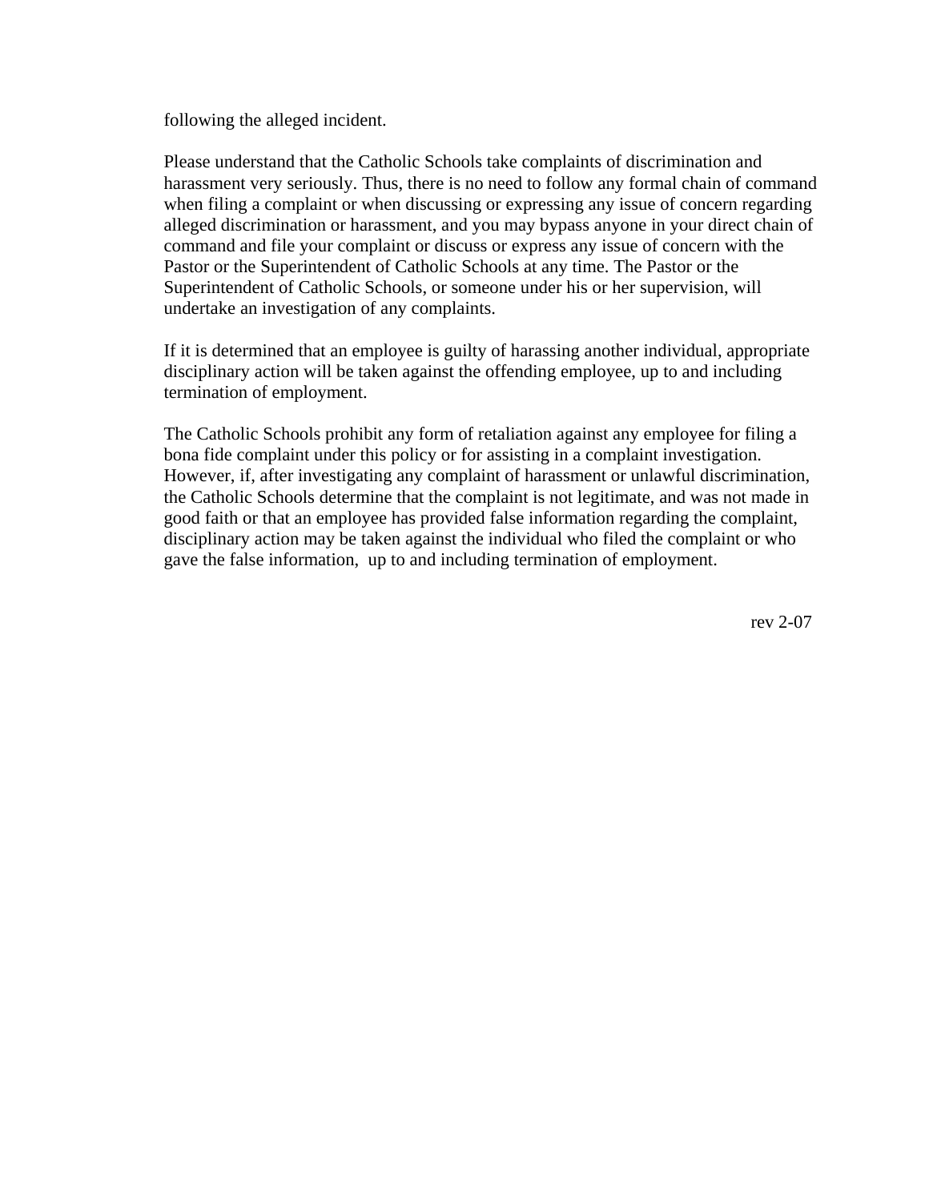following the alleged incident.

Please understand that the Catholic Schools take complaints of discrimination and harassment very seriously. Thus, there is no need to follow any formal chain of command when filing a complaint or when discussing or expressing any issue of concern regarding alleged discrimination or harassment, and you may bypass anyone in your direct chain of command and file your complaint or discuss or express any issue of concern with the Pastor or the Superintendent of Catholic Schools at any time. The Pastor or the Superintendent of Catholic Schools, or someone under his or her supervision, will undertake an investigation of any complaints.

If it is determined that an employee is guilty of harassing another individual, appropriate disciplinary action will be taken against the offending employee, up to and including termination of employment.

The Catholic Schools prohibit any form of retaliation against any employee for filing a bona fide complaint under this policy or for assisting in a complaint investigation. However, if, after investigating any complaint of harassment or unlawful discrimination, the Catholic Schools determine that the complaint is not legitimate, and was not made in good faith or that an employee has provided false information regarding the complaint, disciplinary action may be taken against the individual who filed the complaint or who gave the false information, up to and including termination of employment.

rev 2-07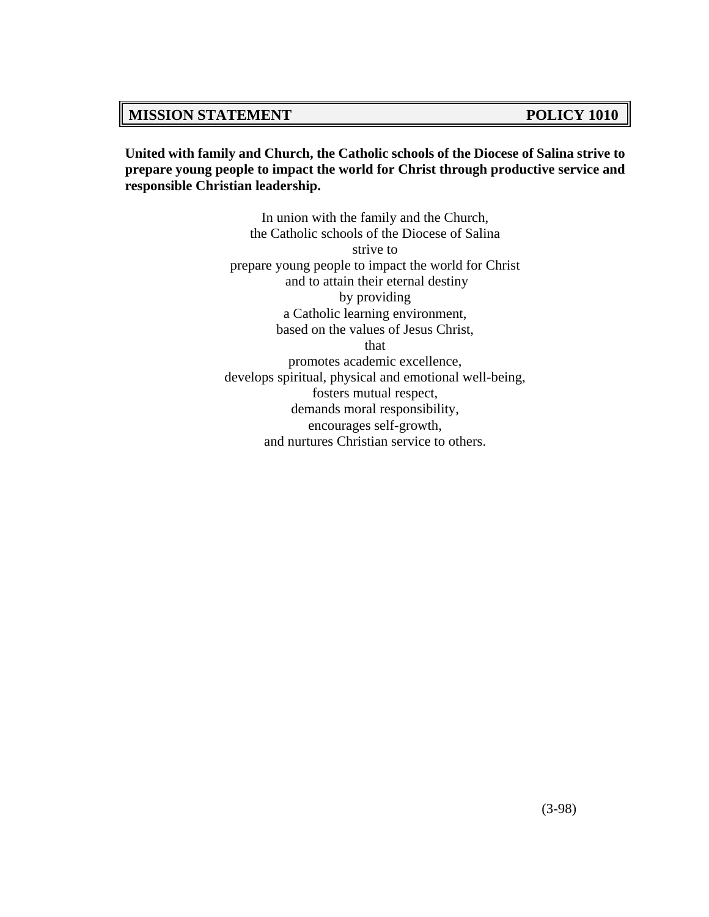## MISSION STATEMENT — POLICY 1010

**United with family and Church, the Catholic schools of the Diocese of Salina strive to prepare young people to impact the world for Christ through productive service and responsible Christian leadership.**

In union with the family and the Church,
the Catholic schools of the Diocese of Salina
strive to
prepare young people to impact the world for Christ
and to attain their eternal destiny
by providing
a Catholic learning environment,
based on the values of Jesus Christ,
that
promotes academic excellence,
develops spiritual, physical and emotional well-being,
fosters mutual respect,
demands moral responsibility,
encourages self-growth,
and nurtures Christian service to others.

(3-98)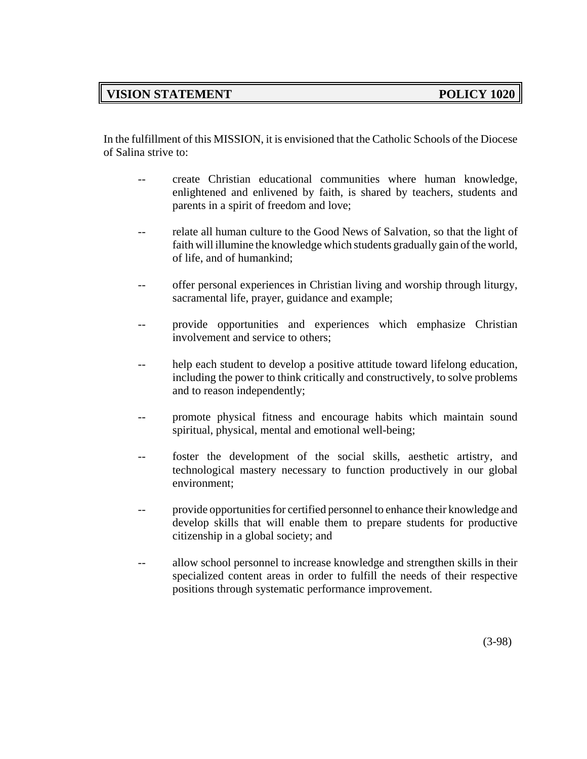## VISION STATEMENT — POLICY 1020

In the fulfillment of this MISSION, it is envisioned that the Catholic Schools of the Diocese of Salina strive to:

- create Christian educational communities where human knowledge, enlightened and enlivened by faith, is shared by teachers, students and parents in a spirit of freedom and love;
- relate all human culture to the Good News of Salvation, so that the light of faith will illumine the knowledge which students gradually gain of the world, of life, and of humankind;
- offer personal experiences in Christian living and worship through liturgy, sacramental life, prayer, guidance and example;
- provide opportunities and experiences which emphasize Christian involvement and service to others;
- help each student to develop a positive attitude toward lifelong education, including the power to think critically and constructively, to solve problems and to reason independently;
- promote physical fitness and encourage habits which maintain sound spiritual, physical, mental and emotional well-being;
- foster the development of the social skills, aesthetic artistry, and technological mastery necessary to function productively in our global environment;
- provide opportunities for certified personnel to enhance their knowledge and develop skills that will enable them to prepare students for productive citizenship in a global society; and
- allow school personnel to increase knowledge and strengthen skills in their specialized content areas in order to fulfill the needs of their respective positions through systematic performance improvement.

(3-98)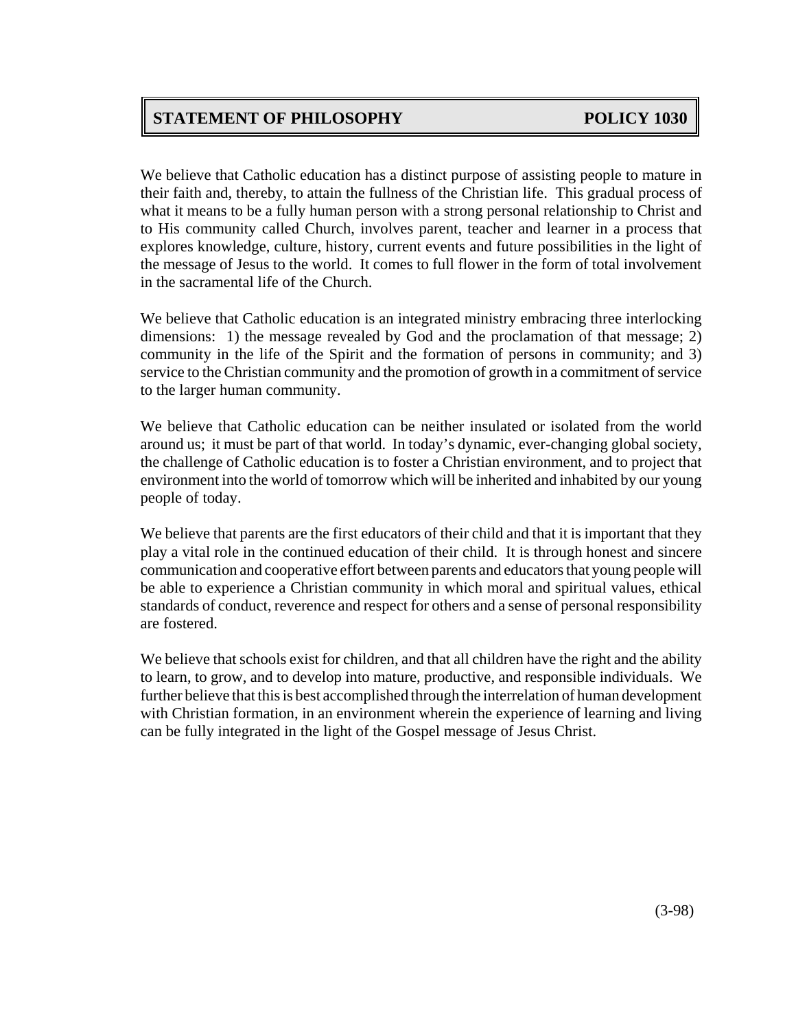## STATEMENT OF PHILOSOPHY — POLICY 1030

We believe that Catholic education has a distinct purpose of assisting people to mature in their faith and, thereby, to attain the fullness of the Christian life. This gradual process of what it means to be a fully human person with a strong personal relationship to Christ and to His community called Church, involves parent, teacher and learner in a process that explores knowledge, culture, history, current events and future possibilities in the light of the message of Jesus to the world. It comes to full flower in the form of total involvement in the sacramental life of the Church.

We believe that Catholic education is an integrated ministry embracing three interlocking dimensions: 1) the message revealed by God and the proclamation of that message; 2) community in the life of the Spirit and the formation of persons in community; and 3) service to the Christian community and the promotion of growth in a commitment of service to the larger human community.

We believe that Catholic education can be neither insulated or isolated from the world around us; it must be part of that world. In today's dynamic, ever-changing global society, the challenge of Catholic education is to foster a Christian environment, and to project that environment into the world of tomorrow which will be inherited and inhabited by our young people of today.

We believe that parents are the first educators of their child and that it is important that they play a vital role in the continued education of their child. It is through honest and sincere communication and cooperative effort between parents and educators that young people will be able to experience a Christian community in which moral and spiritual values, ethical standards of conduct, reverence and respect for others and a sense of personal responsibility are fostered.

We believe that schools exist for children, and that all children have the right and the ability to learn, to grow, and to develop into mature, productive, and responsible individuals. We further believe that this is best accomplished through the interrelation of human development with Christian formation, in an environment wherein the experience of learning and living can be fully integrated in the light of the Gospel message of Jesus Christ.

(3-98)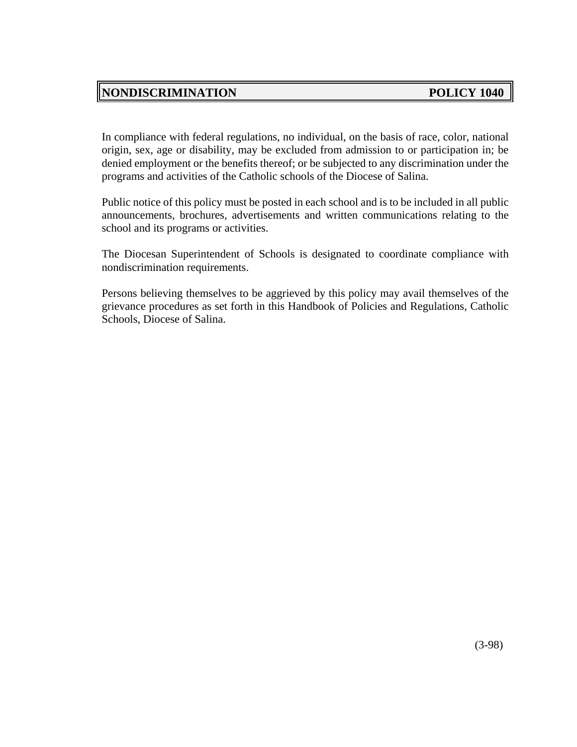## NONDISCRIMINATION POLICY 1040

In compliance with federal regulations, no individual, on the basis of race, color, national origin, sex, age or disability, may be excluded from admission to or participation in; be denied employment or the benefits thereof; or be subjected to any discrimination under the programs and activities of the Catholic schools of the Diocese of Salina.

Public notice of this policy must be posted in each school and is to be included in all public announcements, brochures, advertisements and written communications relating to the school and its programs or activities.

The Diocesan Superintendent of Schools is designated to coordinate compliance with nondiscrimination requirements.

Persons believing themselves to be aggrieved by this policy may avail themselves of the grievance procedures as set forth in this Handbook of Policies and Regulations, Catholic Schools, Diocese of Salina.

(3-98)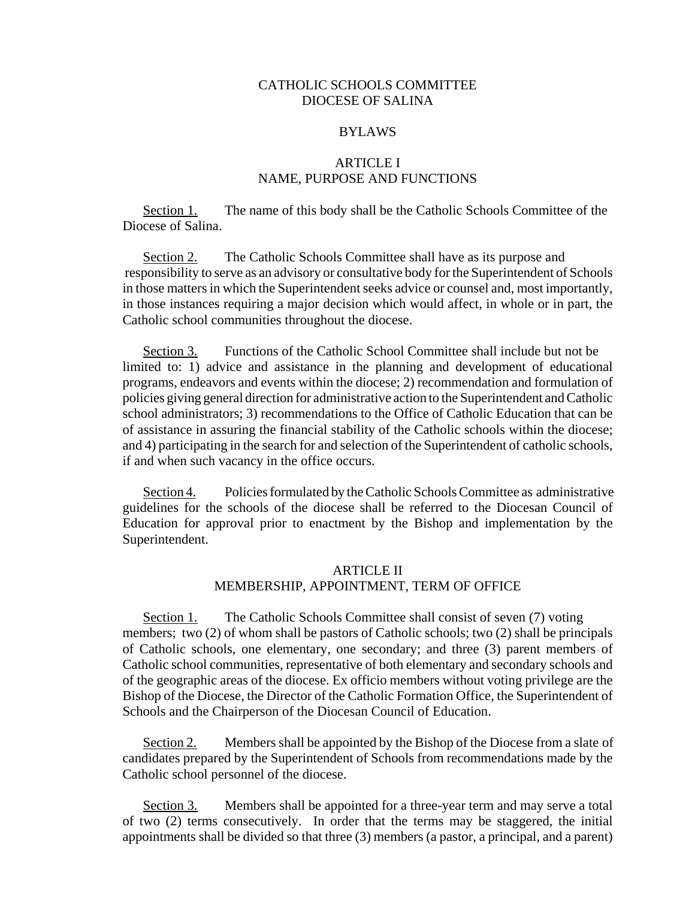# CATHOLIC SCHOOLS COMMITTEE
# DIOCESE OF SALINA

## BYLAWS

### ARTICLE I
### NAME, PURPOSE AND FUNCTIONS

Section 1. The name of this body shall be the Catholic Schools Committee of the Diocese of Salina.

Section 2. The Catholic Schools Committee shall have as its purpose and responsibility to serve as an advisory or consultative body for the Superintendent of Schools in those matters in which the Superintendent seeks advice or counsel and, most importantly, in those instances requiring a major decision which would affect, in whole or in part, the Catholic school communities throughout the diocese.

Section 3. Functions of the Catholic School Committee shall include but not be limited to: 1) advice and assistance in the planning and development of educational programs, endeavors and events within the diocese; 2) recommendation and formulation of policies giving general direction for administrative action to the Superintendent and Catholic school administrators; 3) recommendations to the Office of Catholic Education that can be of assistance in assuring the financial stability of the Catholic schools within the diocese; and 4) participating in the search for and selection of the Superintendent of catholic schools, if and when such vacancy in the office occurs.

Section 4. Policies formulated by the Catholic Schools Committee as administrative guidelines for the schools of the diocese shall be referred to the Diocesan Council of Education for approval prior to enactment by the Bishop and implementation by the Superintendent.

### ARTICLE II
### MEMBERSHIP, APPOINTMENT, TERM OF OFFICE

Section 1. The Catholic Schools Committee shall consist of seven (7) voting members; two (2) of whom shall be pastors of Catholic schools; two (2) shall be principals of Catholic schools, one elementary, one secondary; and three (3) parent members of Catholic school communities, representative of both elementary and secondary schools and of the geographic areas of the diocese. Ex officio members without voting privilege are the Bishop of the Diocese, the Director of the Catholic Formation Office, the Superintendent of Schools and the Chairperson of the Diocesan Council of Education.

Section 2. Members shall be appointed by the Bishop of the Diocese from a slate of candidates prepared by the Superintendent of Schools from recommendations made by the Catholic school personnel of the diocese.

Section 3. Members shall be appointed for a three-year term and may serve a total of two (2) terms consecutively. In order that the terms may be staggered, the initial appointments shall be divided so that three (3) members (a pastor, a principal, and a parent)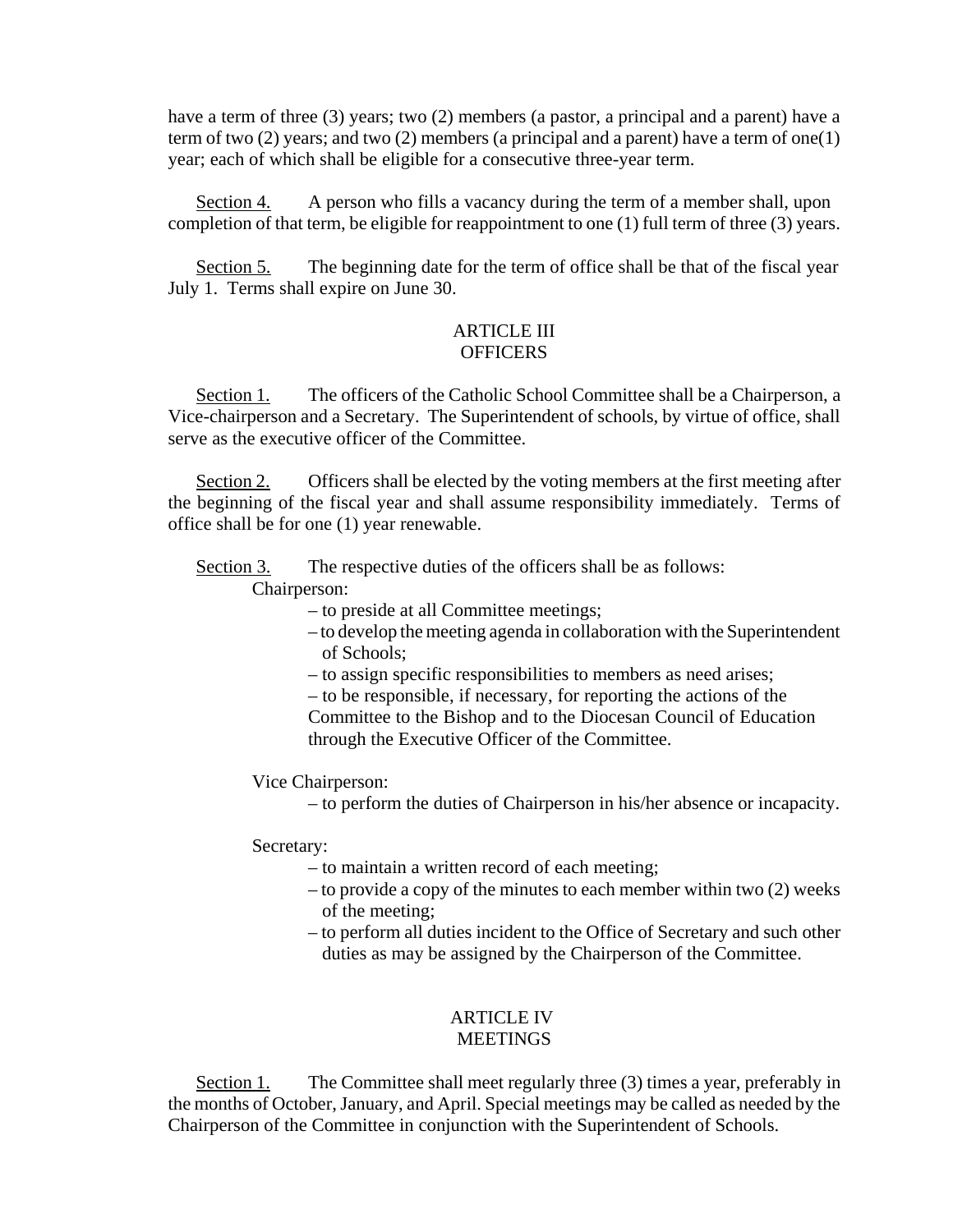have a term of three (3) years; two (2) members (a pastor, a principal and a parent) have a term of two (2) years; and two (2) members (a principal and a parent) have a term of one(1) year; each of which shall be eligible for a consecutive three-year term.

Section 4. A person who fills a vacancy during the term of a member shall, upon completion of that term, be eligible for reappointment to one (1) full term of three (3) years.

Section 5. The beginning date for the term of office shall be that of the fiscal year July 1. Terms shall expire on June 30.

## ARTICLE III
## OFFICERS

Section 1. The officers of the Catholic School Committee shall be a Chairperson, a Vice-chairperson and a Secretary. The Superintendent of schools, by virtue of office, shall serve as the executive officer of the Committee.

Section 2. Officers shall be elected by the voting members at the first meeting after the beginning of the fiscal year and shall assume responsibility immediately. Terms of office shall be for one (1) year renewable.

Section 3. The respective duties of the officers shall be as follows:

Chairperson:

– to preside at all Committee meetings;
– to develop the meeting agenda in collaboration with the Superintendent of Schools;
– to assign specific responsibilities to members as need arises;
– to be responsible, if necessary, for reporting the actions of the Committee to the Bishop and to the Diocesan Council of Education through the Executive Officer of the Committee.

Vice Chairperson:

– to perform the duties of Chairperson in his/her absence or incapacity.

Secretary:

– to maintain a written record of each meeting;
– to provide a copy of the minutes to each member within two (2) weeks of the meeting;
– to perform all duties incident to the Office of Secretary and such other duties as may be assigned by the Chairperson of the Committee.

## ARTICLE IV
## MEETINGS

Section 1. The Committee shall meet regularly three (3) times a year, preferably in the months of October, January, and April. Special meetings may be called as needed by the Chairperson of the Committee in conjunction with the Superintendent of Schools.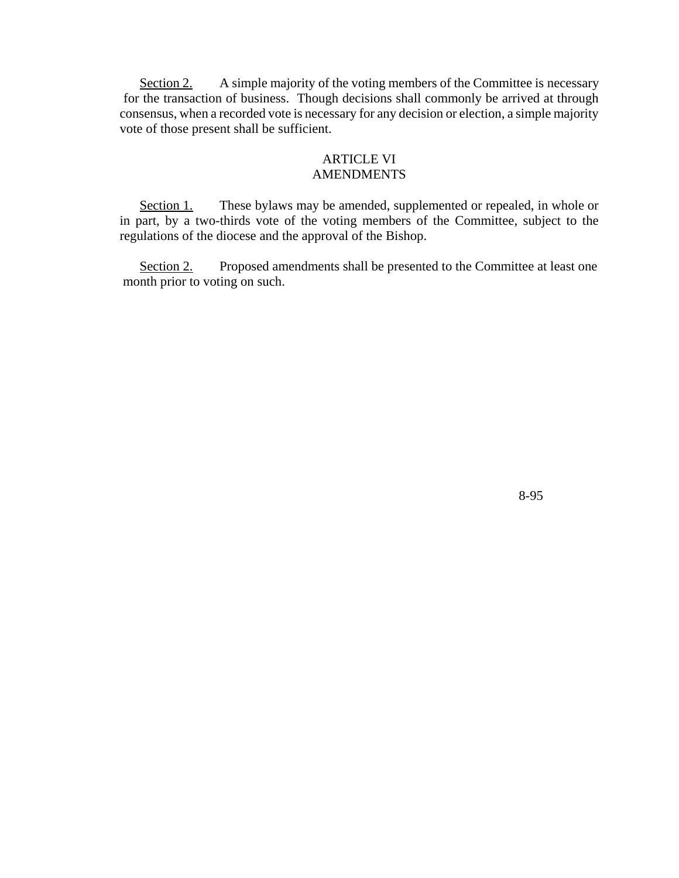<u>Section 2.</u> A simple majority of the voting members of the Committee is necessary for the transaction of business. Though decisions shall commonly be arrived at through consensus, when a recorded vote is necessary for any decision or election, a simple majority vote of those present shall be sufficient.

## ARTICLE VI
## AMENDMENTS

<u>Section 1.</u> These bylaws may be amended, supplemented or repealed, in whole or in part, by a two-thirds vote of the voting members of the Committee, subject to the regulations of the diocese and the approval of the Bishop.

<u>Section 2.</u> Proposed amendments shall be presented to the Committee at least one month prior to voting on such.

8-95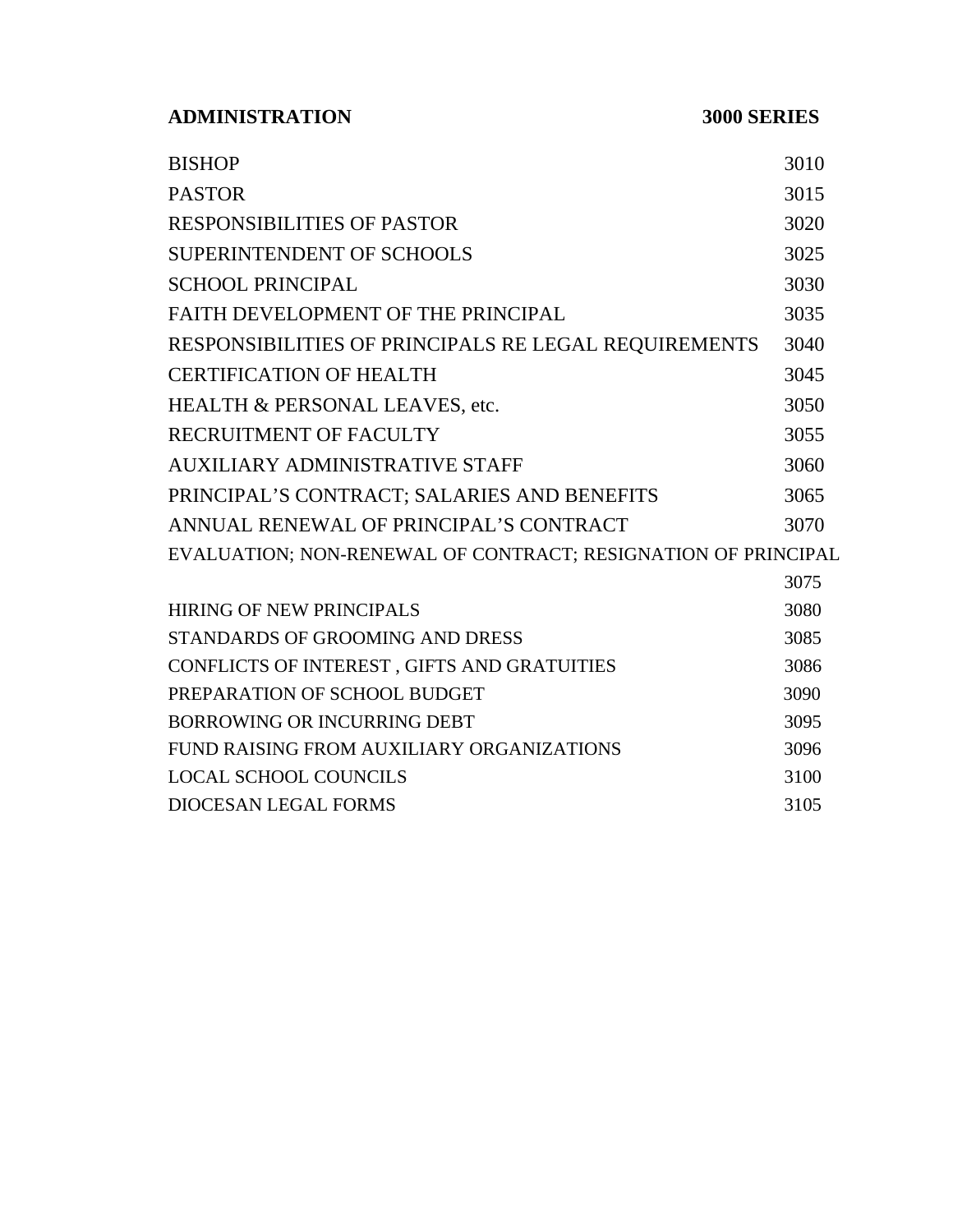**ADMINISTRATION** **3000 SERIES**

| | |
|---|---|
| BISHOP | 3010 |
| PASTOR | 3015 |
| RESPONSIBILITIES OF PASTOR | 3020 |
| SUPERINTENDENT OF SCHOOLS | 3025 |
| SCHOOL PRINCIPAL | 3030 |
| FAITH DEVELOPMENT OF THE PRINCIPAL | 3035 |
| RESPONSIBILITIES OF PRINCIPALS RE LEGAL REQUIREMENTS | 3040 |
| CERTIFICATION OF HEALTH | 3045 |
| HEALTH & PERSONAL LEAVES, etc. | 3050 |
| RECRUITMENT OF FACULTY | 3055 |
| AUXILIARY ADMINISTRATIVE STAFF | 3060 |
| PRINCIPAL'S CONTRACT; SALARIES AND BENEFITS | 3065 |
| ANNUAL RENEWAL OF PRINCIPAL'S CONTRACT | 3070 |
| EVALUATION; NON-RENEWAL OF CONTRACT; RESIGNATION OF PRINCIPAL | 3075 |
| HIRING OF NEW PRINCIPALS | 3080 |
| STANDARDS OF GROOMING AND DRESS | 3085 |
| CONFLICTS OF INTEREST , GIFTS AND GRATUITIES | 3086 |
| PREPARATION OF SCHOOL BUDGET | 3090 |
| BORROWING OR INCURRING DEBT | 3095 |
| FUND RAISING FROM AUXILIARY ORGANIZATIONS | 3096 |
| LOCAL SCHOOL COUNCILS | 3100 |
| DIOCESAN LEGAL FORMS | 3105 |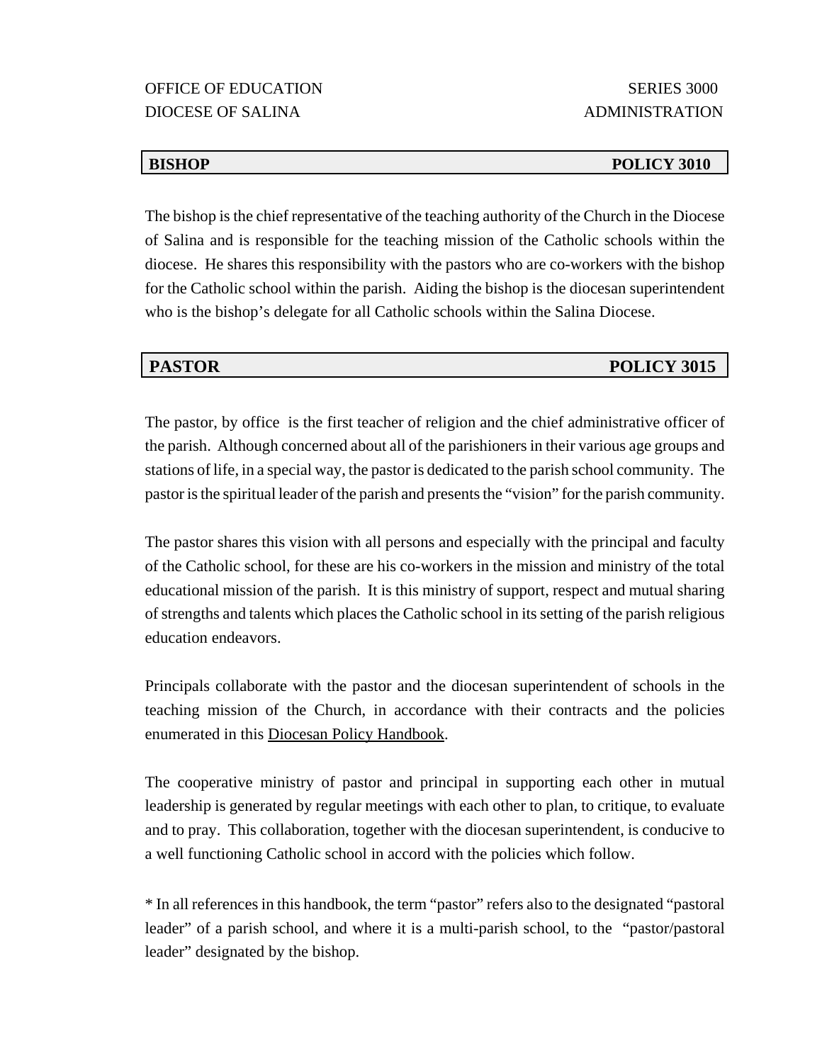OFFICE OF EDUCATION
DIOCESE OF SALINA

SERIES 3000
ADMINISTRATION

## BISHOP — POLICY 3010

The bishop is the chief representative of the teaching authority of the Church in the Diocese of Salina and is responsible for the teaching mission of the Catholic schools within the diocese. He shares this responsibility with the pastors who are co-workers with the bishop for the Catholic school within the parish. Aiding the bishop is the diocesan superintendent who is the bishop's delegate for all Catholic schools within the Salina Diocese.

## PASTOR — POLICY 3015

The pastor, by office is the first teacher of religion and the chief administrative officer of the parish. Although concerned about all of the parishioners in their various age groups and stations of life, in a special way, the pastor is dedicated to the parish school community. The pastor is the spiritual leader of the parish and presents the "vision" for the parish community.

The pastor shares this vision with all persons and especially with the principal and faculty of the Catholic school, for these are his co-workers in the mission and ministry of the total educational mission of the parish. It is this ministry of support, respect and mutual sharing of strengths and talents which places the Catholic school in its setting of the parish religious education endeavors.

Principals collaborate with the pastor and the diocesan superintendent of schools in the teaching mission of the Church, in accordance with their contracts and the policies enumerated in this Diocesan Policy Handbook.

The cooperative ministry of pastor and principal in supporting each other in mutual leadership is generated by regular meetings with each other to plan, to critique, to evaluate and to pray. This collaboration, together with the diocesan superintendent, is conducive to a well functioning Catholic school in accord with the policies which follow.

* In all references in this handbook, the term "pastor" refers also to the designated "pastoral leader" of a parish school, and where it is a multi-parish school, to the "pastor/pastoral leader" designated by the bishop.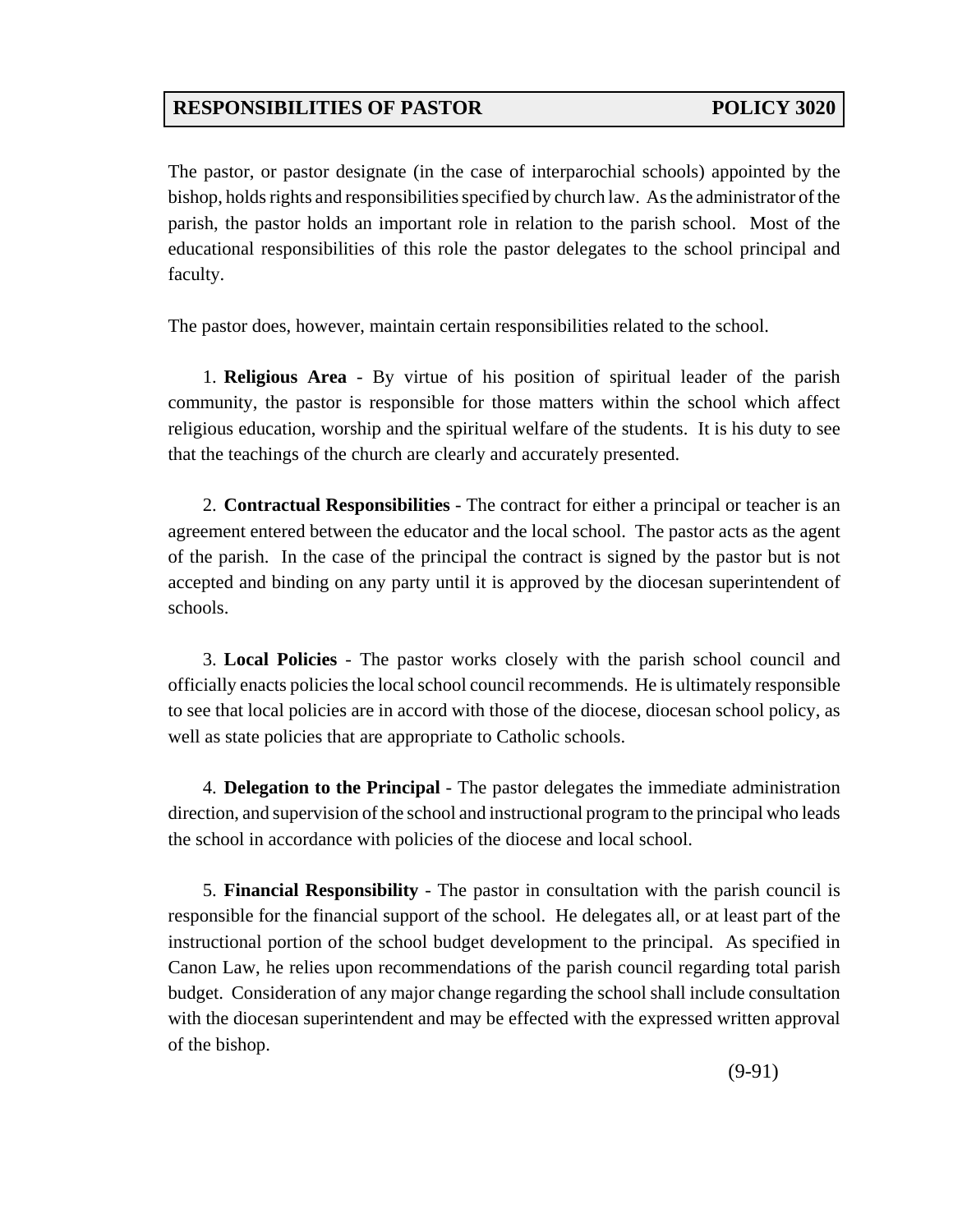## RESPONSIBILITIES OF PASTOR — POLICY 3020

The pastor, or pastor designate (in the case of interparochial schools) appointed by the bishop, holds rights and responsibilities specified by church law. As the administrator of the parish, the pastor holds an important role in relation to the parish school. Most of the educational responsibilities of this role the pastor delegates to the school principal and faculty.

The pastor does, however, maintain certain responsibilities related to the school.

1. **Religious Area** - By virtue of his position of spiritual leader of the parish community, the pastor is responsible for those matters within the school which affect religious education, worship and the spiritual welfare of the students. It is his duty to see that the teachings of the church are clearly and accurately presented.

2. **Contractual Responsibilities** - The contract for either a principal or teacher is an agreement entered between the educator and the local school. The pastor acts as the agent of the parish. In the case of the principal the contract is signed by the pastor but is not accepted and binding on any party until it is approved by the diocesan superintendent of schools.

3. **Local Policies** - The pastor works closely with the parish school council and officially enacts policies the local school council recommends. He is ultimately responsible to see that local policies are in accord with those of the diocese, diocesan school policy, as well as state policies that are appropriate to Catholic schools.

4. **Delegation to the Principal** - The pastor delegates the immediate administration direction, and supervision of the school and instructional program to the principal who leads the school in accordance with policies of the diocese and local school.

5. **Financial Responsibility** - The pastor in consultation with the parish council is responsible for the financial support of the school. He delegates all, or at least part of the instructional portion of the school budget development to the principal. As specified in Canon Law, he relies upon recommendations of the parish council regarding total parish budget. Consideration of any major change regarding the school shall include consultation with the diocesan superintendent and may be effected with the expressed written approval of the bishop.

(9-91)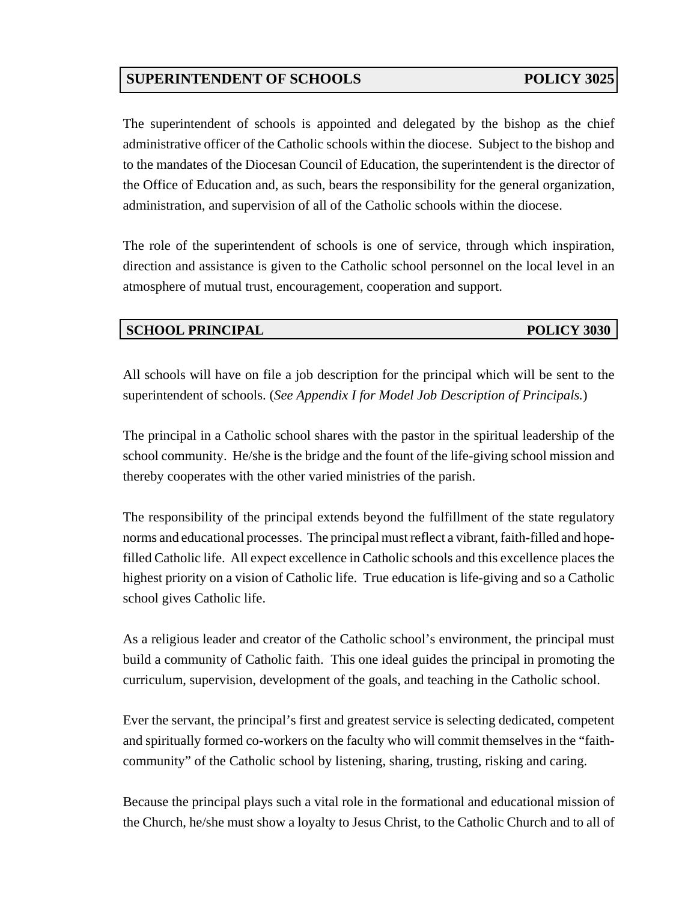## SUPERINTENDENT OF SCHOOLS — POLICY 3025

The superintendent of schools is appointed and delegated by the bishop as the chief administrative officer of the Catholic schools within the diocese. Subject to the bishop and to the mandates of the Diocesan Council of Education, the superintendent is the director of the Office of Education and, as such, bears the responsibility for the general organization, administration, and supervision of all of the Catholic schools within the diocese.

The role of the superintendent of schools is one of service, through which inspiration, direction and assistance is given to the Catholic school personnel on the local level in an atmosphere of mutual trust, encouragement, cooperation and support.

## SCHOOL PRINCIPAL — POLICY 3030

All schools will have on file a job description for the principal which will be sent to the superintendent of schools. (*See Appendix I for Model Job Description of Principals.*)

The principal in a Catholic school shares with the pastor in the spiritual leadership of the school community. He/she is the bridge and the fount of the life-giving school mission and thereby cooperates with the other varied ministries of the parish.

The responsibility of the principal extends beyond the fulfillment of the state regulatory norms and educational processes. The principal must reflect a vibrant, faith-filled and hope-filled Catholic life. All expect excellence in Catholic schools and this excellence places the highest priority on a vision of Catholic life. True education is life-giving and so a Catholic school gives Catholic life.

As a religious leader and creator of the Catholic school's environment, the principal must build a community of Catholic faith. This one ideal guides the principal in promoting the curriculum, supervision, development of the goals, and teaching in the Catholic school.

Ever the servant, the principal's first and greatest service is selecting dedicated, competent and spiritually formed co-workers on the faculty who will commit themselves in the "faith-community" of the Catholic school by listening, sharing, trusting, risking and caring.

Because the principal plays such a vital role in the formational and educational mission of the Church, he/she must show a loyalty to Jesus Christ, to the Catholic Church and to all of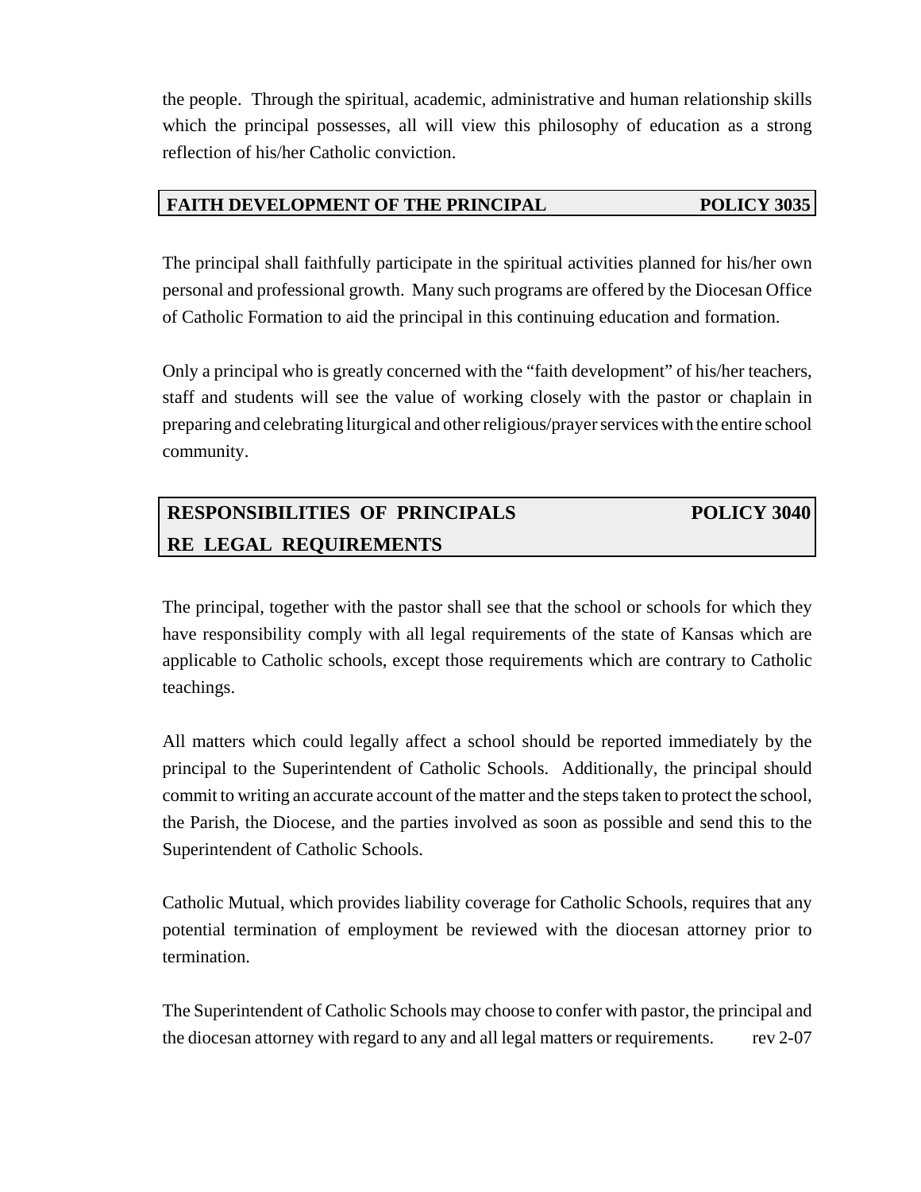the people. Through the spiritual, academic, administrative and human relationship skills which the principal possesses, all will view this philosophy of education as a strong reflection of his/her Catholic conviction.

## FAITH DEVELOPMENT OF THE PRINCIPAL — POLICY 3035

The principal shall faithfully participate in the spiritual activities planned for his/her own personal and professional growth. Many such programs are offered by the Diocesan Office of Catholic Formation to aid the principal in this continuing education and formation.

Only a principal who is greatly concerned with the "faith development" of his/her teachers, staff and students will see the value of working closely with the pastor or chaplain in preparing and celebrating liturgical and other religious/prayer services with the entire school community.

## RESPONSIBILITIES OF PRINCIPALS RE LEGAL REQUIREMENTS — POLICY 3040

The principal, together with the pastor shall see that the school or schools for which they have responsibility comply with all legal requirements of the state of Kansas which are applicable to Catholic schools, except those requirements which are contrary to Catholic teachings.

All matters which could legally affect a school should be reported immediately by the principal to the Superintendent of Catholic Schools. Additionally, the principal should commit to writing an accurate account of the matter and the steps taken to protect the school, the Parish, the Diocese, and the parties involved as soon as possible and send this to the Superintendent of Catholic Schools.

Catholic Mutual, which provides liability coverage for Catholic Schools, requires that any potential termination of employment be reviewed with the diocesan attorney prior to termination.

The Superintendent of Catholic Schools may choose to confer with pastor, the principal and the diocesan attorney with regard to any and all legal matters or requirements. rev 2-07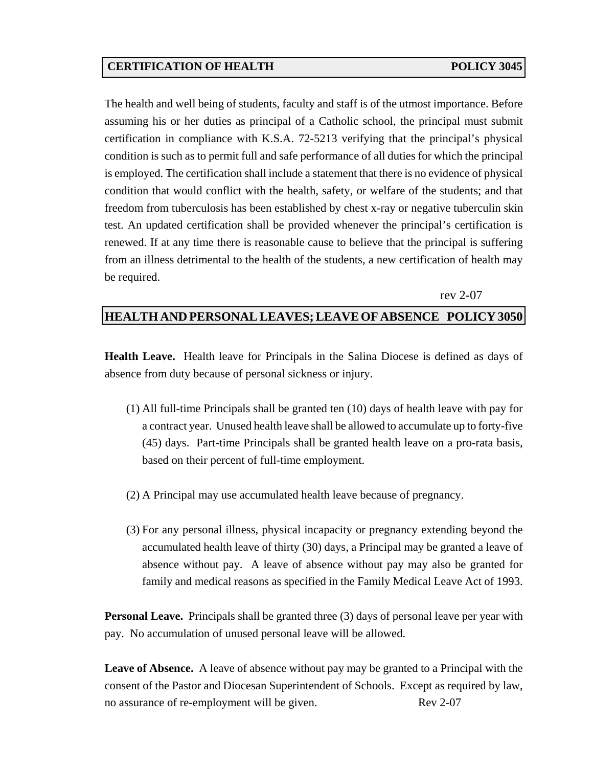## CERTIFICATION OF HEALTH — POLICY 3045

The health and well being of students, faculty and staff is of the utmost importance. Before assuming his or her duties as principal of a Catholic school, the principal must submit certification in compliance with K.S.A. 72-5213 verifying that the principal's physical condition is such as to permit full and safe performance of all duties for which the principal is employed. The certification shall include a statement that there is no evidence of physical condition that would conflict with the health, safety, or welfare of the students; and that freedom from tuberculosis has been established by chest x-ray or negative tuberculin skin test. An updated certification shall be provided whenever the principal's certification is renewed. If at any time there is reasonable cause to believe that the principal is suffering from an illness detrimental to the health of the students, a new certification of health may be required.

rev 2-07

## HEALTH AND PERSONAL LEAVES; LEAVE OF ABSENCE — POLICY 3050

**Health Leave.** Health leave for Principals in the Salina Diocese is defined as days of absence from duty because of personal sickness or injury.

(1) All full-time Principals shall be granted ten (10) days of health leave with pay for a contract year. Unused health leave shall be allowed to accumulate up to forty-five (45) days. Part-time Principals shall be granted health leave on a pro-rata basis, based on their percent of full-time employment.

(2) A Principal may use accumulated health leave because of pregnancy.

(3) For any personal illness, physical incapacity or pregnancy extending beyond the accumulated health leave of thirty (30) days, a Principal may be granted a leave of absence without pay. A leave of absence without pay may also be granted for family and medical reasons as specified in the Family Medical Leave Act of 1993.

**Personal Leave.** Principals shall be granted three (3) days of personal leave per year with pay. No accumulation of unused personal leave will be allowed.

**Leave of Absence.** A leave of absence without pay may be granted to a Principal with the consent of the Pastor and Diocesan Superintendent of Schools. Except as required by law, no assurance of re-employment will be given. Rev 2-07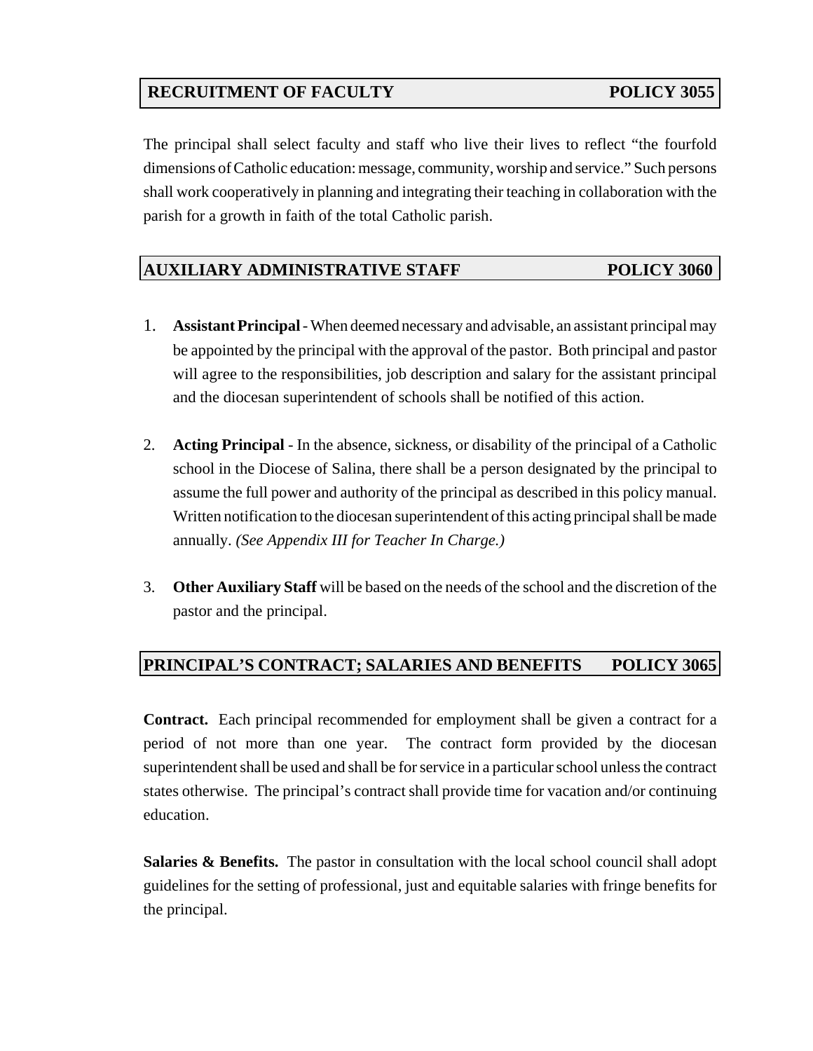## RECRUITMENT OF FACULTY — POLICY 3055

The principal shall select faculty and staff who live their lives to reflect "the fourfold dimensions of Catholic education: message, community, worship and service." Such persons shall work cooperatively in planning and integrating their teaching in collaboration with the parish for a growth in faith of the total Catholic parish.

## AUXILIARY ADMINISTRATIVE STAFF — POLICY 3060

1. **Assistant Principal** - When deemed necessary and advisable, an assistant principal may be appointed by the principal with the approval of the pastor. Both principal and pastor will agree to the responsibilities, job description and salary for the assistant principal and the diocesan superintendent of schools shall be notified of this action.

2. **Acting Principal** - In the absence, sickness, or disability of the principal of a Catholic school in the Diocese of Salina, there shall be a person designated by the principal to assume the full power and authority of the principal as described in this policy manual. Written notification to the diocesan superintendent of this acting principal shall be made annually. *(See Appendix III for Teacher In Charge.)*

3. **Other Auxiliary Staff** will be based on the needs of the school and the discretion of the pastor and the principal.

## PRINCIPAL'S CONTRACT; SALARIES AND BENEFITS — POLICY 3065

**Contract.** Each principal recommended for employment shall be given a contract for a period of not more than one year. The contract form provided by the diocesan superintendent shall be used and shall be for service in a particular school unless the contract states otherwise. The principal's contract shall provide time for vacation and/or continuing education.

**Salaries & Benefits.** The pastor in consultation with the local school council shall adopt guidelines for the setting of professional, just and equitable salaries with fringe benefits for the principal.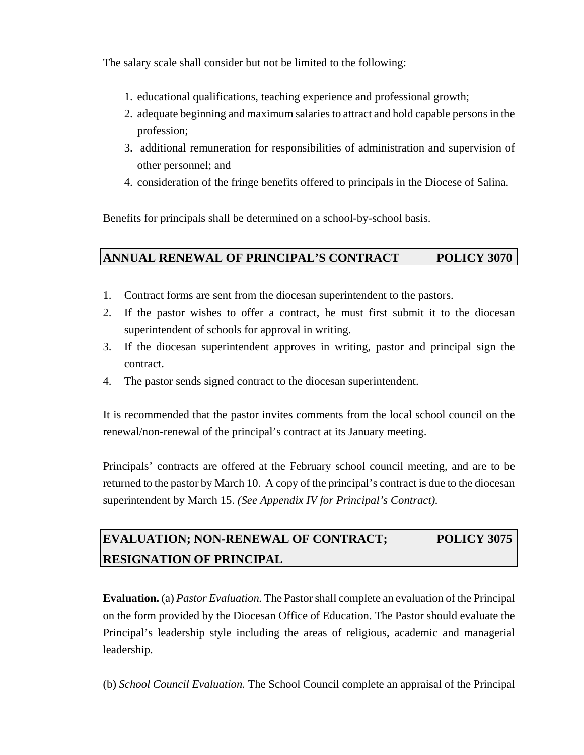The salary scale shall consider but not be limited to the following:

1. educational qualifications, teaching experience and professional growth;
2. adequate beginning and maximum salaries to attract and hold capable persons in the profession;
3. additional remuneration for responsibilities of administration and supervision of other personnel; and
4. consideration of the fringe benefits offered to principals in the Diocese of Salina.

Benefits for principals shall be determined on a school-by-school basis.

## ANNUAL RENEWAL OF PRINCIPAL'S CONTRACT POLICY 3070

1. Contract forms are sent from the diocesan superintendent to the pastors.
2. If the pastor wishes to offer a contract, he must first submit it to the diocesan superintendent of schools for approval in writing.
3. If the diocesan superintendent approves in writing, pastor and principal sign the contract.
4. The pastor sends signed contract to the diocesan superintendent.

It is recommended that the pastor invites comments from the local school council on the renewal/non-renewal of the principal's contract at its January meeting.

Principals' contracts are offered at the February school council meeting, and are to be returned to the pastor by March 10. A copy of the principal's contract is due to the diocesan superintendent by March 15. *(See Appendix IV for Principal's Contract).*

## EVALUATION; NON-RENEWAL OF CONTRACT; RESIGNATION OF PRINCIPAL POLICY 3075

**Evaluation.** (a) *Pastor Evaluation.* The Pastor shall complete an evaluation of the Principal on the form provided by the Diocesan Office of Education. The Pastor should evaluate the Principal's leadership style including the areas of religious, academic and managerial leadership.

(b) *School Council Evaluation.* The School Council complete an appraisal of the Principal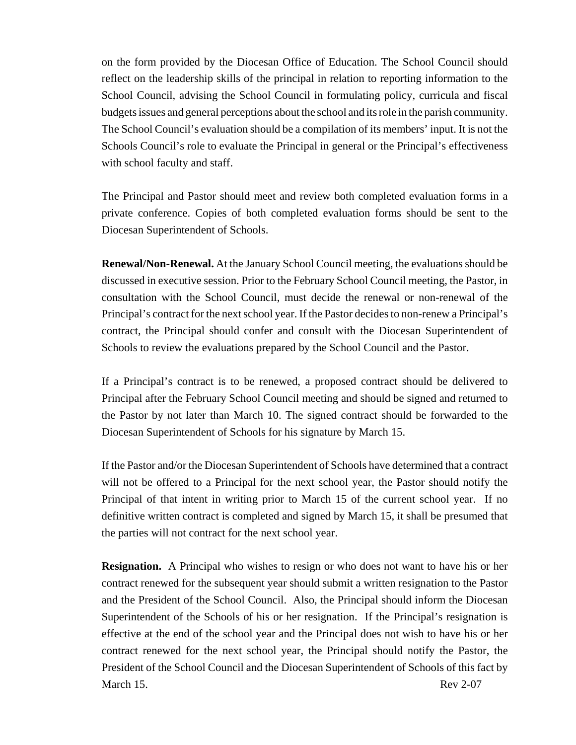on the form provided by the Diocesan Office of Education. The School Council should reflect on the leadership skills of the principal in relation to reporting information to the School Council, advising the School Council in formulating policy, curricula and fiscal budgets issues and general perceptions about the school and its role in the parish community. The School Council's evaluation should be a compilation of its members' input. It is not the Schools Council's role to evaluate the Principal in general or the Principal's effectiveness with school faculty and staff.

The Principal and Pastor should meet and review both completed evaluation forms in a private conference. Copies of both completed evaluation forms should be sent to the Diocesan Superintendent of Schools.

**Renewal/Non-Renewal.** At the January School Council meeting, the evaluations should be discussed in executive session. Prior to the February School Council meeting, the Pastor, in consultation with the School Council, must decide the renewal or non-renewal of the Principal's contract for the next school year. If the Pastor decides to non-renew a Principal's contract, the Principal should confer and consult with the Diocesan Superintendent of Schools to review the evaluations prepared by the School Council and the Pastor.

If a Principal's contract is to be renewed, a proposed contract should be delivered to Principal after the February School Council meeting and should be signed and returned to the Pastor by not later than March 10. The signed contract should be forwarded to the Diocesan Superintendent of Schools for his signature by March 15.

If the Pastor and/or the Diocesan Superintendent of Schools have determined that a contract will not be offered to a Principal for the next school year, the Pastor should notify the Principal of that intent in writing prior to March 15 of the current school year. If no definitive written contract is completed and signed by March 15, it shall be presumed that the parties will not contract for the next school year.

**Resignation.** A Principal who wishes to resign or who does not want to have his or her contract renewed for the subsequent year should submit a written resignation to the Pastor and the President of the School Council. Also, the Principal should inform the Diocesan Superintendent of the Schools of his or her resignation. If the Principal's resignation is effective at the end of the school year and the Principal does not wish to have his or her contract renewed for the next school year, the Principal should notify the Pastor, the President of the School Council and the Diocesan Superintendent of Schools of this fact by March 15.

Rev 2-07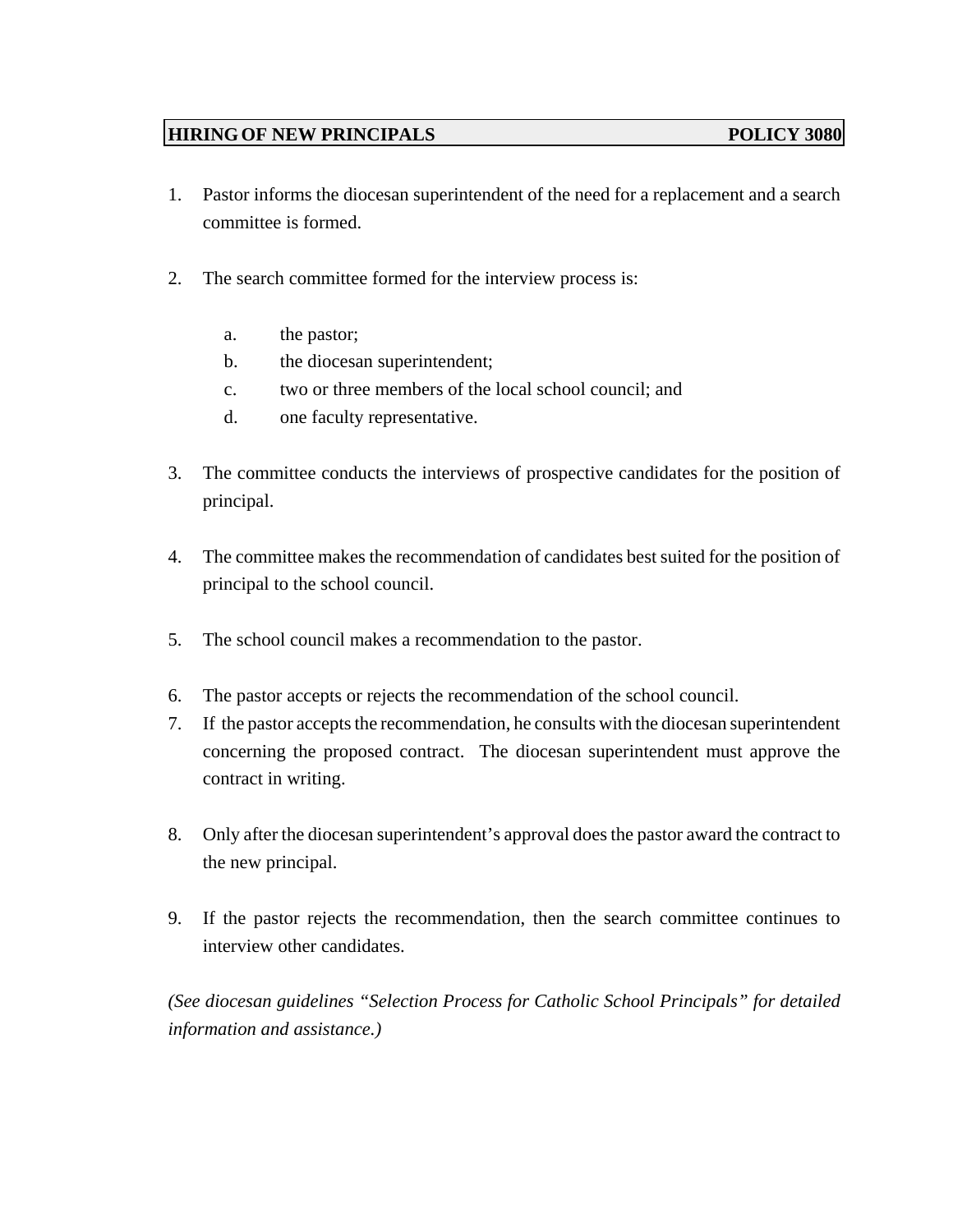## HIRING OF NEW PRINCIPALS — POLICY 3080

1. Pastor informs the diocesan superintendent of the need for a replacement and a search committee is formed.

2. The search committee formed for the interview process is:

   a. the pastor;
   b. the diocesan superintendent;
   c. two or three members of the local school council; and
   d. one faculty representative.

3. The committee conducts the interviews of prospective candidates for the position of principal.

4. The committee makes the recommendation of candidates best suited for the position of principal to the school council.

5. The school council makes a recommendation to the pastor.

6. The pastor accepts or rejects the recommendation of the school council.

7. If the pastor accepts the recommendation, he consults with the diocesan superintendent concerning the proposed contract. The diocesan superintendent must approve the contract in writing.

8. Only after the diocesan superintendent's approval does the pastor award the contract to the new principal.

9. If the pastor rejects the recommendation, then the search committee continues to interview other candidates.

*(See diocesan guidelines "Selection Process for Catholic School Principals" for detailed information and assistance.)*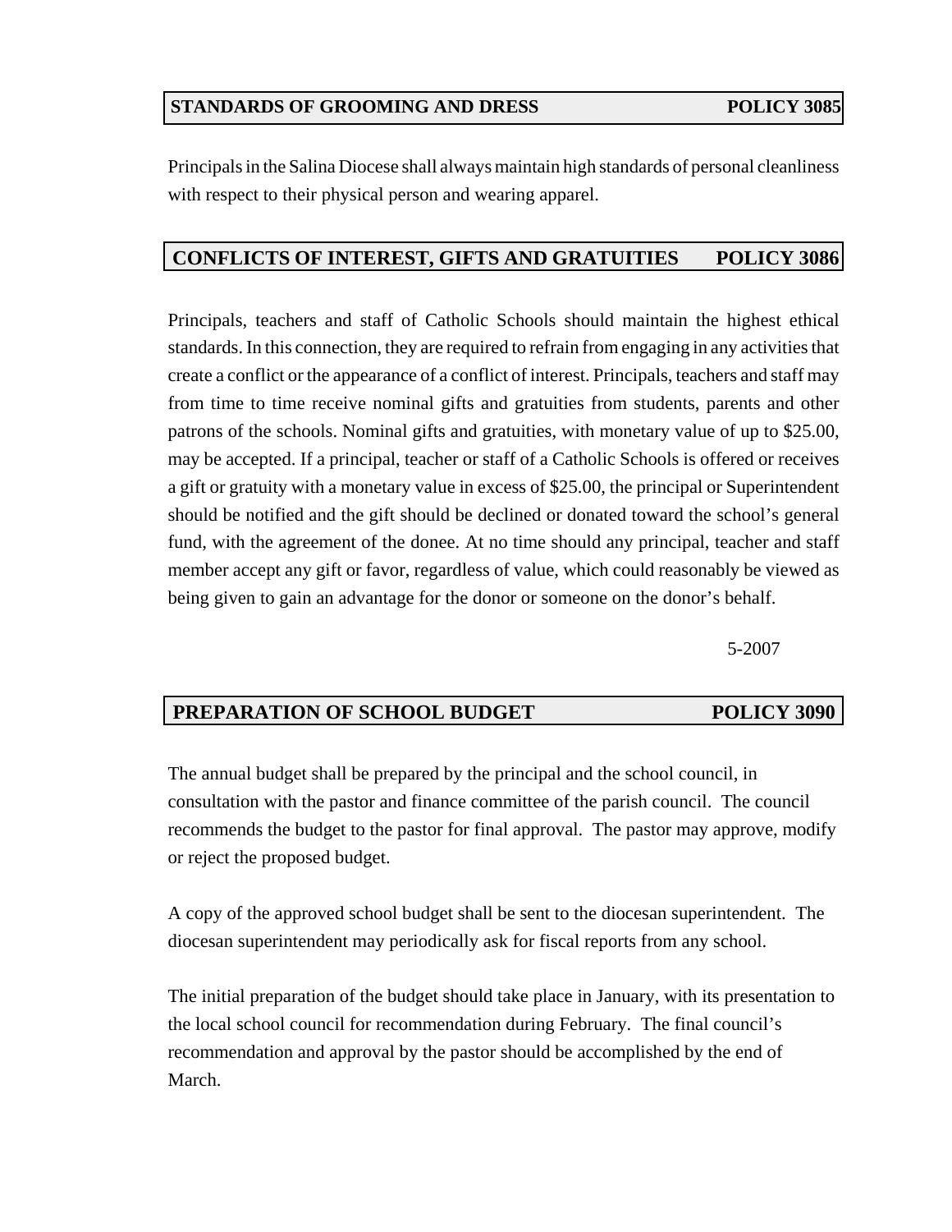## STANDARDS OF GROOMING AND DRESS — POLICY 3085

Principals in the Salina Diocese shall always maintain high standards of personal cleanliness with respect to their physical person and wearing apparel.

## CONFLICTS OF INTEREST, GIFTS AND GRATUITIES — POLICY 3086

Principals, teachers and staff of Catholic Schools should maintain the highest ethical standards. In this connection, they are required to refrain from engaging in any activities that create a conflict or the appearance of a conflict of interest. Principals, teachers and staff may from time to time receive nominal gifts and gratuities from students, parents and other patrons of the schools. Nominal gifts and gratuities, with monetary value of up to $25.00, may be accepted. If a principal, teacher or staff of a Catholic Schools is offered or receives a gift or gratuity with a monetary value in excess of $25.00, the principal or Superintendent should be notified and the gift should be declined or donated toward the school's general fund, with the agreement of the donee. At no time should any principal, teacher and staff member accept any gift or favor, regardless of value, which could reasonably be viewed as being given to gain an advantage for the donor or someone on the donor's behalf.

5-2007

## PREPARATION OF SCHOOL BUDGET — POLICY 3090

The annual budget shall be prepared by the principal and the school council, in consultation with the pastor and finance committee of the parish council. The council recommends the budget to the pastor for final approval. The pastor may approve, modify or reject the proposed budget.

A copy of the approved school budget shall be sent to the diocesan superintendent. The diocesan superintendent may periodically ask for fiscal reports from any school.

The initial preparation of the budget should take place in January, with its presentation to the local school council for recommendation during February. The final council's recommendation and approval by the pastor should be accomplished by the end of March.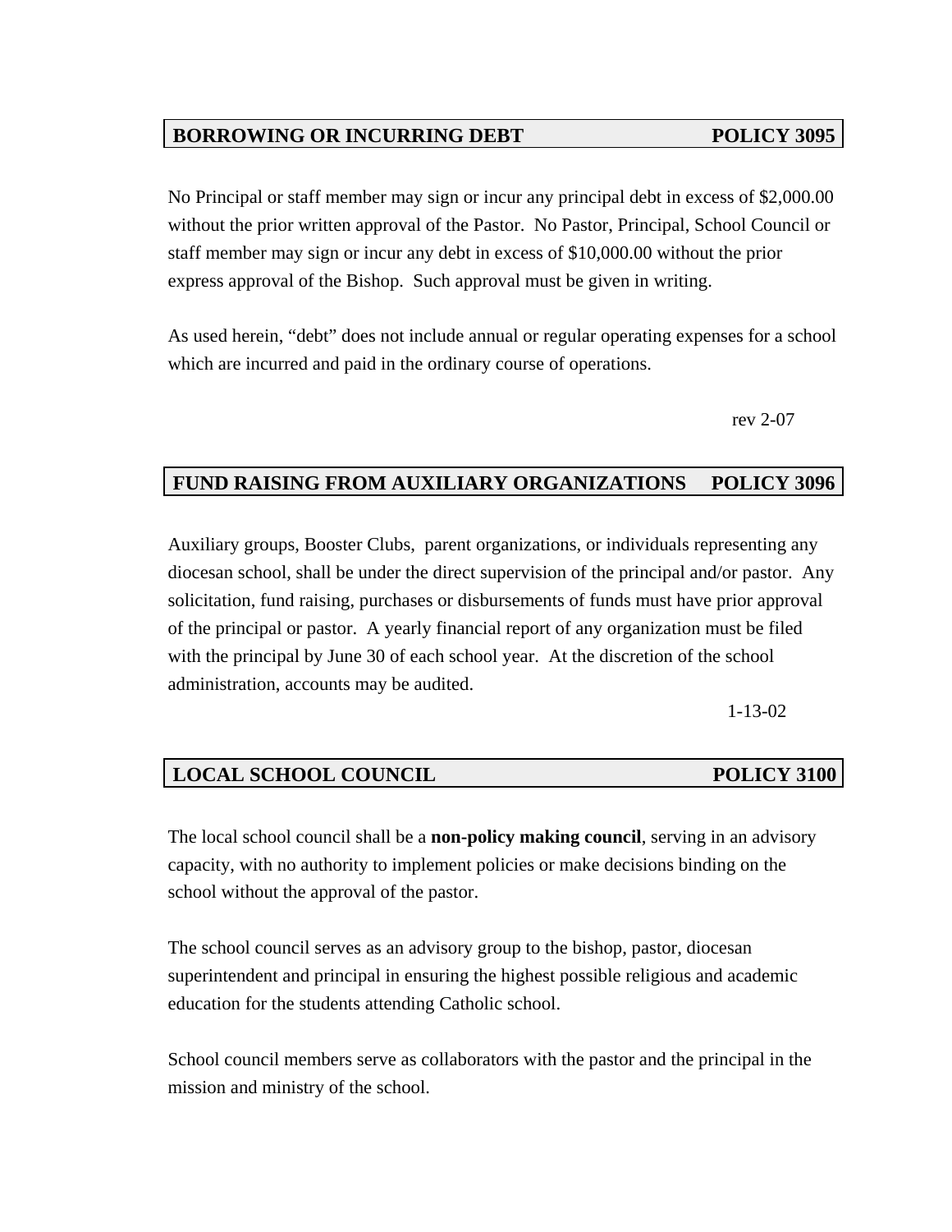## BORROWING OR INCURRING DEBT — POLICY 3095

No Principal or staff member may sign or incur any principal debt in excess of $2,000.00 without the prior written approval of the Pastor. No Pastor, Principal, School Council or staff member may sign or incur any debt in excess of $10,000.00 without the prior express approval of the Bishop. Such approval must be given in writing.

As used herein, “debt” does not include annual or regular operating expenses for a school which are incurred and paid in the ordinary course of operations.

rev 2-07

## FUND RAISING FROM AUXILIARY ORGANIZATIONS — POLICY 3096

Auxiliary groups, Booster Clubs, parent organizations, or individuals representing any diocesan school, shall be under the direct supervision of the principal and/or pastor. Any solicitation, fund raising, purchases or disbursements of funds must have prior approval of the principal or pastor. A yearly financial report of any organization must be filed with the principal by June 30 of each school year. At the discretion of the school administration, accounts may be audited.

1-13-02

## LOCAL SCHOOL COUNCIL — POLICY 3100

The local school council shall be a **non-policy making council**, serving in an advisory capacity, with no authority to implement policies or make decisions binding on the school without the approval of the pastor.

The school council serves as an advisory group to the bishop, pastor, diocesan superintendent and principal in ensuring the highest possible religious and academic education for the students attending Catholic school.

School council members serve as collaborators with the pastor and the principal in the mission and ministry of the school.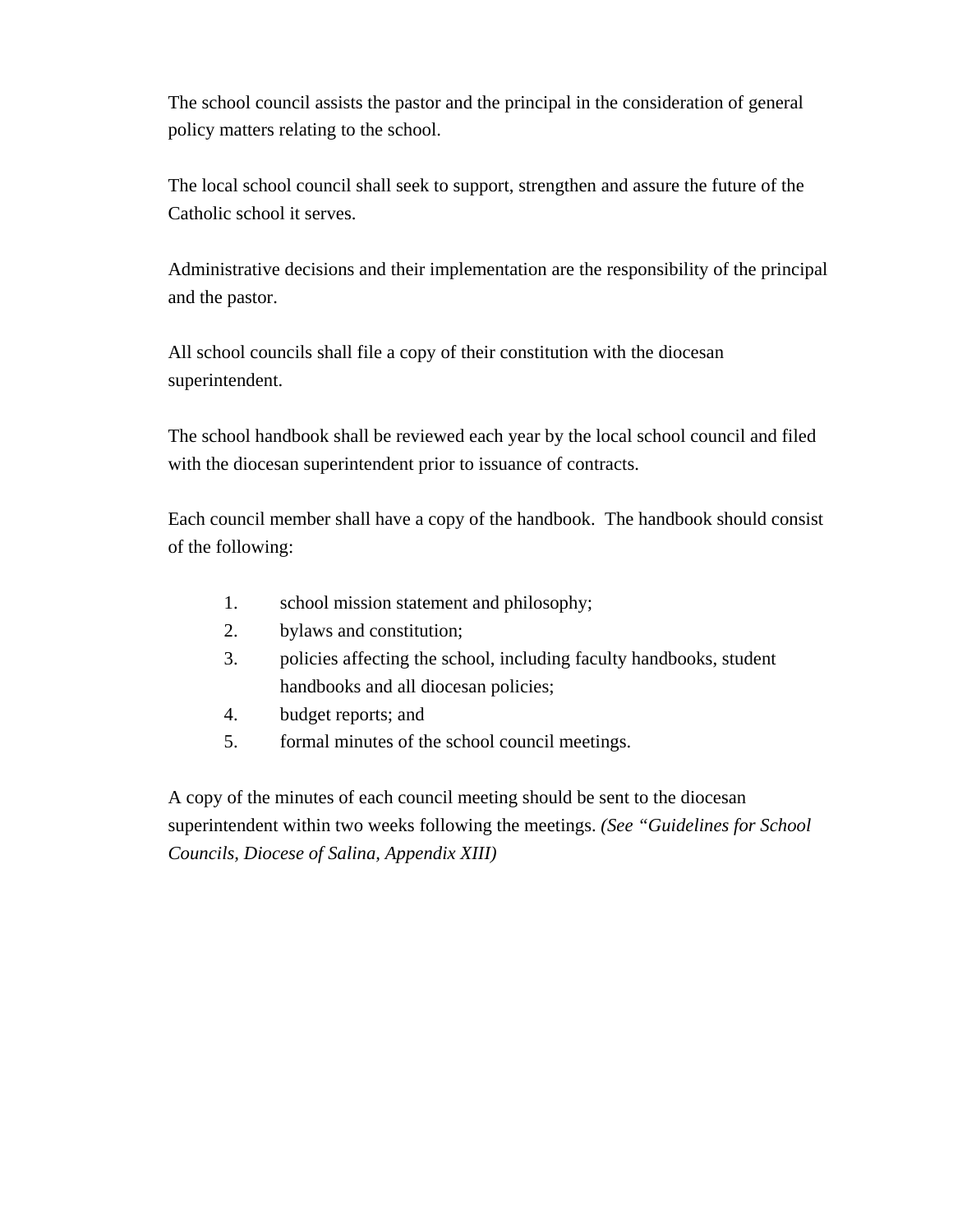The school council assists the pastor and the principal in the consideration of general policy matters relating to the school.

The local school council shall seek to support, strengthen and assure the future of the Catholic school it serves.

Administrative decisions and their implementation are the responsibility of the principal and the pastor.

All school councils shall file a copy of their constitution with the diocesan superintendent.

The school handbook shall be reviewed each year by the local school council and filed with the diocesan superintendent prior to issuance of contracts.

Each council member shall have a copy of the handbook. The handbook should consist of the following:

1. school mission statement and philosophy;
2. bylaws and constitution;
3. policies affecting the school, including faculty handbooks, student handbooks and all diocesan policies;
4. budget reports; and
5. formal minutes of the school council meetings.

A copy of the minutes of each council meeting should be sent to the diocesan superintendent within two weeks following the meetings. *(See "Guidelines for School Councils, Diocese of Salina, Appendix XIII)*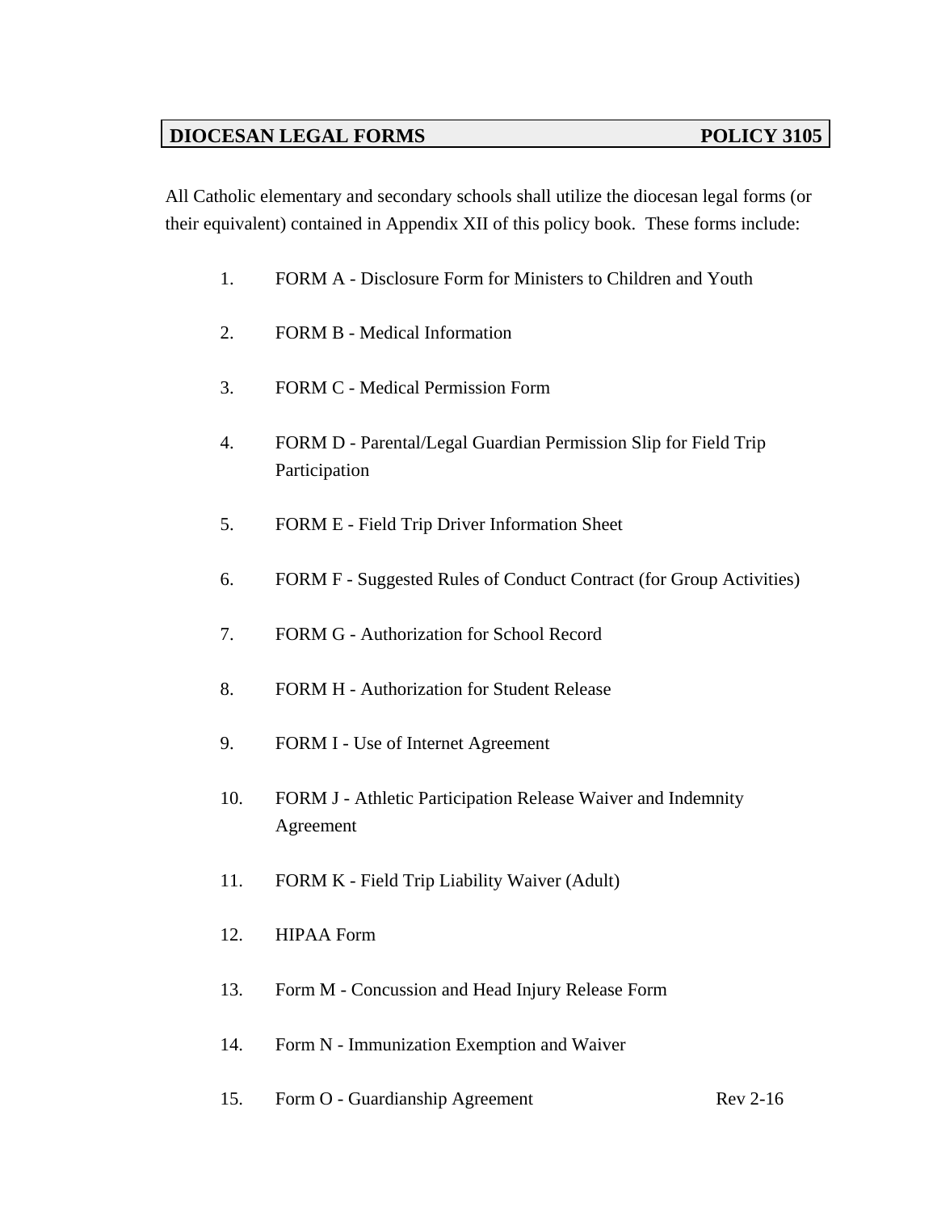## DIOCESAN LEGAL FORMS — POLICY 3105

All Catholic elementary and secondary schools shall utilize the diocesan legal forms (or their equivalent) contained in Appendix XII of this policy book. These forms include:

1. FORM A - Disclosure Form for Ministers to Children and Youth
2. FORM B - Medical Information
3. FORM C - Medical Permission Form
4. FORM D - Parental/Legal Guardian Permission Slip for Field Trip Participation
5. FORM E - Field Trip Driver Information Sheet
6. FORM F - Suggested Rules of Conduct Contract (for Group Activities)
7. FORM G - Authorization for School Record
8. FORM H - Authorization for Student Release
9. FORM I - Use of Internet Agreement
10. FORM J - Athletic Participation Release Waiver and Indemnity Agreement
11. FORM K - Field Trip Liability Waiver (Adult)
12. HIPAA Form
13. Form M - Concussion and Head Injury Release Form
14. Form N - Immunization Exemption and Waiver
15. Form O - Guardianship Agreement

Rev 2-16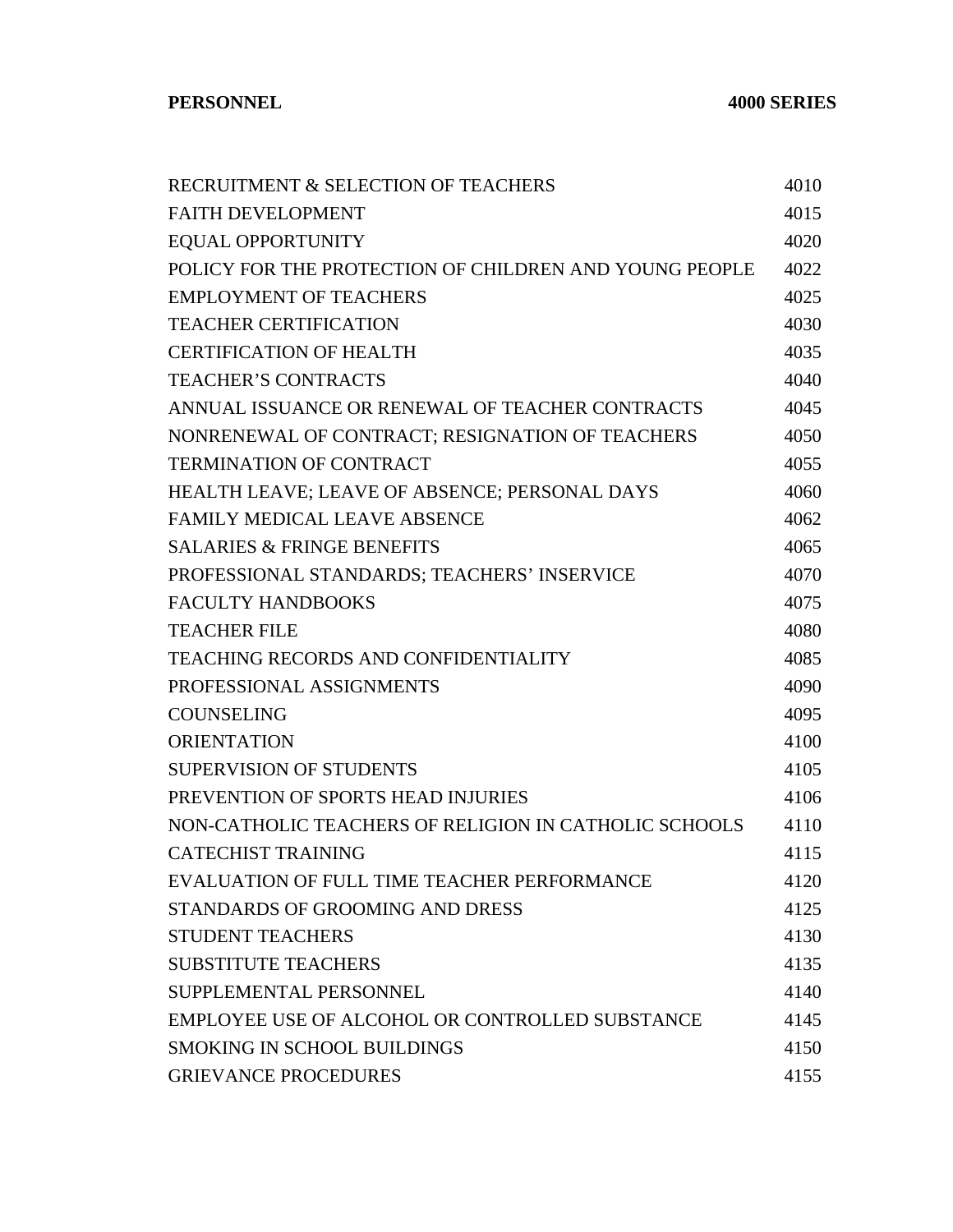**PERSONNEL** **4000 SERIES**

| | |
|---|---|
| RECRUITMENT & SELECTION OF TEACHERS | 4010 |
| FAITH DEVELOPMENT | 4015 |
| EQUAL OPPORTUNITY | 4020 |
| POLICY FOR THE PROTECTION OF CHILDREN AND YOUNG PEOPLE | 4022 |
| EMPLOYMENT OF TEACHERS | 4025 |
| TEACHER CERTIFICATION | 4030 |
| CERTIFICATION OF HEALTH | 4035 |
| TEACHER'S CONTRACTS | 4040 |
| ANNUAL ISSUANCE OR RENEWAL OF TEACHER CONTRACTS | 4045 |
| NONRENEWAL OF CONTRACT; RESIGNATION OF TEACHERS | 4050 |
| TERMINATION OF CONTRACT | 4055 |
| HEALTH LEAVE; LEAVE OF ABSENCE; PERSONAL DAYS | 4060 |
| FAMILY MEDICAL LEAVE ABSENCE | 4062 |
| SALARIES & FRINGE BENEFITS | 4065 |
| PROFESSIONAL STANDARDS; TEACHERS' INSERVICE | 4070 |
| FACULTY HANDBOOKS | 4075 |
| TEACHER FILE | 4080 |
| TEACHING RECORDS AND CONFIDENTIALITY | 4085 |
| PROFESSIONAL ASSIGNMENTS | 4090 |
| COUNSELING | 4095 |
| ORIENTATION | 4100 |
| SUPERVISION OF STUDENTS | 4105 |
| PREVENTION OF SPORTS HEAD INJURIES | 4106 |
| NON-CATHOLIC TEACHERS OF RELIGION IN CATHOLIC SCHOOLS | 4110 |
| CATECHIST TRAINING | 4115 |
| EVALUATION OF FULL TIME TEACHER PERFORMANCE | 4120 |
| STANDARDS OF GROOMING AND DRESS | 4125 |
| STUDENT TEACHERS | 4130 |
| SUBSTITUTE TEACHERS | 4135 |
| SUPPLEMENTAL PERSONNEL | 4140 |
| EMPLOYEE USE OF ALCOHOL OR CONTROLLED SUBSTANCE | 4145 |
| SMOKING IN SCHOOL BUILDINGS | 4150 |
| GRIEVANCE PROCEDURES | 4155 |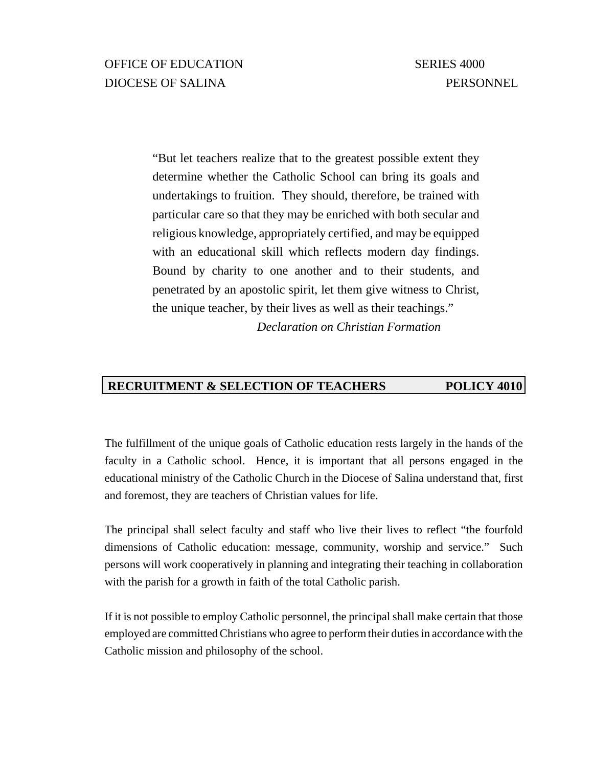OFFICE OF EDUCATION SERIES 4000
DIOCESE OF SALINA PERSONNEL

> "But let teachers realize that to the greatest possible extent they determine whether the Catholic School can bring its goals and undertakings to fruition. They should, therefore, be trained with particular care so that they may be enriched with both secular and religious knowledge, appropriately certified, and may be equipped with an educational skill which reflects modern day findings. Bound by charity to one another and to their students, and penetrated by an apostolic spirit, let them give witness to Christ, the unique teacher, by their lives as well as their teachings."
>
> *Declaration on Christian Formation*

## RECRUITMENT & SELECTION OF TEACHERS — POLICY 4010

The fulfillment of the unique goals of Catholic education rests largely in the hands of the faculty in a Catholic school. Hence, it is important that all persons engaged in the educational ministry of the Catholic Church in the Diocese of Salina understand that, first and foremost, they are teachers of Christian values for life.

The principal shall select faculty and staff who live their lives to reflect "the fourfold dimensions of Catholic education: message, community, worship and service." Such persons will work cooperatively in planning and integrating their teaching in collaboration with the parish for a growth in faith of the total Catholic parish.

If it is not possible to employ Catholic personnel, the principal shall make certain that those employed are committed Christians who agree to perform their duties in accordance with the Catholic mission and philosophy of the school.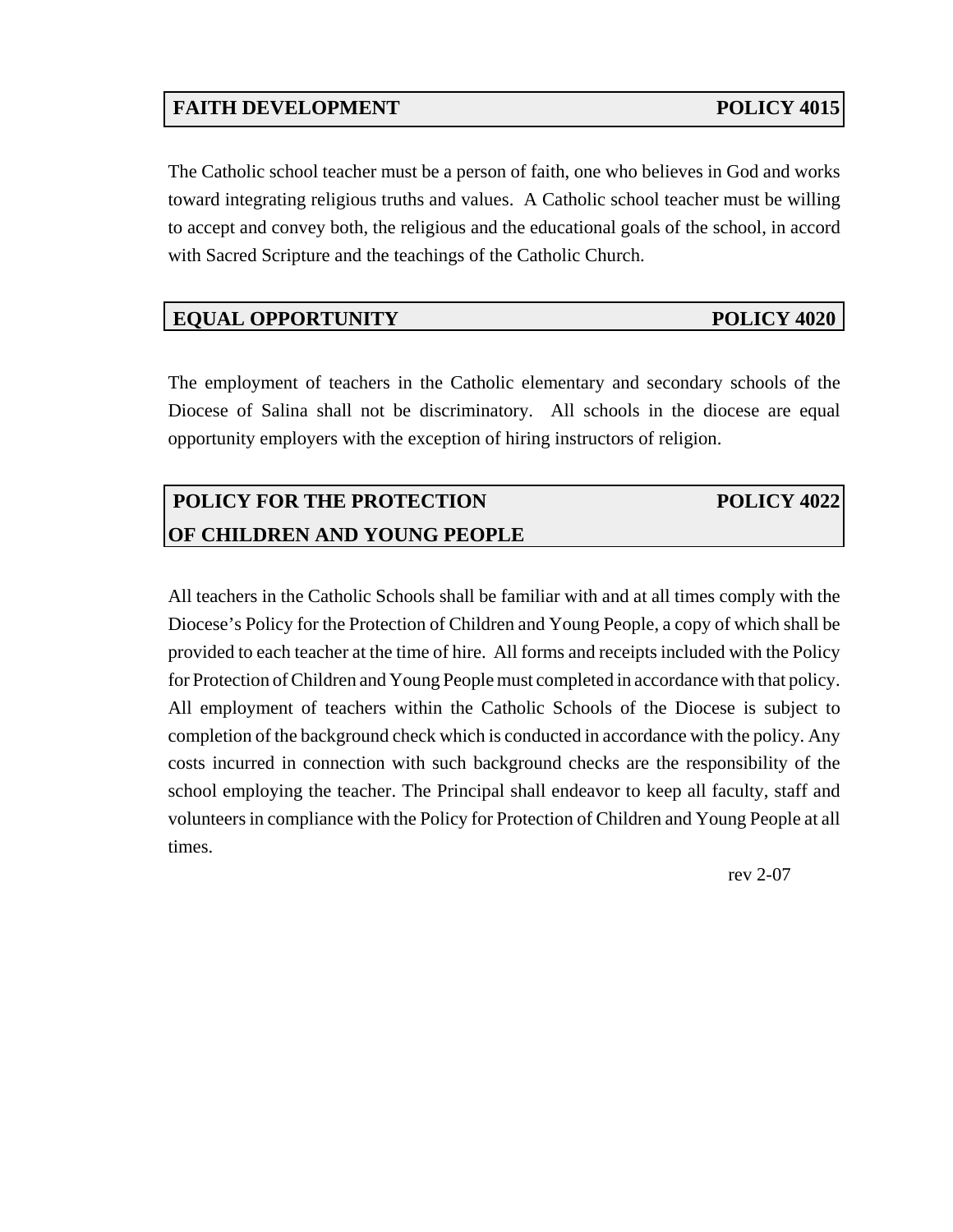## FAITH DEVELOPMENT — POLICY 4015

The Catholic school teacher must be a person of faith, one who believes in God and works toward integrating religious truths and values. A Catholic school teacher must be willing to accept and convey both, the religious and the educational goals of the school, in accord with Sacred Scripture and the teachings of the Catholic Church.

## EQUAL OPPORTUNITY — POLICY 4020

The employment of teachers in the Catholic elementary and secondary schools of the Diocese of Salina shall not be discriminatory. All schools in the diocese are equal opportunity employers with the exception of hiring instructors of religion.

## POLICY FOR THE PROTECTION OF CHILDREN AND YOUNG PEOPLE — POLICY 4022

All teachers in the Catholic Schools shall be familiar with and at all times comply with the Diocese's Policy for the Protection of Children and Young People, a copy of which shall be provided to each teacher at the time of hire. All forms and receipts included with the Policy for Protection of Children and Young People must completed in accordance with that policy. All employment of teachers within the Catholic Schools of the Diocese is subject to completion of the background check which is conducted in accordance with the policy. Any costs incurred in connection with such background checks are the responsibility of the school employing the teacher. The Principal shall endeavor to keep all faculty, staff and volunteers in compliance with the Policy for Protection of Children and Young People at all times.

rev 2-07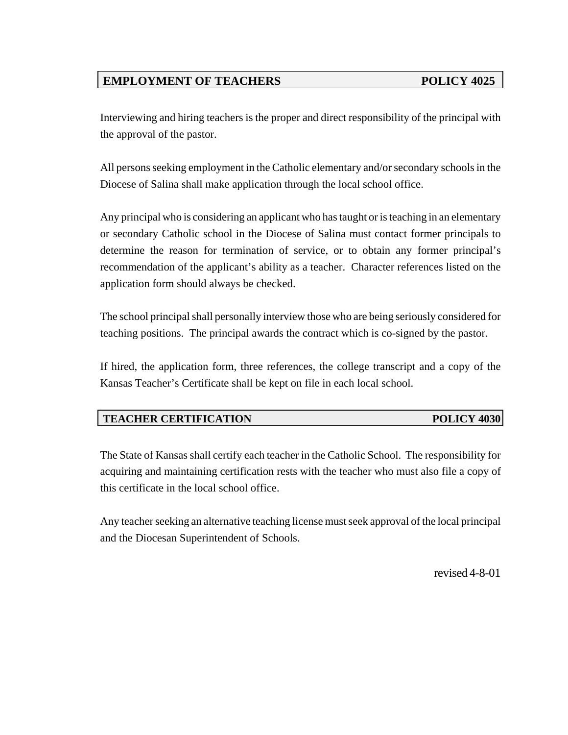## EMPLOYMENT OF TEACHERS — POLICY 4025

Interviewing and hiring teachers is the proper and direct responsibility of the principal with the approval of the pastor.

All persons seeking employment in the Catholic elementary and/or secondary schools in the Diocese of Salina shall make application through the local school office.

Any principal who is considering an applicant who has taught or is teaching in an elementary or secondary Catholic school in the Diocese of Salina must contact former principals to determine the reason for termination of service, or to obtain any former principal's recommendation of the applicant's ability as a teacher. Character references listed on the application form should always be checked.

The school principal shall personally interview those who are being seriously considered for teaching positions. The principal awards the contract which is co-signed by the pastor.

If hired, the application form, three references, the college transcript and a copy of the Kansas Teacher's Certificate shall be kept on file in each local school.

## TEACHER CERTIFICATION — POLICY 4030

The State of Kansas shall certify each teacher in the Catholic School. The responsibility for acquiring and maintaining certification rests with the teacher who must also file a copy of this certificate in the local school office.

Any teacher seeking an alternative teaching license must seek approval of the local principal and the Diocesan Superintendent of Schools.

revised 4-8-01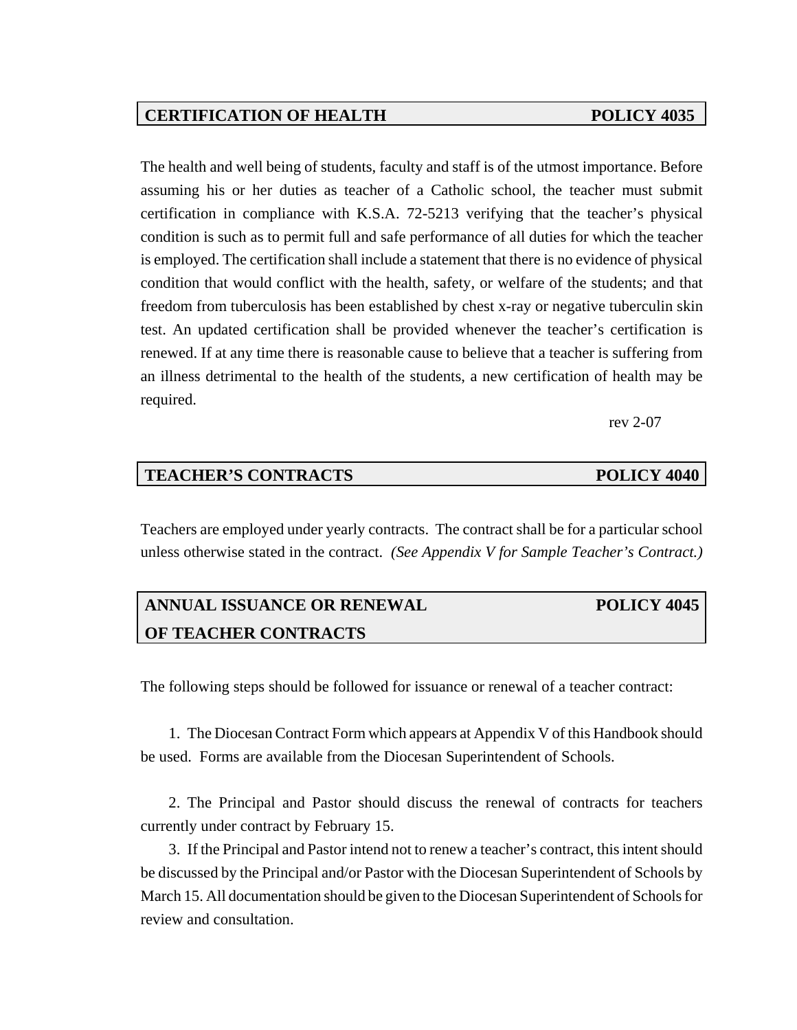## CERTIFICATION OF HEALTH — POLICY 4035

The health and well being of students, faculty and staff is of the utmost importance. Before assuming his or her duties as teacher of a Catholic school, the teacher must submit certification in compliance with K.S.A. 72-5213 verifying that the teacher's physical condition is such as to permit full and safe performance of all duties for which the teacher is employed. The certification shall include a statement that there is no evidence of physical condition that would conflict with the health, safety, or welfare of the students; and that freedom from tuberculosis has been established by chest x-ray or negative tuberculin skin test. An updated certification shall be provided whenever the teacher's certification is renewed. If at any time there is reasonable cause to believe that a teacher is suffering from an illness detrimental to the health of the students, a new certification of health may be required.

rev 2-07

## TEACHER'S CONTRACTS — POLICY 4040

Teachers are employed under yearly contracts. The contract shall be for a particular school unless otherwise stated in the contract. *(See Appendix V for Sample Teacher's Contract.)*

## ANNUAL ISSUANCE OR RENEWAL OF TEACHER CONTRACTS — POLICY 4045

The following steps should be followed for issuance or renewal of a teacher contract:

1. The Diocesan Contract Form which appears at Appendix V of this Handbook should be used. Forms are available from the Diocesan Superintendent of Schools.

2. The Principal and Pastor should discuss the renewal of contracts for teachers currently under contract by February 15.

3. If the Principal and Pastor intend not to renew a teacher's contract, this intent should be discussed by the Principal and/or Pastor with the Diocesan Superintendent of Schools by March 15. All documentation should be given to the Diocesan Superintendent of Schools for review and consultation.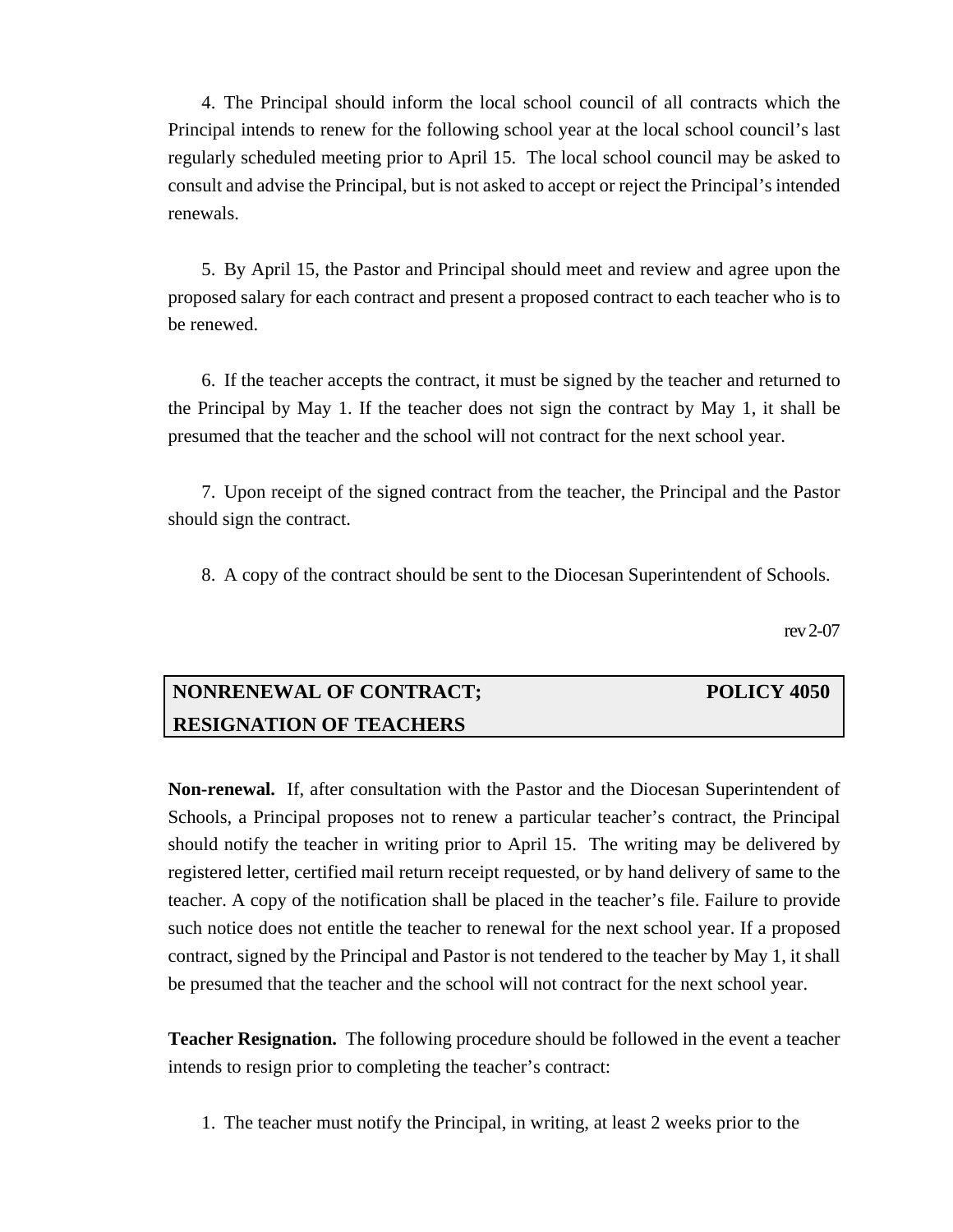4. The Principal should inform the local school council of all contracts which the Principal intends to renew for the following school year at the local school council's last regularly scheduled meeting prior to April 15. The local school council may be asked to consult and advise the Principal, but is not asked to accept or reject the Principal's intended renewals.

5. By April 15, the Pastor and Principal should meet and review and agree upon the proposed salary for each contract and present a proposed contract to each teacher who is to be renewed.

6. If the teacher accepts the contract, it must be signed by the teacher and returned to the Principal by May 1. If the teacher does not sign the contract by May 1, it shall be presumed that the teacher and the school will not contract for the next school year.

7. Upon receipt of the signed contract from the teacher, the Principal and the Pastor should sign the contract.

8. A copy of the contract should be sent to the Diocesan Superintendent of Schools.

rev 2-07

## NONRENEWAL OF CONTRACT; RESIGNATION OF TEACHERS — POLICY 4050

**Non-renewal.** If, after consultation with the Pastor and the Diocesan Superintendent of Schools, a Principal proposes not to renew a particular teacher's contract, the Principal should notify the teacher in writing prior to April 15. The writing may be delivered by registered letter, certified mail return receipt requested, or by hand delivery of same to the teacher. A copy of the notification shall be placed in the teacher's file. Failure to provide such notice does not entitle the teacher to renewal for the next school year. If a proposed contract, signed by the Principal and Pastor is not tendered to the teacher by May 1, it shall be presumed that the teacher and the school will not contract for the next school year.

**Teacher Resignation.** The following procedure should be followed in the event a teacher intends to resign prior to completing the teacher's contract:

1. The teacher must notify the Principal, in writing, at least 2 weeks prior to the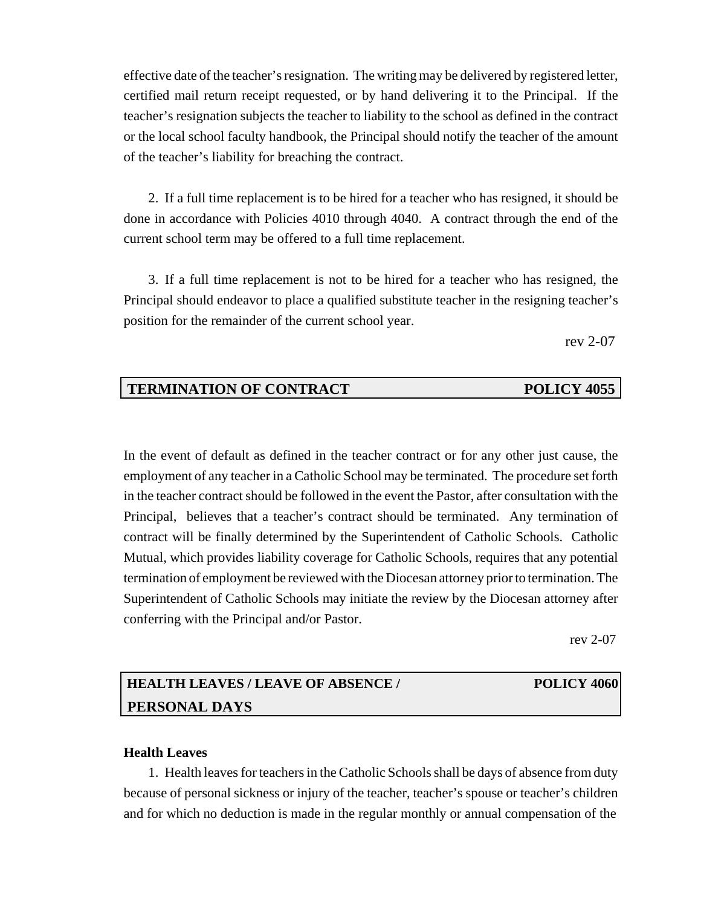effective date of the teacher's resignation. The writing may be delivered by registered letter, certified mail return receipt requested, or by hand delivering it to the Principal. If the teacher's resignation subjects the teacher to liability to the school as defined in the contract or the local school faculty handbook, the Principal should notify the teacher of the amount of the teacher's liability for breaching the contract.

2. If a full time replacement is to be hired for a teacher who has resigned, it should be done in accordance with Policies 4010 through 4040. A contract through the end of the current school term may be offered to a full time replacement.

3. If a full time replacement is not to be hired for a teacher who has resigned, the Principal should endeavor to place a qualified substitute teacher in the resigning teacher's position for the remainder of the current school year.

rev 2-07

## TERMINATION OF CONTRACT — POLICY 4055

In the event of default as defined in the teacher contract or for any other just cause, the employment of any teacher in a Catholic School may be terminated. The procedure set forth in the teacher contract should be followed in the event the Pastor, after consultation with the Principal, believes that a teacher's contract should be terminated. Any termination of contract will be finally determined by the Superintendent of Catholic Schools. Catholic Mutual, which provides liability coverage for Catholic Schools, requires that any potential termination of employment be reviewed with the Diocesan attorney prior to termination. The Superintendent of Catholic Schools may initiate the review by the Diocesan attorney after conferring with the Principal and/or Pastor.

rev 2-07

## HEALTH LEAVES / LEAVE OF ABSENCE / PERSONAL DAYS — POLICY 4060

**Health Leaves**

1. Health leaves for teachers in the Catholic Schools shall be days of absence from duty because of personal sickness or injury of the teacher, teacher's spouse or teacher's children and for which no deduction is made in the regular monthly or annual compensation of the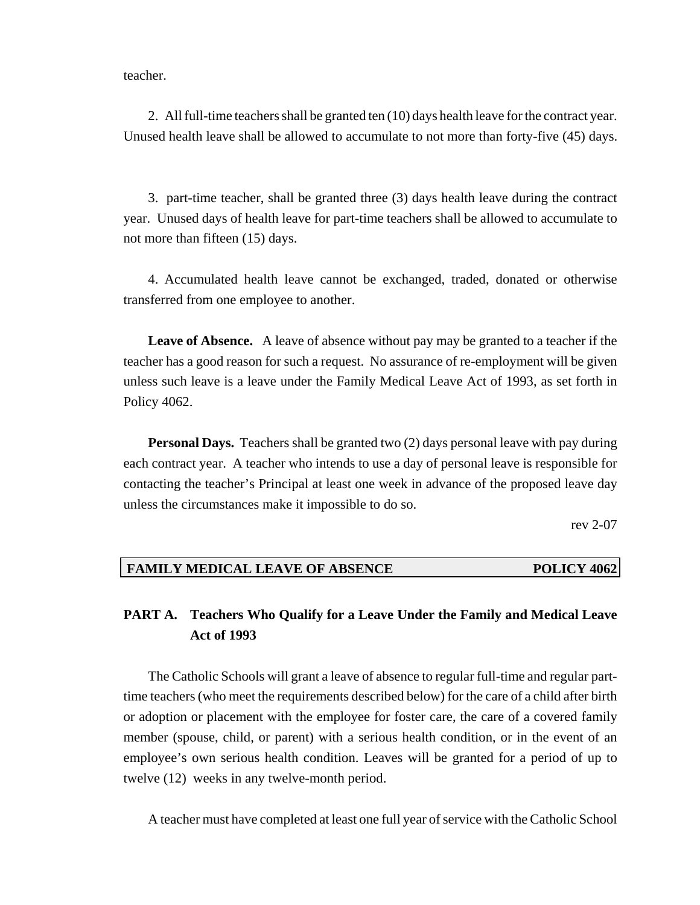teacher.

2. All full-time teachers shall be granted ten (10) days health leave for the contract year. Unused health leave shall be allowed to accumulate to not more than forty-five (45) days.

3. part-time teacher, shall be granted three (3) days health leave during the contract year. Unused days of health leave for part-time teachers shall be allowed to accumulate to not more than fifteen (15) days.

4. Accumulated health leave cannot be exchanged, traded, donated or otherwise transferred from one employee to another.

**Leave of Absence.** A leave of absence without pay may be granted to a teacher if the teacher has a good reason for such a request. No assurance of re-employment will be given unless such leave is a leave under the Family Medical Leave Act of 1993, as set forth in Policy 4062.

**Personal Days.** Teachers shall be granted two (2) days personal leave with pay during each contract year. A teacher who intends to use a day of personal leave is responsible for contacting the teacher's Principal at least one week in advance of the proposed leave day unless the circumstances make it impossible to do so.

rev 2-07

## FAMILY MEDICAL LEAVE OF ABSENCE — POLICY 4062

### PART A. Teachers Who Qualify for a Leave Under the Family and Medical Leave Act of 1993

The Catholic Schools will grant a leave of absence to regular full-time and regular part-time teachers (who meet the requirements described below) for the care of a child after birth or adoption or placement with the employee for foster care, the care of a covered family member (spouse, child, or parent) with a serious health condition, or in the event of an employee's own serious health condition. Leaves will be granted for a period of up to twelve (12) weeks in any twelve-month period.

A teacher must have completed at least one full year of service with the Catholic School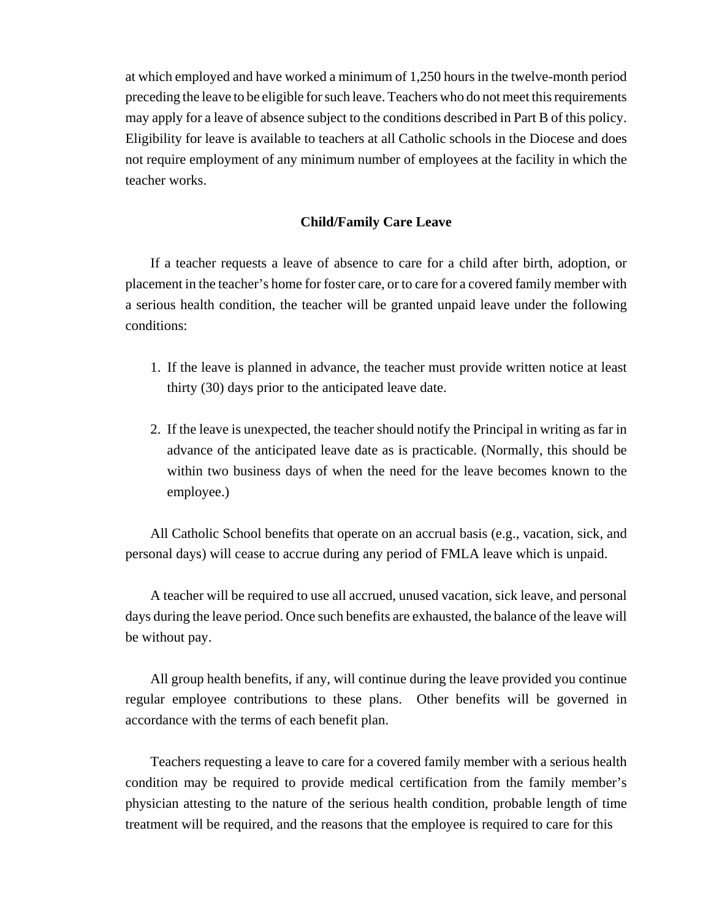at which employed and have worked a minimum of 1,250 hours in the twelve-month period preceding the leave to be eligible for such leave. Teachers who do not meet this requirements may apply for a leave of absence subject to the conditions described in Part B of this policy. Eligibility for leave is available to teachers at all Catholic schools in the Diocese and does not require employment of any minimum number of employees at the facility in which the teacher works.

### Child/Family Care Leave

If a teacher requests a leave of absence to care for a child after birth, adoption, or placement in the teacher's home for foster care, or to care for a covered family member with a serious health condition, the teacher will be granted unpaid leave under the following conditions:

1. If the leave is planned in advance, the teacher must provide written notice at least thirty (30) days prior to the anticipated leave date.

2. If the leave is unexpected, the teacher should notify the Principal in writing as far in advance of the anticipated leave date as is practicable. (Normally, this should be within two business days of when the need for the leave becomes known to the employee.)

All Catholic School benefits that operate on an accrual basis (e.g., vacation, sick, and personal days) will cease to accrue during any period of FMLA leave which is unpaid.

A teacher will be required to use all accrued, unused vacation, sick leave, and personal days during the leave period. Once such benefits are exhausted, the balance of the leave will be without pay.

All group health benefits, if any, will continue during the leave provided you continue regular employee contributions to these plans. Other benefits will be governed in accordance with the terms of each benefit plan.

Teachers requesting a leave to care for a covered family member with a serious health condition may be required to provide medical certification from the family member's physician attesting to the nature of the serious health condition, probable length of time treatment will be required, and the reasons that the employee is required to care for this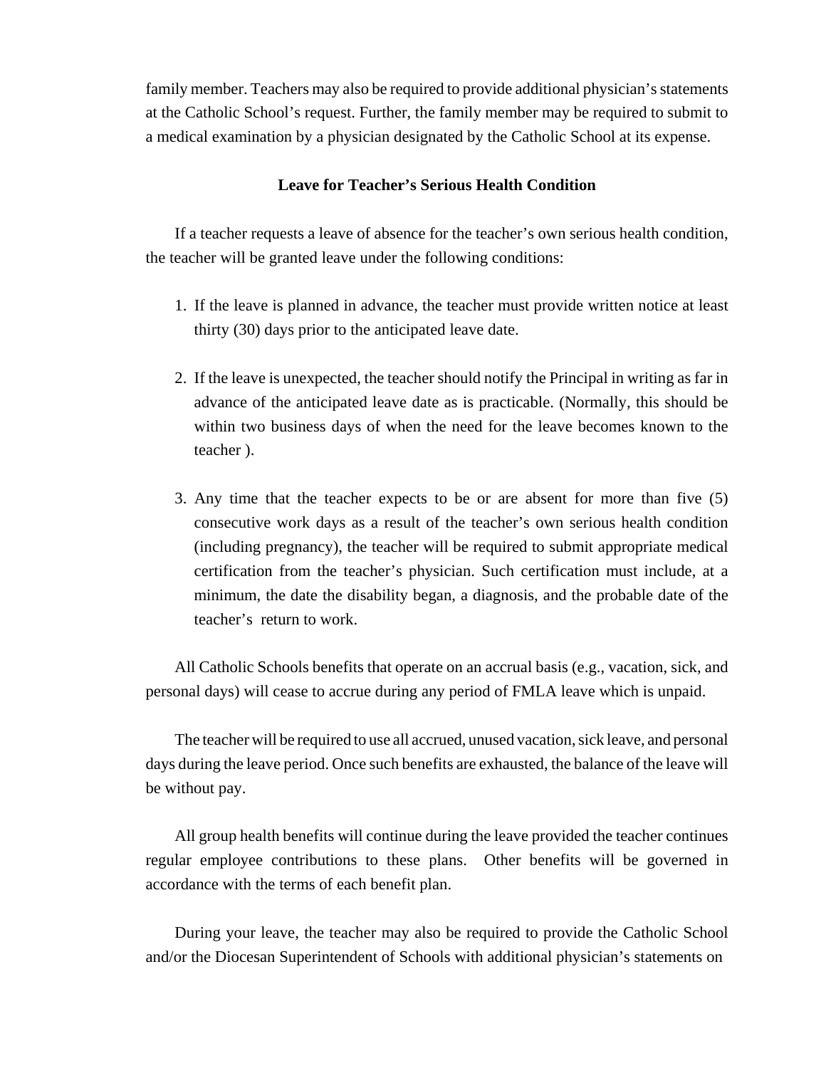family member. Teachers may also be required to provide additional physician's statements at the Catholic School's request. Further, the family member may be required to submit to a medical examination by a physician designated by the Catholic School at its expense.

### Leave for Teacher's Serious Health Condition

If a teacher requests a leave of absence for the teacher's own serious health condition, the teacher will be granted leave under the following conditions:

1. If the leave is planned in advance, the teacher must provide written notice at least thirty (30) days prior to the anticipated leave date.

2. If the leave is unexpected, the teacher should notify the Principal in writing as far in advance of the anticipated leave date as is practicable. (Normally, this should be within two business days of when the need for the leave becomes known to the teacher ).

3. Any time that the teacher expects to be or are absent for more than five (5) consecutive work days as a result of the teacher's own serious health condition (including pregnancy), the teacher will be required to submit appropriate medical certification from the teacher's physician. Such certification must include, at a minimum, the date the disability began, a diagnosis, and the probable date of the teacher's return to work.

All Catholic Schools benefits that operate on an accrual basis (e.g., vacation, sick, and personal days) will cease to accrue during any period of FMLA leave which is unpaid.

The teacher will be required to use all accrued, unused vacation, sick leave, and personal days during the leave period. Once such benefits are exhausted, the balance of the leave will be without pay.

All group health benefits will continue during the leave provided the teacher continues regular employee contributions to these plans. Other benefits will be governed in accordance with the terms of each benefit plan.

During your leave, the teacher may also be required to provide the Catholic School and/or the Diocesan Superintendent of Schools with additional physician's statements on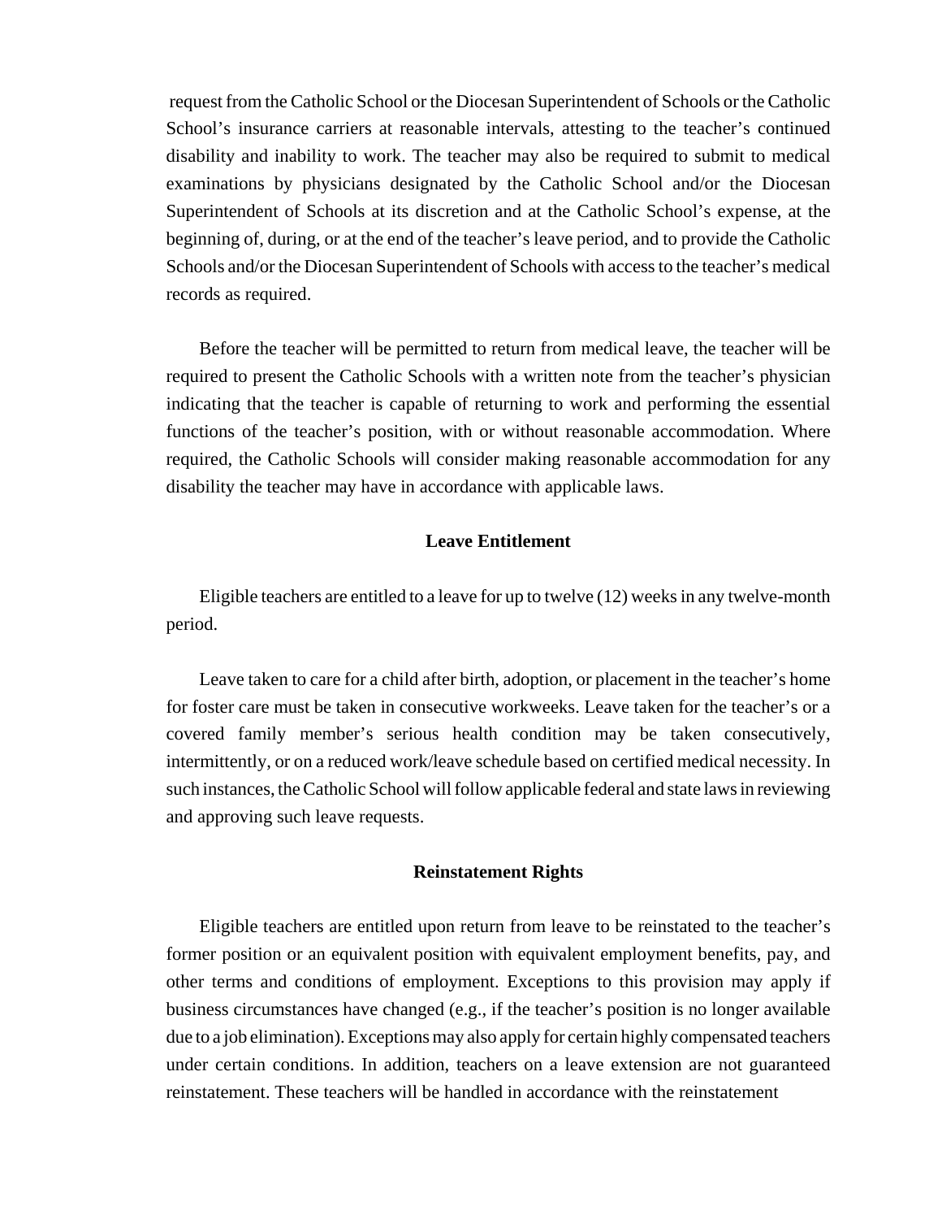request from the Catholic School or the Diocesan Superintendent of Schools or the Catholic School's insurance carriers at reasonable intervals, attesting to the teacher's continued disability and inability to work. The teacher may also be required to submit to medical examinations by physicians designated by the Catholic School and/or the Diocesan Superintendent of Schools at its discretion and at the Catholic School's expense, at the beginning of, during, or at the end of the teacher's leave period, and to provide the Catholic Schools and/or the Diocesan Superintendent of Schools with access to the teacher's medical records as required.

Before the teacher will be permitted to return from medical leave, the teacher will be required to present the Catholic Schools with a written note from the teacher's physician indicating that the teacher is capable of returning to work and performing the essential functions of the teacher's position, with or without reasonable accommodation. Where required, the Catholic Schools will consider making reasonable accommodation for any disability the teacher may have in accordance with applicable laws.

**Leave Entitlement**

Eligible teachers are entitled to a leave for up to twelve (12) weeks in any twelve-month period.

Leave taken to care for a child after birth, adoption, or placement in the teacher's home for foster care must be taken in consecutive workweeks. Leave taken for the teacher's or a covered family member's serious health condition may be taken consecutively, intermittently, or on a reduced work/leave schedule based on certified medical necessity. In such instances, the Catholic School will follow applicable federal and state laws in reviewing and approving such leave requests.

**Reinstatement Rights**

Eligible teachers are entitled upon return from leave to be reinstated to the teacher's former position or an equivalent position with equivalent employment benefits, pay, and other terms and conditions of employment. Exceptions to this provision may apply if business circumstances have changed (e.g., if the teacher's position is no longer available due to a job elimination). Exceptions may also apply for certain highly compensated teachers under certain conditions. In addition, teachers on a leave extension are not guaranteed reinstatement. These teachers will be handled in accordance with the reinstatement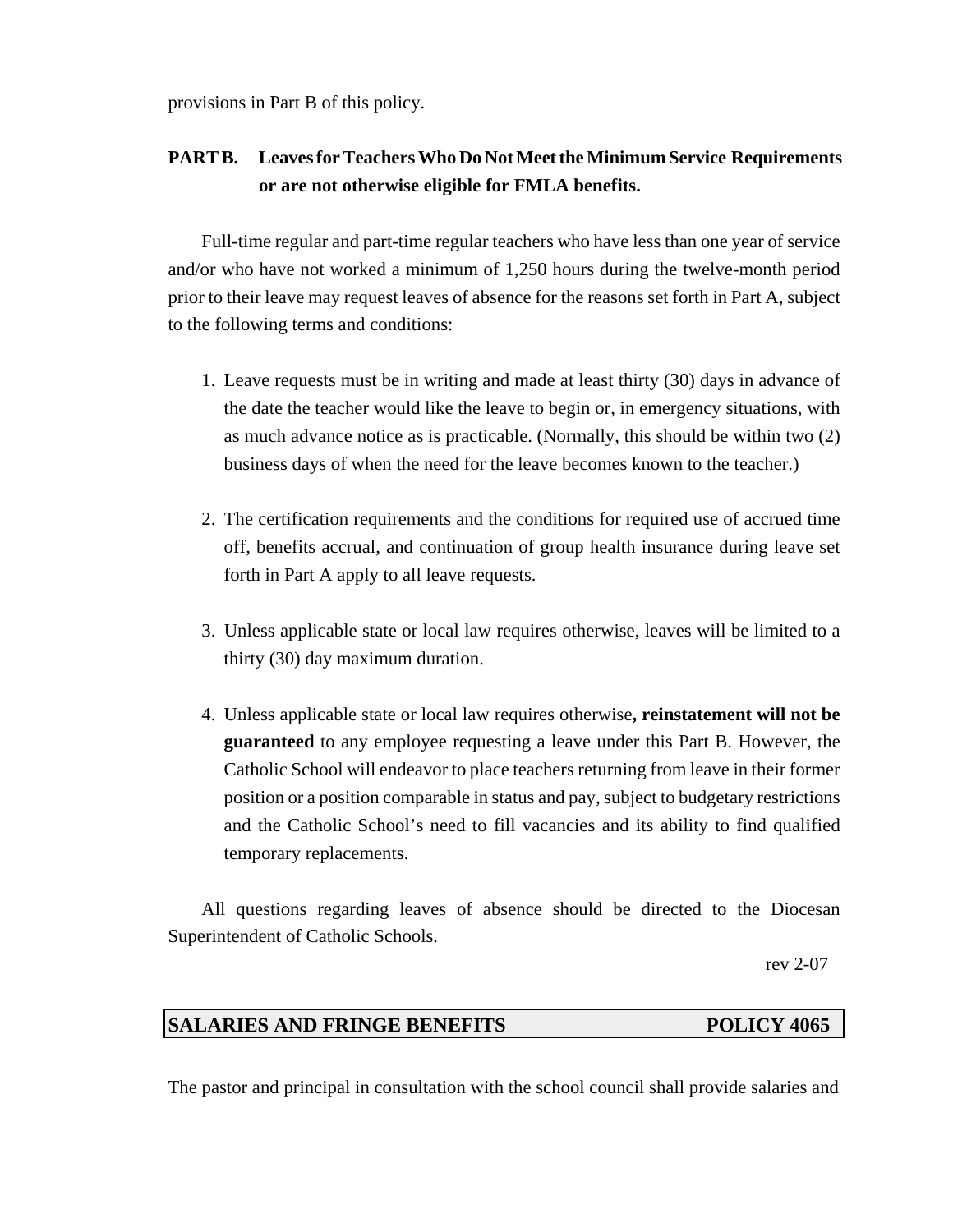provisions in Part B of this policy.

**PART B. Leaves for Teachers Who Do Not Meet the Minimum Service Requirements or are not otherwise eligible for FMLA benefits.**

Full-time regular and part-time regular teachers who have less than one year of service and/or who have not worked a minimum of 1,250 hours during the twelve-month period prior to their leave may request leaves of absence for the reasons set forth in Part A, subject to the following terms and conditions:

1. Leave requests must be in writing and made at least thirty (30) days in advance of the date the teacher would like the leave to begin or, in emergency situations, with as much advance notice as is practicable. (Normally, this should be within two (2) business days of when the need for the leave becomes known to the teacher.)

2. The certification requirements and the conditions for required use of accrued time off, benefits accrual, and continuation of group health insurance during leave set forth in Part A apply to all leave requests.

3. Unless applicable state or local law requires otherwise, leaves will be limited to a thirty (30) day maximum duration.

4. Unless applicable state or local law requires otherwise**, reinstatement will not be guaranteed** to any employee requesting a leave under this Part B. However, the Catholic School will endeavor to place teachers returning from leave in their former position or a position comparable in status and pay, subject to budgetary restrictions and the Catholic School's need to fill vacancies and its ability to find qualified temporary replacements.

All questions regarding leaves of absence should be directed to the Diocesan Superintendent of Catholic Schools.

rev 2-07

## SALARIES AND FRINGE BENEFITS POLICY 4065

The pastor and principal in consultation with the school council shall provide salaries and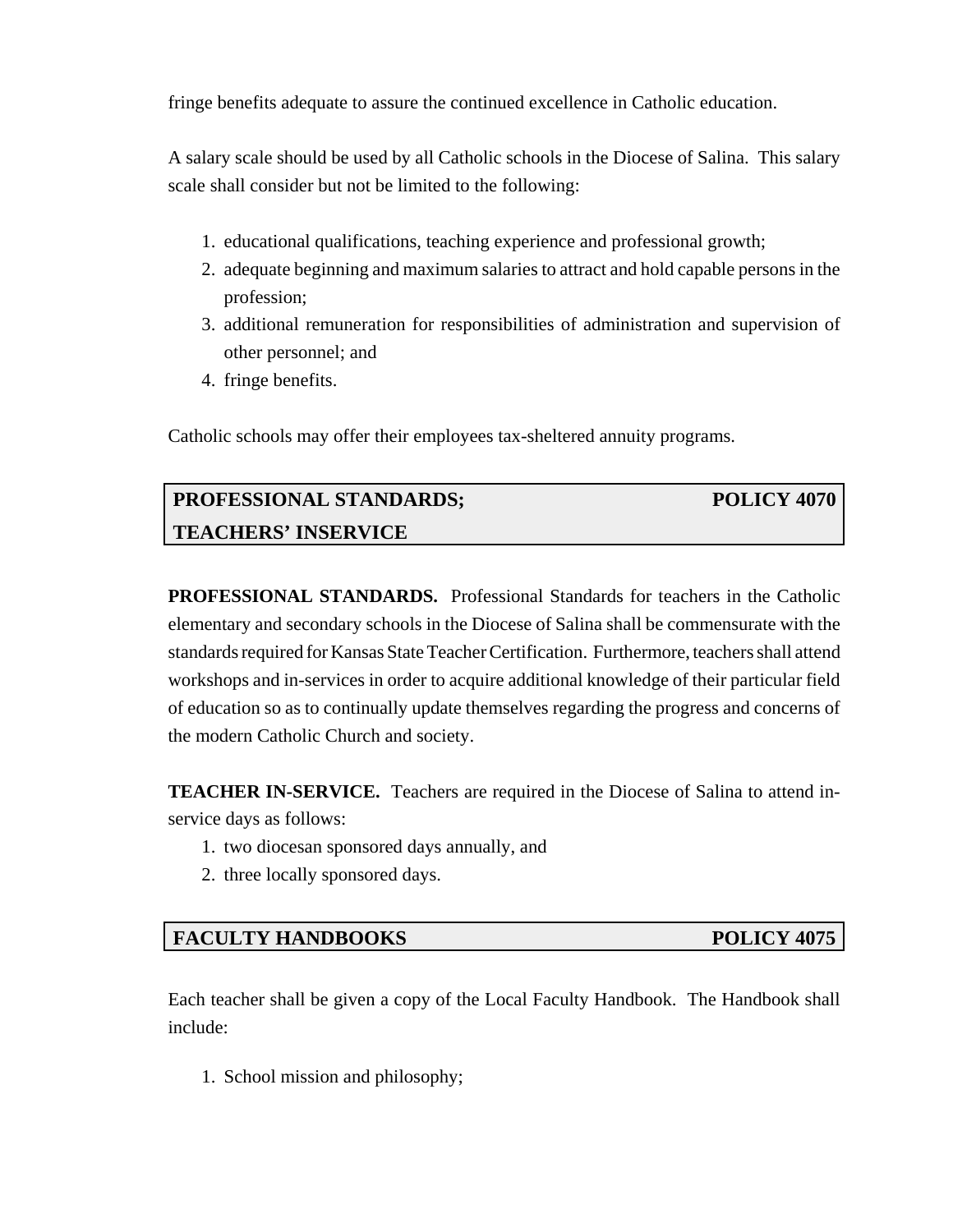fringe benefits adequate to assure the continued excellence in Catholic education.

A salary scale should be used by all Catholic schools in the Diocese of Salina. This salary scale shall consider but not be limited to the following:

1. educational qualifications, teaching experience and professional growth;
2. adequate beginning and maximum salaries to attract and hold capable persons in the profession;
3. additional remuneration for responsibilities of administration and supervision of other personnel; and
4. fringe benefits.

Catholic schools may offer their employees tax-sheltered annuity programs.

## PROFESSIONAL STANDARDS; TEACHERS' INSERVICE — POLICY 4070

**PROFESSIONAL STANDARDS.** Professional Standards for teachers in the Catholic elementary and secondary schools in the Diocese of Salina shall be commensurate with the standards required for Kansas State Teacher Certification. Furthermore, teachers shall attend workshops and in-services in order to acquire additional knowledge of their particular field of education so as to continually update themselves regarding the progress and concerns of the modern Catholic Church and society.

**TEACHER IN-SERVICE.** Teachers are required in the Diocese of Salina to attend in-service days as follows:

1. two diocesan sponsored days annually, and
2. three locally sponsored days.

## FACULTY HANDBOOKS — POLICY 4075

Each teacher shall be given a copy of the Local Faculty Handbook. The Handbook shall include:

1. School mission and philosophy;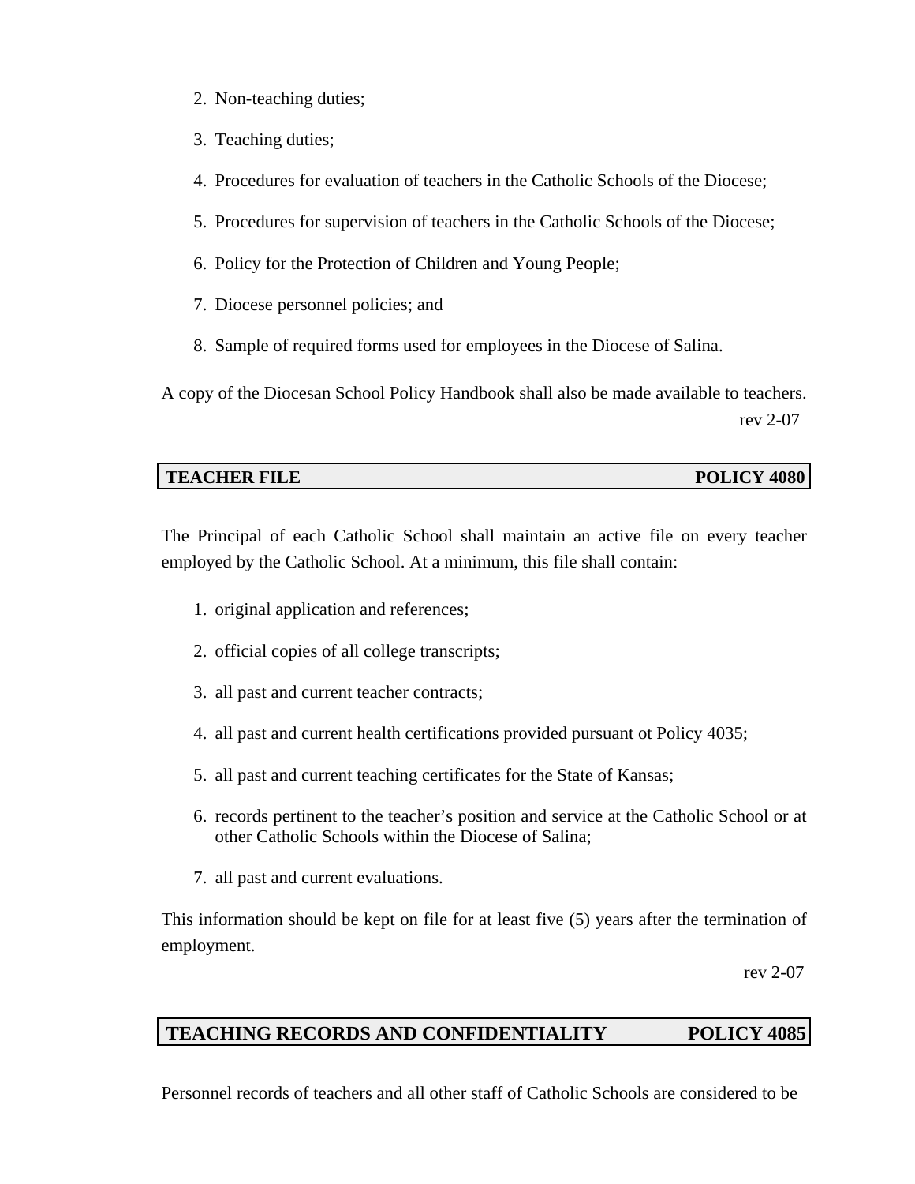2. Non-teaching duties;
3. Teaching duties;
4. Procedures for evaluation of teachers in the Catholic Schools of the Diocese;
5. Procedures for supervision of teachers in the Catholic Schools of the Diocese;
6. Policy for the Protection of Children and Young People;
7. Diocese personnel policies; and
8. Sample of required forms used for employees in the Diocese of Salina.

A copy of the Diocesan School Policy Handbook shall also be made available to teachers.

rev 2-07

## TEACHER FILE — POLICY 4080

The Principal of each Catholic School shall maintain an active file on every teacher employed by the Catholic School. At a minimum, this file shall contain:

1. original application and references;
2. official copies of all college transcripts;
3. all past and current teacher contracts;
4. all past and current health certifications provided pursuant ot Policy 4035;
5. all past and current teaching certificates for the State of Kansas;
6. records pertinent to the teacher's position and service at the Catholic School or at other Catholic Schools within the Diocese of Salina;
7. all past and current evaluations.

This information should be kept on file for at least five (5) years after the termination of employment.

rev 2-07

## TEACHING RECORDS AND CONFIDENTIALITY — POLICY 4085

Personnel records of teachers and all other staff of Catholic Schools are considered to be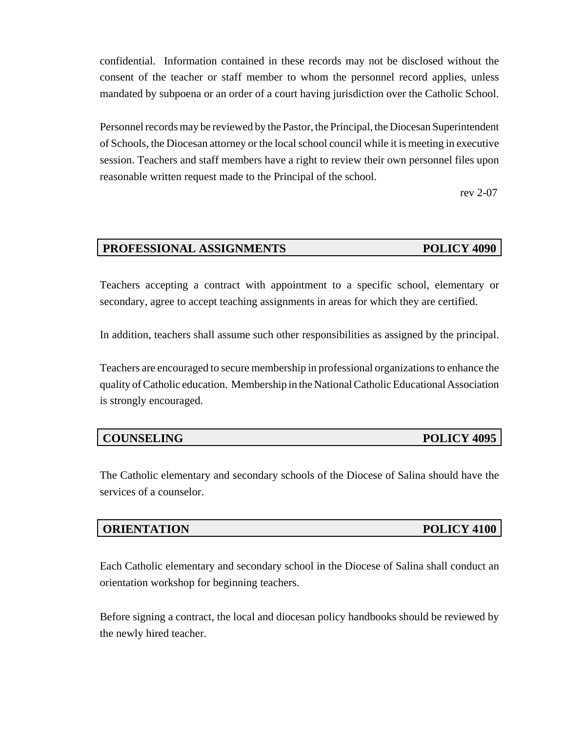confidential. Information contained in these records may not be disclosed without the consent of the teacher or staff member to whom the personnel record applies, unless mandated by subpoena or an order of a court having jurisdiction over the Catholic School.

Personnel records may be reviewed by the Pastor, the Principal, the Diocesan Superintendent of Schools, the Diocesan attorney or the local school council while it is meeting in executive session. Teachers and staff members have a right to review their own personnel files upon reasonable written request made to the Principal of the school.

rev 2-07

## PROFESSIONAL ASSIGNMENTS — POLICY 4090

Teachers accepting a contract with appointment to a specific school, elementary or secondary, agree to accept teaching assignments in areas for which they are certified.

In addition, teachers shall assume such other responsibilities as assigned by the principal.

Teachers are encouraged to secure membership in professional organizations to enhance the quality of Catholic education. Membership in the National Catholic Educational Association is strongly encouraged.

## COUNSELING — POLICY 4095

The Catholic elementary and secondary schools of the Diocese of Salina should have the services of a counselor.

## ORIENTATION — POLICY 4100

Each Catholic elementary and secondary school in the Diocese of Salina shall conduct an orientation workshop for beginning teachers.

Before signing a contract, the local and diocesan policy handbooks should be reviewed by the newly hired teacher.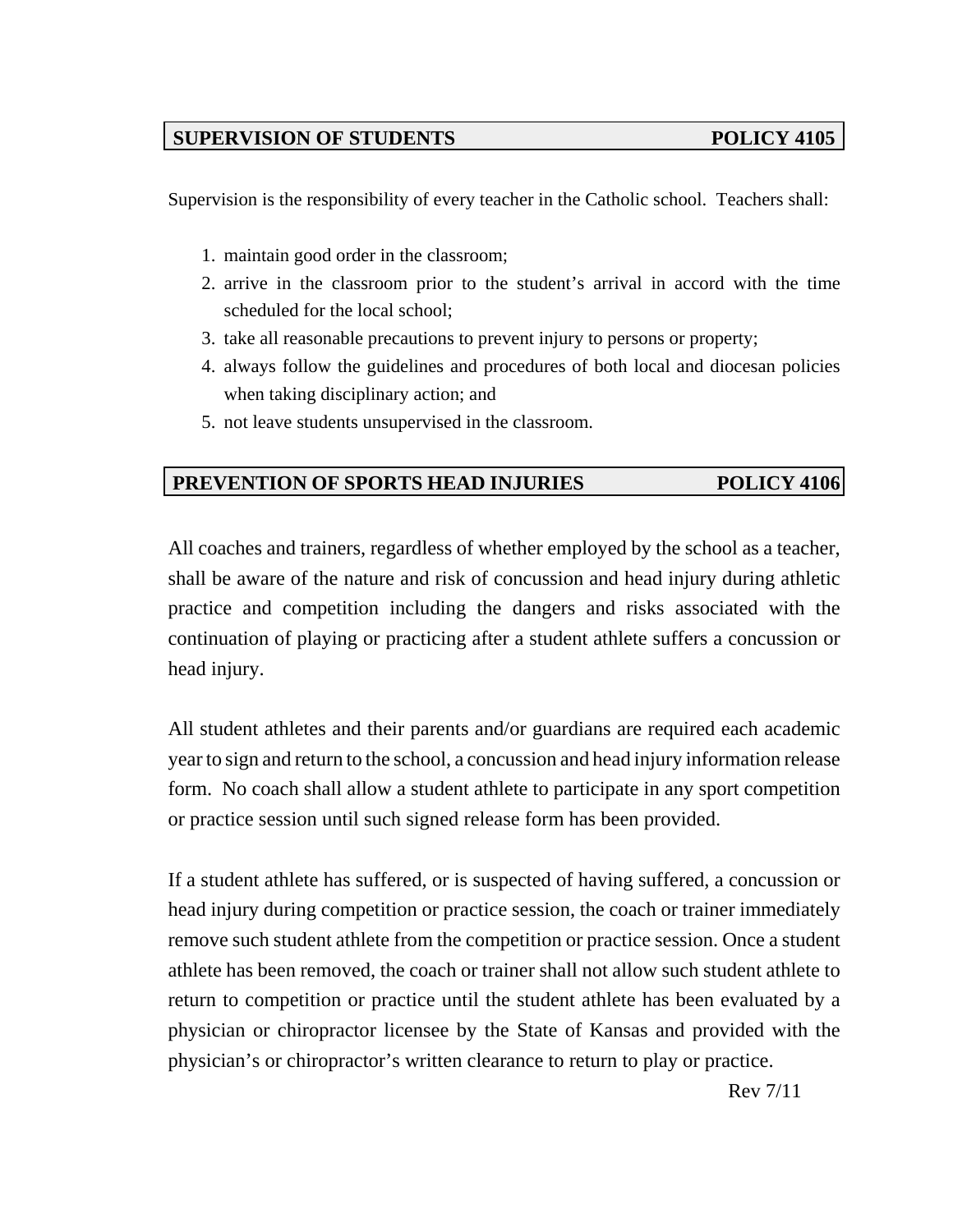## SUPERVISION OF STUDENTS — POLICY 4105

Supervision is the responsibility of every teacher in the Catholic school. Teachers shall:

1. maintain good order in the classroom;
2. arrive in the classroom prior to the student's arrival in accord with the time scheduled for the local school;
3. take all reasonable precautions to prevent injury to persons or property;
4. always follow the guidelines and procedures of both local and diocesan policies when taking disciplinary action; and
5. not leave students unsupervised in the classroom.

## PREVENTION OF SPORTS HEAD INJURIES — POLICY 4106

All coaches and trainers, regardless of whether employed by the school as a teacher, shall be aware of the nature and risk of concussion and head injury during athletic practice and competition including the dangers and risks associated with the continuation of playing or practicing after a student athlete suffers a concussion or head injury.

All student athletes and their parents and/or guardians are required each academic year to sign and return to the school, a concussion and head injury information release form. No coach shall allow a student athlete to participate in any sport competition or practice session until such signed release form has been provided.

If a student athlete has suffered, or is suspected of having suffered, a concussion or head injury during competition or practice session, the coach or trainer immediately remove such student athlete from the competition or practice session. Once a student athlete has been removed, the coach or trainer shall not allow such student athlete to return to competition or practice until the student athlete has been evaluated by a physician or chiropractor licensee by the State of Kansas and provided with the physician's or chiropractor's written clearance to return to play or practice.

Rev 7/11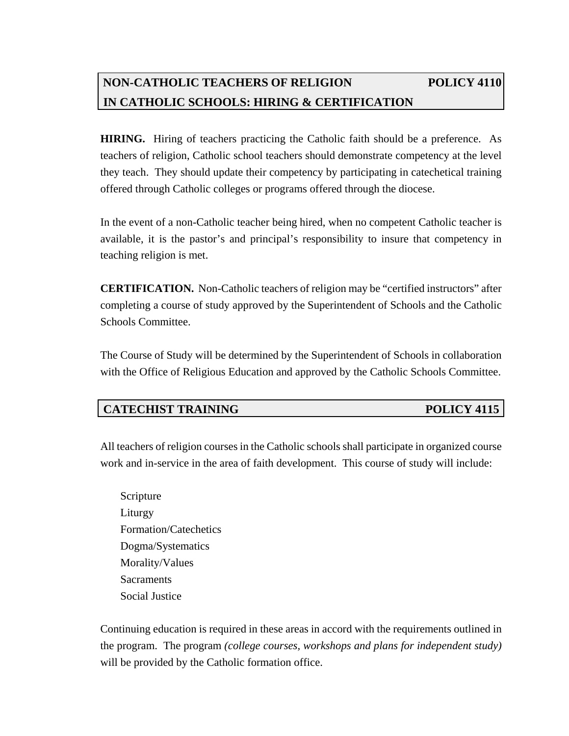## NON-CATHOLIC TEACHERS OF RELIGION IN CATHOLIC SCHOOLS: HIRING & CERTIFICATION — POLICY 4110

**HIRING.** Hiring of teachers practicing the Catholic faith should be a preference. As teachers of religion, Catholic school teachers should demonstrate competency at the level they teach. They should update their competency by participating in catechetical training offered through Catholic colleges or programs offered through the diocese.

In the event of a non-Catholic teacher being hired, when no competent Catholic teacher is available, it is the pastor's and principal's responsibility to insure that competency in teaching religion is met.

**CERTIFICATION.** Non-Catholic teachers of religion may be "certified instructors" after completing a course of study approved by the Superintendent of Schools and the Catholic Schools Committee.

The Course of Study will be determined by the Superintendent of Schools in collaboration with the Office of Religious Education and approved by the Catholic Schools Committee.

## CATECHIST TRAINING — POLICY 4115

All teachers of religion courses in the Catholic schools shall participate in organized course work and in-service in the area of faith development. This course of study will include:

- Scripture
- Liturgy
- Formation/Catechetics
- Dogma/Systematics
- Morality/Values
- Sacraments
- Social Justice

Continuing education is required in these areas in accord with the requirements outlined in the program. The program *(college courses, workshops and plans for independent study)* will be provided by the Catholic formation office.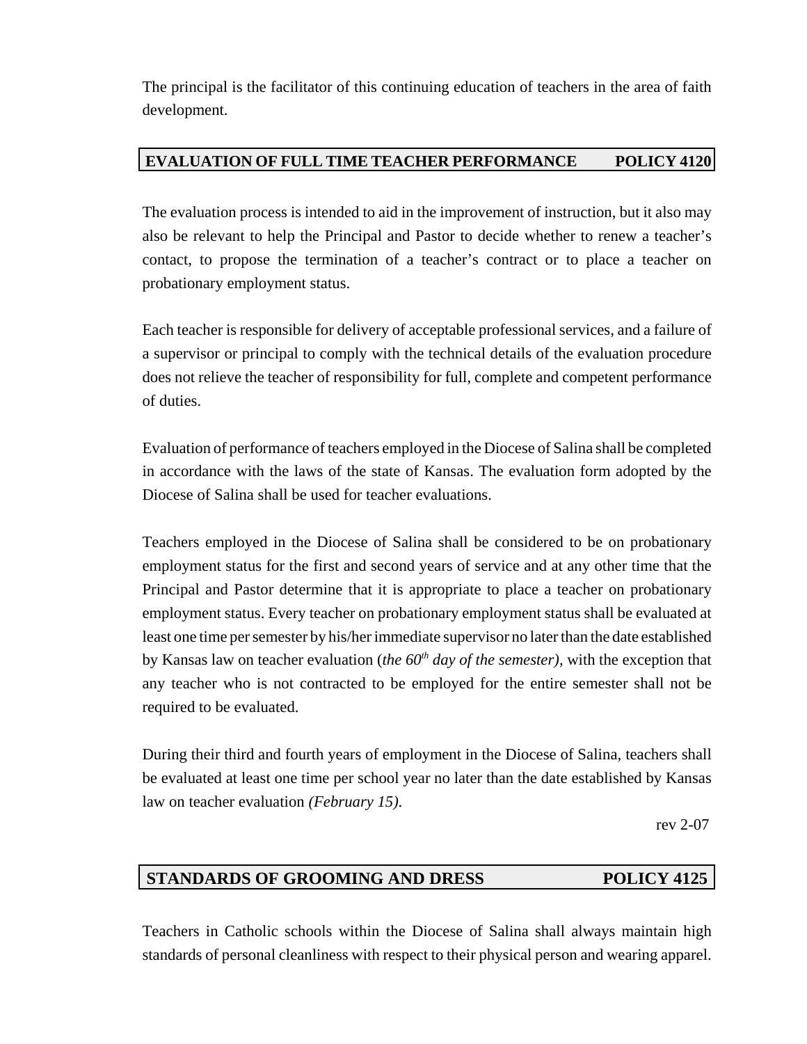The principal is the facilitator of this continuing education of teachers in the area of faith development.

## EVALUATION OF FULL TIME TEACHER PERFORMANCE POLICY 4120

The evaluation process is intended to aid in the improvement of instruction, but it also may also be relevant to help the Principal and Pastor to decide whether to renew a teacher's contact, to propose the termination of a teacher's contract or to place a teacher on probationary employment status.

Each teacher is responsible for delivery of acceptable professional services, and a failure of a supervisor or principal to comply with the technical details of the evaluation procedure does not relieve the teacher of responsibility for full, complete and competent performance of duties.

Evaluation of performance of teachers employed in the Diocese of Salina shall be completed in accordance with the laws of the state of Kansas. The evaluation form adopted by the Diocese of Salina shall be used for teacher evaluations.

Teachers employed in the Diocese of Salina shall be considered to be on probationary employment status for the first and second years of service and at any other time that the Principal and Pastor determine that it is appropriate to place a teacher on probationary employment status. Every teacher on probationary employment status shall be evaluated at least one time per semester by his/her immediate supervisor no later than the date established by Kansas law on teacher evaluation (*the 60th day of the semester)*, with the exception that any teacher who is not contracted to be employed for the entire semester shall not be required to be evaluated.

During their third and fourth years of employment in the Diocese of Salina, teachers shall be evaluated at least one time per school year no later than the date established by Kansas law on teacher evaluation *(February 15)*.

rev 2-07

## STANDARDS OF GROOMING AND DRESS POLICY 4125

Teachers in Catholic schools within the Diocese of Salina shall always maintain high standards of personal cleanliness with respect to their physical person and wearing apparel.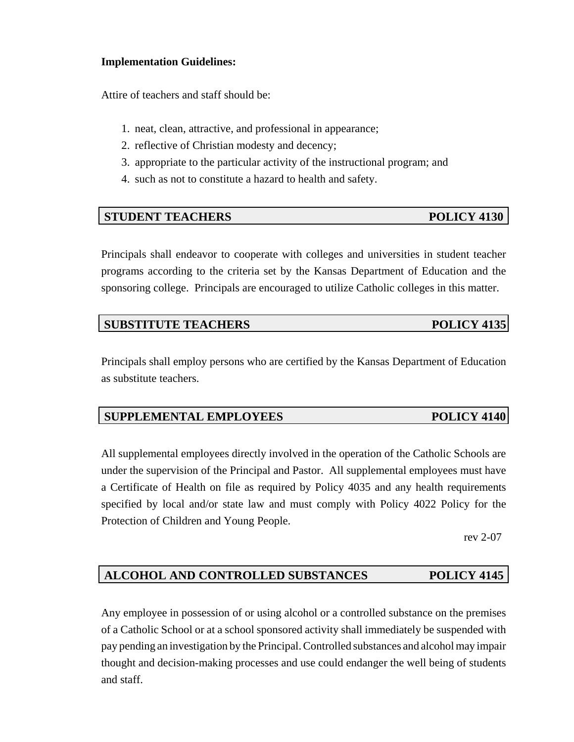**Implementation Guidelines:**

Attire of teachers and staff should be:

1. neat, clean, attractive, and professional in appearance;
2. reflective of Christian modesty and decency;
3. appropriate to the particular activity of the instructional program; and
4. such as not to constitute a hazard to health and safety.

## STUDENT TEACHERS — POLICY 4130

Principals shall endeavor to cooperate with colleges and universities in student teacher programs according to the criteria set by the Kansas Department of Education and the sponsoring college. Principals are encouraged to utilize Catholic colleges in this matter.

## SUBSTITUTE TEACHERS — POLICY 4135

Principals shall employ persons who are certified by the Kansas Department of Education as substitute teachers.

## SUPPLEMENTAL EMPLOYEES — POLICY 4140

All supplemental employees directly involved in the operation of the Catholic Schools are under the supervision of the Principal and Pastor. All supplemental employees must have a Certificate of Health on file as required by Policy 4035 and any health requirements specified by local and/or state law and must comply with Policy 4022 Policy for the Protection of Children and Young People.

rev 2-07

## ALCOHOL AND CONTROLLED SUBSTANCES — POLICY 4145

Any employee in possession of or using alcohol or a controlled substance on the premises of a Catholic School or at a school sponsored activity shall immediately be suspended with pay pending an investigation by the Principal. Controlled substances and alcohol may impair thought and decision-making processes and use could endanger the well being of students and staff.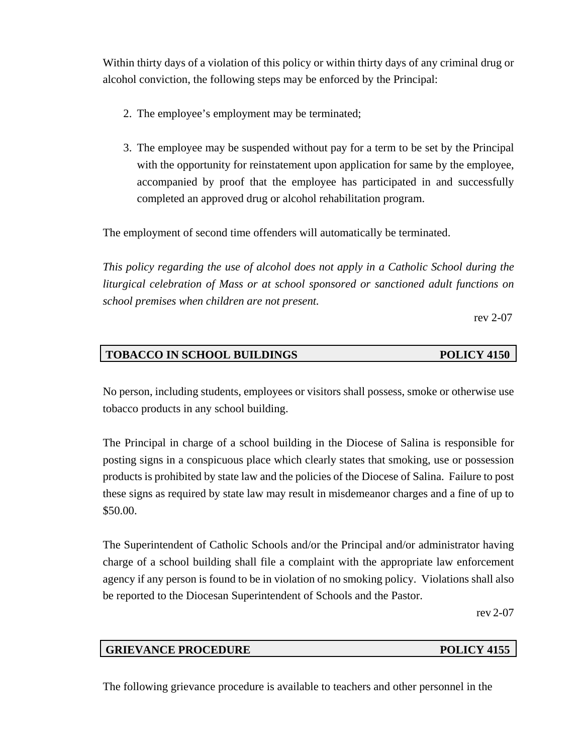Within thirty days of a violation of this policy or within thirty days of any criminal drug or alcohol conviction, the following steps may be enforced by the Principal:

2. The employee's employment may be terminated;

3. The employee may be suspended without pay for a term to be set by the Principal with the opportunity for reinstatement upon application for same by the employee, accompanied by proof that the employee has participated in and successfully completed an approved drug or alcohol rehabilitation program.

The employment of second time offenders will automatically be terminated.

*This policy regarding the use of alcohol does not apply in a Catholic School during the liturgical celebration of Mass or at school sponsored or sanctioned adult functions on school premises when children are not present.*

rev 2-07

## TOBACCO IN SCHOOL BUILDINGS — POLICY 4150

No person, including students, employees or visitors shall possess, smoke or otherwise use tobacco products in any school building.

The Principal in charge of a school building in the Diocese of Salina is responsible for posting signs in a conspicuous place which clearly states that smoking, use or possession products is prohibited by state law and the policies of the Diocese of Salina. Failure to post these signs as required by state law may result in misdemeanor charges and a fine of up to $50.00.

The Superintendent of Catholic Schools and/or the Principal and/or administrator having charge of a school building shall file a complaint with the appropriate law enforcement agency if any person is found to be in violation of no smoking policy. Violations shall also be reported to the Diocesan Superintendent of Schools and the Pastor.

rev 2-07

## GRIEVANCE PROCEDURE — POLICY 4155

The following grievance procedure is available to teachers and other personnel in the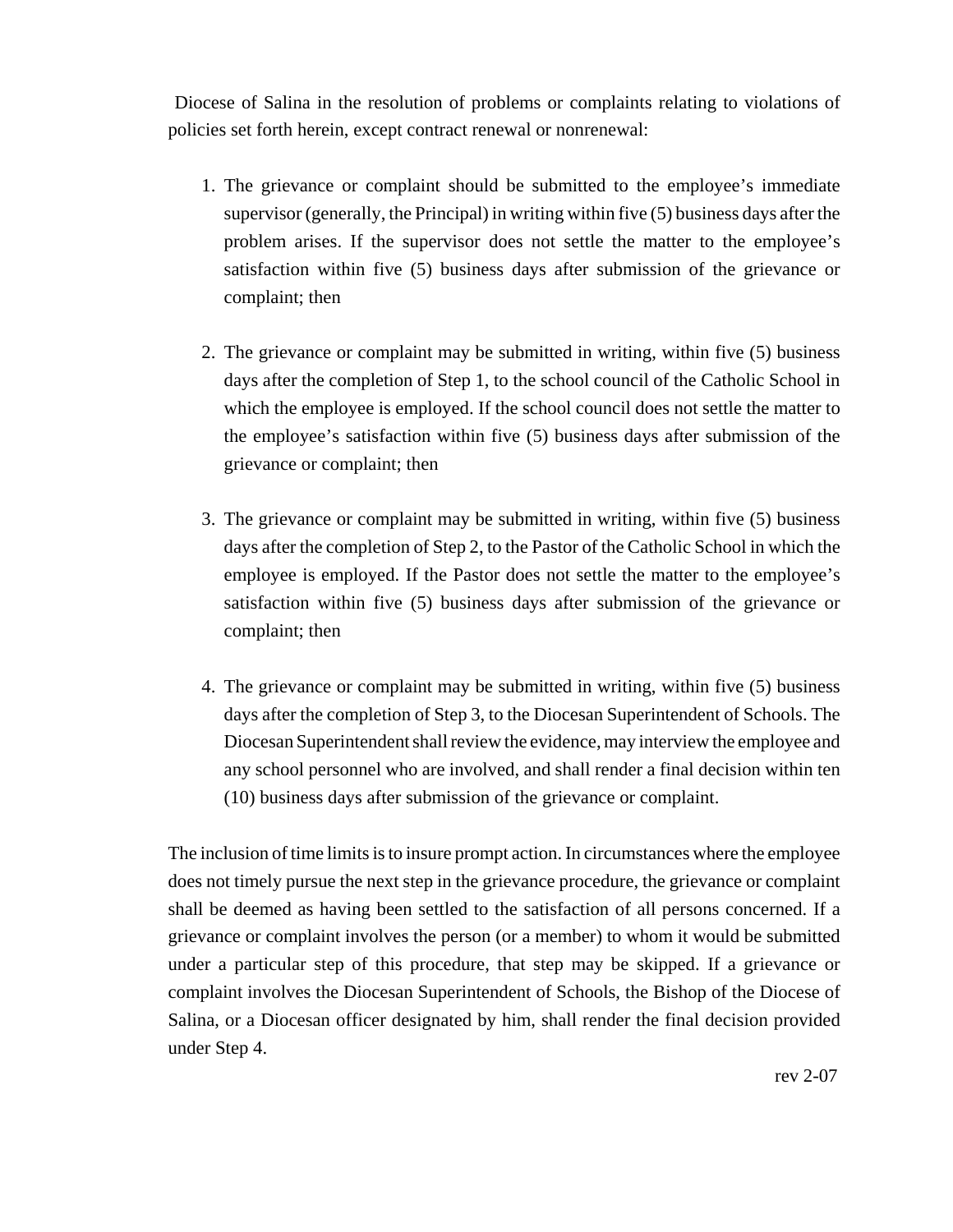Diocese of Salina in the resolution of problems or complaints relating to violations of policies set forth herein, except contract renewal or nonrenewal:

1. The grievance or complaint should be submitted to the employee's immediate supervisor (generally, the Principal) in writing within five (5) business days after the problem arises. If the supervisor does not settle the matter to the employee's satisfaction within five (5) business days after submission of the grievance or complaint; then

2. The grievance or complaint may be submitted in writing, within five (5) business days after the completion of Step 1, to the school council of the Catholic School in which the employee is employed. If the school council does not settle the matter to the employee's satisfaction within five (5) business days after submission of the grievance or complaint; then

3. The grievance or complaint may be submitted in writing, within five (5) business days after the completion of Step 2, to the Pastor of the Catholic School in which the employee is employed. If the Pastor does not settle the matter to the employee's satisfaction within five (5) business days after submission of the grievance or complaint; then

4. The grievance or complaint may be submitted in writing, within five (5) business days after the completion of Step 3, to the Diocesan Superintendent of Schools. The Diocesan Superintendent shall review the evidence, may interview the employee and any school personnel who are involved, and shall render a final decision within ten (10) business days after submission of the grievance or complaint.

The inclusion of time limits is to insure prompt action. In circumstances where the employee does not timely pursue the next step in the grievance procedure, the grievance or complaint shall be deemed as having been settled to the satisfaction of all persons concerned. If a grievance or complaint involves the person (or a member) to whom it would be submitted under a particular step of this procedure, that step may be skipped. If a grievance or complaint involves the Diocesan Superintendent of Schools, the Bishop of the Diocese of Salina, or a Diocesan officer designated by him, shall render the final decision provided under Step 4.

rev 2-07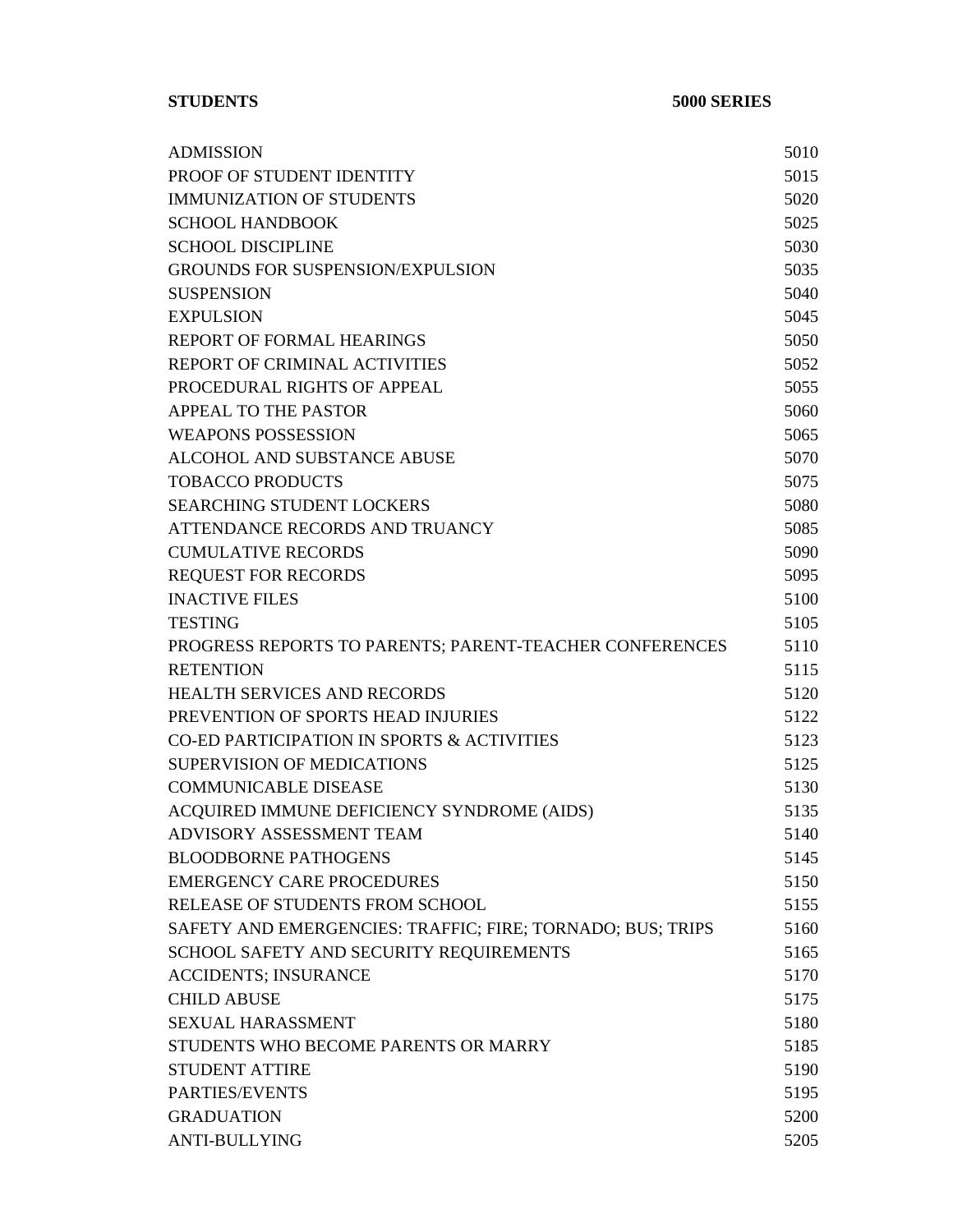**STUDENTS** **5000 SERIES**

| | |
|---|---|
| ADMISSION | 5010 |
| PROOF OF STUDENT IDENTITY | 5015 |
| IMMUNIZATION OF STUDENTS | 5020 |
| SCHOOL HANDBOOK | 5025 |
| SCHOOL DISCIPLINE | 5030 |
| GROUNDS FOR SUSPENSION/EXPULSION | 5035 |
| SUSPENSION | 5040 |
| EXPULSION | 5045 |
| REPORT OF FORMAL HEARINGS | 5050 |
| REPORT OF CRIMINAL ACTIVITIES | 5052 |
| PROCEDURAL RIGHTS OF APPEAL | 5055 |
| APPEAL TO THE PASTOR | 5060 |
| WEAPONS POSSESSION | 5065 |
| ALCOHOL AND SUBSTANCE ABUSE | 5070 |
| TOBACCO PRODUCTS | 5075 |
| SEARCHING STUDENT LOCKERS | 5080 |
| ATTENDANCE RECORDS AND TRUANCY | 5085 |
| CUMULATIVE RECORDS | 5090 |
| REQUEST FOR RECORDS | 5095 |
| INACTIVE FILES | 5100 |
| TESTING | 5105 |
| PROGRESS REPORTS TO PARENTS; PARENT-TEACHER CONFERENCES | 5110 |
| RETENTION | 5115 |
| HEALTH SERVICES AND RECORDS | 5120 |
| PREVENTION OF SPORTS HEAD INJURIES | 5122 |
| CO-ED PARTICIPATION IN SPORTS & ACTIVITIES | 5123 |
| SUPERVISION OF MEDICATIONS | 5125 |
| COMMUNICABLE DISEASE | 5130 |
| ACQUIRED IMMUNE DEFICIENCY SYNDROME (AIDS) | 5135 |
| ADVISORY ASSESSMENT TEAM | 5140 |
| BLOODBORNE PATHOGENS | 5145 |
| EMERGENCY CARE PROCEDURES | 5150 |
| RELEASE OF STUDENTS FROM SCHOOL | 5155 |
| SAFETY AND EMERGENCIES: TRAFFIC; FIRE; TORNADO; BUS; TRIPS | 5160 |
| SCHOOL SAFETY AND SECURITY REQUIREMENTS | 5165 |
| ACCIDENTS; INSURANCE | 5170 |
| CHILD ABUSE | 5175 |
| SEXUAL HARASSMENT | 5180 |
| STUDENTS WHO BECOME PARENTS OR MARRY | 5185 |
| STUDENT ATTIRE | 5190 |
| PARTIES/EVENTS | 5195 |
| GRADUATION | 5200 |
| ANTI-BULLYING | 5205 |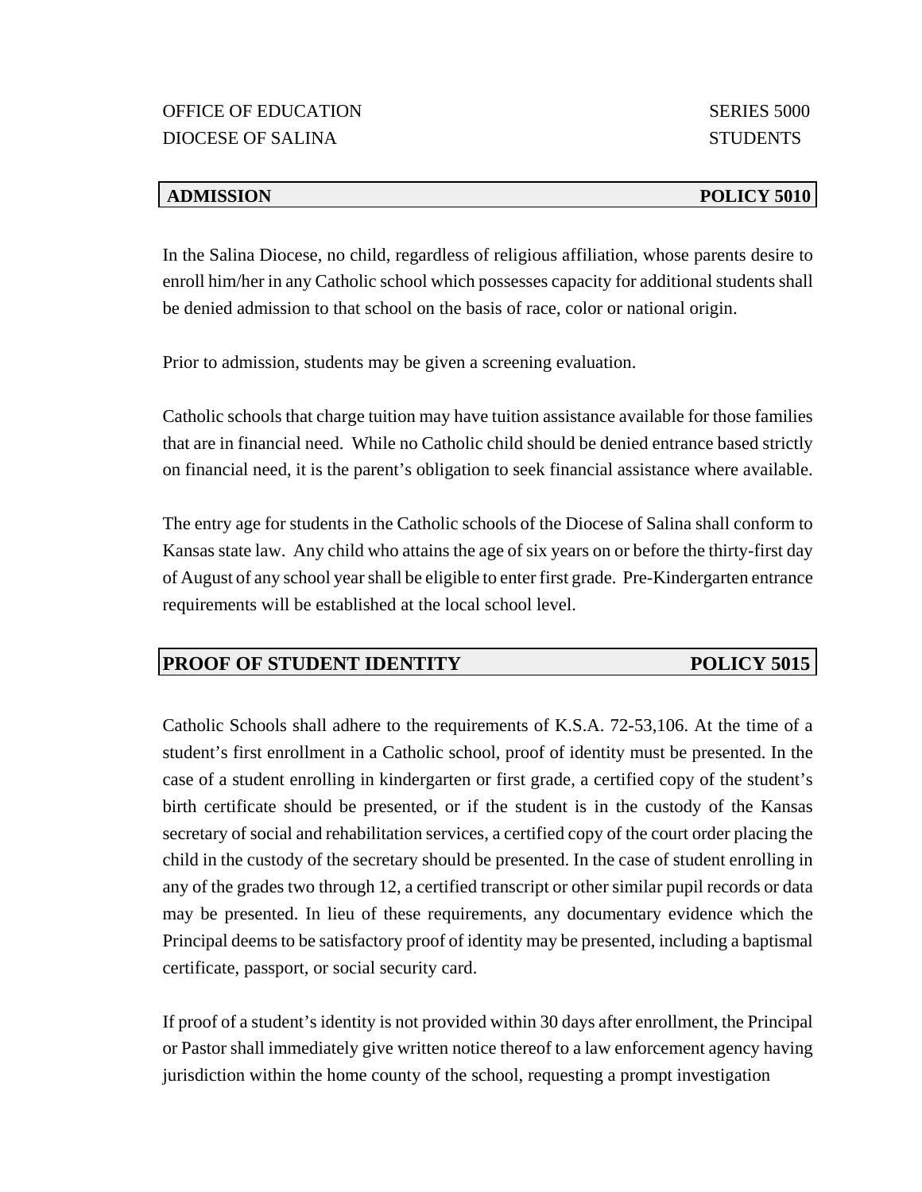OFFICE OF EDUCATION — SERIES 5000

DIOCESE OF SALINA — STUDENTS

## ADMISSION — POLICY 5010

In the Salina Diocese, no child, regardless of religious affiliation, whose parents desire to enroll him/her in any Catholic school which possesses capacity for additional students shall be denied admission to that school on the basis of race, color or national origin.

Prior to admission, students may be given a screening evaluation.

Catholic schools that charge tuition may have tuition assistance available for those families that are in financial need. While no Catholic child should be denied entrance based strictly on financial need, it is the parent's obligation to seek financial assistance where available.

The entry age for students in the Catholic schools of the Diocese of Salina shall conform to Kansas state law. Any child who attains the age of six years on or before the thirty-first day of August of any school year shall be eligible to enter first grade. Pre-Kindergarten entrance requirements will be established at the local school level.

## PROOF OF STUDENT IDENTITY — POLICY 5015

Catholic Schools shall adhere to the requirements of K.S.A. 72-53,106. At the time of a student's first enrollment in a Catholic school, proof of identity must be presented. In the case of a student enrolling in kindergarten or first grade, a certified copy of the student's birth certificate should be presented, or if the student is in the custody of the Kansas secretary of social and rehabilitation services, a certified copy of the court order placing the child in the custody of the secretary should be presented. In the case of student enrolling in any of the grades two through 12, a certified transcript or other similar pupil records or data may be presented. In lieu of these requirements, any documentary evidence which the Principal deems to be satisfactory proof of identity may be presented, including a baptismal certificate, passport, or social security card.

If proof of a student's identity is not provided within 30 days after enrollment, the Principal or Pastor shall immediately give written notice thereof to a law enforcement agency having jurisdiction within the home county of the school, requesting a prompt investigation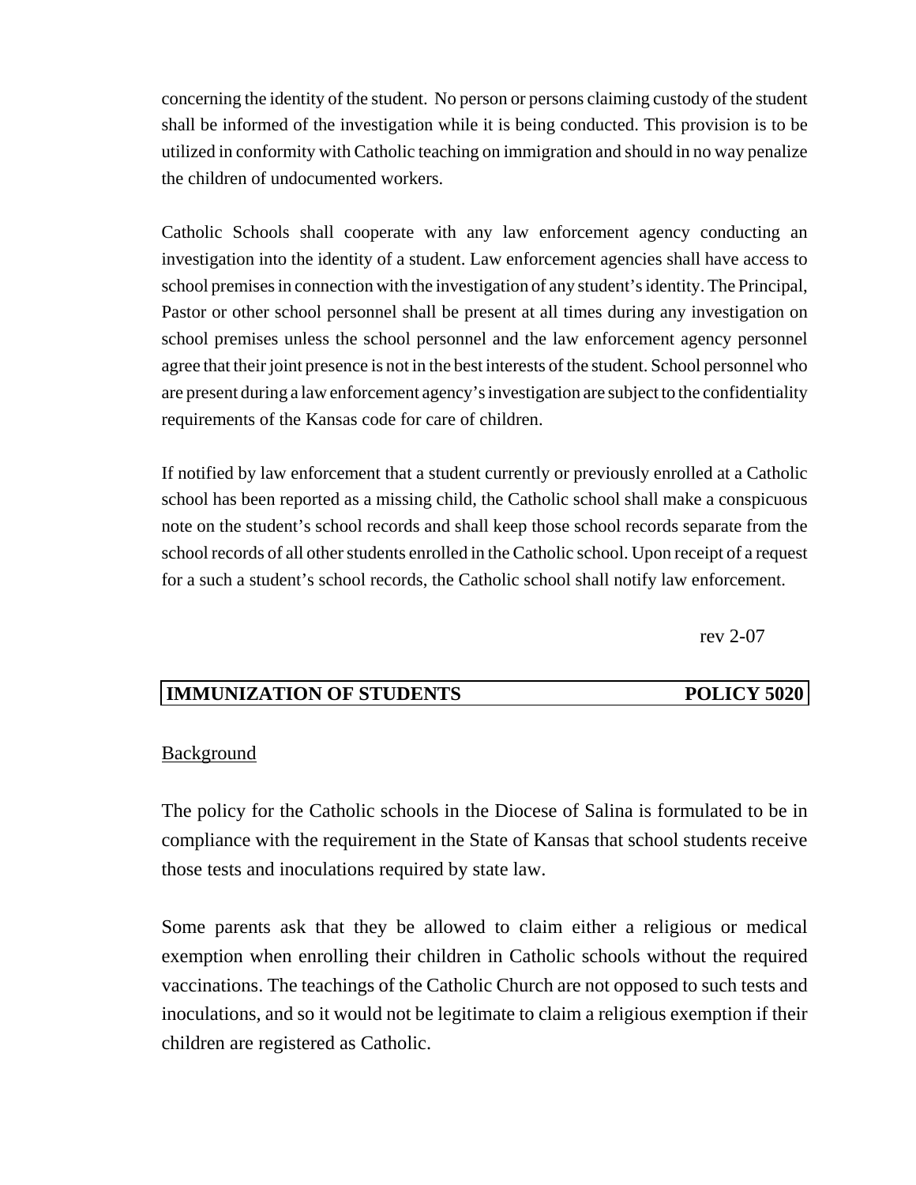concerning the identity of the student. No person or persons claiming custody of the student shall be informed of the investigation while it is being conducted. This provision is to be utilized in conformity with Catholic teaching on immigration and should in no way penalize the children of undocumented workers.

Catholic Schools shall cooperate with any law enforcement agency conducting an investigation into the identity of a student. Law enforcement agencies shall have access to school premises in connection with the investigation of any student's identity. The Principal, Pastor or other school personnel shall be present at all times during any investigation on school premises unless the school personnel and the law enforcement agency personnel agree that their joint presence is not in the best interests of the student. School personnel who are present during a law enforcement agency's investigation are subject to the confidentiality requirements of the Kansas code for care of children.

If notified by law enforcement that a student currently or previously enrolled at a Catholic school has been reported as a missing child, the Catholic school shall make a conspicuous note on the student's school records and shall keep those school records separate from the school records of all other students enrolled in the Catholic school. Upon receipt of a request for a such a student's school records, the Catholic school shall notify law enforcement.

rev 2-07

## IMMUNIZATION OF STUDENTS — POLICY 5020

Background

The policy for the Catholic schools in the Diocese of Salina is formulated to be in compliance with the requirement in the State of Kansas that school students receive those tests and inoculations required by state law.

Some parents ask that they be allowed to claim either a religious or medical exemption when enrolling their children in Catholic schools without the required vaccinations. The teachings of the Catholic Church are not opposed to such tests and inoculations, and so it would not be legitimate to claim a religious exemption if their children are registered as Catholic.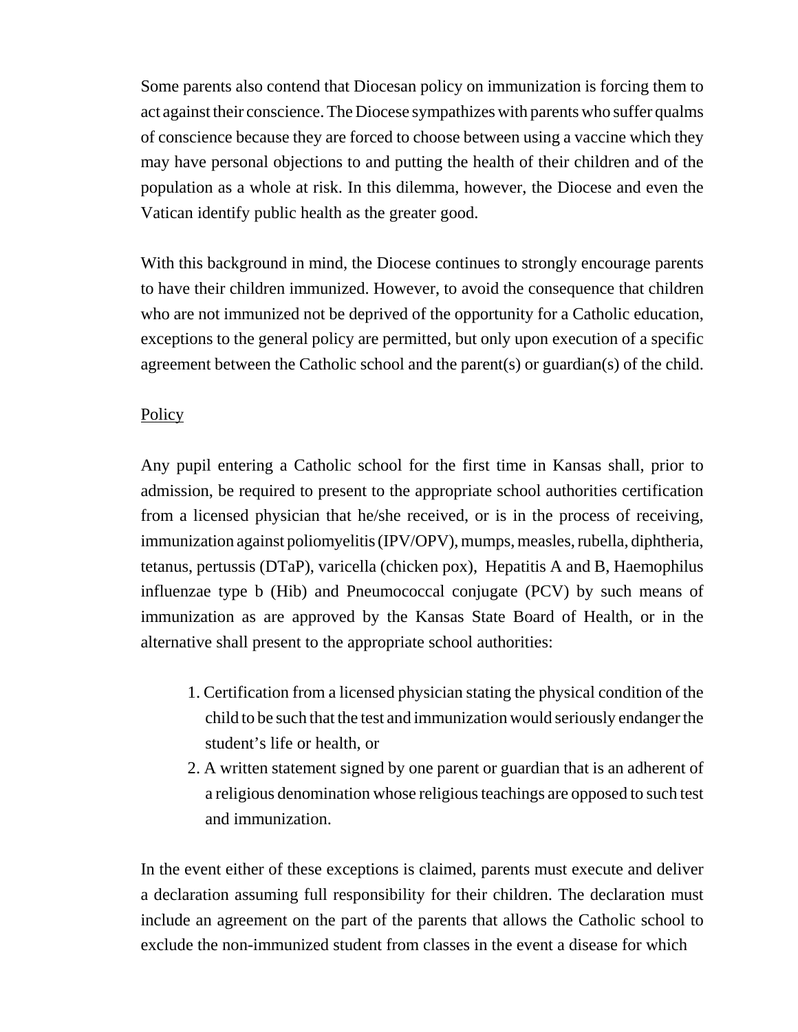Some parents also contend that Diocesan policy on immunization is forcing them to act against their conscience. The Diocese sympathizes with parents who suffer qualms of conscience because they are forced to choose between using a vaccine which they may have personal objections to and putting the health of their children and of the population as a whole at risk. In this dilemma, however, the Diocese and even the Vatican identify public health as the greater good.

With this background in mind, the Diocese continues to strongly encourage parents to have their children immunized. However, to avoid the consequence that children who are not immunized not be deprived of the opportunity for a Catholic education, exceptions to the general policy are permitted, but only upon execution of a specific agreement between the Catholic school and the parent(s) or guardian(s) of the child.

<u>Policy</u>

Any pupil entering a Catholic school for the first time in Kansas shall, prior to admission, be required to present to the appropriate school authorities certification from a licensed physician that he/she received, or is in the process of receiving, immunization against poliomyelitis (IPV/OPV), mumps, measles, rubella, diphtheria, tetanus, pertussis (DTaP), varicella (chicken pox), Hepatitis A and B, Haemophilus influenzae type b (Hib) and Pneumococcal conjugate (PCV) by such means of immunization as are approved by the Kansas State Board of Health, or in the alternative shall present to the appropriate school authorities:

1. Certification from a licensed physician stating the physical condition of the child to be such that the test and immunization would seriously endanger the student's life or health, or
2. A written statement signed by one parent or guardian that is an adherent of a religious denomination whose religious teachings are opposed to such test and immunization.

In the event either of these exceptions is claimed, parents must execute and deliver a declaration assuming full responsibility for their children. The declaration must include an agreement on the part of the parents that allows the Catholic school to exclude the non-immunized student from classes in the event a disease for which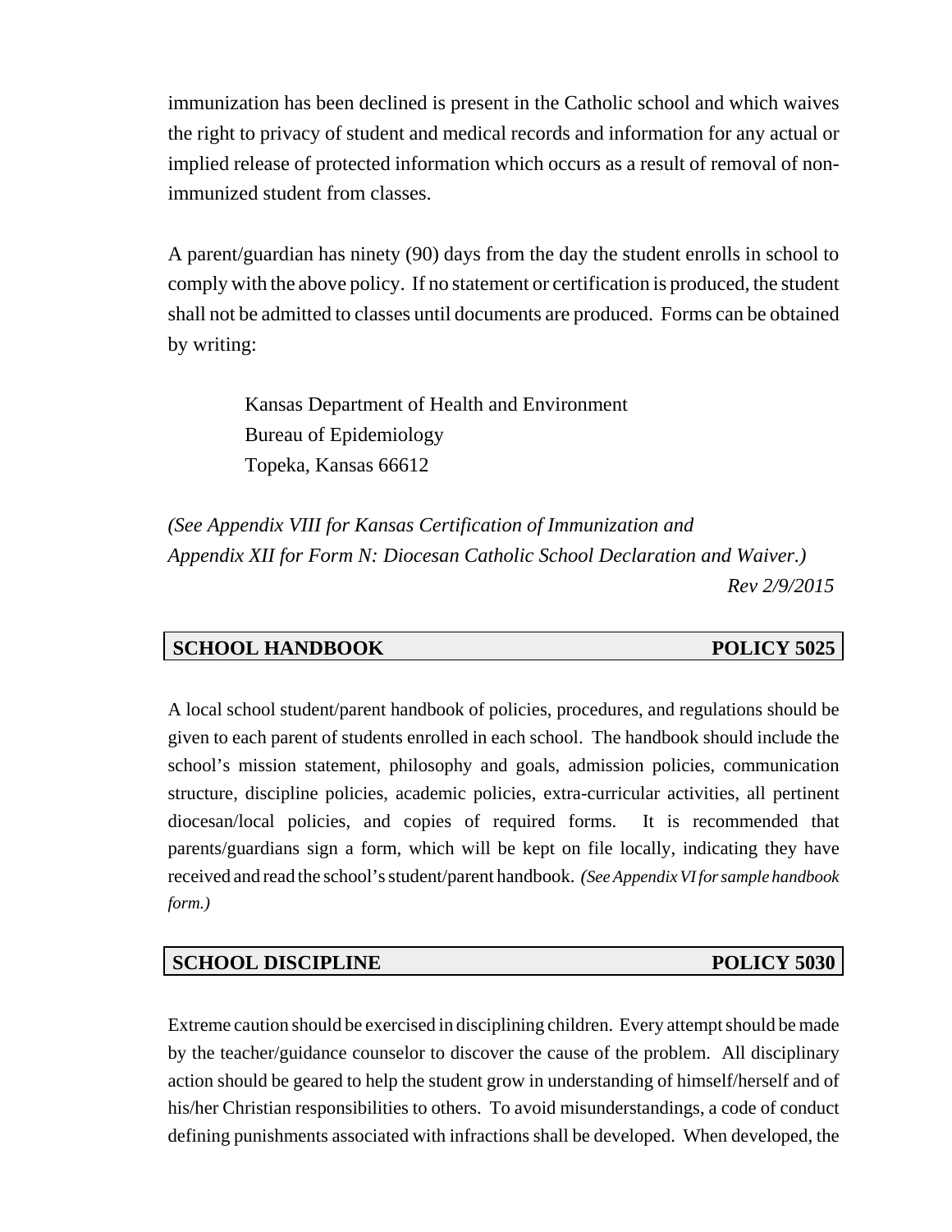immunization has been declined is present in the Catholic school and which waives the right to privacy of student and medical records and information for any actual or implied release of protected information which occurs as a result of removal of non-immunized student from classes.

A parent/guardian has ninety (90) days from the day the student enrolls in school to comply with the above policy. If no statement or certification is produced, the student shall not be admitted to classes until documents are produced. Forms can be obtained by writing:

> Kansas Department of Health and Environment
> Bureau of Epidemiology
> Topeka, Kansas 66612

*(See Appendix VIII for Kansas Certification of Immunization and Appendix XII for Form N: Diocesan Catholic School Declaration and Waiver.)*

*Rev 2/9/2015*

## SCHOOL HANDBOOK — POLICY 5025

A local school student/parent handbook of policies, procedures, and regulations should be given to each parent of students enrolled in each school. The handbook should include the school's mission statement, philosophy and goals, admission policies, communication structure, discipline policies, academic policies, extra-curricular activities, all pertinent diocesan/local policies, and copies of required forms. It is recommended that parents/guardians sign a form, which will be kept on file locally, indicating they have received and read the school's student/parent handbook. *(See Appendix VI for sample handbook form.)*

## SCHOOL DISCIPLINE — POLICY 5030

Extreme caution should be exercised in disciplining children. Every attempt should be made by the teacher/guidance counselor to discover the cause of the problem. All disciplinary action should be geared to help the student grow in understanding of himself/herself and of his/her Christian responsibilities to others. To avoid misunderstandings, a code of conduct defining punishments associated with infractions shall be developed. When developed, the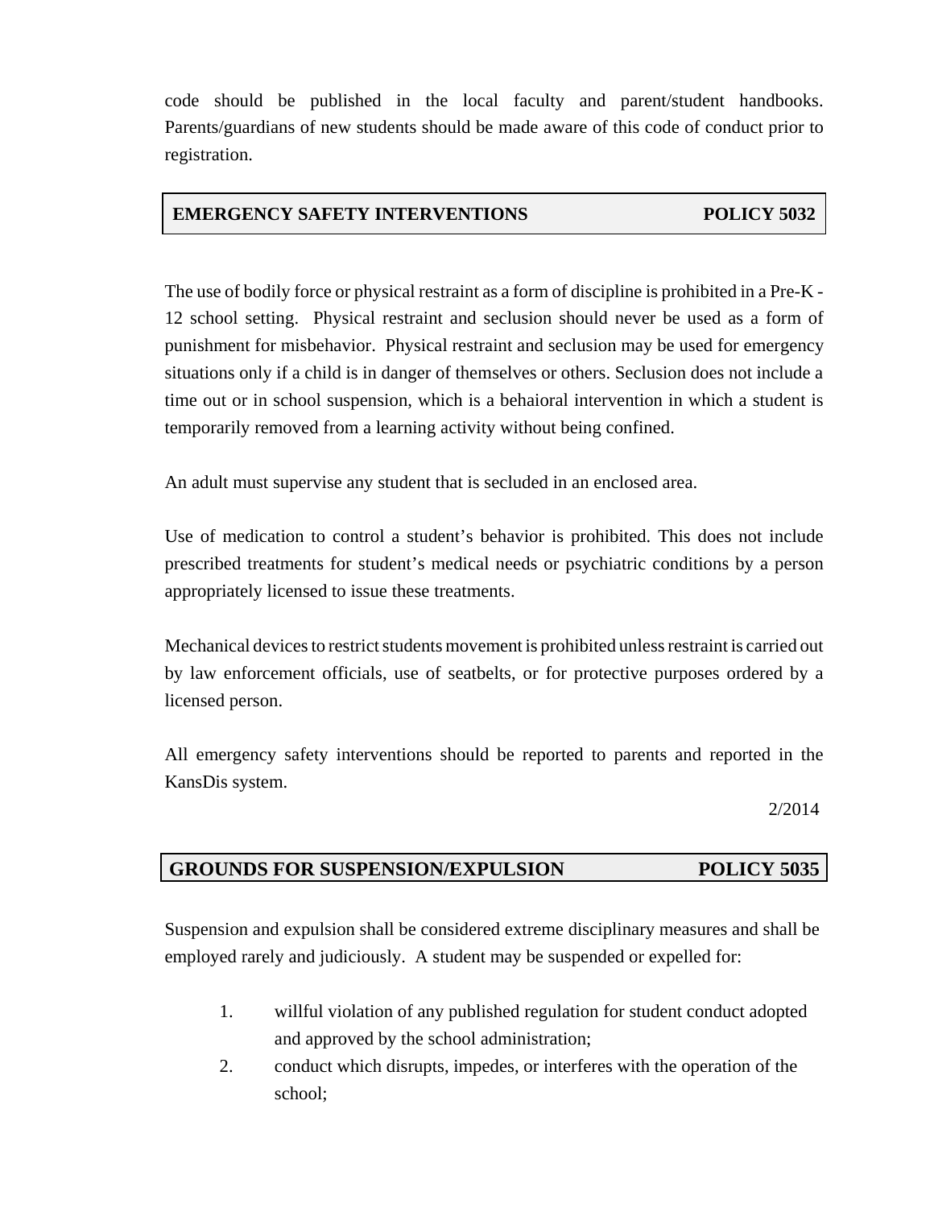code should be published in the local faculty and parent/student handbooks. Parents/guardians of new students should be made aware of this code of conduct prior to registration.

## EMERGENCY SAFETY INTERVENTIONS — POLICY 5032

The use of bodily force or physical restraint as a form of discipline is prohibited in a Pre-K - 12 school setting. Physical restraint and seclusion should never be used as a form of punishment for misbehavior. Physical restraint and seclusion may be used for emergency situations only if a child is in danger of themselves or others. Seclusion does not include a time out or in school suspension, which is a behaioral intervention in which a student is temporarily removed from a learning activity without being confined.

An adult must supervise any student that is secluded in an enclosed area.

Use of medication to control a student's behavior is prohibited. This does not include prescribed treatments for student's medical needs or psychiatric conditions by a person appropriately licensed to issue these treatments.

Mechanical devices to restrict students movement is prohibited unless restraint is carried out by law enforcement officials, use of seatbelts, or for protective purposes ordered by a licensed person.

All emergency safety interventions should be reported to parents and reported in the KansDis system.

2/2014

## GROUNDS FOR SUSPENSION/EXPULSION — POLICY 5035

Suspension and expulsion shall be considered extreme disciplinary measures and shall be employed rarely and judiciously. A student may be suspended or expelled for:

1. willful violation of any published regulation for student conduct adopted and approved by the school administration;
2. conduct which disrupts, impedes, or interferes with the operation of the school;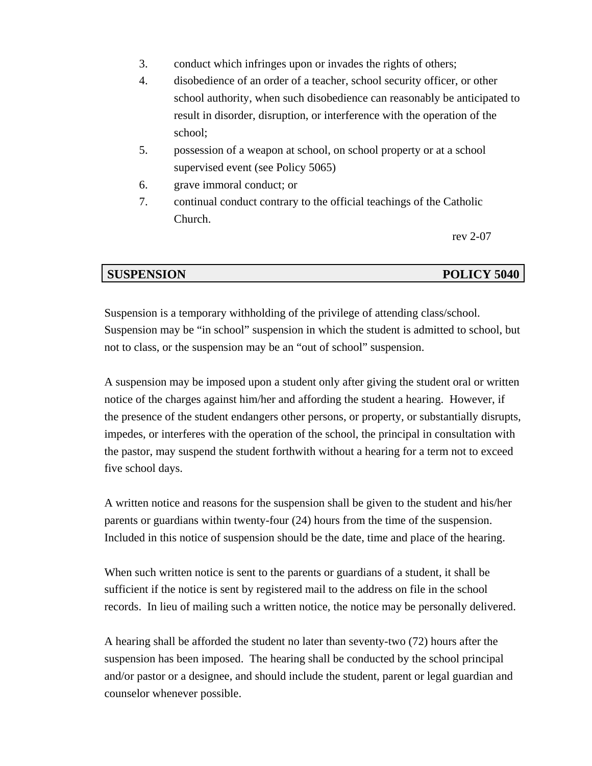3. conduct which infringes upon or invades the rights of others;
4. disobedience of an order of a teacher, school security officer, or other school authority, when such disobedience can reasonably be anticipated to result in disorder, disruption, or interference with the operation of the school;
5. possession of a weapon at school, on school property or at a school supervised event (see Policy 5065)
6. grave immoral conduct; or
7. continual conduct contrary to the official teachings of the Catholic Church.

rev 2-07

## SUSPENSION — POLICY 5040

Suspension is a temporary withholding of the privilege of attending class/school. Suspension may be "in school" suspension in which the student is admitted to school, but not to class, or the suspension may be an "out of school" suspension.

A suspension may be imposed upon a student only after giving the student oral or written notice of the charges against him/her and affording the student a hearing. However, if the presence of the student endangers other persons, or property, or substantially disrupts, impedes, or interferes with the operation of the school, the principal in consultation with the pastor, may suspend the student forthwith without a hearing for a term not to exceed five school days.

A written notice and reasons for the suspension shall be given to the student and his/her parents or guardians within twenty-four (24) hours from the time of the suspension. Included in this notice of suspension should be the date, time and place of the hearing.

When such written notice is sent to the parents or guardians of a student, it shall be sufficient if the notice is sent by registered mail to the address on file in the school records. In lieu of mailing such a written notice, the notice may be personally delivered.

A hearing shall be afforded the student no later than seventy-two (72) hours after the suspension has been imposed. The hearing shall be conducted by the school principal and/or pastor or a designee, and should include the student, parent or legal guardian and counselor whenever possible.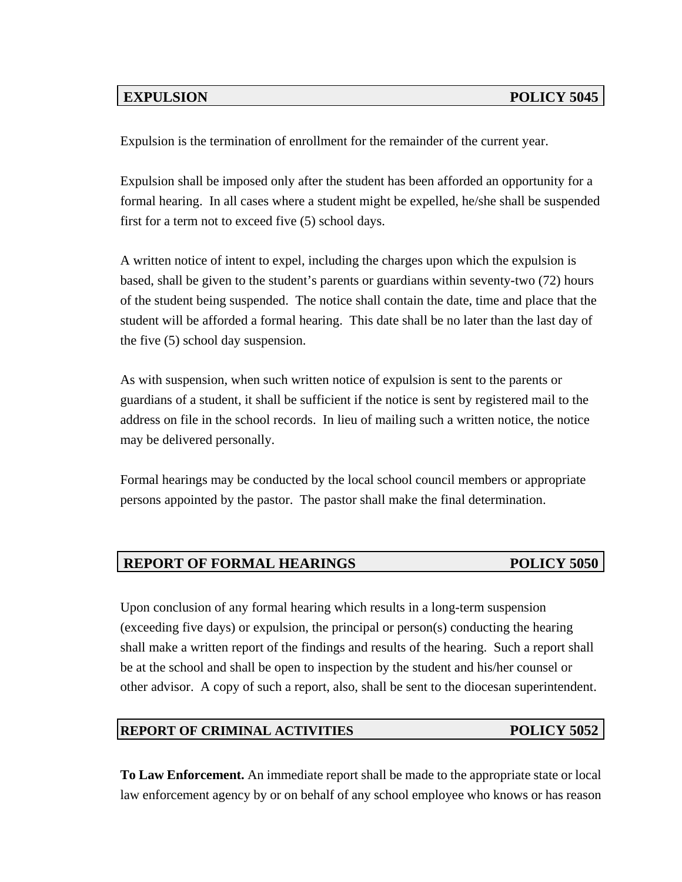## EXPULSION — POLICY 5045

Expulsion is the termination of enrollment for the remainder of the current year.

Expulsion shall be imposed only after the student has been afforded an opportunity for a formal hearing. In all cases where a student might be expelled, he/she shall be suspended first for a term not to exceed five (5) school days.

A written notice of intent to expel, including the charges upon which the expulsion is based, shall be given to the student's parents or guardians within seventy-two (72) hours of the student being suspended. The notice shall contain the date, time and place that the student will be afforded a formal hearing. This date shall be no later than the last day of the five (5) school day suspension.

As with suspension, when such written notice of expulsion is sent to the parents or guardians of a student, it shall be sufficient if the notice is sent by registered mail to the address on file in the school records. In lieu of mailing such a written notice, the notice may be delivered personally.

Formal hearings may be conducted by the local school council members or appropriate persons appointed by the pastor. The pastor shall make the final determination.

## REPORT OF FORMAL HEARINGS — POLICY 5050

Upon conclusion of any formal hearing which results in a long-term suspension (exceeding five days) or expulsion, the principal or person(s) conducting the hearing shall make a written report of the findings and results of the hearing. Such a report shall be at the school and shall be open to inspection by the student and his/her counsel or other advisor. A copy of such a report, also, shall be sent to the diocesan superintendent.

## REPORT OF CRIMINAL ACTIVITIES — POLICY 5052

**To Law Enforcement.** An immediate report shall be made to the appropriate state or local law enforcement agency by or on behalf of any school employee who knows or has reason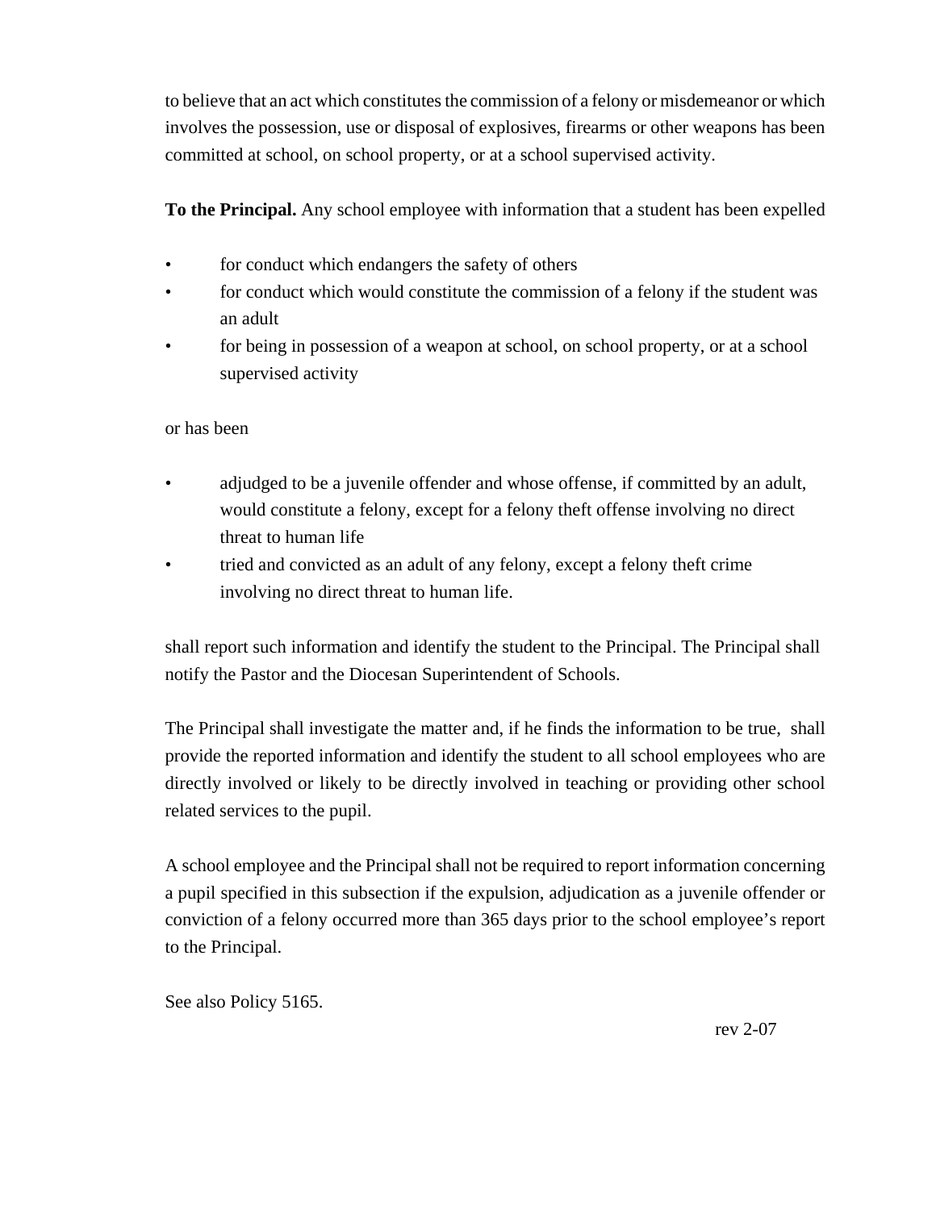to believe that an act which constitutes the commission of a felony or misdemeanor or which involves the possession, use or disposal of explosives, firearms or other weapons has been committed at school, on school property, or at a school supervised activity.

**To the Principal.** Any school employee with information that a student has been expelled

- for conduct which endangers the safety of others
- for conduct which would constitute the commission of a felony if the student was an adult
- for being in possession of a weapon at school, on school property, or at a school supervised activity

or has been

- adjudged to be a juvenile offender and whose offense, if committed by an adult, would constitute a felony, except for a felony theft offense involving no direct threat to human life
- tried and convicted as an adult of any felony, except a felony theft crime involving no direct threat to human life.

shall report such information and identify the student to the Principal. The Principal shall notify the Pastor and the Diocesan Superintendent of Schools.

The Principal shall investigate the matter and, if he finds the information to be true, shall provide the reported information and identify the student to all school employees who are directly involved or likely to be directly involved in teaching or providing other school related services to the pupil.

A school employee and the Principal shall not be required to report information concerning a pupil specified in this subsection if the expulsion, adjudication as a juvenile offender or conviction of a felony occurred more than 365 days prior to the school employee's report to the Principal.

See also Policy 5165.

rev 2-07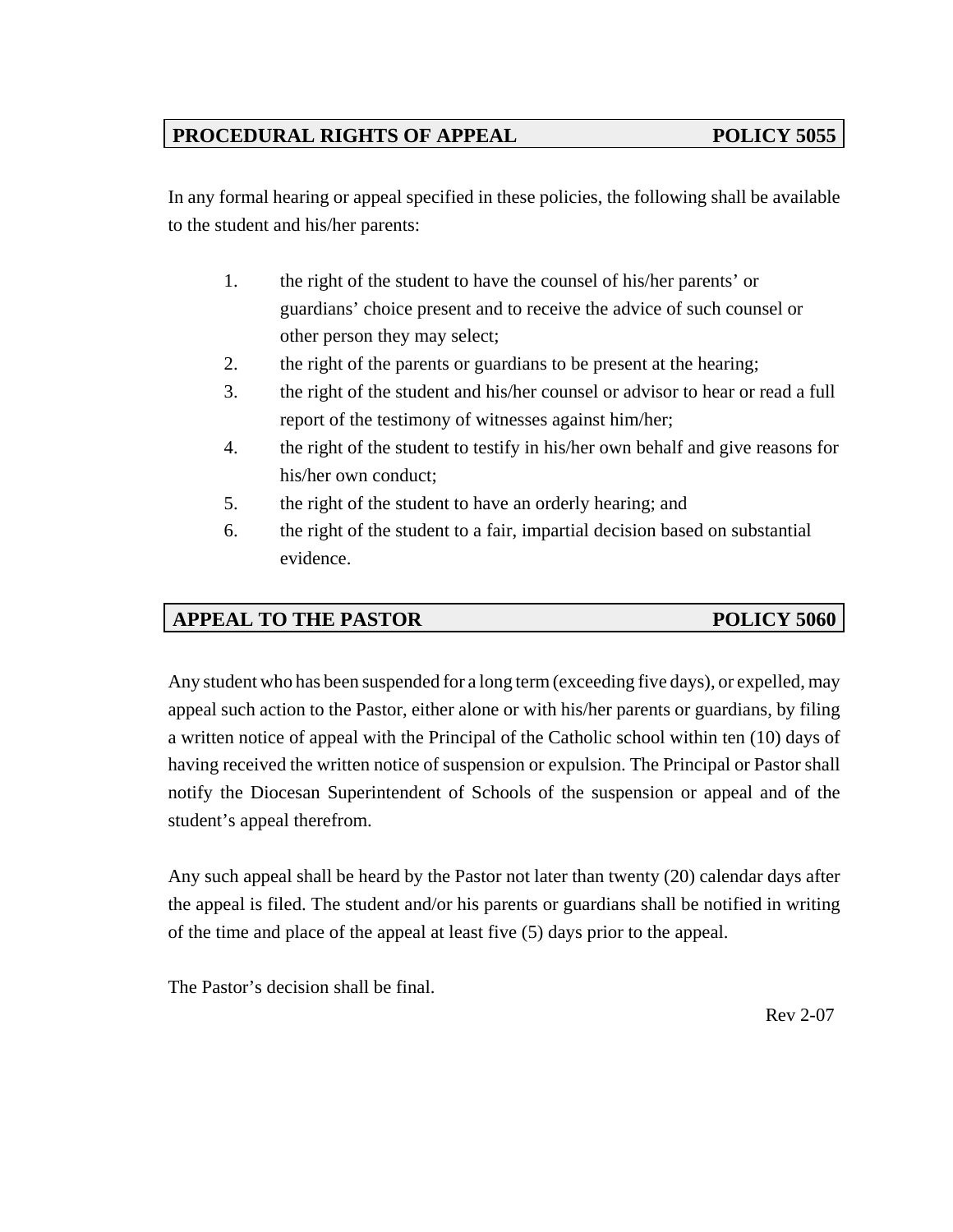## PROCEDURAL RIGHTS OF APPEAL — POLICY 5055

In any formal hearing or appeal specified in these policies, the following shall be available to the student and his/her parents:

1. the right of the student to have the counsel of his/her parents' or guardians' choice present and to receive the advice of such counsel or other person they may select;
2. the right of the parents or guardians to be present at the hearing;
3. the right of the student and his/her counsel or advisor to hear or read a full report of the testimony of witnesses against him/her;
4. the right of the student to testify in his/her own behalf and give reasons for his/her own conduct;
5. the right of the student to have an orderly hearing; and
6. the right of the student to a fair, impartial decision based on substantial evidence.

## APPEAL TO THE PASTOR — POLICY 5060

Any student who has been suspended for a long term (exceeding five days), or expelled, may appeal such action to the Pastor, either alone or with his/her parents or guardians, by filing a written notice of appeal with the Principal of the Catholic school within ten (10) days of having received the written notice of suspension or expulsion. The Principal or Pastor shall notify the Diocesan Superintendent of Schools of the suspension or appeal and of the student's appeal therefrom.

Any such appeal shall be heard by the Pastor not later than twenty (20) calendar days after the appeal is filed. The student and/or his parents or guardians shall be notified in writing of the time and place of the appeal at least five (5) days prior to the appeal.

The Pastor's decision shall be final.

Rev 2-07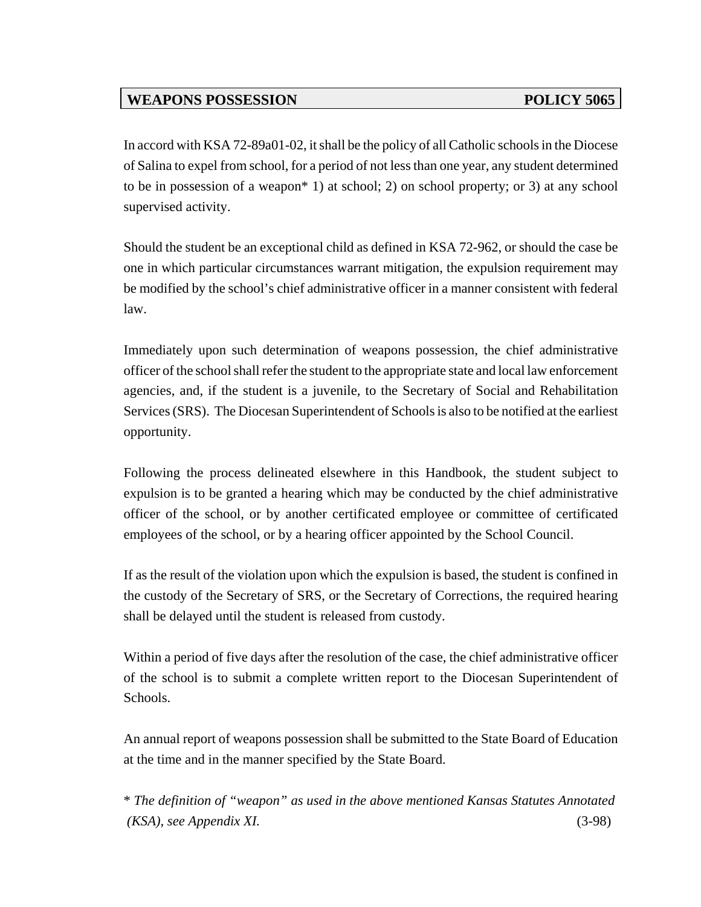## WEAPONS POSSESSION POLICY 5065

In accord with KSA 72-89a01-02, it shall be the policy of all Catholic schools in the Diocese of Salina to expel from school, for a period of not less than one year, any student determined to be in possession of a weapon* 1) at school; 2) on school property; or 3) at any school supervised activity.

Should the student be an exceptional child as defined in KSA 72-962, or should the case be one in which particular circumstances warrant mitigation, the expulsion requirement may be modified by the school's chief administrative officer in a manner consistent with federal law.

Immediately upon such determination of weapons possession, the chief administrative officer of the school shall refer the student to the appropriate state and local law enforcement agencies, and, if the student is a juvenile, to the Secretary of Social and Rehabilitation Services (SRS). The Diocesan Superintendent of Schools is also to be notified at the earliest opportunity.

Following the process delineated elsewhere in this Handbook, the student subject to expulsion is to be granted a hearing which may be conducted by the chief administrative officer of the school, or by another certificated employee or committee of certificated employees of the school, or by a hearing officer appointed by the School Council.

If as the result of the violation upon which the expulsion is based, the student is confined in the custody of the Secretary of SRS, or the Secretary of Corrections, the required hearing shall be delayed until the student is released from custody.

Within a period of five days after the resolution of the case, the chief administrative officer of the school is to submit a complete written report to the Diocesan Superintendent of Schools.

An annual report of weapons possession shall be submitted to the State Board of Education at the time and in the manner specified by the State Board.

* *The definition of "weapon" as used in the above mentioned Kansas Statutes Annotated (KSA), see Appendix XI.* (3-98)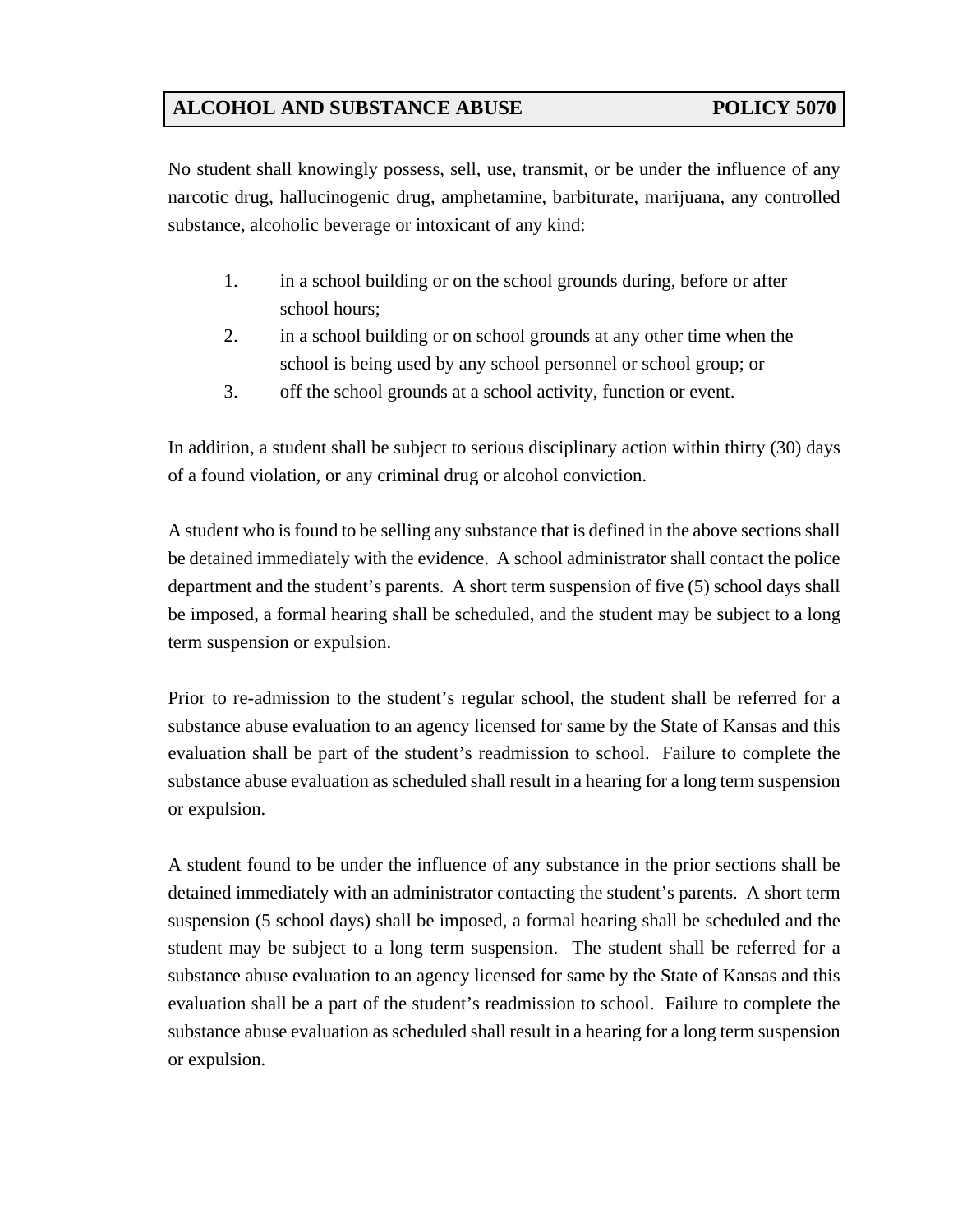## ALCOHOL AND SUBSTANCE ABUSE — POLICY 5070

No student shall knowingly possess, sell, use, transmit, or be under the influence of any narcotic drug, hallucinogenic drug, amphetamine, barbiturate, marijuana, any controlled substance, alcoholic beverage or intoxicant of any kind:

1. in a school building or on the school grounds during, before or after school hours;
2. in a school building or on school grounds at any other time when the school is being used by any school personnel or school group; or
3. off the school grounds at a school activity, function or event.

In addition, a student shall be subject to serious disciplinary action within thirty (30) days of a found violation, or any criminal drug or alcohol conviction.

A student who is found to be selling any substance that is defined in the above sections shall be detained immediately with the evidence. A school administrator shall contact the police department and the student's parents. A short term suspension of five (5) school days shall be imposed, a formal hearing shall be scheduled, and the student may be subject to a long term suspension or expulsion.

Prior to re-admission to the student's regular school, the student shall be referred for a substance abuse evaluation to an agency licensed for same by the State of Kansas and this evaluation shall be part of the student's readmission to school. Failure to complete the substance abuse evaluation as scheduled shall result in a hearing for a long term suspension or expulsion.

A student found to be under the influence of any substance in the prior sections shall be detained immediately with an administrator contacting the student's parents. A short term suspension (5 school days) shall be imposed, a formal hearing shall be scheduled and the student may be subject to a long term suspension. The student shall be referred for a substance abuse evaluation to an agency licensed for same by the State of Kansas and this evaluation shall be a part of the student's readmission to school. Failure to complete the substance abuse evaluation as scheduled shall result in a hearing for a long term suspension or expulsion.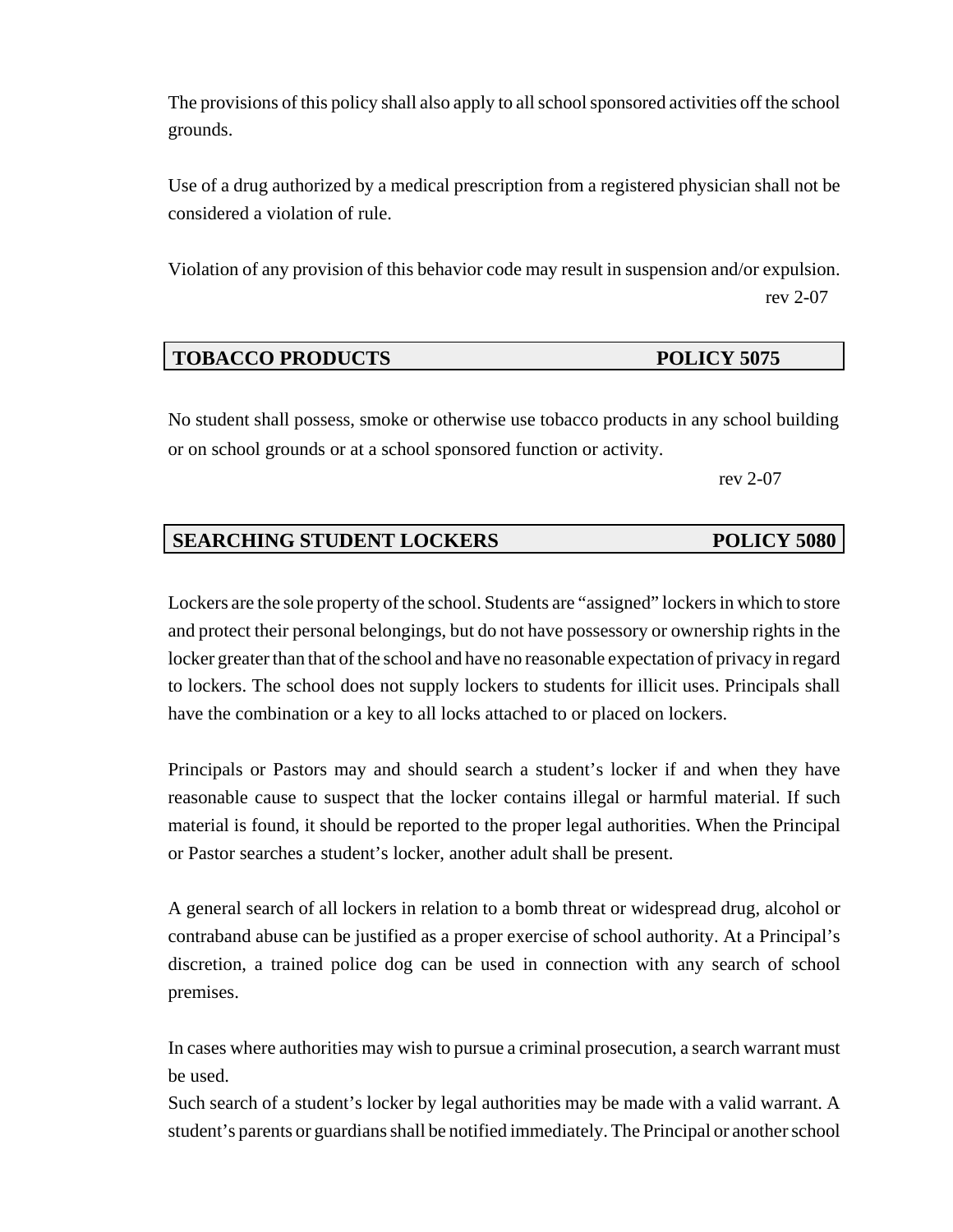The provisions of this policy shall also apply to all school sponsored activities off the school grounds.

Use of a drug authorized by a medical prescription from a registered physician shall not be considered a violation of rule.

Violation of any provision of this behavior code may result in suspension and/or expulsion.

rev 2-07

## TOBACCO PRODUCTS POLICY 5075

No student shall possess, smoke or otherwise use tobacco products in any school building or on school grounds or at a school sponsored function or activity.

rev 2-07

## SEARCHING STUDENT LOCKERS POLICY 5080

Lockers are the sole property of the school. Students are "assigned" lockers in which to store and protect their personal belongings, but do not have possessory or ownership rights in the locker greater than that of the school and have no reasonable expectation of privacy in regard to lockers. The school does not supply lockers to students for illicit uses. Principals shall have the combination or a key to all locks attached to or placed on lockers.

Principals or Pastors may and should search a student's locker if and when they have reasonable cause to suspect that the locker contains illegal or harmful material. If such material is found, it should be reported to the proper legal authorities. When the Principal or Pastor searches a student's locker, another adult shall be present.

A general search of all lockers in relation to a bomb threat or widespread drug, alcohol or contraband abuse can be justified as a proper exercise of school authority. At a Principal's discretion, a trained police dog can be used in connection with any search of school premises.

In cases where authorities may wish to pursue a criminal prosecution, a search warrant must be used.
Such search of a student's locker by legal authorities may be made with a valid warrant. A student's parents or guardians shall be notified immediately. The Principal or another school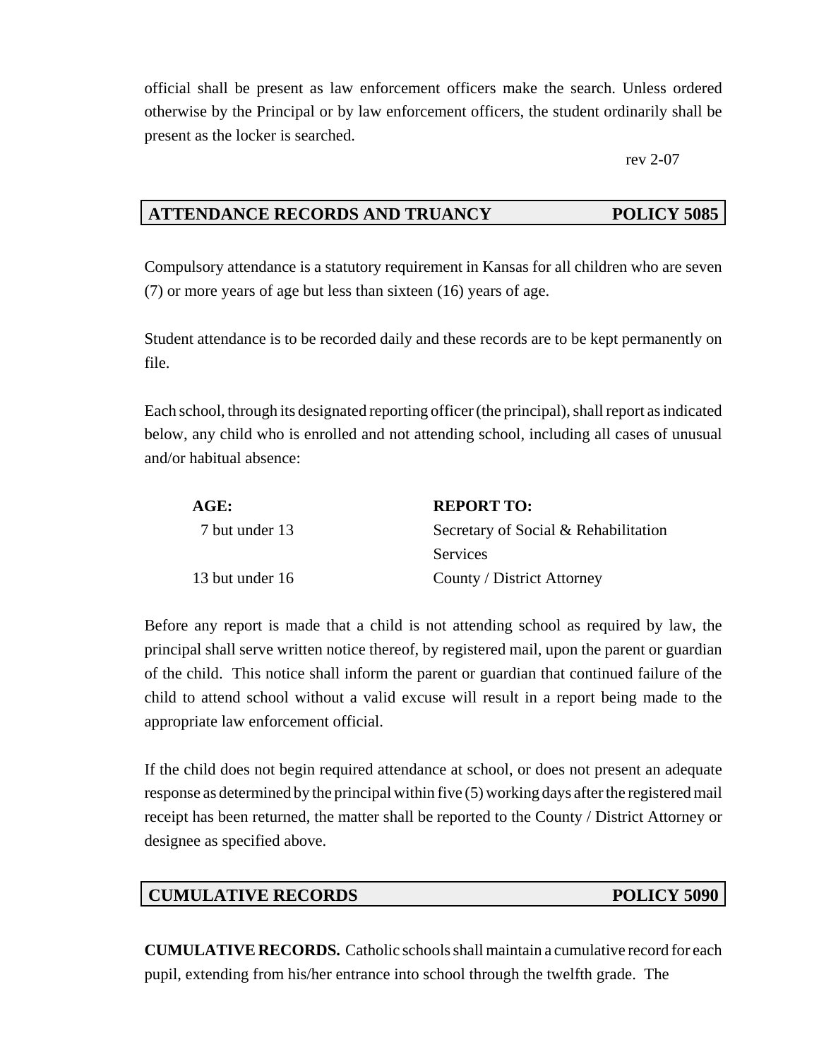official shall be present as law enforcement officers make the search. Unless ordered otherwise by the Principal or by law enforcement officers, the student ordinarily shall be present as the locker is searched.

rev 2-07

## ATTENDANCE RECORDS AND TRUANCY — POLICY 5085

Compulsory attendance is a statutory requirement in Kansas for all children who are seven (7) or more years of age but less than sixteen (16) years of age.

Student attendance is to be recorded daily and these records are to be kept permanently on file.

Each school, through its designated reporting officer (the principal), shall report as indicated below, any child who is enrolled and not attending school, including all cases of unusual and/or habitual absence:

| AGE: | REPORT TO: |
|---|---|
| 7 but under 13 | Secretary of Social & Rehabilitation Services |
| 13 but under 16 | County / District Attorney |

Before any report is made that a child is not attending school as required by law, the principal shall serve written notice thereof, by registered mail, upon the parent or guardian of the child. This notice shall inform the parent or guardian that continued failure of the child to attend school without a valid excuse will result in a report being made to the appropriate law enforcement official.

If the child does not begin required attendance at school, or does not present an adequate response as determined by the principal within five (5) working days after the registered mail receipt has been returned, the matter shall be reported to the County / District Attorney or designee as specified above.

## CUMULATIVE RECORDS — POLICY 5090

**CUMULATIVE RECORDS.** Catholic schools shall maintain a cumulative record for each pupil, extending from his/her entrance into school through the twelfth grade. The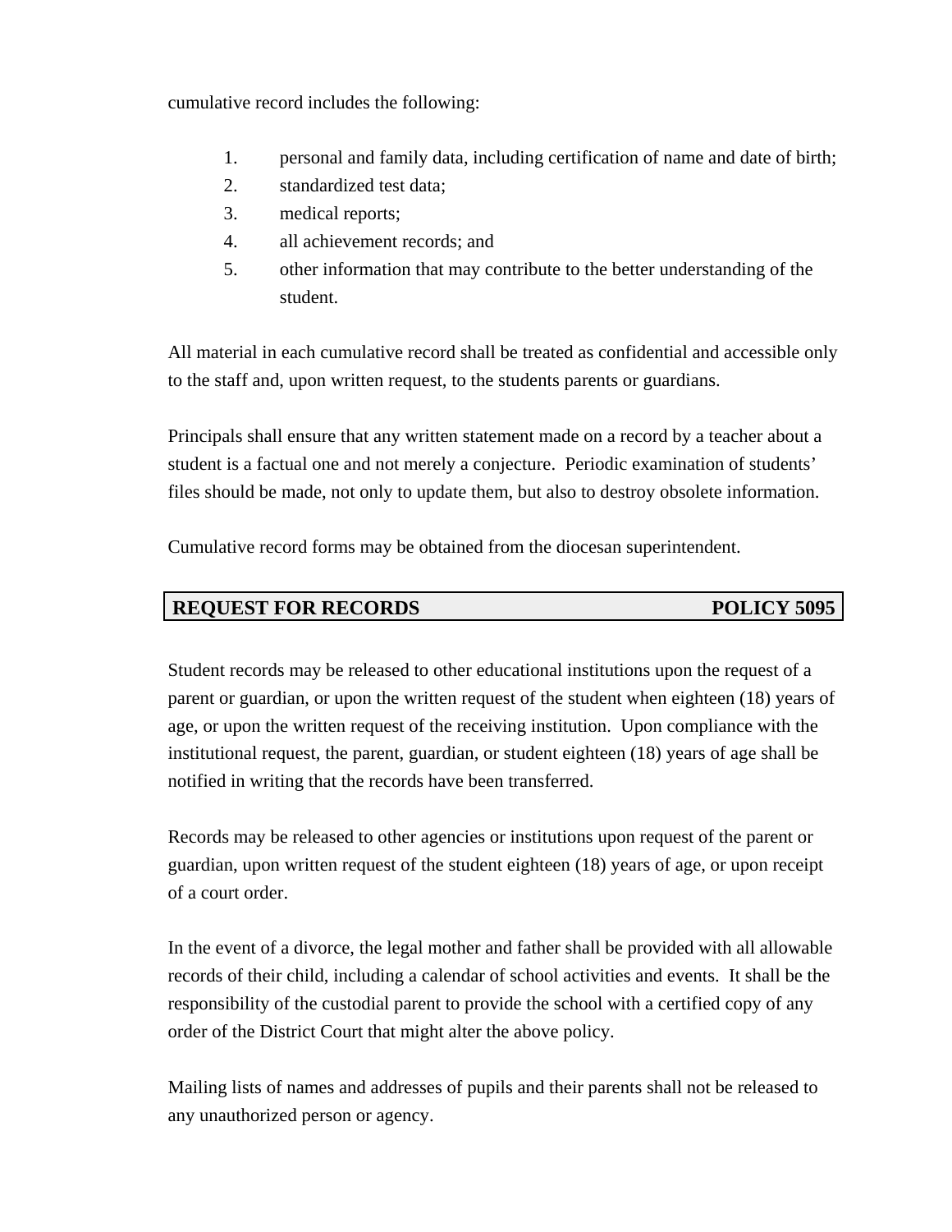cumulative record includes the following:

1. personal and family data, including certification of name and date of birth;
2. standardized test data;
3. medical reports;
4. all achievement records; and
5. other information that may contribute to the better understanding of the student.

All material in each cumulative record shall be treated as confidential and accessible only to the staff and, upon written request, to the students parents or guardians.

Principals shall ensure that any written statement made on a record by a teacher about a student is a factual one and not merely a conjecture. Periodic examination of students' files should be made, not only to update them, but also to destroy obsolete information.

Cumulative record forms may be obtained from the diocesan superintendent.

## REQUEST FOR RECORDS — POLICY 5095

Student records may be released to other educational institutions upon the request of a parent or guardian, or upon the written request of the student when eighteen (18) years of age, or upon the written request of the receiving institution. Upon compliance with the institutional request, the parent, guardian, or student eighteen (18) years of age shall be notified in writing that the records have been transferred.

Records may be released to other agencies or institutions upon request of the parent or guardian, upon written request of the student eighteen (18) years of age, or upon receipt of a court order.

In the event of a divorce, the legal mother and father shall be provided with all allowable records of their child, including a calendar of school activities and events. It shall be the responsibility of the custodial parent to provide the school with a certified copy of any order of the District Court that might alter the above policy.

Mailing lists of names and addresses of pupils and their parents shall not be released to any unauthorized person or agency.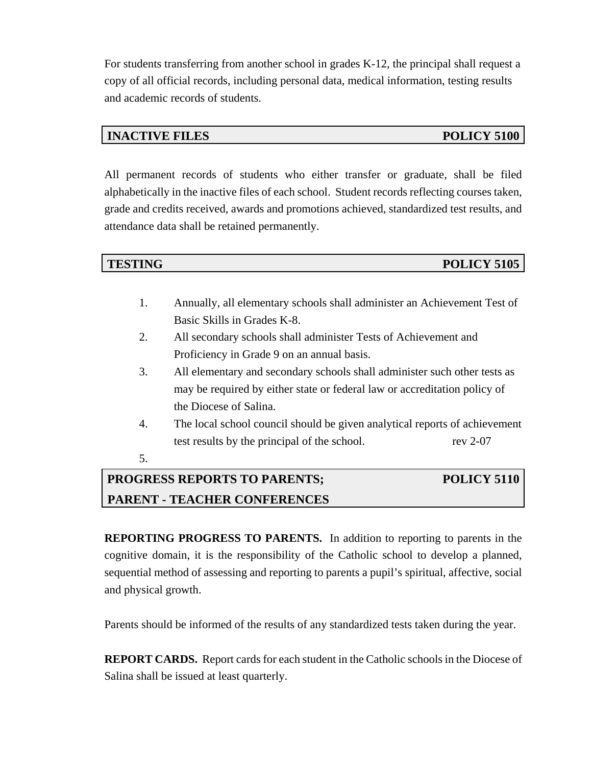For students transferring from another school in grades K-12, the principal shall request a copy of all official records, including personal data, medical information, testing results and academic records of students.

## INACTIVE FILES — POLICY 5100

All permanent records of students who either transfer or graduate, shall be filed alphabetically in the inactive files of each school. Student records reflecting courses taken, grade and credits received, awards and promotions achieved, standardized test results, and attendance data shall be retained permanently.

## TESTING — POLICY 5105

1. Annually, all elementary schools shall administer an Achievement Test of Basic Skills in Grades K-8.
2. All secondary schools shall administer Tests of Achievement and Proficiency in Grade 9 on an annual basis.
3. All elementary and secondary schools shall administer such other tests as may be required by either state or federal law or accreditation policy of the Diocese of Salina.
4. The local school council should be given analytical reports of achievement test results by the principal of the school. rev 2-07
5. 

## PROGRESS REPORTS TO PARENTS; PARENT - TEACHER CONFERENCES — POLICY 5110

**REPORTING PROGRESS TO PARENTS.** In addition to reporting to parents in the cognitive domain, it is the responsibility of the Catholic school to develop a planned, sequential method of assessing and reporting to parents a pupil's spiritual, affective, social and physical growth.

Parents should be informed of the results of any standardized tests taken during the year.

**REPORT CARDS.** Report cards for each student in the Catholic schools in the Diocese of Salina shall be issued at least quarterly.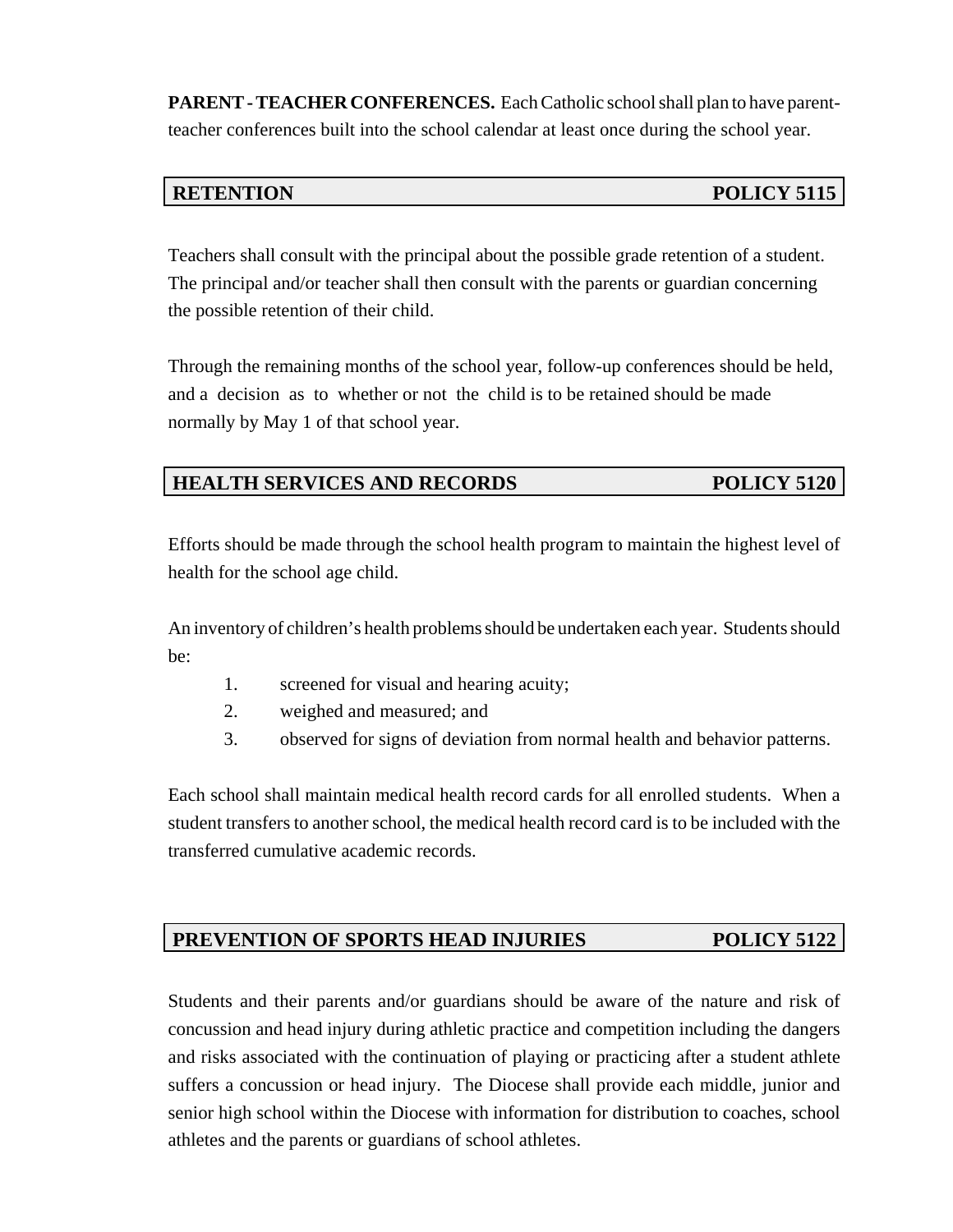**PARENT - TEACHER CONFERENCES.** Each Catholic school shall plan to have parent-teacher conferences built into the school calendar at least once during the school year.

## RETENTION — POLICY 5115

Teachers shall consult with the principal about the possible grade retention of a student. The principal and/or teacher shall then consult with the parents or guardian concerning the possible retention of their child.

Through the remaining months of the school year, follow-up conferences should be held, and a decision as to whether or not the child is to be retained should be made normally by May 1 of that school year.

## HEALTH SERVICES AND RECORDS — POLICY 5120

Efforts should be made through the school health program to maintain the highest level of health for the school age child.

An inventory of children's health problems should be undertaken each year. Students should be:

1. screened for visual and hearing acuity;
2. weighed and measured; and
3. observed for signs of deviation from normal health and behavior patterns.

Each school shall maintain medical health record cards for all enrolled students. When a student transfers to another school, the medical health record card is to be included with the transferred cumulative academic records.

## PREVENTION OF SPORTS HEAD INJURIES — POLICY 5122

Students and their parents and/or guardians should be aware of the nature and risk of concussion and head injury during athletic practice and competition including the dangers and risks associated with the continuation of playing or practicing after a student athlete suffers a concussion or head injury. The Diocese shall provide each middle, junior and senior high school within the Diocese with information for distribution to coaches, school athletes and the parents or guardians of school athletes.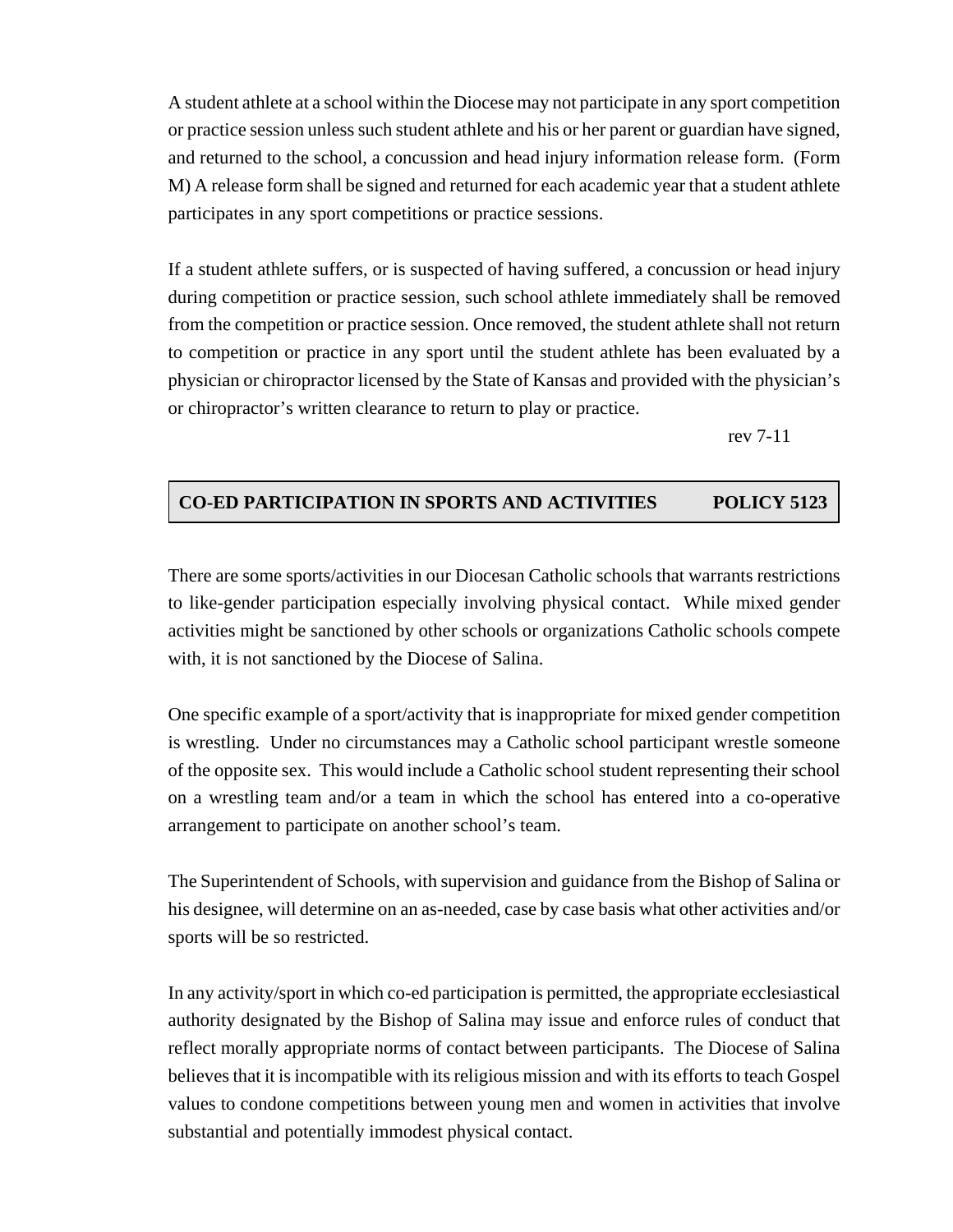A student athlete at a school within the Diocese may not participate in any sport competition or practice session unless such student athlete and his or her parent or guardian have signed, and returned to the school, a concussion and head injury information release form. (Form M) A release form shall be signed and returned for each academic year that a student athlete participates in any sport competitions or practice sessions.

If a student athlete suffers, or is suspected of having suffered, a concussion or head injury during competition or practice session, such school athlete immediately shall be removed from the competition or practice session. Once removed, the student athlete shall not return to competition or practice in any sport until the student athlete has been evaluated by a physician or chiropractor licensed by the State of Kansas and provided with the physician's or chiropractor's written clearance to return to play or practice.

rev 7-11

## CO-ED PARTICIPATION IN SPORTS AND ACTIVITIES POLICY 5123

There are some sports/activities in our Diocesan Catholic schools that warrants restrictions to like-gender participation especially involving physical contact. While mixed gender activities might be sanctioned by other schools or organizations Catholic schools compete with, it is not sanctioned by the Diocese of Salina.

One specific example of a sport/activity that is inappropriate for mixed gender competition is wrestling. Under no circumstances may a Catholic school participant wrestle someone of the opposite sex. This would include a Catholic school student representing their school on a wrestling team and/or a team in which the school has entered into a co-operative arrangement to participate on another school's team.

The Superintendent of Schools, with supervision and guidance from the Bishop of Salina or his designee, will determine on an as-needed, case by case basis what other activities and/or sports will be so restricted.

In any activity/sport in which co-ed participation is permitted, the appropriate ecclesiastical authority designated by the Bishop of Salina may issue and enforce rules of conduct that reflect morally appropriate norms of contact between participants. The Diocese of Salina believes that it is incompatible with its religious mission and with its efforts to teach Gospel values to condone competitions between young men and women in activities that involve substantial and potentially immodest physical contact.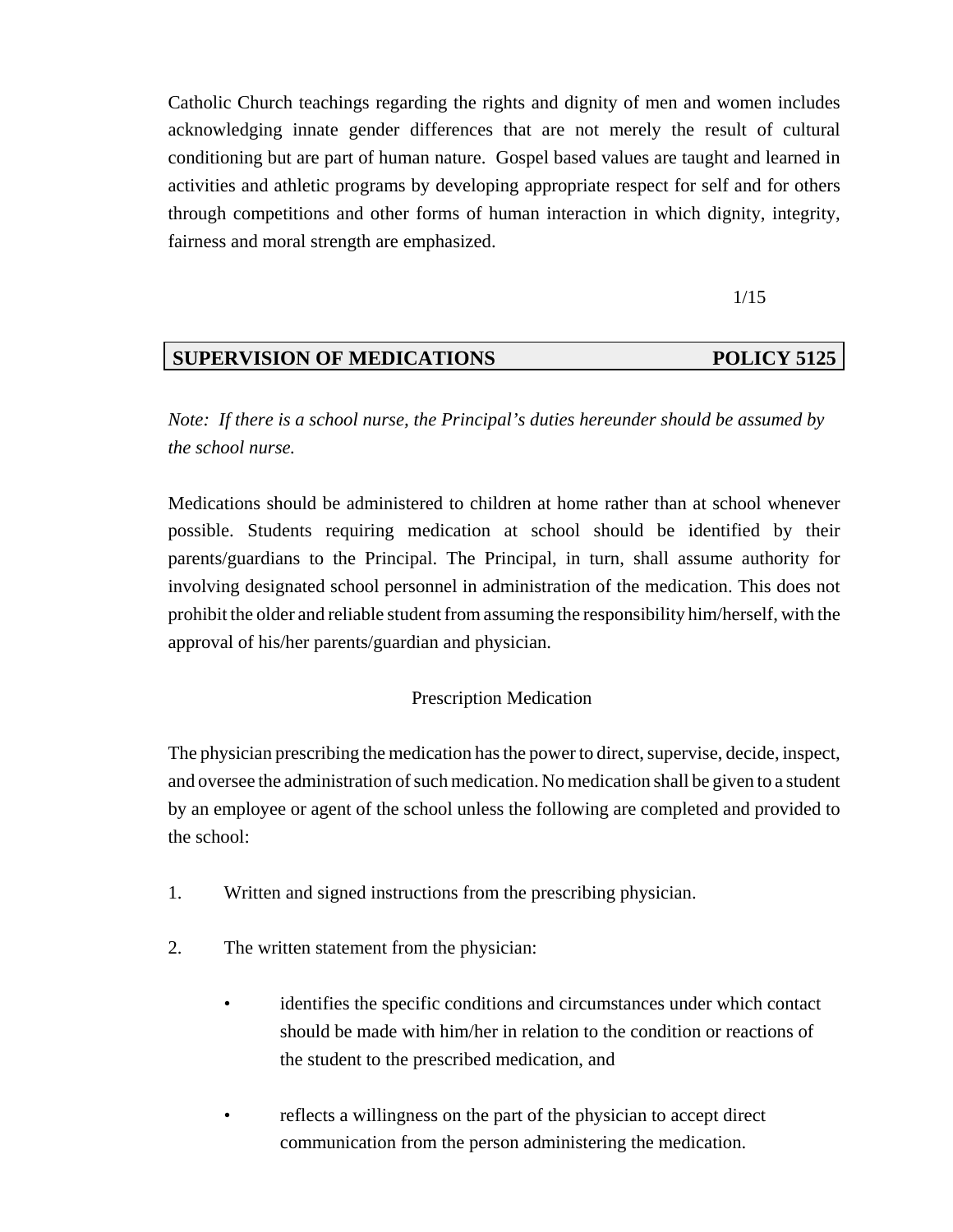Catholic Church teachings regarding the rights and dignity of men and women includes acknowledging innate gender differences that are not merely the result of cultural conditioning but are part of human nature. Gospel based values are taught and learned in activities and athletic programs by developing appropriate respect for self and for others through competitions and other forms of human interaction in which dignity, integrity, fairness and moral strength are emphasized.

1/15

## SUPERVISION OF MEDICATIONS — POLICY 5125

*Note: If there is a school nurse, the Principal's duties hereunder should be assumed by the school nurse.*

Medications should be administered to children at home rather than at school whenever possible. Students requiring medication at school should be identified by their parents/guardians to the Principal. The Principal, in turn, shall assume authority for involving designated school personnel in administration of the medication. This does not prohibit the older and reliable student from assuming the responsibility him/herself, with the approval of his/her parents/guardian and physician.

### Prescription Medication

The physician prescribing the medication has the power to direct, supervise, decide, inspect, and oversee the administration of such medication. No medication shall be given to a student by an employee or agent of the school unless the following are completed and provided to the school:

1. Written and signed instructions from the prescribing physician.

2. The written statement from the physician:

   - identifies the specific conditions and circumstances under which contact should be made with him/her in relation to the condition or reactions of the student to the prescribed medication, and

   - reflects a willingness on the part of the physician to accept direct communication from the person administering the medication.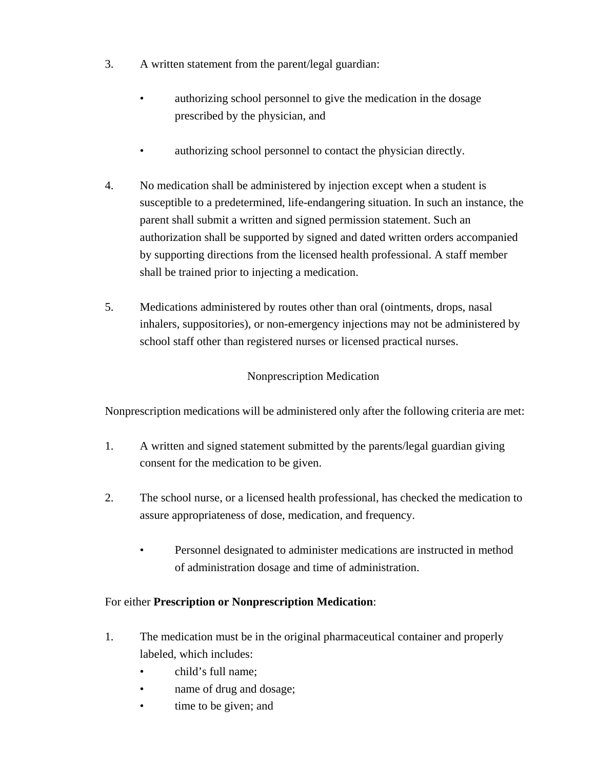3. A written statement from the parent/legal guardian:

   - authorizing school personnel to give the medication in the dosage prescribed by the physician, and

   - authorizing school personnel to contact the physician directly.

4. No medication shall be administered by injection except when a student is susceptible to a predetermined, life-endangering situation. In such an instance, the parent shall submit a written and signed permission statement. Such an authorization shall be supported by signed and dated written orders accompanied by supporting directions from the licensed health professional. A staff member shall be trained prior to injecting a medication.

5. Medications administered by routes other than oral (ointments, drops, nasal inhalers, suppositories), or non-emergency injections may not be administered by school staff other than registered nurses or licensed practical nurses.

Nonprescription Medication

Nonprescription medications will be administered only after the following criteria are met:

1. A written and signed statement submitted by the parents/legal guardian giving consent for the medication to be given.

2. The school nurse, or a licensed health professional, has checked the medication to assure appropriateness of dose, medication, and frequency.

   - Personnel designated to administer medications are instructed in method of administration dosage and time of administration.

For either **Prescription or Nonprescription Medication**:

1. The medication must be in the original pharmaceutical container and properly labeled, which includes:
   - child's full name;
   - name of drug and dosage;
   - time to be given; and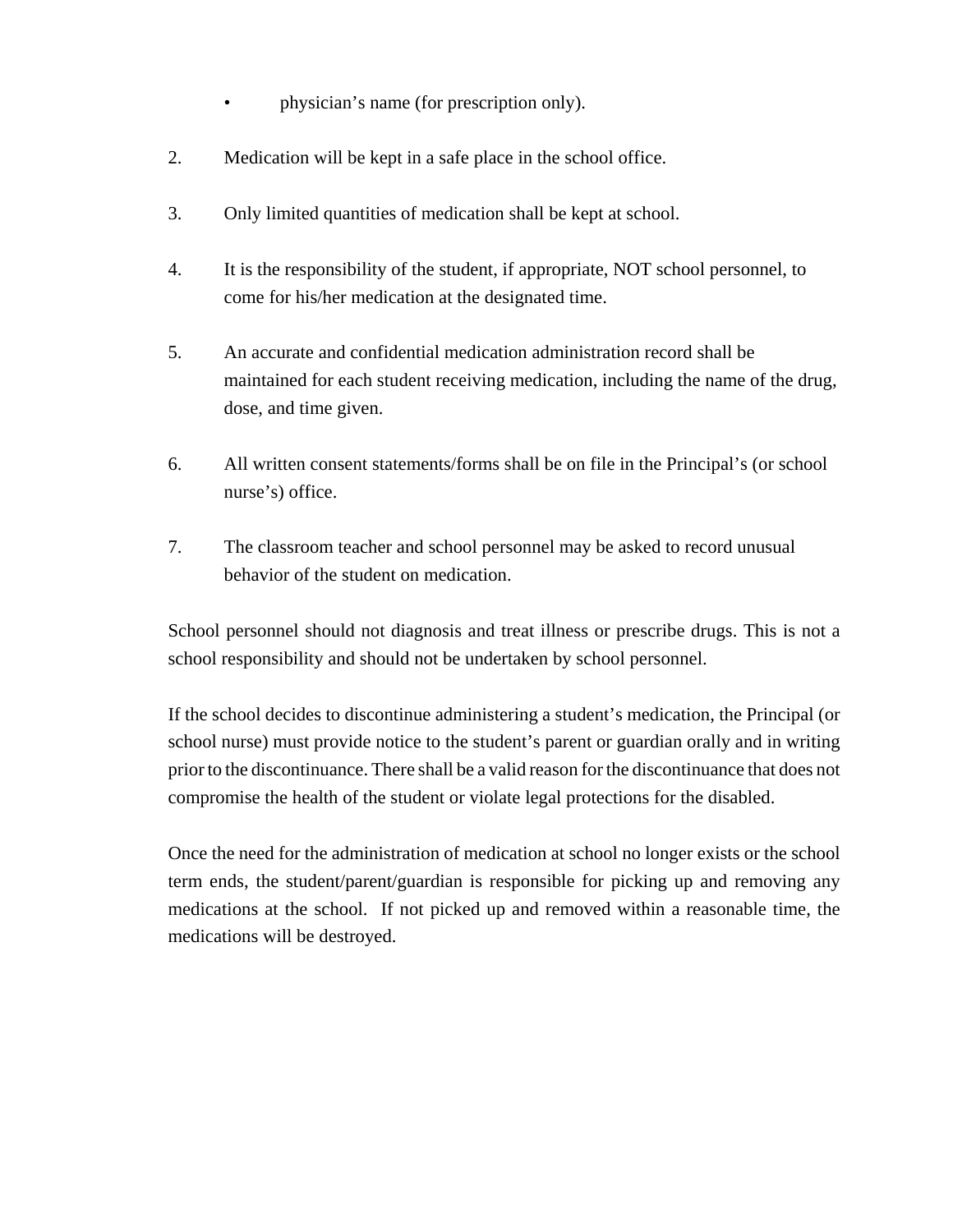- physician’s name (for prescription only).

2. Medication will be kept in a safe place in the school office.

3. Only limited quantities of medication shall be kept at school.

4. It is the responsibility of the student, if appropriate, NOT school personnel, to come for his/her medication at the designated time.

5. An accurate and confidential medication administration record shall be maintained for each student receiving medication, including the name of the drug, dose, and time given.

6. All written consent statements/forms shall be on file in the Principal’s (or school nurse’s) office.

7. The classroom teacher and school personnel may be asked to record unusual behavior of the student on medication.

School personnel should not diagnosis and treat illness or prescribe drugs. This is not a school responsibility and should not be undertaken by school personnel.

If the school decides to discontinue administering a student’s medication, the Principal (or school nurse) must provide notice to the student’s parent or guardian orally and in writing prior to the discontinuance. There shall be a valid reason for the discontinuance that does not compromise the health of the student or violate legal protections for the disabled.

Once the need for the administration of medication at school no longer exists or the school term ends, the student/parent/guardian is responsible for picking up and removing any medications at the school. If not picked up and removed within a reasonable time, the medications will be destroyed.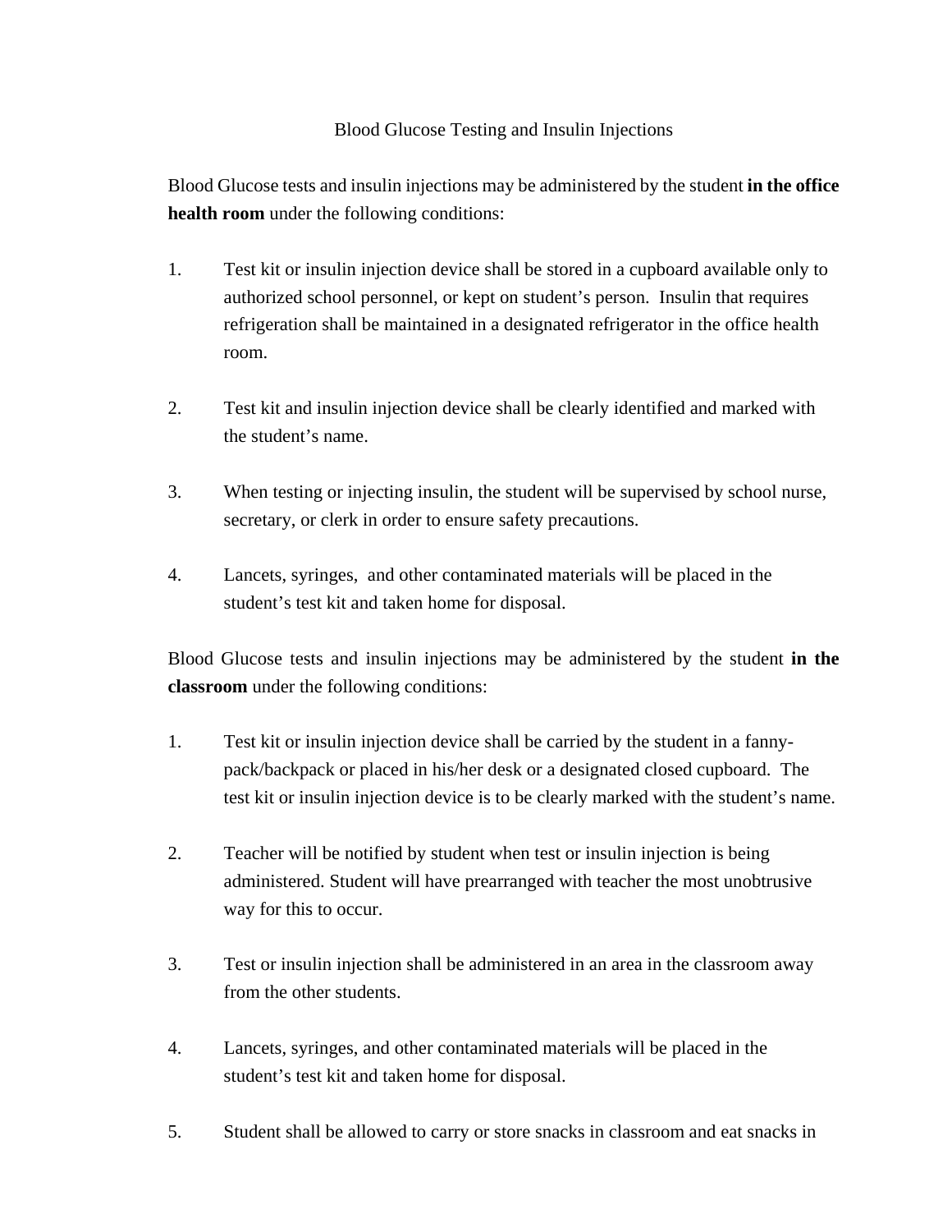# Blood Glucose Testing and Insulin Injections

Blood Glucose tests and insulin injections may be administered by the student **in the office health room** under the following conditions:

1. Test kit or insulin injection device shall be stored in a cupboard available only to authorized school personnel, or kept on student's person. Insulin that requires refrigeration shall be maintained in a designated refrigerator in the office health room.

2. Test kit and insulin injection device shall be clearly identified and marked with the student's name.

3. When testing or injecting insulin, the student will be supervised by school nurse, secretary, or clerk in order to ensure safety precautions.

4. Lancets, syringes, and other contaminated materials will be placed in the student's test kit and taken home for disposal.

Blood Glucose tests and insulin injections may be administered by the student **in the classroom** under the following conditions:

1. Test kit or insulin injection device shall be carried by the student in a fanny-pack/backpack or placed in his/her desk or a designated closed cupboard. The test kit or insulin injection device is to be clearly marked with the student's name.

2. Teacher will be notified by student when test or insulin injection is being administered. Student will have prearranged with teacher the most unobtrusive way for this to occur.

3. Test or insulin injection shall be administered in an area in the classroom away from the other students.

4. Lancets, syringes, and other contaminated materials will be placed in the student's test kit and taken home for disposal.

5. Student shall be allowed to carry or store snacks in classroom and eat snacks in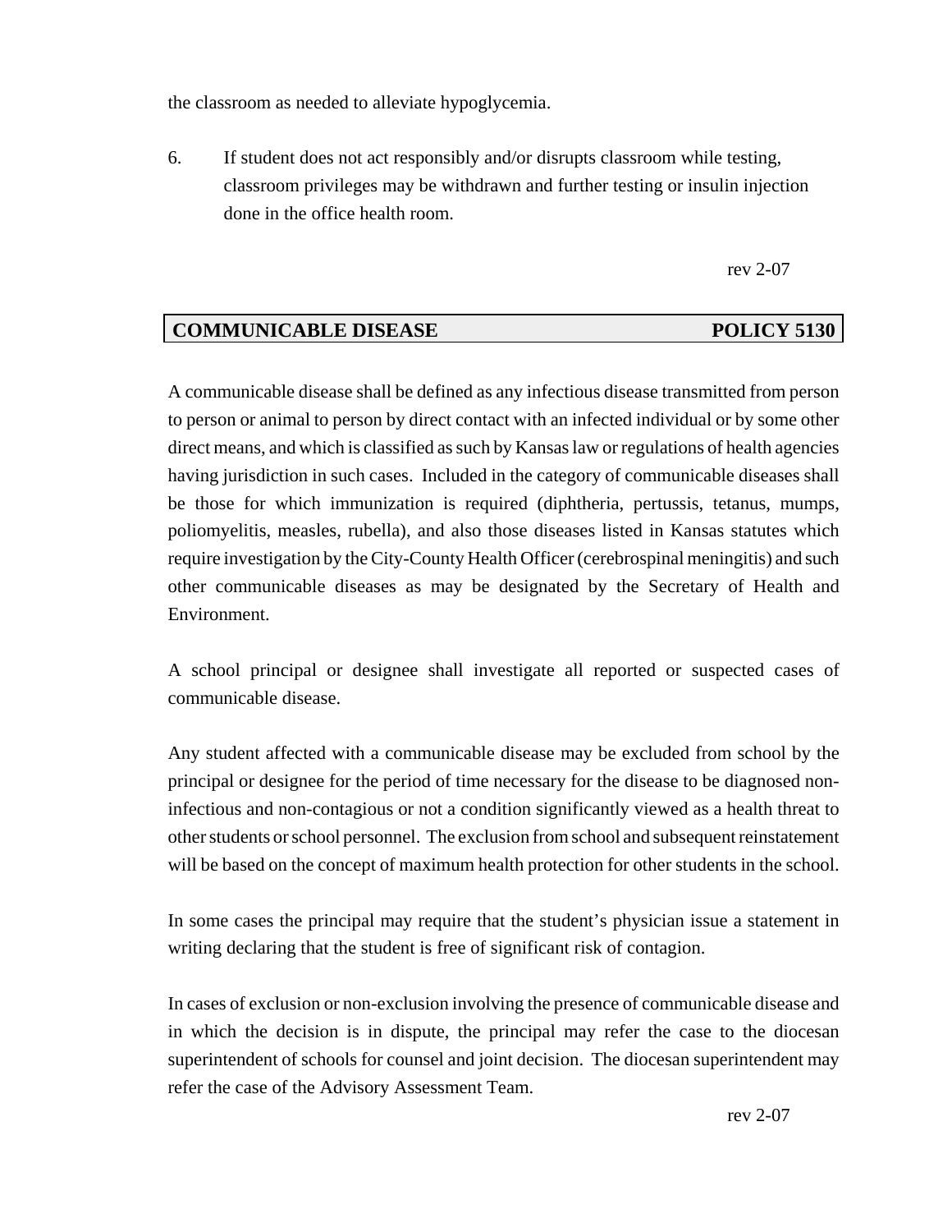the classroom as needed to alleviate hypoglycemia.

6. If student does not act responsibly and/or disrupts classroom while testing, classroom privileges may be withdrawn and further testing or insulin injection done in the office health room.

rev 2-07

## COMMUNICABLE DISEASE POLICY 5130

A communicable disease shall be defined as any infectious disease transmitted from person to person or animal to person by direct contact with an infected individual or by some other direct means, and which is classified as such by Kansas law or regulations of health agencies having jurisdiction in such cases. Included in the category of communicable diseases shall be those for which immunization is required (diphtheria, pertussis, tetanus, mumps, poliomyelitis, measles, rubella), and also those diseases listed in Kansas statutes which require investigation by the City-County Health Officer (cerebrospinal meningitis) and such other communicable diseases as may be designated by the Secretary of Health and Environment.

A school principal or designee shall investigate all reported or suspected cases of communicable disease.

Any student affected with a communicable disease may be excluded from school by the principal or designee for the period of time necessary for the disease to be diagnosed non-infectious and non-contagious or not a condition significantly viewed as a health threat to other students or school personnel. The exclusion from school and subsequent reinstatement will be based on the concept of maximum health protection for other students in the school.

In some cases the principal may require that the student's physician issue a statement in writing declaring that the student is free of significant risk of contagion.

In cases of exclusion or non-exclusion involving the presence of communicable disease and in which the decision is in dispute, the principal may refer the case to the diocesan superintendent of schools for counsel and joint decision. The diocesan superintendent may refer the case of the Advisory Assessment Team.

rev 2-07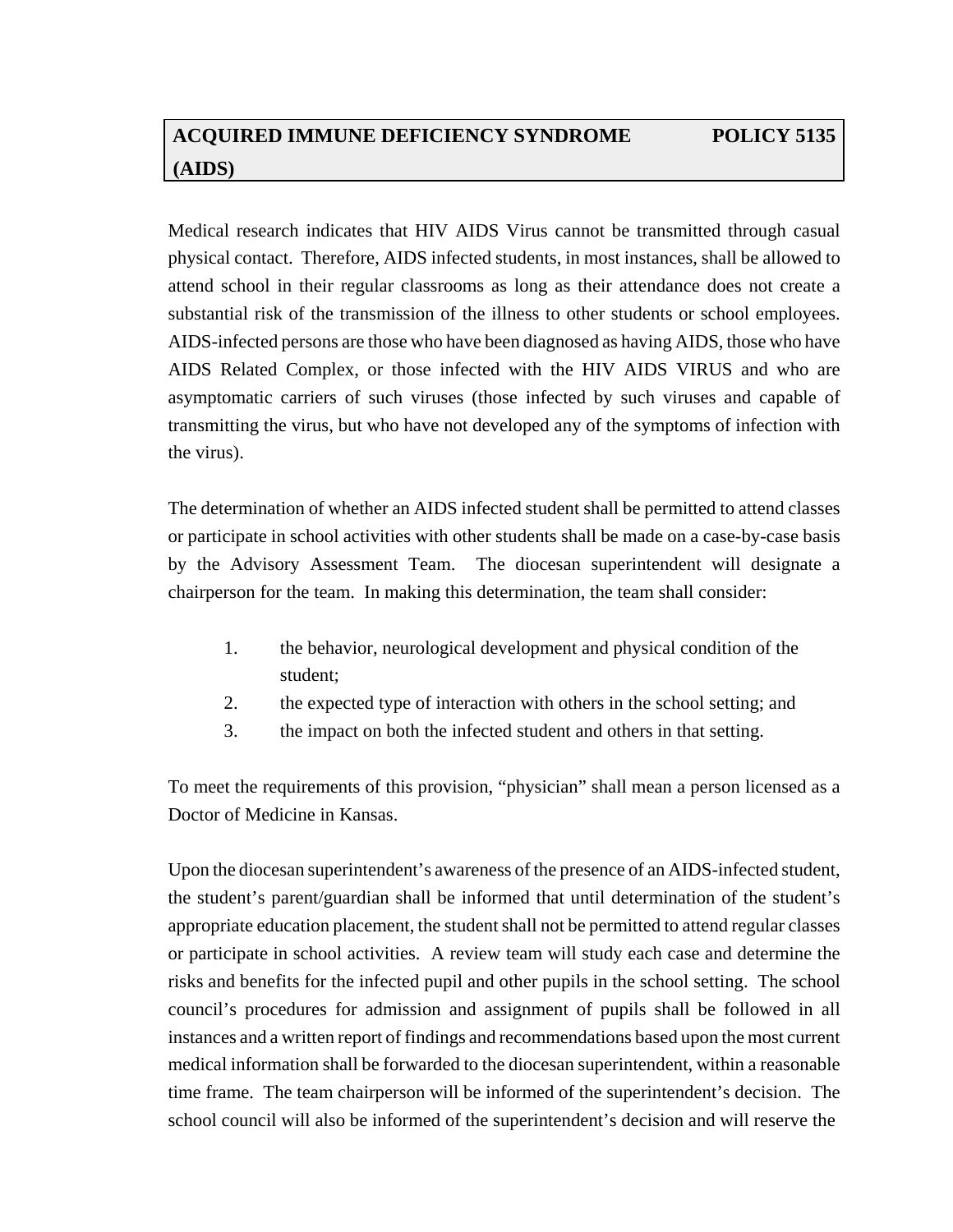## ACQUIRED IMMUNE DEFICIENCY SYNDROME (AIDS) — POLICY 5135

Medical research indicates that HIV AIDS Virus cannot be transmitted through casual physical contact. Therefore, AIDS infected students, in most instances, shall be allowed to attend school in their regular classrooms as long as their attendance does not create a substantial risk of the transmission of the illness to other students or school employees. AIDS-infected persons are those who have been diagnosed as having AIDS, those who have AIDS Related Complex, or those infected with the HIV AIDS VIRUS and who are asymptomatic carriers of such viruses (those infected by such viruses and capable of transmitting the virus, but who have not developed any of the symptoms of infection with the virus).

The determination of whether an AIDS infected student shall be permitted to attend classes or participate in school activities with other students shall be made on a case-by-case basis by the Advisory Assessment Team. The diocesan superintendent will designate a chairperson for the team. In making this determination, the team shall consider:

1. the behavior, neurological development and physical condition of the student;
2. the expected type of interaction with others in the school setting; and
3. the impact on both the infected student and others in that setting.

To meet the requirements of this provision, "physician" shall mean a person licensed as a Doctor of Medicine in Kansas.

Upon the diocesan superintendent's awareness of the presence of an AIDS-infected student, the student's parent/guardian shall be informed that until determination of the student's appropriate education placement, the student shall not be permitted to attend regular classes or participate in school activities. A review team will study each case and determine the risks and benefits for the infected pupil and other pupils in the school setting. The school council's procedures for admission and assignment of pupils shall be followed in all instances and a written report of findings and recommendations based upon the most current medical information shall be forwarded to the diocesan superintendent, within a reasonable time frame. The team chairperson will be informed of the superintendent's decision. The school council will also be informed of the superintendent's decision and will reserve the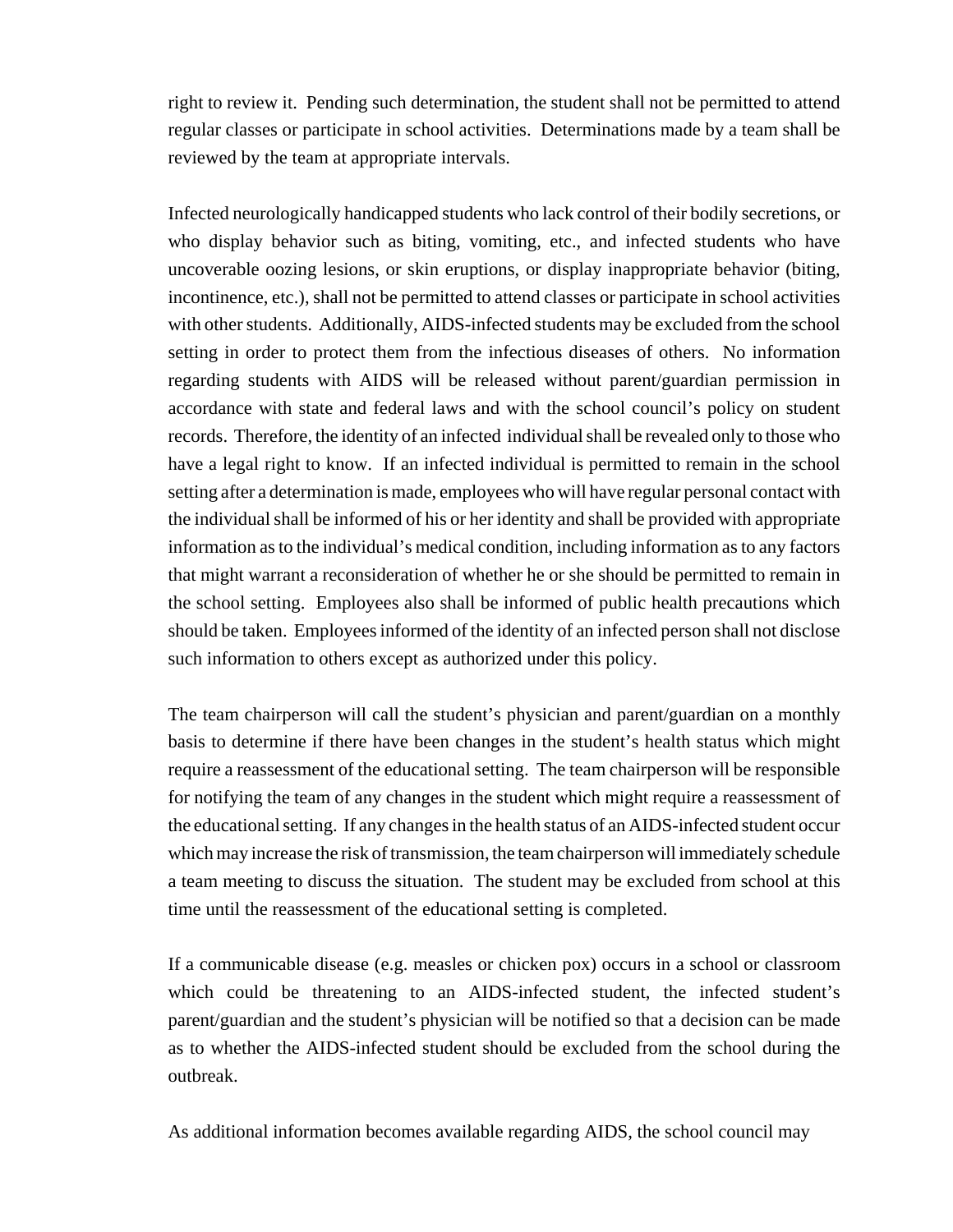right to review it. Pending such determination, the student shall not be permitted to attend regular classes or participate in school activities. Determinations made by a team shall be reviewed by the team at appropriate intervals.

Infected neurologically handicapped students who lack control of their bodily secretions, or who display behavior such as biting, vomiting, etc., and infected students who have uncoverable oozing lesions, or skin eruptions, or display inappropriate behavior (biting, incontinence, etc.), shall not be permitted to attend classes or participate in school activities with other students. Additionally, AIDS-infected students may be excluded from the school setting in order to protect them from the infectious diseases of others. No information regarding students with AIDS will be released without parent/guardian permission in accordance with state and federal laws and with the school council's policy on student records. Therefore, the identity of an infected individual shall be revealed only to those who have a legal right to know. If an infected individual is permitted to remain in the school setting after a determination is made, employees who will have regular personal contact with the individual shall be informed of his or her identity and shall be provided with appropriate information as to the individual's medical condition, including information as to any factors that might warrant a reconsideration of whether he or she should be permitted to remain in the school setting. Employees also shall be informed of public health precautions which should be taken. Employees informed of the identity of an infected person shall not disclose such information to others except as authorized under this policy.

The team chairperson will call the student's physician and parent/guardian on a monthly basis to determine if there have been changes in the student's health status which might require a reassessment of the educational setting. The team chairperson will be responsible for notifying the team of any changes in the student which might require a reassessment of the educational setting. If any changes in the health status of an AIDS-infected student occur which may increase the risk of transmission, the team chairperson will immediately schedule a team meeting to discuss the situation. The student may be excluded from school at this time until the reassessment of the educational setting is completed.

If a communicable disease (e.g. measles or chicken pox) occurs in a school or classroom which could be threatening to an AIDS-infected student, the infected student's parent/guardian and the student's physician will be notified so that a decision can be made as to whether the AIDS-infected student should be excluded from the school during the outbreak.

As additional information becomes available regarding AIDS, the school council may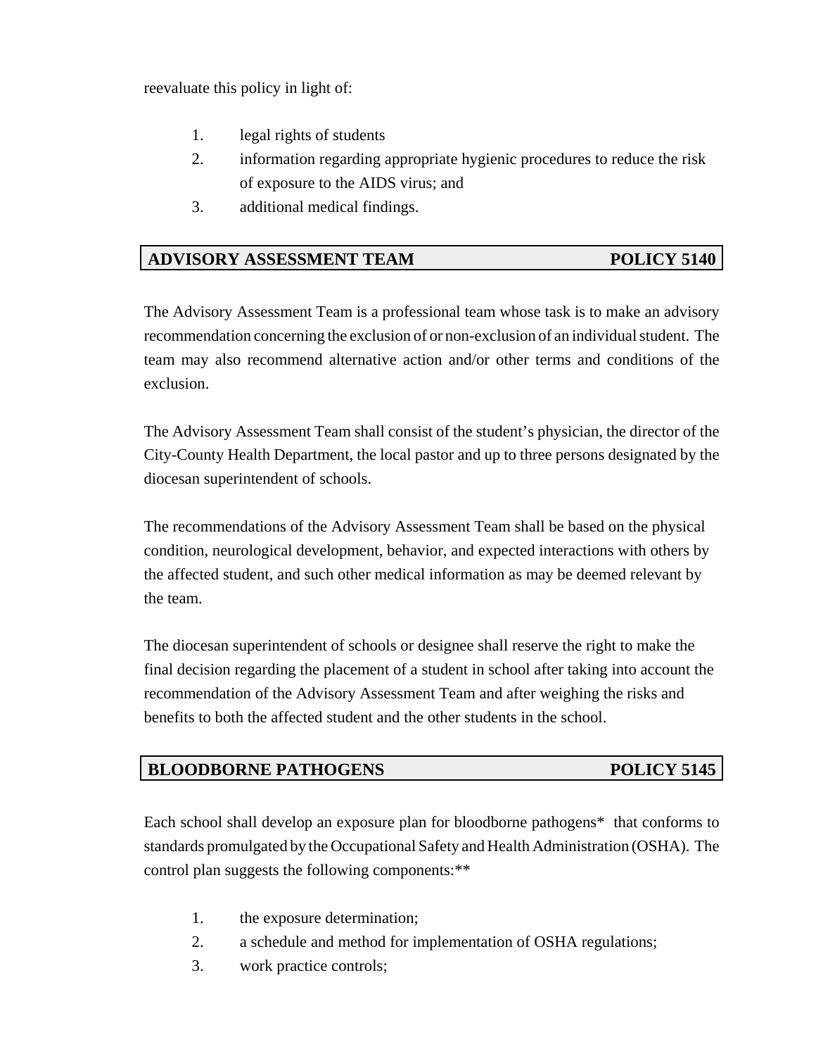reevaluate this policy in light of:

1. legal rights of students
2. information regarding appropriate hygienic procedures to reduce the risk of exposure to the AIDS virus; and
3. additional medical findings.

## ADVISORY ASSESSMENT TEAM — POLICY 5140

The Advisory Assessment Team is a professional team whose task is to make an advisory recommendation concerning the exclusion of or non-exclusion of an individual student. The team may also recommend alternative action and/or other terms and conditions of the exclusion.

The Advisory Assessment Team shall consist of the student's physician, the director of the City-County Health Department, the local pastor and up to three persons designated by the diocesan superintendent of schools.

The recommendations of the Advisory Assessment Team shall be based on the physical condition, neurological development, behavior, and expected interactions with others by the affected student, and such other medical information as may be deemed relevant by the team.

The diocesan superintendent of schools or designee shall reserve the right to make the final decision regarding the placement of a student in school after taking into account the recommendation of the Advisory Assessment Team and after weighing the risks and benefits to both the affected student and the other students in the school.

## BLOODBORNE PATHOGENS — POLICY 5145

Each school shall develop an exposure plan for bloodborne pathogens* that conforms to standards promulgated by the Occupational Safety and Health Administration (OSHA). The control plan suggests the following components:**

1. the exposure determination;
2. a schedule and method for implementation of OSHA regulations;
3. work practice controls;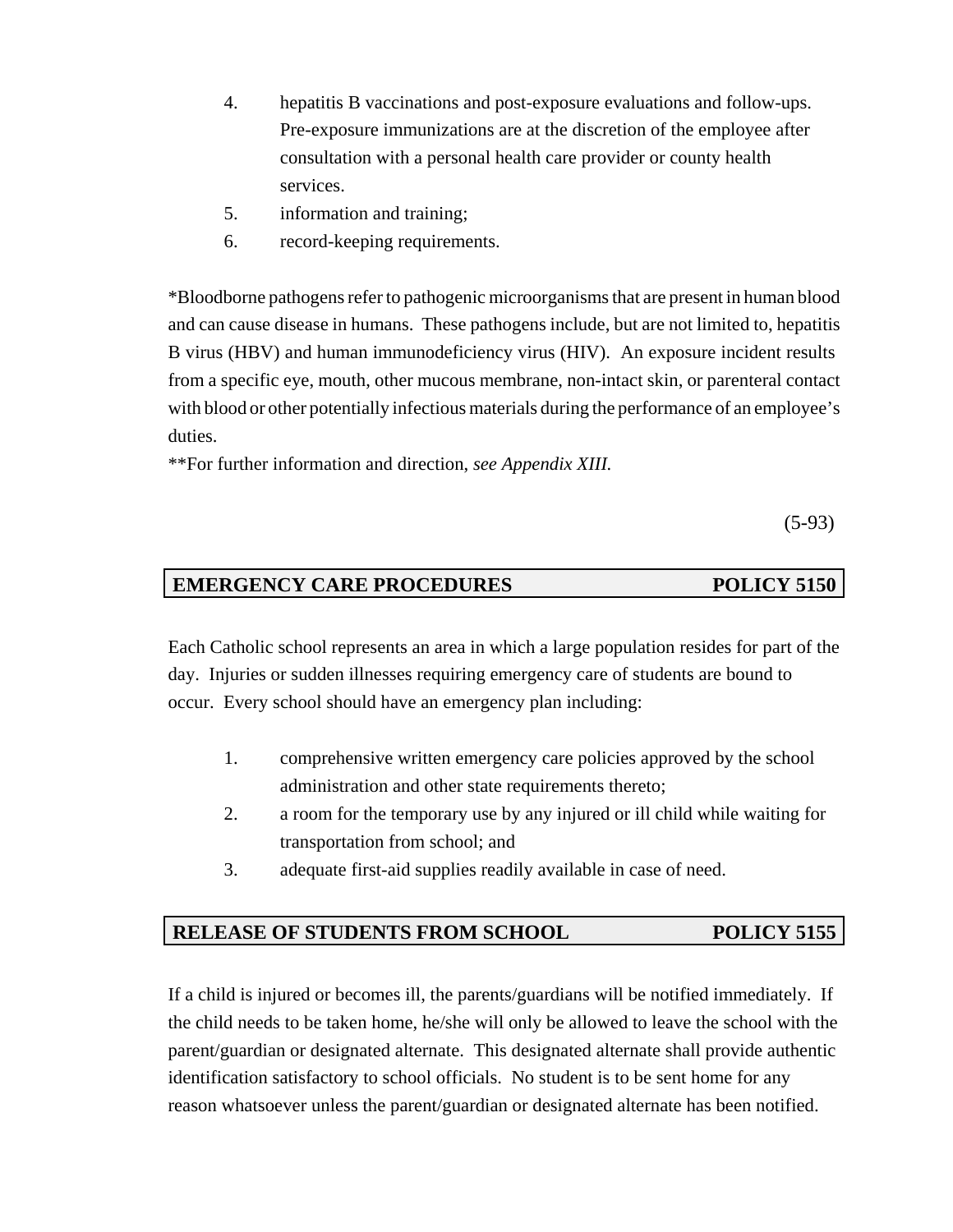4. hepatitis B vaccinations and post-exposure evaluations and follow-ups. Pre-exposure immunizations are at the discretion of the employee after consultation with a personal health care provider or county health services.
5. information and training;
6. record-keeping requirements.

*Bloodborne pathogens refer to pathogenic microorganisms that are present in human blood and can cause disease in humans. These pathogens include, but are not limited to, hepatitis B virus (HBV) and human immunodeficiency virus (HIV). An exposure incident results from a specific eye, mouth, other mucous membrane, non-intact skin, or parenteral contact with blood or other potentially infectious materials during the performance of an employee's duties.

**For further information and direction, *see Appendix XIII.*

(5-93)

## EMERGENCY CARE PROCEDURES — POLICY 5150

Each Catholic school represents an area in which a large population resides for part of the day. Injuries or sudden illnesses requiring emergency care of students are bound to occur. Every school should have an emergency plan including:

1. comprehensive written emergency care policies approved by the school administration and other state requirements thereto;
2. a room for the temporary use by any injured or ill child while waiting for transportation from school; and
3. adequate first-aid supplies readily available in case of need.

## RELEASE OF STUDENTS FROM SCHOOL — POLICY 5155

If a child is injured or becomes ill, the parents/guardians will be notified immediately. If the child needs to be taken home, he/she will only be allowed to leave the school with the parent/guardian or designated alternate. This designated alternate shall provide authentic identification satisfactory to school officials. No student is to be sent home for any reason whatsoever unless the parent/guardian or designated alternate has been notified.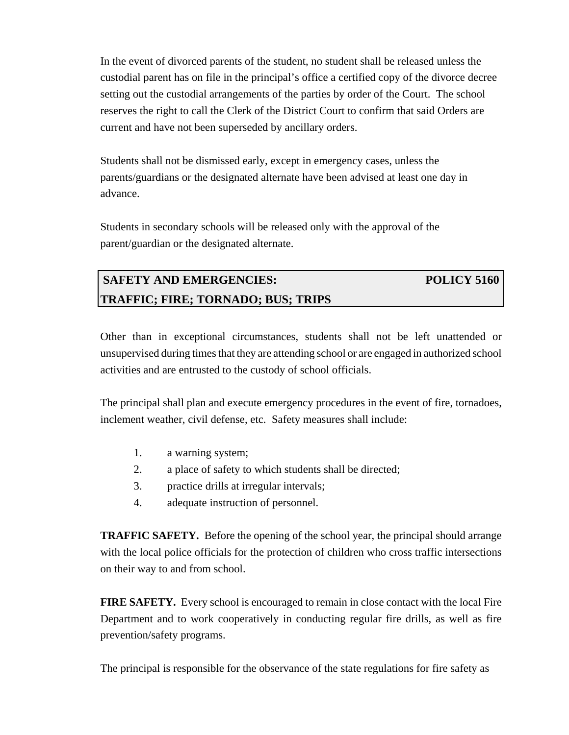In the event of divorced parents of the student, no student shall be released unless the custodial parent has on file in the principal's office a certified copy of the divorce decree setting out the custodial arrangements of the parties by order of the Court. The school reserves the right to call the Clerk of the District Court to confirm that said Orders are current and have not been superseded by ancillary orders.

Students shall not be dismissed early, except in emergency cases, unless the parents/guardians or the designated alternate have been advised at least one day in advance.

Students in secondary schools will be released only with the approval of the parent/guardian or the designated alternate.

## SAFETY AND EMERGENCIES: TRAFFIC; FIRE; TORNADO; BUS; TRIPS — POLICY 5160

Other than in exceptional circumstances, students shall not be left unattended or unsupervised during times that they are attending school or are engaged in authorized school activities and are entrusted to the custody of school officials.

The principal shall plan and execute emergency procedures in the event of fire, tornadoes, inclement weather, civil defense, etc. Safety measures shall include:

1. a warning system;
2. a place of safety to which students shall be directed;
3. practice drills at irregular intervals;
4. adequate instruction of personnel.

**TRAFFIC SAFETY.** Before the opening of the school year, the principal should arrange with the local police officials for the protection of children who cross traffic intersections on their way to and from school.

**FIRE SAFETY.** Every school is encouraged to remain in close contact with the local Fire Department and to work cooperatively in conducting regular fire drills, as well as fire prevention/safety programs.

The principal is responsible for the observance of the state regulations for fire safety as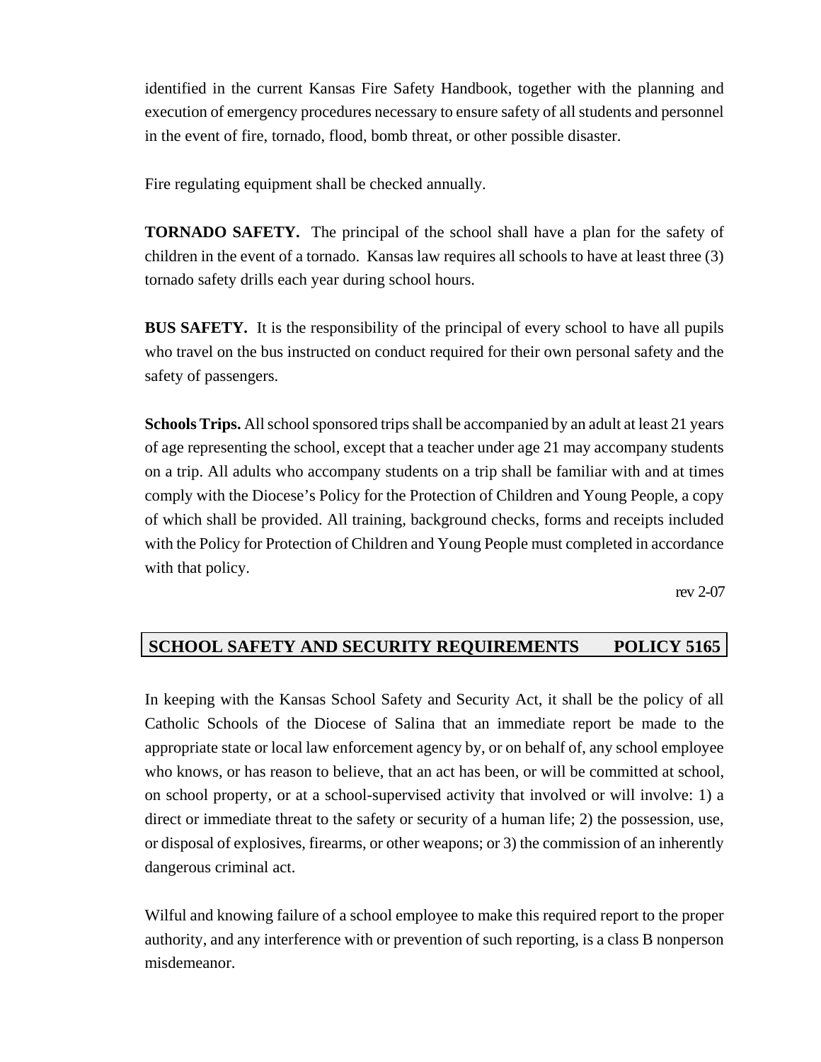identified in the current Kansas Fire Safety Handbook, together with the planning and execution of emergency procedures necessary to ensure safety of all students and personnel in the event of fire, tornado, flood, bomb threat, or other possible disaster.

Fire regulating equipment shall be checked annually.

**TORNADO SAFETY.** The principal of the school shall have a plan for the safety of children in the event of a tornado. Kansas law requires all schools to have at least three (3) tornado safety drills each year during school hours.

**BUS SAFETY.** It is the responsibility of the principal of every school to have all pupils who travel on the bus instructed on conduct required for their own personal safety and the safety of passengers.

**Schools Trips.** All school sponsored trips shall be accompanied by an adult at least 21 years of age representing the school, except that a teacher under age 21 may accompany students on a trip. All adults who accompany students on a trip shall be familiar with and at times comply with the Diocese's Policy for the Protection of Children and Young People, a copy of which shall be provided. All training, background checks, forms and receipts included with the Policy for Protection of Children and Young People must completed in accordance with that policy.

rev 2-07

## SCHOOL SAFETY AND SECURITY REQUIREMENTS POLICY 5165

In keeping with the Kansas School Safety and Security Act, it shall be the policy of all Catholic Schools of the Diocese of Salina that an immediate report be made to the appropriate state or local law enforcement agency by, or on behalf of, any school employee who knows, or has reason to believe, that an act has been, or will be committed at school, on school property, or at a school-supervised activity that involved or will involve: 1) a direct or immediate threat to the safety or security of a human life; 2) the possession, use, or disposal of explosives, firearms, or other weapons; or 3) the commission of an inherently dangerous criminal act.

Wilful and knowing failure of a school employee to make this required report to the proper authority, and any interference with or prevention of such reporting, is a class B nonperson misdemeanor.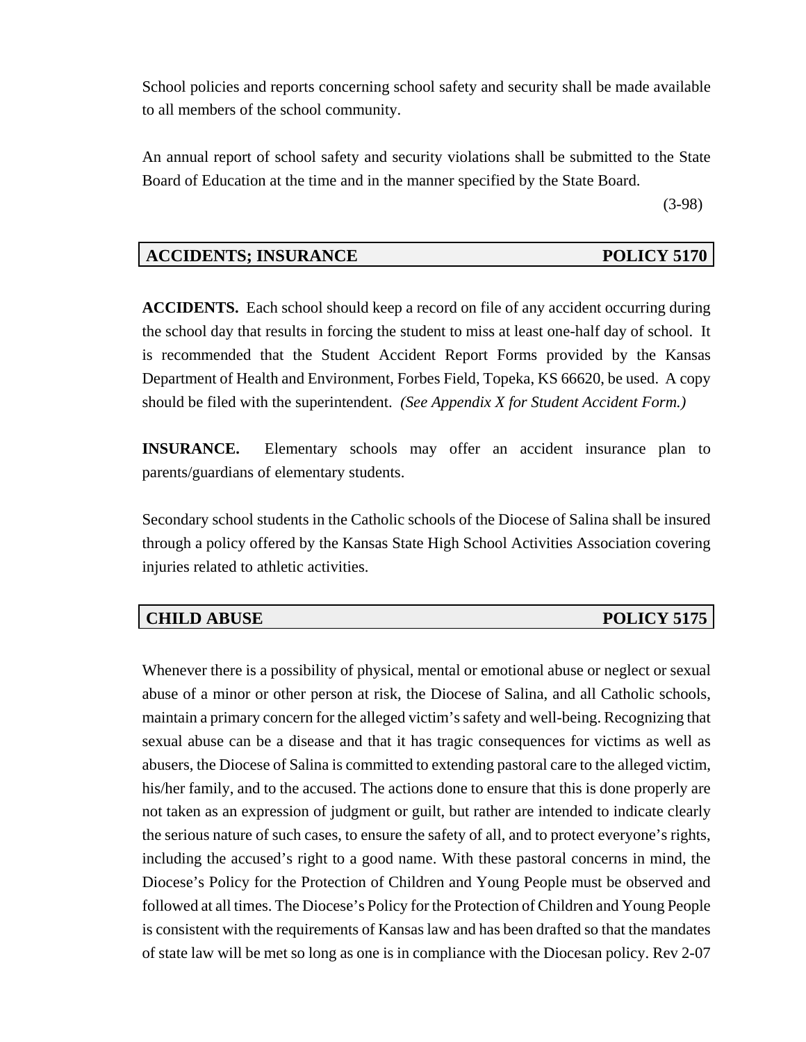School policies and reports concerning school safety and security shall be made available to all members of the school community.

An annual report of school safety and security violations shall be submitted to the State Board of Education at the time and in the manner specified by the State Board.

(3-98)

## ACCIDENTS; INSURANCE — POLICY 5170

**ACCIDENTS.** Each school should keep a record on file of any accident occurring during the school day that results in forcing the student to miss at least one-half day of school. It is recommended that the Student Accident Report Forms provided by the Kansas Department of Health and Environment, Forbes Field, Topeka, KS 66620, be used. A copy should be filed with the superintendent. *(See Appendix X for Student Accident Form.)*

**INSURANCE.** Elementary schools may offer an accident insurance plan to parents/guardians of elementary students.

Secondary school students in the Catholic schools of the Diocese of Salina shall be insured through a policy offered by the Kansas State High School Activities Association covering injuries related to athletic activities.

## CHILD ABUSE — POLICY 5175

Whenever there is a possibility of physical, mental or emotional abuse or neglect or sexual abuse of a minor or other person at risk, the Diocese of Salina, and all Catholic schools, maintain a primary concern for the alleged victim's safety and well-being. Recognizing that sexual abuse can be a disease and that it has tragic consequences for victims as well as abusers, the Diocese of Salina is committed to extending pastoral care to the alleged victim, his/her family, and to the accused. The actions done to ensure that this is done properly are not taken as an expression of judgment or guilt, but rather are intended to indicate clearly the serious nature of such cases, to ensure the safety of all, and to protect everyone's rights, including the accused's right to a good name. With these pastoral concerns in mind, the Diocese's Policy for the Protection of Children and Young People must be observed and followed at all times. The Diocese's Policy for the Protection of Children and Young People is consistent with the requirements of Kansas law and has been drafted so that the mandates of state law will be met so long as one is in compliance with the Diocesan policy. Rev 2-07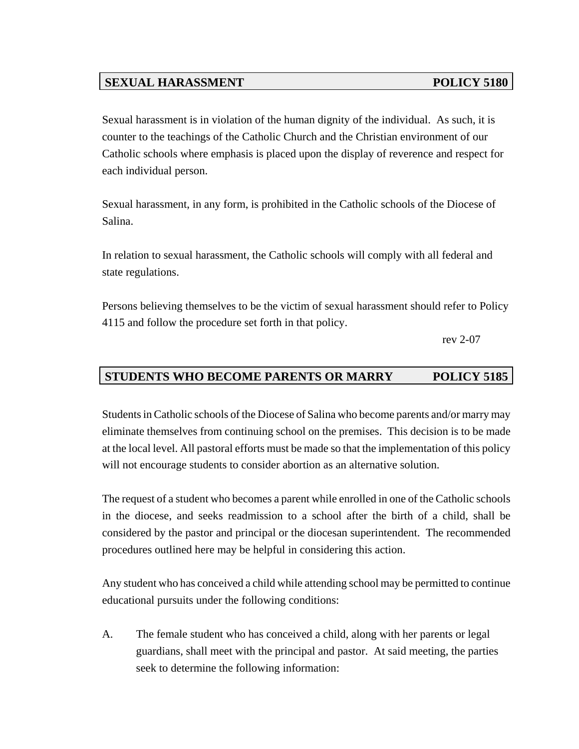## SEXUAL HARASSMENT — POLICY 5180

Sexual harassment is in violation of the human dignity of the individual. As such, it is counter to the teachings of the Catholic Church and the Christian environment of our Catholic schools where emphasis is placed upon the display of reverence and respect for each individual person.

Sexual harassment, in any form, is prohibited in the Catholic schools of the Diocese of Salina.

In relation to sexual harassment, the Catholic schools will comply with all federal and state regulations.

Persons believing themselves to be the victim of sexual harassment should refer to Policy 4115 and follow the procedure set forth in that policy.

rev 2-07

## STUDENTS WHO BECOME PARENTS OR MARRY — POLICY 5185

Students in Catholic schools of the Diocese of Salina who become parents and/or marry may eliminate themselves from continuing school on the premises. This decision is to be made at the local level. All pastoral efforts must be made so that the implementation of this policy will not encourage students to consider abortion as an alternative solution.

The request of a student who becomes a parent while enrolled in one of the Catholic schools in the diocese, and seeks readmission to a school after the birth of a child, shall be considered by the pastor and principal or the diocesan superintendent. The recommended procedures outlined here may be helpful in considering this action.

Any student who has conceived a child while attending school may be permitted to continue educational pursuits under the following conditions:

A. The female student who has conceived a child, along with her parents or legal guardians, shall meet with the principal and pastor. At said meeting, the parties seek to determine the following information: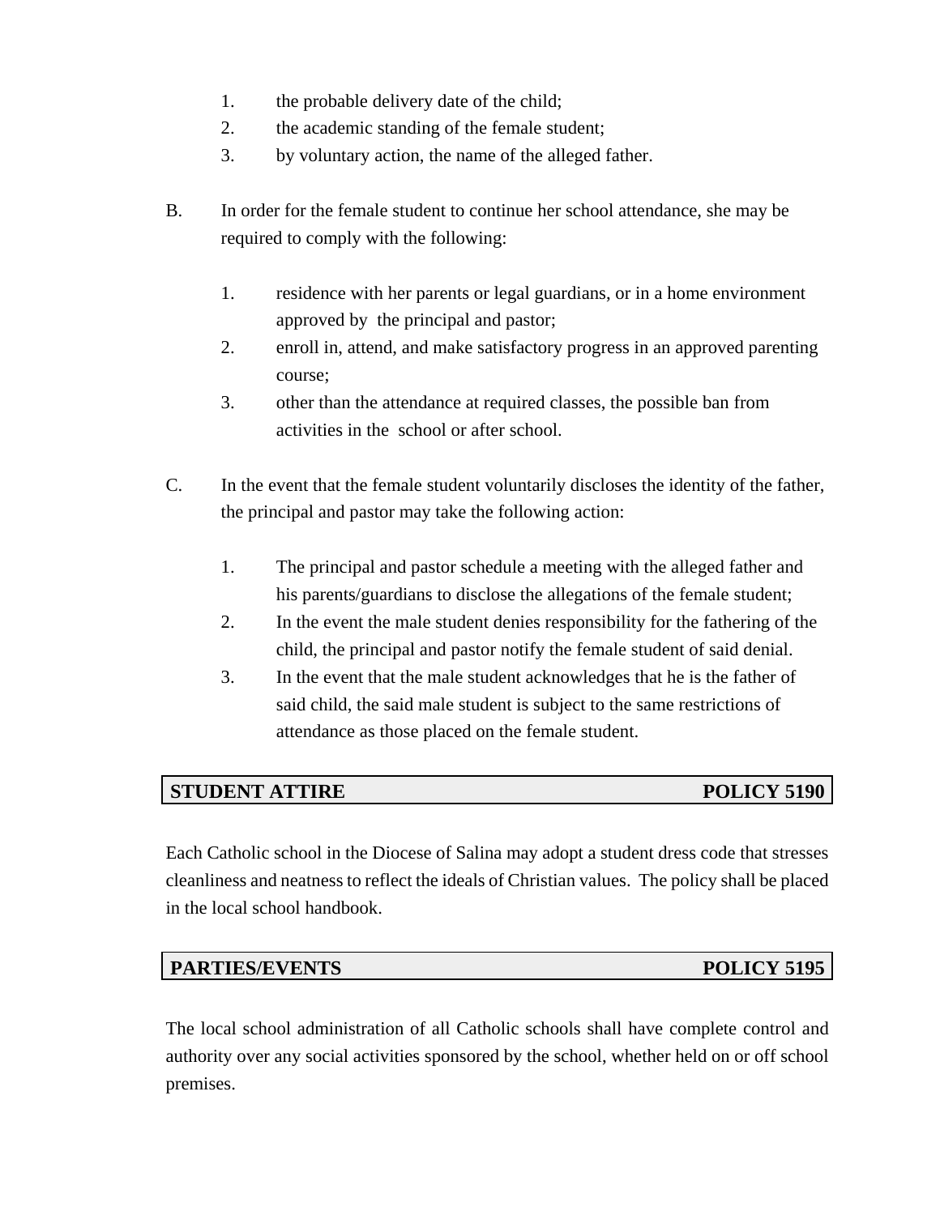1. the probable delivery date of the child;
2. the academic standing of the female student;
3. by voluntary action, the name of the alleged father.

B. In order for the female student to continue her school attendance, she may be required to comply with the following:

   1. residence with her parents or legal guardians, or in a home environment approved by the principal and pastor;
   2. enroll in, attend, and make satisfactory progress in an approved parenting course;
   3. other than the attendance at required classes, the possible ban from activities in the school or after school.

C. In the event that the female student voluntarily discloses the identity of the father, the principal and pastor may take the following action:

   1. The principal and pastor schedule a meeting with the alleged father and his parents/guardians to disclose the allegations of the female student;
   2. In the event the male student denies responsibility for the fathering of the child, the principal and pastor notify the female student of said denial.
   3. In the event that the male student acknowledges that he is the father of said child, the said male student is subject to the same restrictions of attendance as those placed on the female student.

## STUDENT ATTIRE — POLICY 5190

Each Catholic school in the Diocese of Salina may adopt a student dress code that stresses cleanliness and neatness to reflect the ideals of Christian values. The policy shall be placed in the local school handbook.

## PARTIES/EVENTS — POLICY 5195

The local school administration of all Catholic schools shall have complete control and authority over any social activities sponsored by the school, whether held on or off school premises.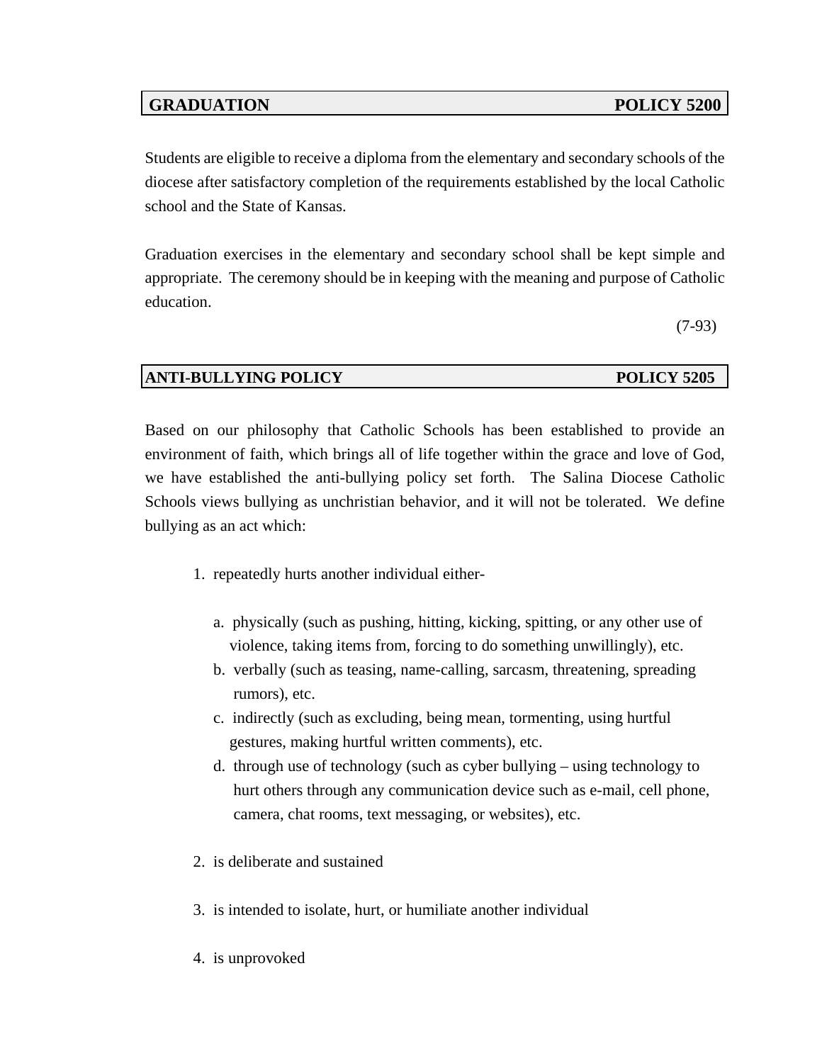## GRADUATION — POLICY 5200

Students are eligible to receive a diploma from the elementary and secondary schools of the diocese after satisfactory completion of the requirements established by the local Catholic school and the State of Kansas.

Graduation exercises in the elementary and secondary school shall be kept simple and appropriate. The ceremony should be in keeping with the meaning and purpose of Catholic education.

(7-93)

## ANTI-BULLYING POLICY — POLICY 5205

Based on our philosophy that Catholic Schools has been established to provide an environment of faith, which brings all of life together within the grace and love of God, we have established the anti-bullying policy set forth. The Salina Diocese Catholic Schools views bullying as unchristian behavior, and it will not be tolerated. We define bullying as an act which:

1. repeatedly hurts another individual either-

   a. physically (such as pushing, hitting, kicking, spitting, or any other use of violence, taking items from, forcing to do something unwillingly), etc.
   b. verbally (such as teasing, name-calling, sarcasm, threatening, spreading rumors), etc.
   c. indirectly (such as excluding, being mean, tormenting, using hurtful gestures, making hurtful written comments), etc.
   d. through use of technology (such as cyber bullying – using technology to hurt others through any communication device such as e-mail, cell phone, camera, chat rooms, text messaging, or websites), etc.

2. is deliberate and sustained

3. is intended to isolate, hurt, or humiliate another individual

4. is unprovoked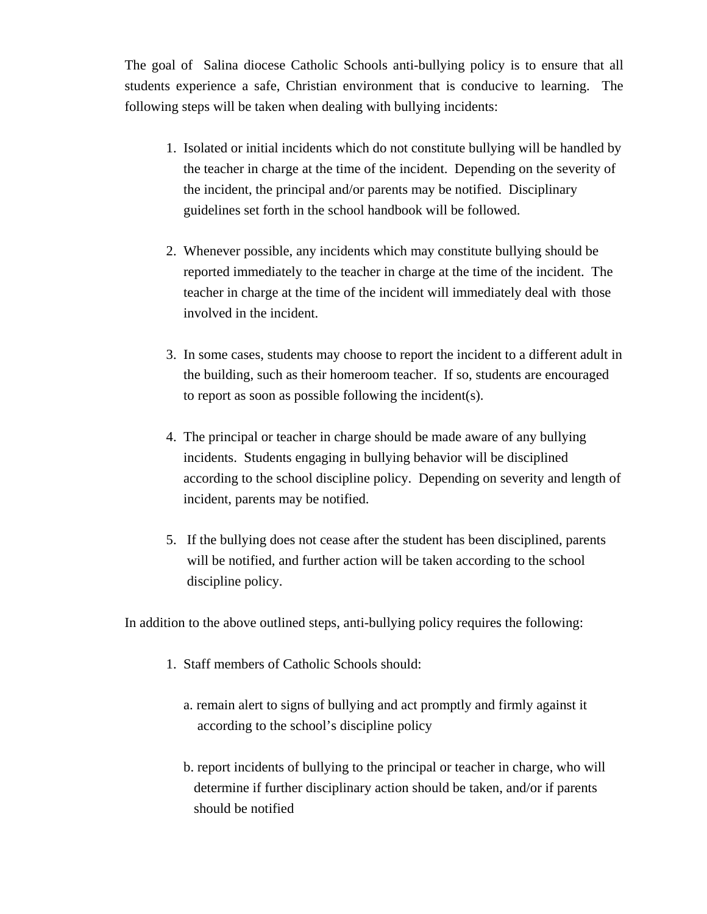The goal of Salina diocese Catholic Schools anti-bullying policy is to ensure that all students experience a safe, Christian environment that is conducive to learning. The following steps will be taken when dealing with bullying incidents:

1. Isolated or initial incidents which do not constitute bullying will be handled by the teacher in charge at the time of the incident. Depending on the severity of the incident, the principal and/or parents may be notified. Disciplinary guidelines set forth in the school handbook will be followed.

2. Whenever possible, any incidents which may constitute bullying should be reported immediately to the teacher in charge at the time of the incident. The teacher in charge at the time of the incident will immediately deal with those involved in the incident.

3. In some cases, students may choose to report the incident to a different adult in the building, such as their homeroom teacher. If so, students are encouraged to report as soon as possible following the incident(s).

4. The principal or teacher in charge should be made aware of any bullying incidents. Students engaging in bullying behavior will be disciplined according to the school discipline policy. Depending on severity and length of incident, parents may be notified.

5. If the bullying does not cease after the student has been disciplined, parents will be notified, and further action will be taken according to the school discipline policy.

In addition to the above outlined steps, anti-bullying policy requires the following:

1. Staff members of Catholic Schools should:

   a. remain alert to signs of bullying and act promptly and firmly against it according to the school's discipline policy

   b. report incidents of bullying to the principal or teacher in charge, who will determine if further disciplinary action should be taken, and/or if parents should be notified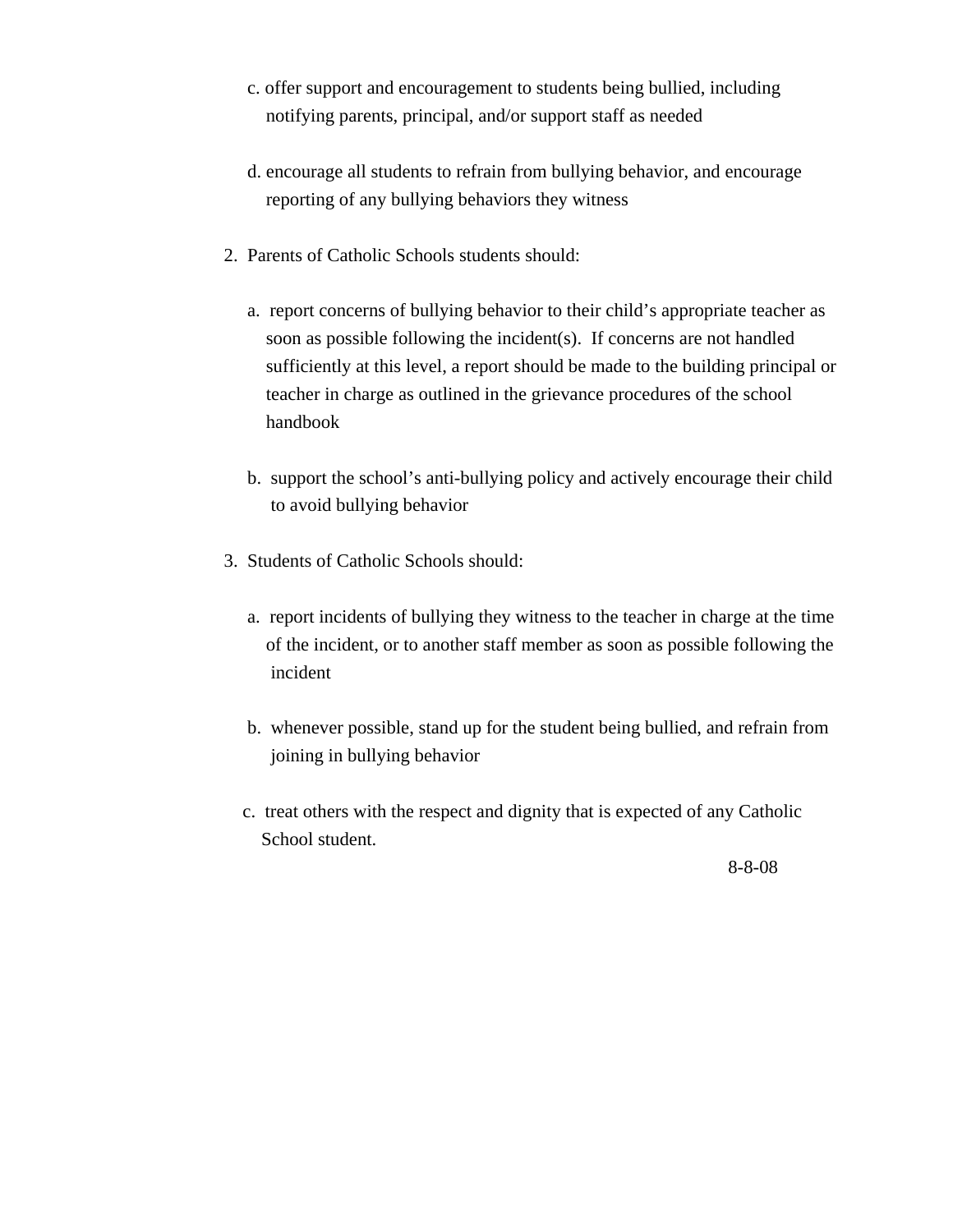c. offer support and encouragement to students being bullied, including notifying parents, principal, and/or support staff as needed

d. encourage all students to refrain from bullying behavior, and encourage reporting of any bullying behaviors they witness

2. Parents of Catholic Schools students should:

   a. report concerns of bullying behavior to their child's appropriate teacher as soon as possible following the incident(s). If concerns are not handled sufficiently at this level, a report should be made to the building principal or teacher in charge as outlined in the grievance procedures of the school handbook

   b. support the school's anti-bullying policy and actively encourage their child to avoid bullying behavior

3. Students of Catholic Schools should:

   a. report incidents of bullying they witness to the teacher in charge at the time of the incident, or to another staff member as soon as possible following the incident

   b. whenever possible, stand up for the student being bullied, and refrain from joining in bullying behavior

   c. treat others with the respect and dignity that is expected of any Catholic School student.

8-8-08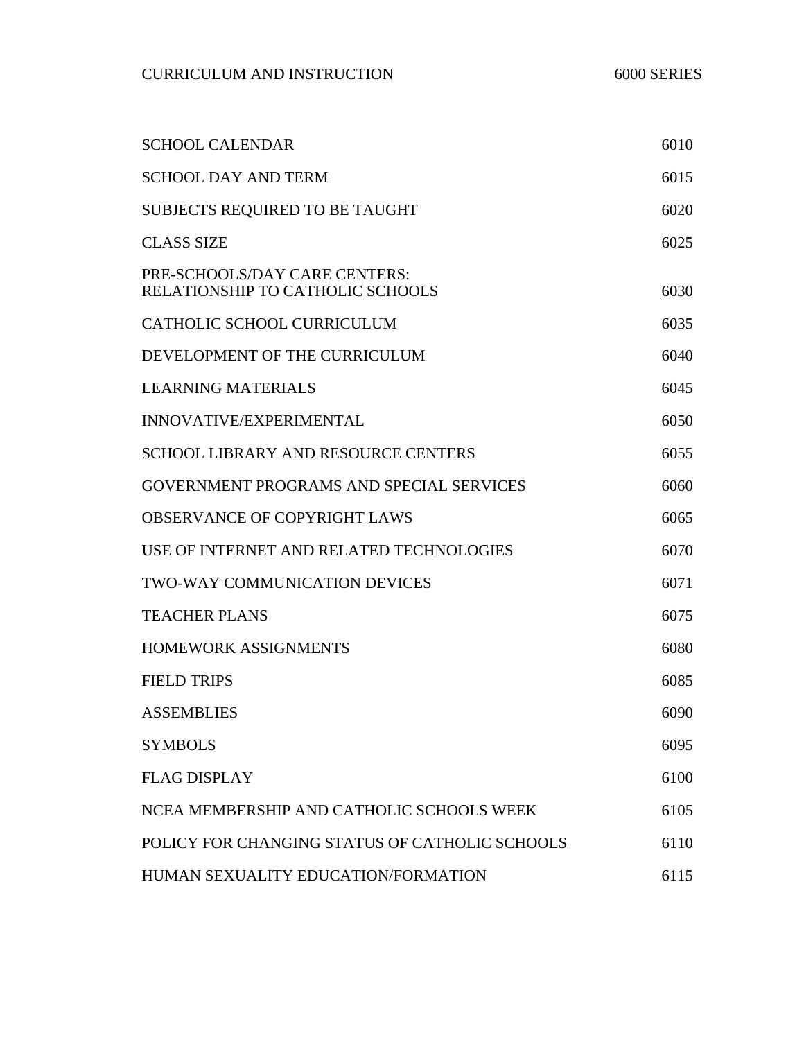# CURRICULUM AND INSTRUCTION — 6000 SERIES

| | |
|---|---|
| SCHOOL CALENDAR | 6010 |
| SCHOOL DAY AND TERM | 6015 |
| SUBJECTS REQUIRED TO BE TAUGHT | 6020 |
| CLASS SIZE | 6025 |
| PRE-SCHOOLS/DAY CARE CENTERS: RELATIONSHIP TO CATHOLIC SCHOOLS | 6030 |
| CATHOLIC SCHOOL CURRICULUM | 6035 |
| DEVELOPMENT OF THE CURRICULUM | 6040 |
| LEARNING MATERIALS | 6045 |
| INNOVATIVE/EXPERIMENTAL | 6050 |
| SCHOOL LIBRARY AND RESOURCE CENTERS | 6055 |
| GOVERNMENT PROGRAMS AND SPECIAL SERVICES | 6060 |
| OBSERVANCE OF COPYRIGHT LAWS | 6065 |
| USE OF INTERNET AND RELATED TECHNOLOGIES | 6070 |
| TWO-WAY COMMUNICATION DEVICES | 6071 |
| TEACHER PLANS | 6075 |
| HOMEWORK ASSIGNMENTS | 6080 |
| FIELD TRIPS | 6085 |
| ASSEMBLIES | 6090 |
| SYMBOLS | 6095 |
| FLAG DISPLAY | 6100 |
| NCEA MEMBERSHIP AND CATHOLIC SCHOOLS WEEK | 6105 |
| POLICY FOR CHANGING STATUS OF CATHOLIC SCHOOLS | 6110 |
| HUMAN SEXUALITY EDUCATION/FORMATION | 6115 |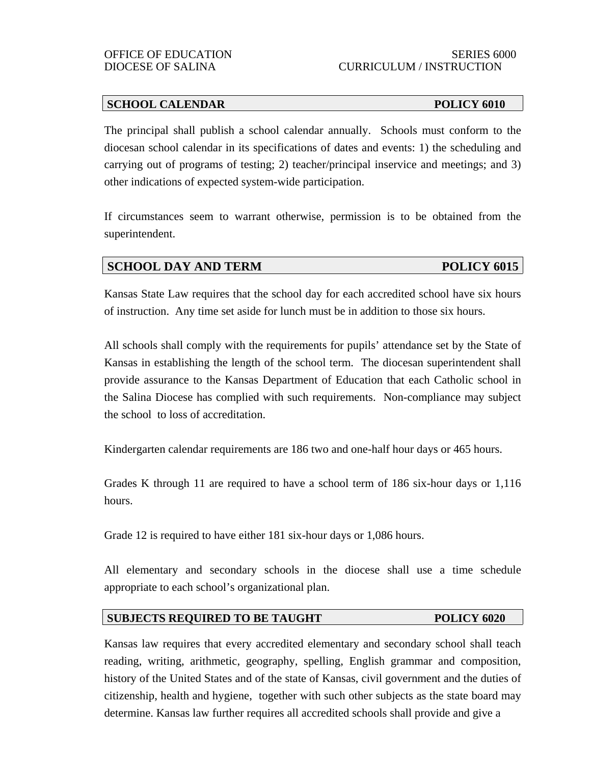OFFICE OF EDUCATION SERIES 6000
DIOCESE OF SALINA CURRICULUM / INSTRUCTION

## SCHOOL CALENDAR POLICY 6010

The principal shall publish a school calendar annually. Schools must conform to the diocesan school calendar in its specifications of dates and events: 1) the scheduling and carrying out of programs of testing; 2) teacher/principal inservice and meetings; and 3) other indications of expected system-wide participation.

If circumstances seem to warrant otherwise, permission is to be obtained from the superintendent.

## SCHOOL DAY AND TERM POLICY 6015

Kansas State Law requires that the school day for each accredited school have six hours of instruction. Any time set aside for lunch must be in addition to those six hours.

All schools shall comply with the requirements for pupils' attendance set by the State of Kansas in establishing the length of the school term. The diocesan superintendent shall provide assurance to the Kansas Department of Education that each Catholic school in the Salina Diocese has complied with such requirements. Non-compliance may subject the school to loss of accreditation.

Kindergarten calendar requirements are 186 two and one-half hour days or 465 hours.

Grades K through 11 are required to have a school term of 186 six-hour days or 1,116 hours.

Grade 12 is required to have either 181 six-hour days or 1,086 hours.

All elementary and secondary schools in the diocese shall use a time schedule appropriate to each school's organizational plan.

## SUBJECTS REQUIRED TO BE TAUGHT POLICY 6020

Kansas law requires that every accredited elementary and secondary school shall teach reading, writing, arithmetic, geography, spelling, English grammar and composition, history of the United States and of the state of Kansas, civil government and the duties of citizenship, health and hygiene, together with such other subjects as the state board may determine. Kansas law further requires all accredited schools shall provide and give a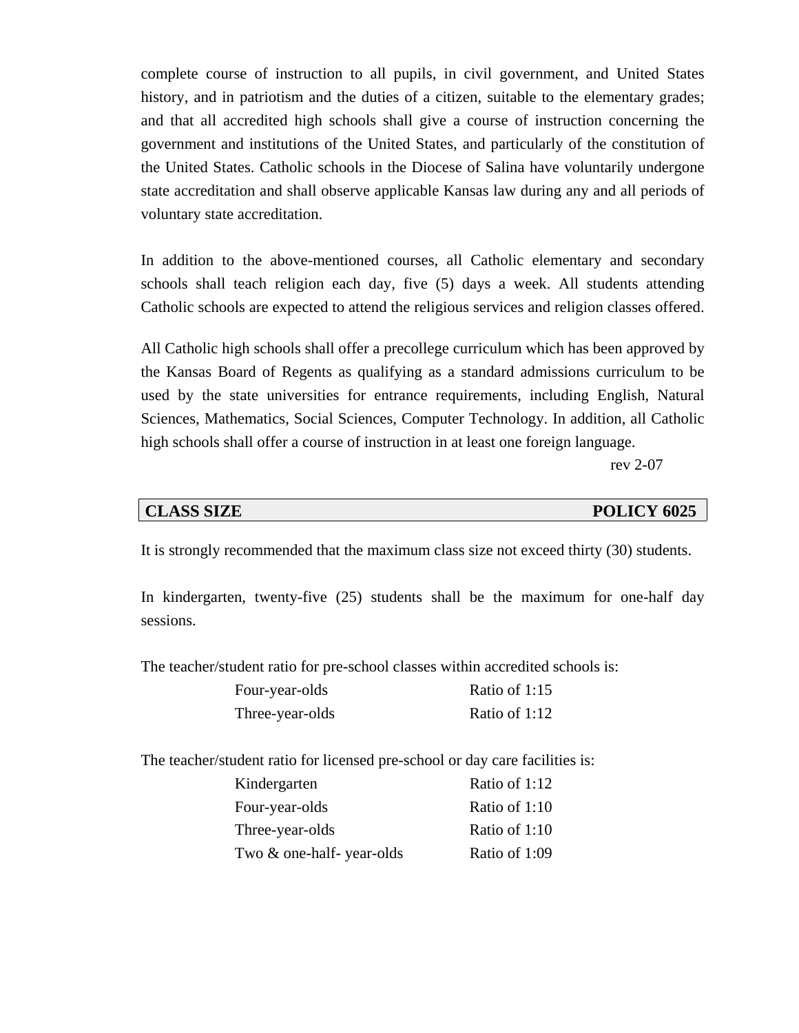complete course of instruction to all pupils, in civil government, and United States history, and in patriotism and the duties of a citizen, suitable to the elementary grades; and that all accredited high schools shall give a course of instruction concerning the government and institutions of the United States, and particularly of the constitution of the United States. Catholic schools in the Diocese of Salina have voluntarily undergone state accreditation and shall observe applicable Kansas law during any and all periods of voluntary state accreditation.

In addition to the above-mentioned courses, all Catholic elementary and secondary schools shall teach religion each day, five (5) days a week. All students attending Catholic schools are expected to attend the religious services and religion classes offered.

All Catholic high schools shall offer a precollege curriculum which has been approved by the Kansas Board of Regents as qualifying as a standard admissions curriculum to be used by the state universities for entrance requirements, including English, Natural Sciences, Mathematics, Social Sciences, Computer Technology. In addition, all Catholic high schools shall offer a course of instruction in at least one foreign language.

rev 2-07

## CLASS SIZE — POLICY 6025

It is strongly recommended that the maximum class size not exceed thirty (30) students.

In kindergarten, twenty-five (25) students shall be the maximum for one-half day sessions.

The teacher/student ratio for pre-school classes within accredited schools is:

| | |
|---|---|
| Four-year-olds | Ratio of 1:15 |
| Three-year-olds | Ratio of 1:12 |

The teacher/student ratio for licensed pre-school or day care facilities is:

| | |
|---|---|
| Kindergarten | Ratio of 1:12 |
| Four-year-olds | Ratio of 1:10 |
| Three-year-olds | Ratio of 1:10 |
| Two & one-half- year-olds | Ratio of 1:09 |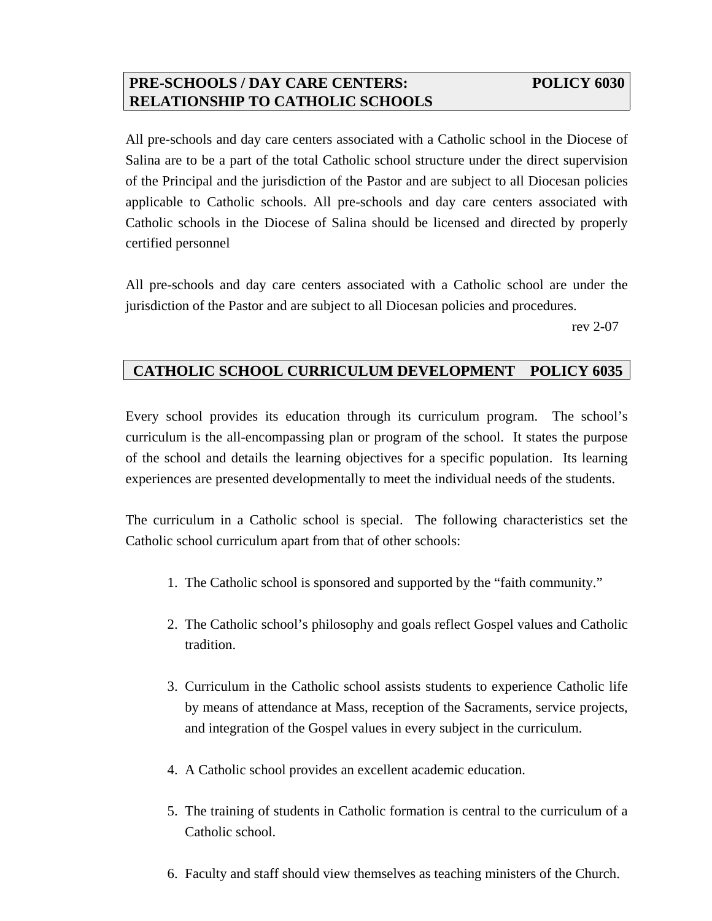## PRE-SCHOOLS / DAY CARE CENTERS: RELATIONSHIP TO CATHOLIC SCHOOLS — POLICY 6030

All pre-schools and day care centers associated with a Catholic school in the Diocese of Salina are to be a part of the total Catholic school structure under the direct supervision of the Principal and the jurisdiction of the Pastor and are subject to all Diocesan policies applicable to Catholic schools. All pre-schools and day care centers associated with Catholic schools in the Diocese of Salina should be licensed and directed by properly certified personnel

All pre-schools and day care centers associated with a Catholic school are under the jurisdiction of the Pastor and are subject to all Diocesan policies and procedures.

rev 2-07

## CATHOLIC SCHOOL CURRICULUM DEVELOPMENT — POLICY 6035

Every school provides its education through its curriculum program. The school's curriculum is the all-encompassing plan or program of the school. It states the purpose of the school and details the learning objectives for a specific population. Its learning experiences are presented developmentally to meet the individual needs of the students.

The curriculum in a Catholic school is special. The following characteristics set the Catholic school curriculum apart from that of other schools:

1. The Catholic school is sponsored and supported by the "faith community."
2. The Catholic school's philosophy and goals reflect Gospel values and Catholic tradition.
3. Curriculum in the Catholic school assists students to experience Catholic life by means of attendance at Mass, reception of the Sacraments, service projects, and integration of the Gospel values in every subject in the curriculum.
4. A Catholic school provides an excellent academic education.
5. The training of students in Catholic formation is central to the curriculum of a Catholic school.
6. Faculty and staff should view themselves as teaching ministers of the Church.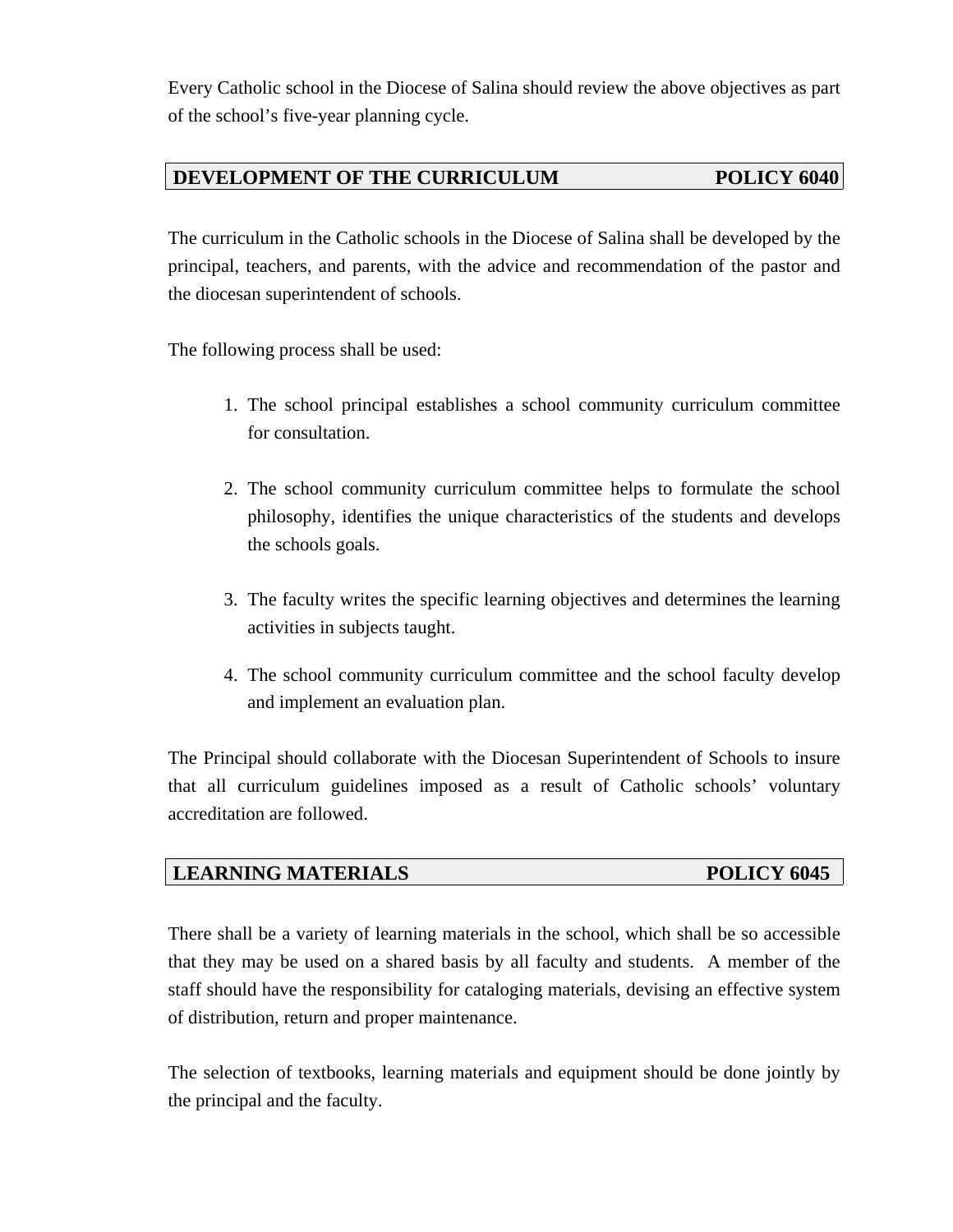Every Catholic school in the Diocese of Salina should review the above objectives as part of the school's five-year planning cycle.

## DEVELOPMENT OF THE CURRICULUM — POLICY 6040

The curriculum in the Catholic schools in the Diocese of Salina shall be developed by the principal, teachers, and parents, with the advice and recommendation of the pastor and the diocesan superintendent of schools.

The following process shall be used:

1. The school principal establishes a school community curriculum committee for consultation.

2. The school community curriculum committee helps to formulate the school philosophy, identifies the unique characteristics of the students and develops the schools goals.

3. The faculty writes the specific learning objectives and determines the learning activities in subjects taught.

4. The school community curriculum committee and the school faculty develop and implement an evaluation plan.

The Principal should collaborate with the Diocesan Superintendent of Schools to insure that all curriculum guidelines imposed as a result of Catholic schools' voluntary accreditation are followed.

## LEARNING MATERIALS — POLICY 6045

There shall be a variety of learning materials in the school, which shall be so accessible that they may be used on a shared basis by all faculty and students. A member of the staff should have the responsibility for cataloging materials, devising an effective system of distribution, return and proper maintenance.

The selection of textbooks, learning materials and equipment should be done jointly by the principal and the faculty.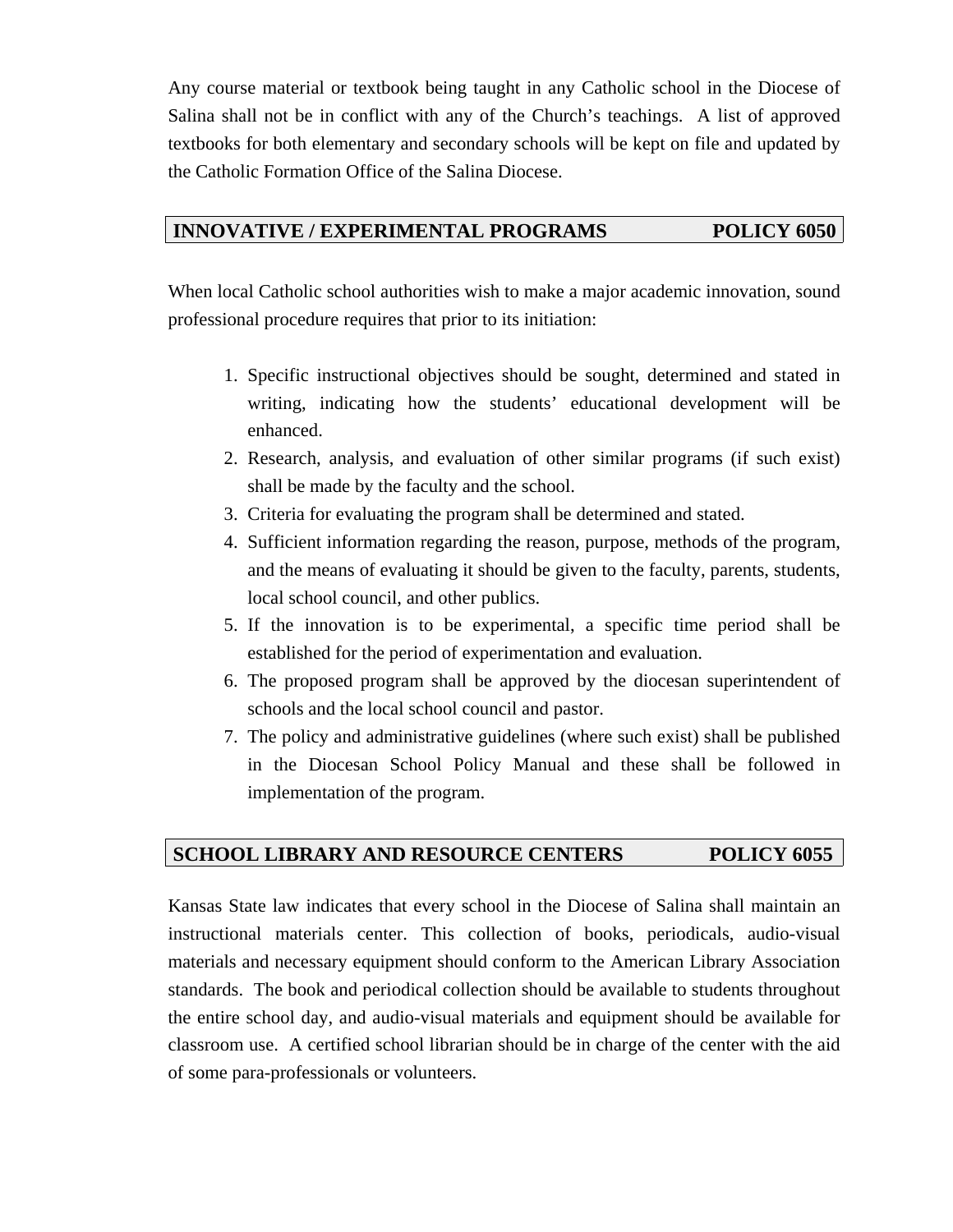Any course material or textbook being taught in any Catholic school in the Diocese of Salina shall not be in conflict with any of the Church's teachings. A list of approved textbooks for both elementary and secondary schools will be kept on file and updated by the Catholic Formation Office of the Salina Diocese.

## INNOVATIVE / EXPERIMENTAL PROGRAMS — POLICY 6050

When local Catholic school authorities wish to make a major academic innovation, sound professional procedure requires that prior to its initiation:

1. Specific instructional objectives should be sought, determined and stated in writing, indicating how the students' educational development will be enhanced.
2. Research, analysis, and evaluation of other similar programs (if such exist) shall be made by the faculty and the school.
3. Criteria for evaluating the program shall be determined and stated.
4. Sufficient information regarding the reason, purpose, methods of the program, and the means of evaluating it should be given to the faculty, parents, students, local school council, and other publics.
5. If the innovation is to be experimental, a specific time period shall be established for the period of experimentation and evaluation.
6. The proposed program shall be approved by the diocesan superintendent of schools and the local school council and pastor.
7. The policy and administrative guidelines (where such exist) shall be published in the Diocesan School Policy Manual and these shall be followed in implementation of the program.

## SCHOOL LIBRARY AND RESOURCE CENTERS — POLICY 6055

Kansas State law indicates that every school in the Diocese of Salina shall maintain an instructional materials center. This collection of books, periodicals, audio-visual materials and necessary equipment should conform to the American Library Association standards. The book and periodical collection should be available to students throughout the entire school day, and audio-visual materials and equipment should be available for classroom use. A certified school librarian should be in charge of the center with the aid of some para-professionals or volunteers.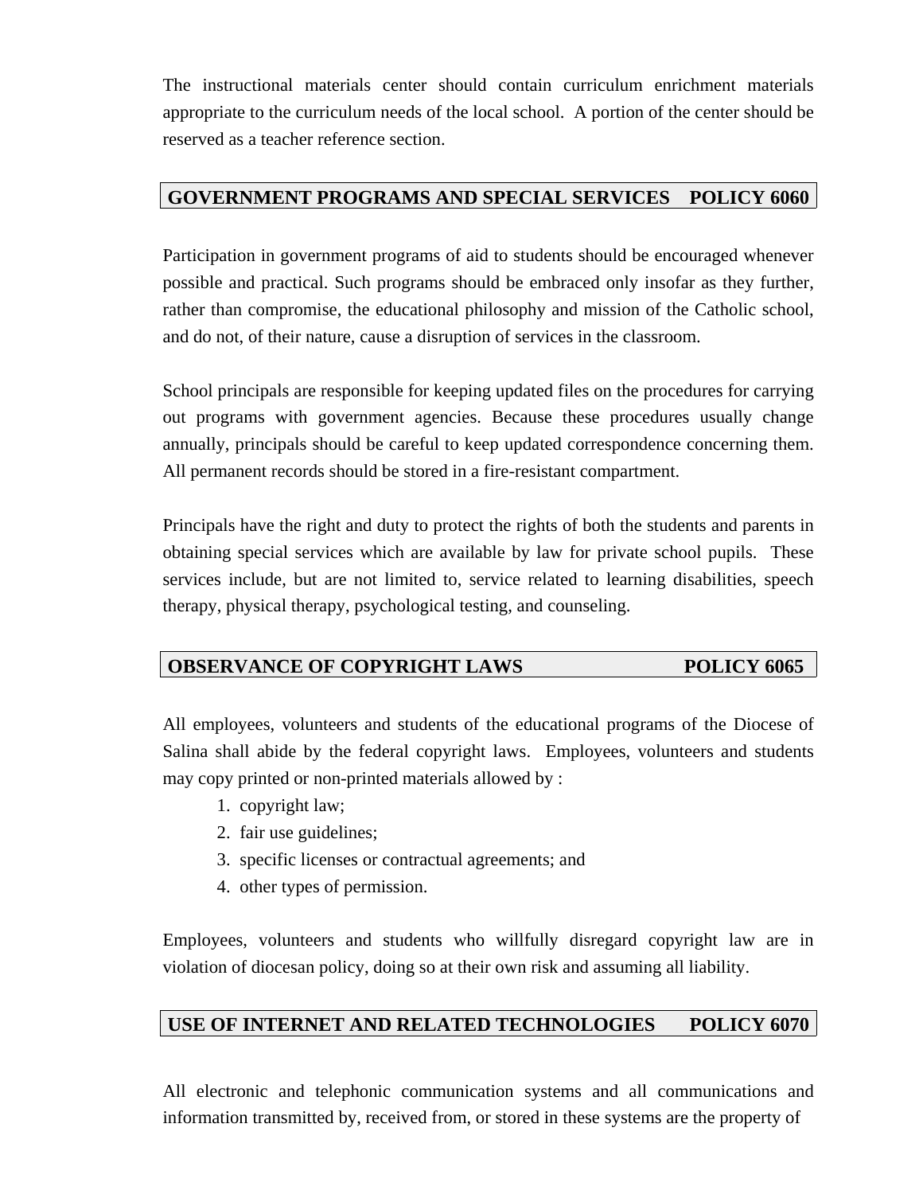The instructional materials center should contain curriculum enrichment materials appropriate to the curriculum needs of the local school. A portion of the center should be reserved as a teacher reference section.

## GOVERNMENT PROGRAMS AND SPECIAL SERVICES POLICY 6060

Participation in government programs of aid to students should be encouraged whenever possible and practical. Such programs should be embraced only insofar as they further, rather than compromise, the educational philosophy and mission of the Catholic school, and do not, of their nature, cause a disruption of services in the classroom.

School principals are responsible for keeping updated files on the procedures for carrying out programs with government agencies. Because these procedures usually change annually, principals should be careful to keep updated correspondence concerning them. All permanent records should be stored in a fire-resistant compartment.

Principals have the right and duty to protect the rights of both the students and parents in obtaining special services which are available by law for private school pupils. These services include, but are not limited to, service related to learning disabilities, speech therapy, physical therapy, psychological testing, and counseling.

## OBSERVANCE OF COPYRIGHT LAWS POLICY 6065

All employees, volunteers and students of the educational programs of the Diocese of Salina shall abide by the federal copyright laws. Employees, volunteers and students may copy printed or non-printed materials allowed by :

1. copyright law;
2. fair use guidelines;
3. specific licenses or contractual agreements; and
4. other types of permission.

Employees, volunteers and students who willfully disregard copyright law are in violation of diocesan policy, doing so at their own risk and assuming all liability.

## USE OF INTERNET AND RELATED TECHNOLOGIES POLICY 6070

All electronic and telephonic communication systems and all communications and information transmitted by, received from, or stored in these systems are the property of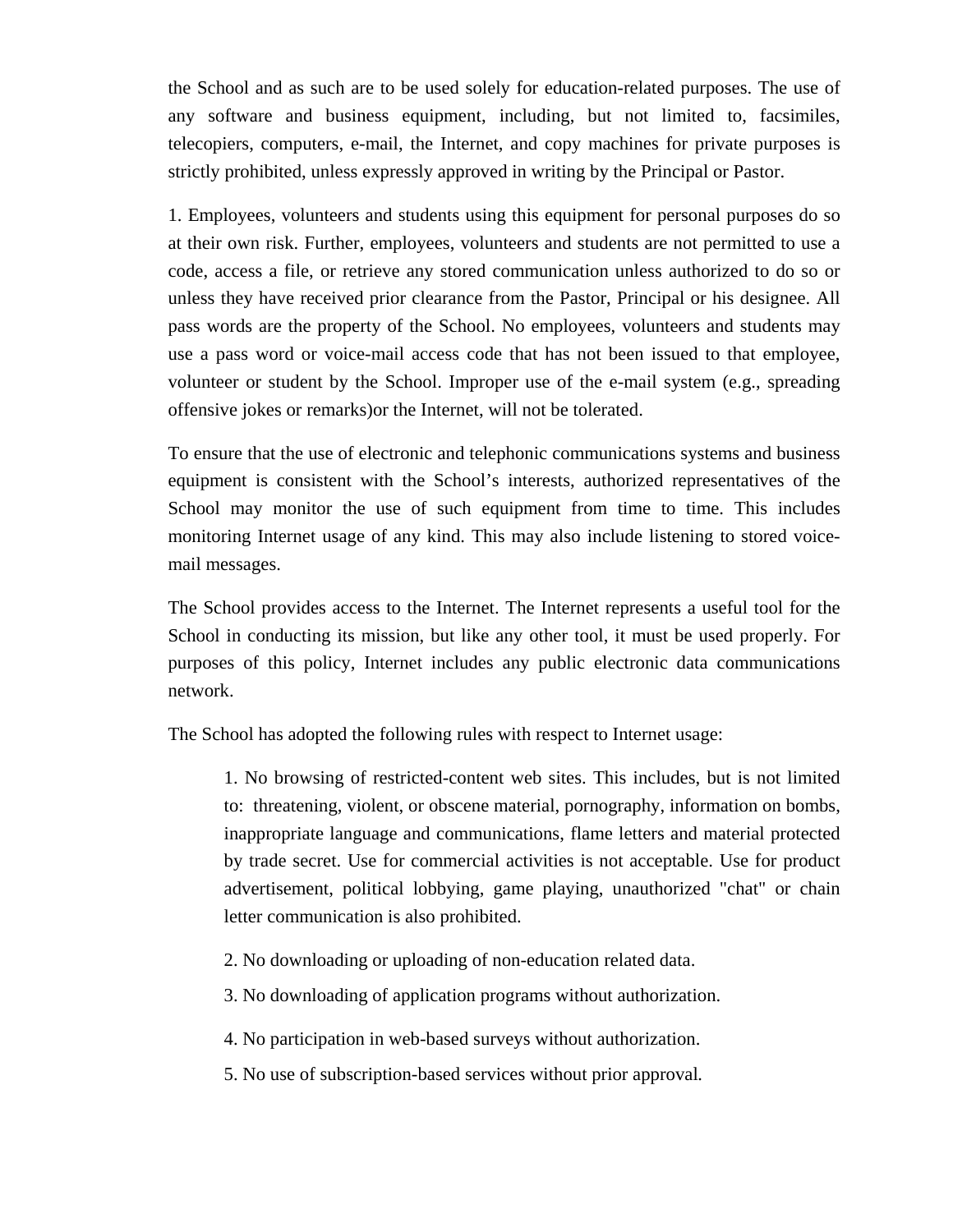the School and as such are to be used solely for education-related purposes. The use of any software and business equipment, including, but not limited to, facsimiles, telecopiers, computers, e-mail, the Internet, and copy machines for private purposes is strictly prohibited, unless expressly approved in writing by the Principal or Pastor.

1. Employees, volunteers and students using this equipment for personal purposes do so at their own risk. Further, employees, volunteers and students are not permitted to use a code, access a file, or retrieve any stored communication unless authorized to do so or unless they have received prior clearance from the Pastor, Principal or his designee. All pass words are the property of the School. No employees, volunteers and students may use a pass word or voice-mail access code that has not been issued to that employee, volunteer or student by the School. Improper use of the e-mail system (e.g., spreading offensive jokes or remarks)or the Internet, will not be tolerated.

To ensure that the use of electronic and telephonic communications systems and business equipment is consistent with the School's interests, authorized representatives of the School may monitor the use of such equipment from time to time. This includes monitoring Internet usage of any kind. This may also include listening to stored voice-mail messages.

The School provides access to the Internet. The Internet represents a useful tool for the School in conducting its mission, but like any other tool, it must be used properly. For purposes of this policy, Internet includes any public electronic data communications network.

The School has adopted the following rules with respect to Internet usage:

> 1. No browsing of restricted-content web sites. This includes, but is not limited to: threatening, violent, or obscene material, pornography, information on bombs, inappropriate language and communications, flame letters and material protected by trade secret. Use for commercial activities is not acceptable. Use for product advertisement, political lobbying, game playing, unauthorized "chat" or chain letter communication is also prohibited.
>
> 2. No downloading or uploading of non-education related data.
>
> 3. No downloading of application programs without authorization.
>
> 4. No participation in web-based surveys without authorization.
>
> 5. No use of subscription-based services without prior approval.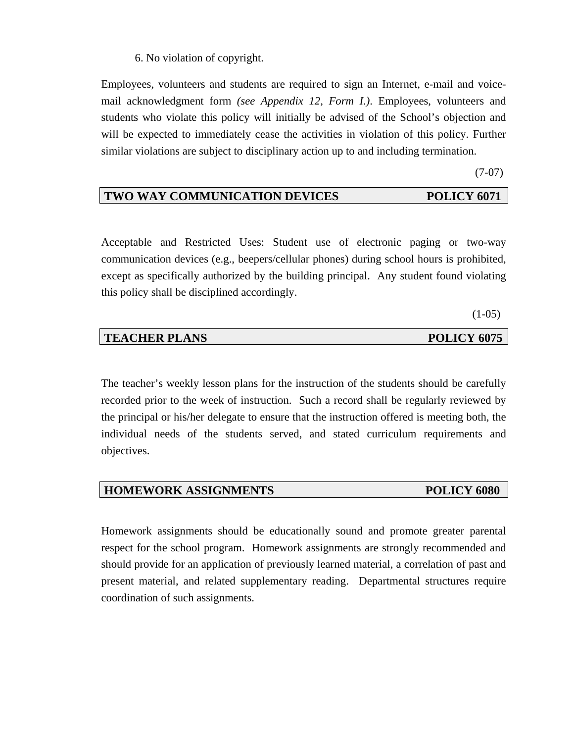6. No violation of copyright.

Employees, volunteers and students are required to sign an Internet, e-mail and voice-mail acknowledgment form *(see Appendix 12, Form I.)*. Employees, volunteers and students who violate this policy will initially be advised of the School's objection and will be expected to immediately cease the activities in violation of this policy. Further similar violations are subject to disciplinary action up to and including termination.

(7-07)

## TWO WAY COMMUNICATION DEVICES — POLICY 6071

Acceptable and Restricted Uses: Student use of electronic paging or two-way communication devices (e.g., beepers/cellular phones) during school hours is prohibited, except as specifically authorized by the building principal. Any student found violating this policy shall be disciplined accordingly.

(1-05)

## TEACHER PLANS — POLICY 6075

The teacher's weekly lesson plans for the instruction of the students should be carefully recorded prior to the week of instruction. Such a record shall be regularly reviewed by the principal or his/her delegate to ensure that the instruction offered is meeting both, the individual needs of the students served, and stated curriculum requirements and objectives.

## HOMEWORK ASSIGNMENTS — POLICY 6080

Homework assignments should be educationally sound and promote greater parental respect for the school program. Homework assignments are strongly recommended and should provide for an application of previously learned material, a correlation of past and present material, and related supplementary reading. Departmental structures require coordination of such assignments.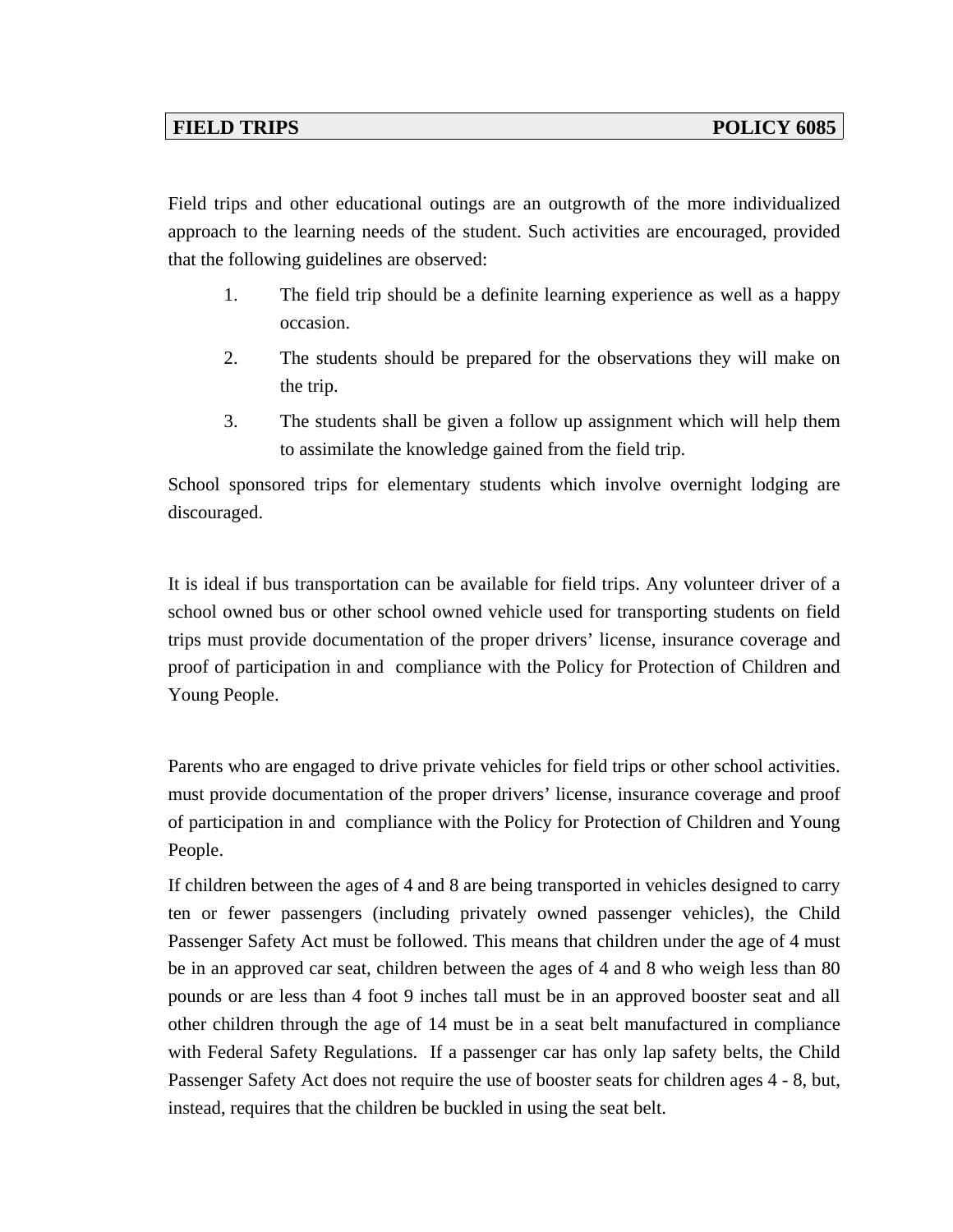## FIELD TRIPS — POLICY 6085

Field trips and other educational outings are an outgrowth of the more individualized approach to the learning needs of the student. Such activities are encouraged, provided that the following guidelines are observed:

1. The field trip should be a definite learning experience as well as a happy occasion.
2. The students should be prepared for the observations they will make on the trip.
3. The students shall be given a follow up assignment which will help them to assimilate the knowledge gained from the field trip.

School sponsored trips for elementary students which involve overnight lodging are discouraged.

It is ideal if bus transportation can be available for field trips. Any volunteer driver of a school owned bus or other school owned vehicle used for transporting students on field trips must provide documentation of the proper drivers' license, insurance coverage and proof of participation in and compliance with the Policy for Protection of Children and Young People.

Parents who are engaged to drive private vehicles for field trips or other school activities. must provide documentation of the proper drivers' license, insurance coverage and proof of participation in and compliance with the Policy for Protection of Children and Young People.

If children between the ages of 4 and 8 are being transported in vehicles designed to carry ten or fewer passengers (including privately owned passenger vehicles), the Child Passenger Safety Act must be followed. This means that children under the age of 4 must be in an approved car seat, children between the ages of 4 and 8 who weigh less than 80 pounds or are less than 4 foot 9 inches tall must be in an approved booster seat and all other children through the age of 14 must be in a seat belt manufactured in compliance with Federal Safety Regulations. If a passenger car has only lap safety belts, the Child Passenger Safety Act does not require the use of booster seats for children ages 4 - 8, but, instead, requires that the children be buckled in using the seat belt.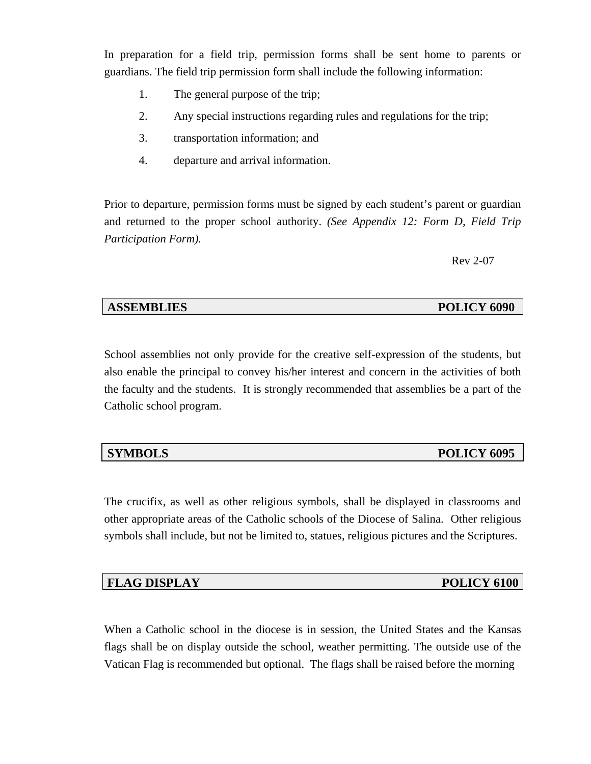In preparation for a field trip, permission forms shall be sent home to parents or guardians. The field trip permission form shall include the following information:

1. The general purpose of the trip;
2. Any special instructions regarding rules and regulations for the trip;
3. transportation information; and
4. departure and arrival information.

Prior to departure, permission forms must be signed by each student's parent or guardian and returned to the proper school authority. *(See Appendix 12: Form D, Field Trip Participation Form).*

Rev 2-07

## ASSEMBLIES — POLICY 6090

School assemblies not only provide for the creative self-expression of the students, but also enable the principal to convey his/her interest and concern in the activities of both the faculty and the students. It is strongly recommended that assemblies be a part of the Catholic school program.

## SYMBOLS — POLICY 6095

The crucifix, as well as other religious symbols, shall be displayed in classrooms and other appropriate areas of the Catholic schools of the Diocese of Salina. Other religious symbols shall include, but not be limited to, statues, religious pictures and the Scriptures.

## FLAG DISPLAY — POLICY 6100

When a Catholic school in the diocese is in session, the United States and the Kansas flags shall be on display outside the school, weather permitting. The outside use of the Vatican Flag is recommended but optional. The flags shall be raised before the morning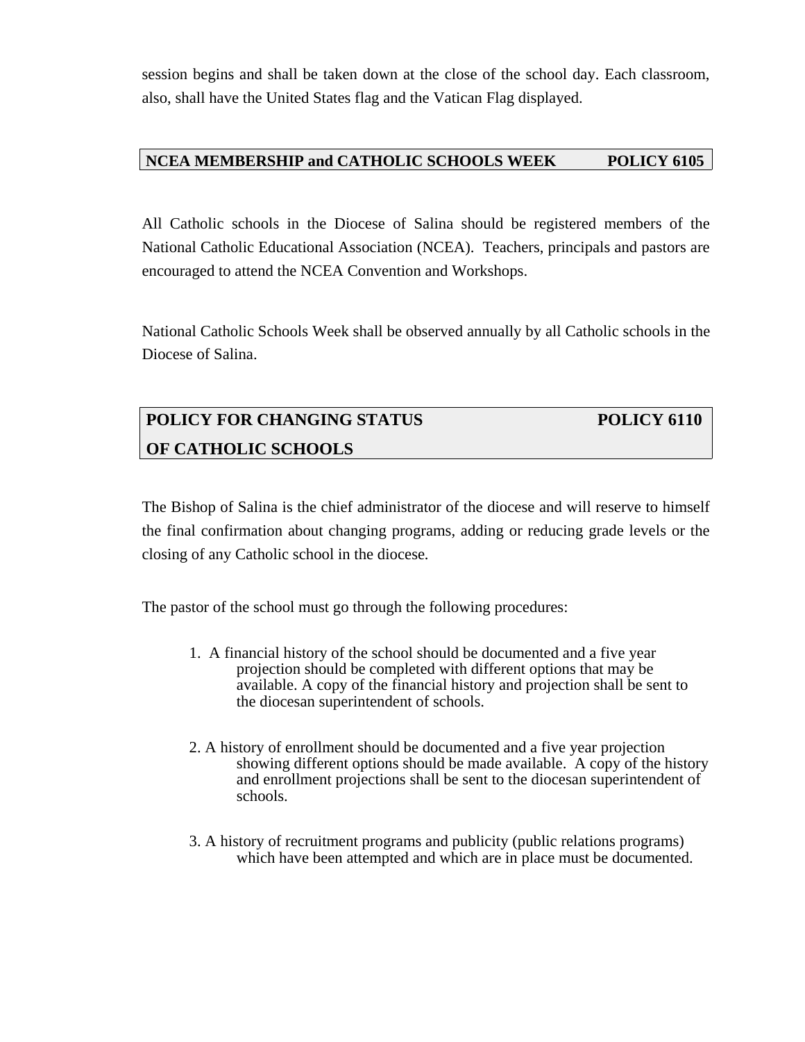session begins and shall be taken down at the close of the school day. Each classroom, also, shall have the United States flag and the Vatican Flag displayed.

## NCEA MEMBERSHIP and CATHOLIC SCHOOLS WEEK POLICY 6105

All Catholic schools in the Diocese of Salina should be registered members of the National Catholic Educational Association (NCEA). Teachers, principals and pastors are encouraged to attend the NCEA Convention and Workshops.

National Catholic Schools Week shall be observed annually by all Catholic schools in the Diocese of Salina.

## POLICY FOR CHANGING STATUS OF CATHOLIC SCHOOLS POLICY 6110

The Bishop of Salina is the chief administrator of the diocese and will reserve to himself the final confirmation about changing programs, adding or reducing grade levels or the closing of any Catholic school in the diocese.

The pastor of the school must go through the following procedures:

1. A financial history of the school should be documented and a five year projection should be completed with different options that may be available. A copy of the financial history and projection shall be sent to the diocesan superintendent of schools.

2. A history of enrollment should be documented and a five year projection showing different options should be made available. A copy of the history and enrollment projections shall be sent to the diocesan superintendent of schools.

3. A history of recruitment programs and publicity (public relations programs) which have been attempted and which are in place must be documented.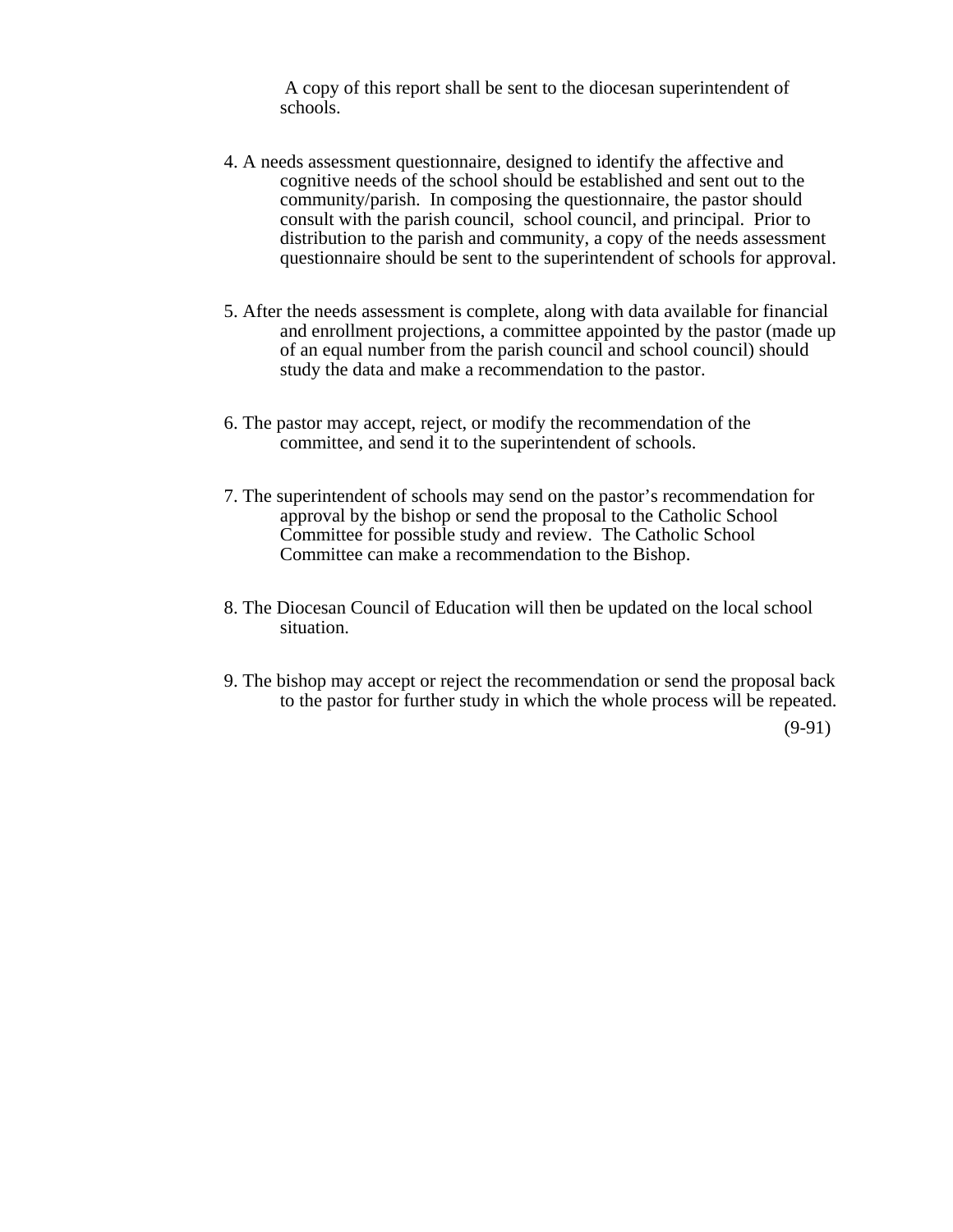A copy of this report shall be sent to the diocesan superintendent of schools.

4. A needs assessment questionnaire, designed to identify the affective and cognitive needs of the school should be established and sent out to the community/parish. In composing the questionnaire, the pastor should consult with the parish council, school council, and principal. Prior to distribution to the parish and community, a copy of the needs assessment questionnaire should be sent to the superintendent of schools for approval.

5. After the needs assessment is complete, along with data available for financial and enrollment projections, a committee appointed by the pastor (made up of an equal number from the parish council and school council) should study the data and make a recommendation to the pastor.

6. The pastor may accept, reject, or modify the recommendation of the committee, and send it to the superintendent of schools.

7. The superintendent of schools may send on the pastor's recommendation for approval by the bishop or send the proposal to the Catholic School Committee for possible study and review. The Catholic School Committee can make a recommendation to the Bishop.

8. The Diocesan Council of Education will then be updated on the local school situation.

9. The bishop may accept or reject the recommendation or send the proposal back to the pastor for further study in which the whole process will be repeated.

(9-91)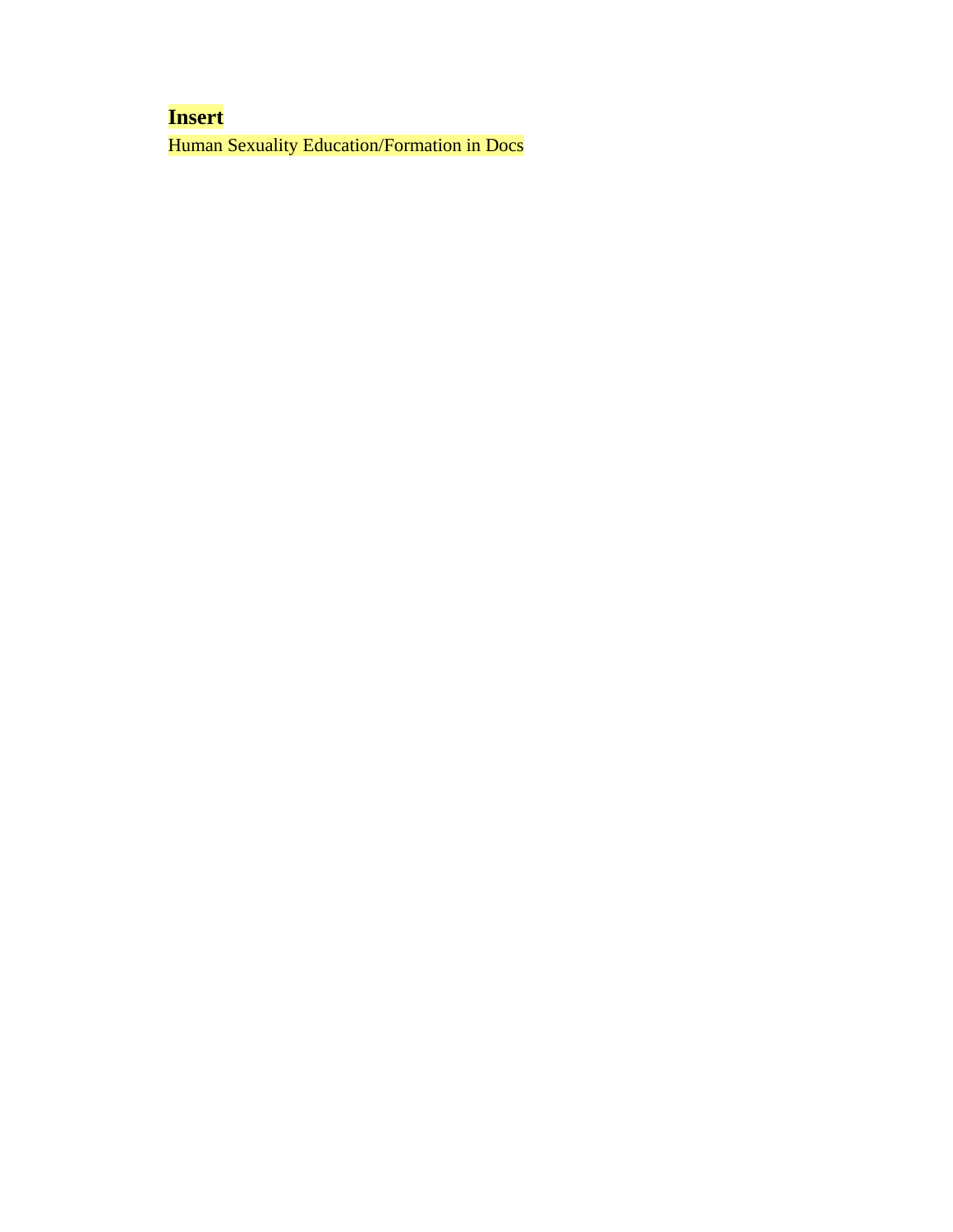**Insert**

Human Sexuality Education/Formation in Docs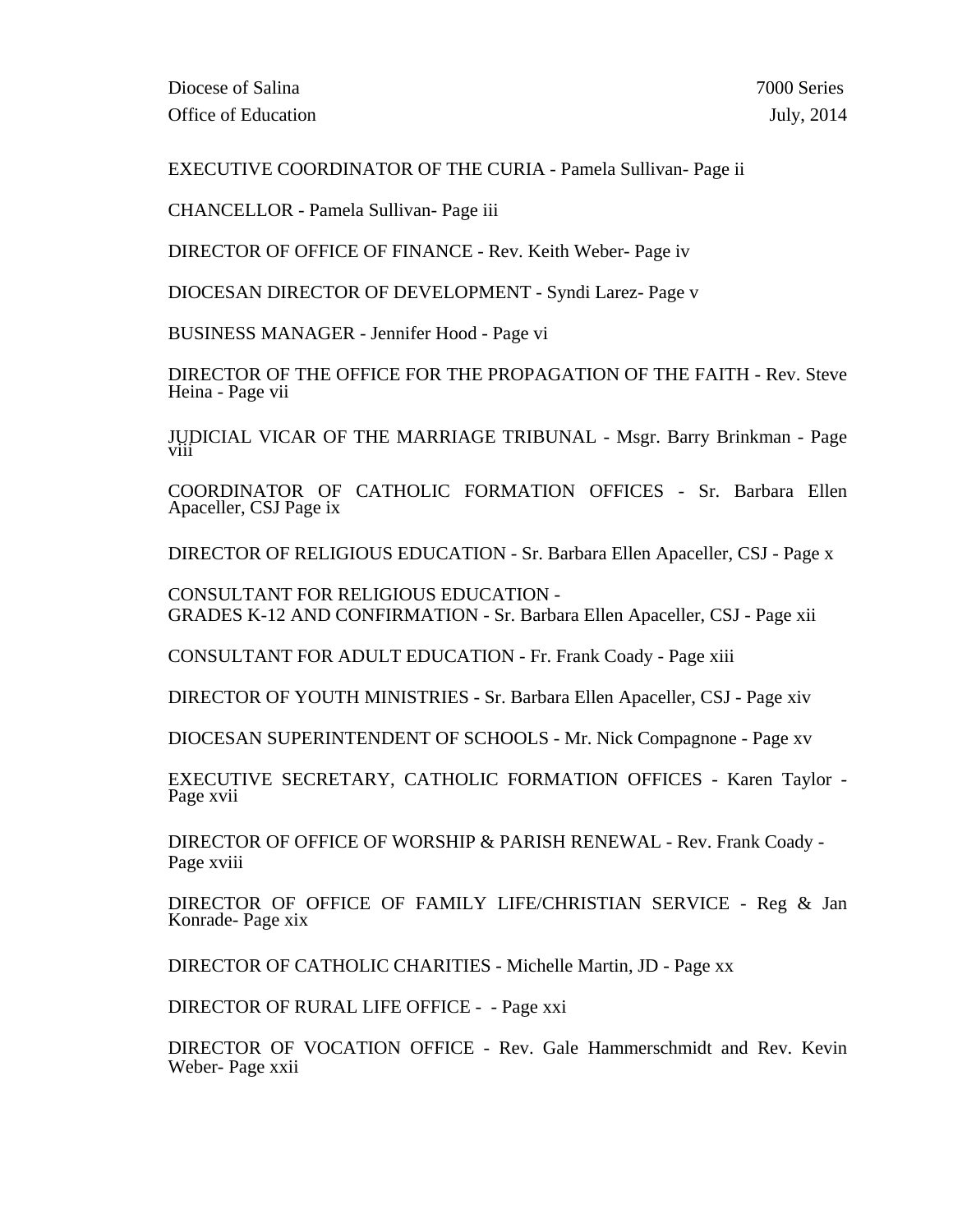Diocese of Salina 7000 Series

Office of Education July, 2014

EXECUTIVE COORDINATOR OF THE CURIA - Pamela Sullivan- Page ii

CHANCELLOR - Pamela Sullivan- Page iii

DIRECTOR OF OFFICE OF FINANCE - Rev. Keith Weber- Page iv

DIOCESAN DIRECTOR OF DEVELOPMENT - Syndi Larez- Page v

BUSINESS MANAGER - Jennifer Hood - Page vi

DIRECTOR OF THE OFFICE FOR THE PROPAGATION OF THE FAITH - Rev. Steve Heina - Page vii

JUDICIAL VICAR OF THE MARRIAGE TRIBUNAL - Msgr. Barry Brinkman - Page viii

COORDINATOR OF CATHOLIC FORMATION OFFICES - Sr. Barbara Ellen Apaceller, CSJ Page ix

DIRECTOR OF RELIGIOUS EDUCATION - Sr. Barbara Ellen Apaceller, CSJ - Page x

CONSULTANT FOR RELIGIOUS EDUCATION -
GRADES K-12 AND CONFIRMATION - Sr. Barbara Ellen Apaceller, CSJ - Page xii

CONSULTANT FOR ADULT EDUCATION - Fr. Frank Coady - Page xiii

DIRECTOR OF YOUTH MINISTRIES - Sr. Barbara Ellen Apaceller, CSJ - Page xiv

DIOCESAN SUPERINTENDENT OF SCHOOLS - Mr. Nick Compagnone - Page xv

EXECUTIVE SECRETARY, CATHOLIC FORMATION OFFICES - Karen Taylor - Page xvii

DIRECTOR OF OFFICE OF WORSHIP & PARISH RENEWAL - Rev. Frank Coady - Page xviii

DIRECTOR OF OFFICE OF FAMILY LIFE/CHRISTIAN SERVICE - Reg & Jan Konrade- Page xix

DIRECTOR OF CATHOLIC CHARITIES - Michelle Martin, JD - Page xx

DIRECTOR OF RURAL LIFE OFFICE - - Page xxi

DIRECTOR OF VOCATION OFFICE - Rev. Gale Hammerschmidt and Rev. Kevin Weber- Page xxii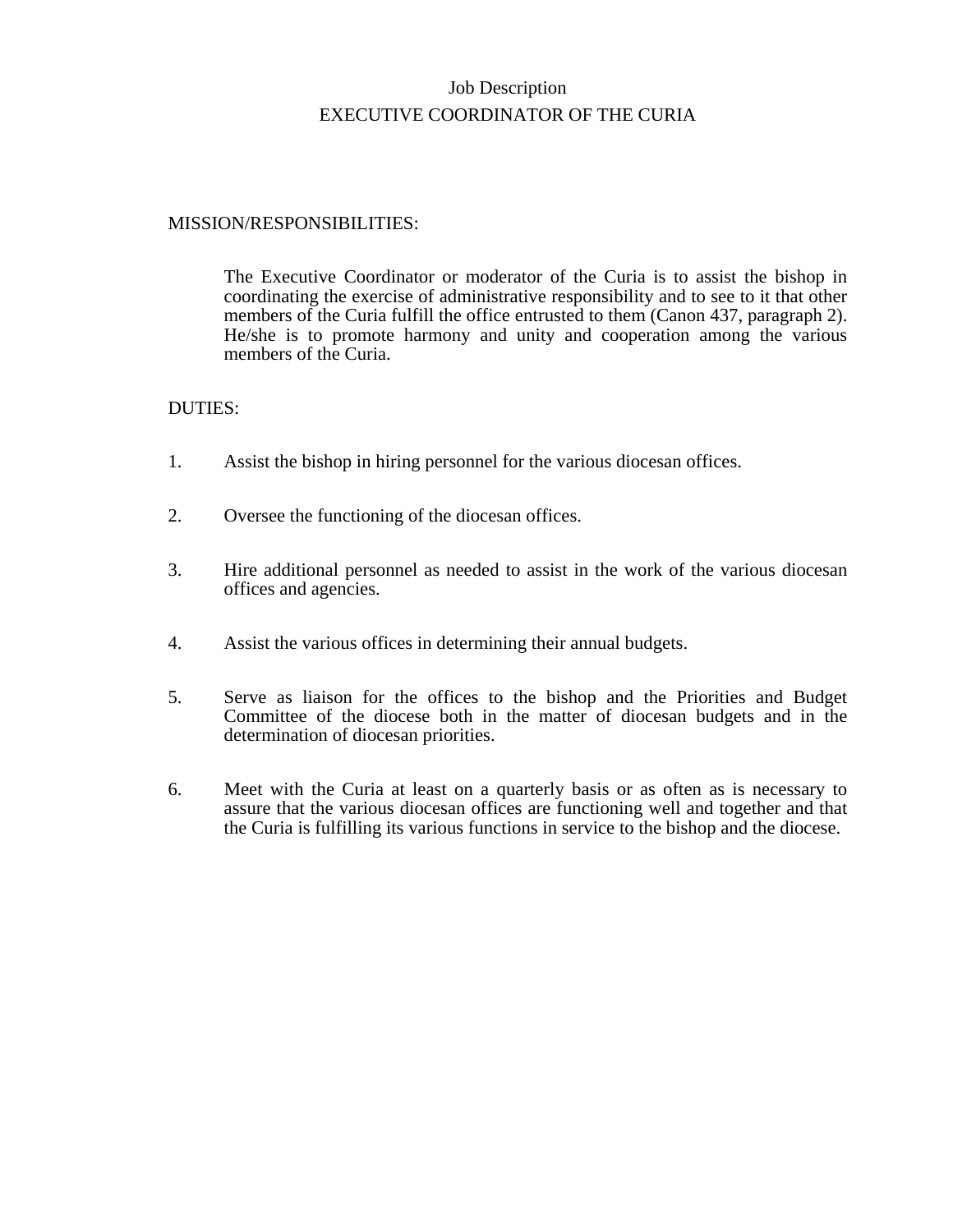# Job Description

## EXECUTIVE COORDINATOR OF THE CURIA

MISSION/RESPONSIBILITIES:

The Executive Coordinator or moderator of the Curia is to assist the bishop in coordinating the exercise of administrative responsibility and to see to it that other members of the Curia fulfill the office entrusted to them (Canon 437, paragraph 2). He/she is to promote harmony and unity and cooperation among the various members of the Curia.

DUTIES:

1. Assist the bishop in hiring personnel for the various diocesan offices.

2. Oversee the functioning of the diocesan offices.

3. Hire additional personnel as needed to assist in the work of the various diocesan offices and agencies.

4. Assist the various offices in determining their annual budgets.

5. Serve as liaison for the offices to the bishop and the Priorities and Budget Committee of the diocese both in the matter of diocesan budgets and in the determination of diocesan priorities.

6. Meet with the Curia at least on a quarterly basis or as often as is necessary to assure that the various diocesan offices are functioning well and together and that the Curia is fulfilling its various functions in service to the bishop and the diocese.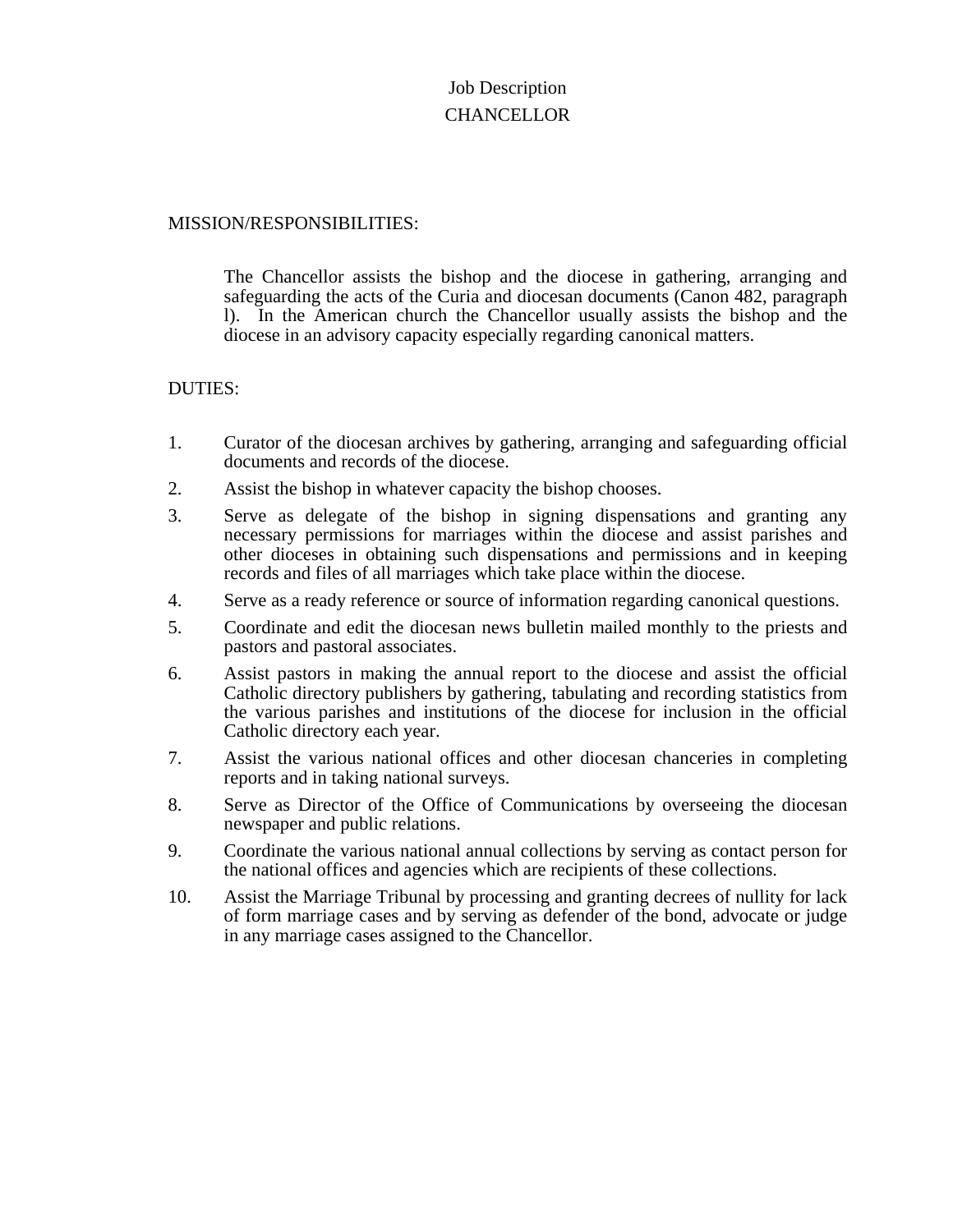# Job Description
# CHANCELLOR

## MISSION/RESPONSIBILITIES:

The Chancellor assists the bishop and the diocese in gathering, arranging and safeguarding the acts of the Curia and diocesan documents (Canon 482, paragraph l). In the American church the Chancellor usually assists the bishop and the diocese in an advisory capacity especially regarding canonical matters.

## DUTIES:

1. Curator of the diocesan archives by gathering, arranging and safeguarding official documents and records of the diocese.
2. Assist the bishop in whatever capacity the bishop chooses.
3. Serve as delegate of the bishop in signing dispensations and granting any necessary permissions for marriages within the diocese and assist parishes and other dioceses in obtaining such dispensations and permissions and in keeping records and files of all marriages which take place within the diocese.
4. Serve as a ready reference or source of information regarding canonical questions.
5. Coordinate and edit the diocesan news bulletin mailed monthly to the priests and pastors and pastoral associates.
6. Assist pastors in making the annual report to the diocese and assist the official Catholic directory publishers by gathering, tabulating and recording statistics from the various parishes and institutions of the diocese for inclusion in the official Catholic directory each year.
7. Assist the various national offices and other diocesan chanceries in completing reports and in taking national surveys.
8. Serve as Director of the Office of Communications by overseeing the diocesan newspaper and public relations.
9. Coordinate the various national annual collections by serving as contact person for the national offices and agencies which are recipients of these collections.
10. Assist the Marriage Tribunal by processing and granting decrees of nullity for lack of form marriage cases and by serving as defender of the bond, advocate or judge in any marriage cases assigned to the Chancellor.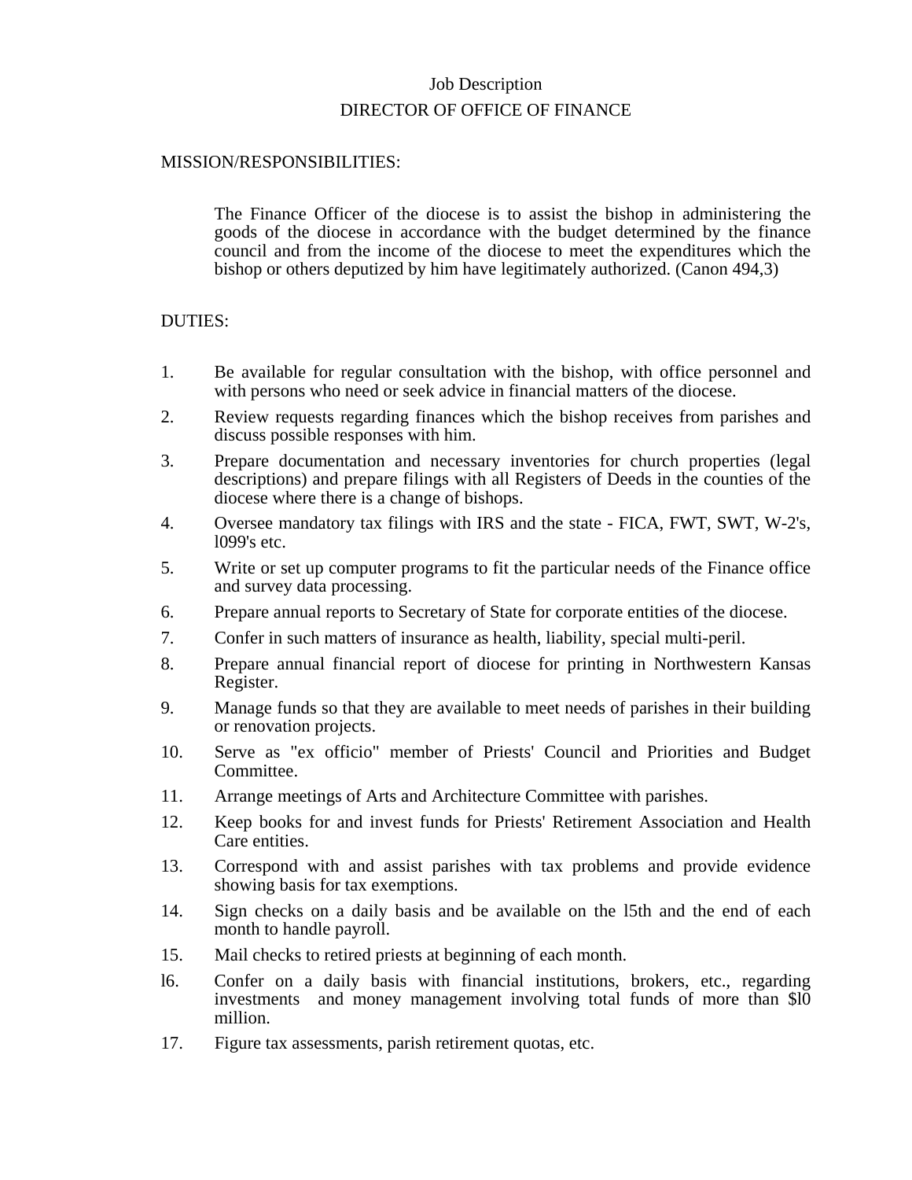Job Description

DIRECTOR OF OFFICE OF FINANCE

MISSION/RESPONSIBILITIES:

The Finance Officer of the diocese is to assist the bishop in administering the goods of the diocese in accordance with the budget determined by the finance council and from the income of the diocese to meet the expenditures which the bishop or others deputized by him have legitimately authorized. (Canon 494,3)

DUTIES:

1. Be available for regular consultation with the bishop, with office personnel and with persons who need or seek advice in financial matters of the diocese.
2. Review requests regarding finances which the bishop receives from parishes and discuss possible responses with him.
3. Prepare documentation and necessary inventories for church properties (legal descriptions) and prepare filings with all Registers of Deeds in the counties of the diocese where there is a change of bishops.
4. Oversee mandatory tax filings with IRS and the state - FICA, FWT, SWT, W-2's, l099's etc.
5. Write or set up computer programs to fit the particular needs of the Finance office and survey data processing.
6. Prepare annual reports to Secretary of State for corporate entities of the diocese.
7. Confer in such matters of insurance as health, liability, special multi-peril.
8. Prepare annual financial report of diocese for printing in Northwestern Kansas Register.
9. Manage funds so that they are available to meet needs of parishes in their building or renovation projects.
10. Serve as "ex officio" member of Priests' Council and Priorities and Budget Committee.
11. Arrange meetings of Arts and Architecture Committee with parishes.
12. Keep books for and invest funds for Priests' Retirement Association and Health Care entities.
13. Correspond with and assist parishes with tax problems and provide evidence showing basis for tax exemptions.
14. Sign checks on a daily basis and be available on the l5th and the end of each month to handle payroll.
15. Mail checks to retired priests at beginning of each month.
16. Confer on a daily basis with financial institutions, brokers, etc., regarding investments and money management involving total funds of more than $l0 million.
17. Figure tax assessments, parish retirement quotas, etc.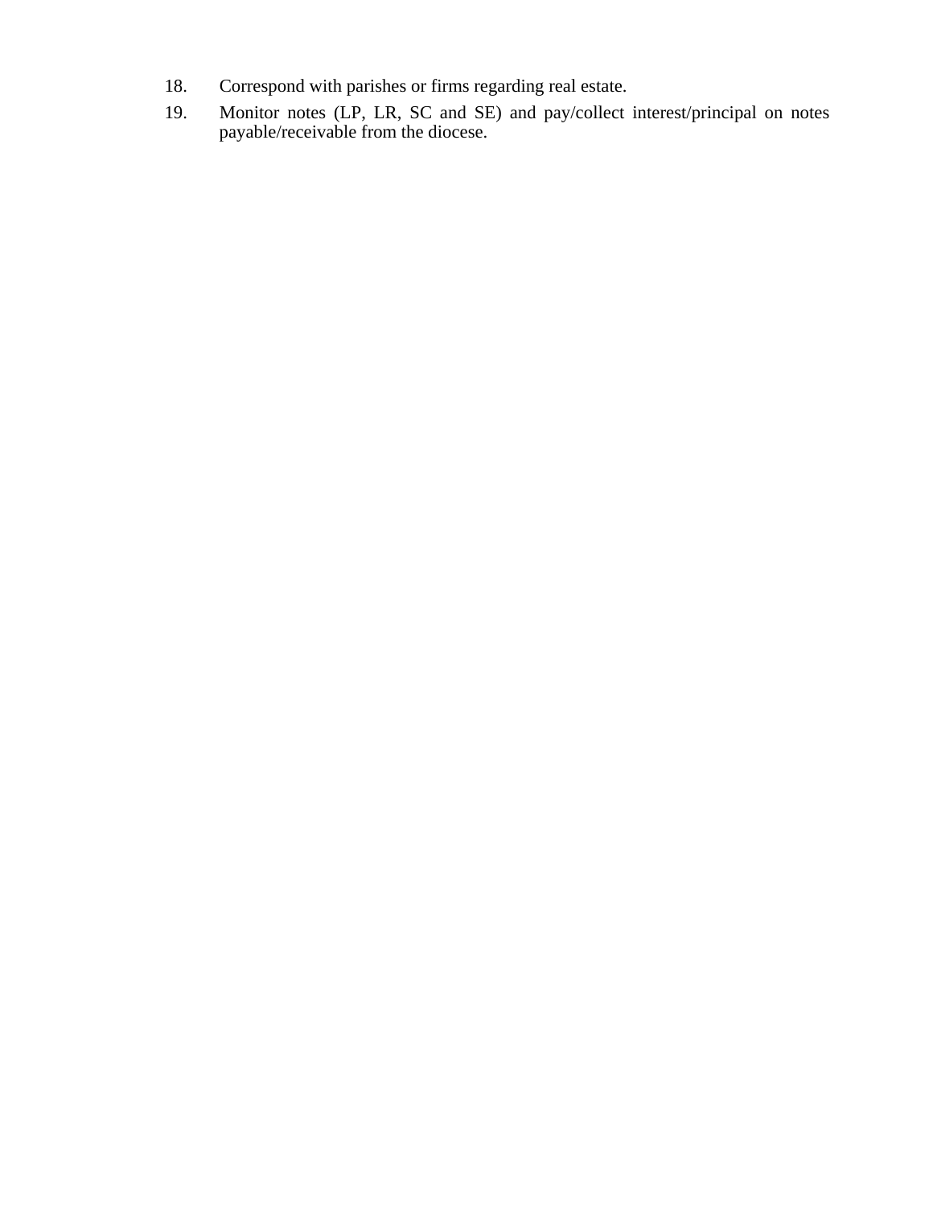18. Correspond with parishes or firms regarding real estate.
19. Monitor notes (LP, LR, SC and SE) and pay/collect interest/principal on notes payable/receivable from the diocese.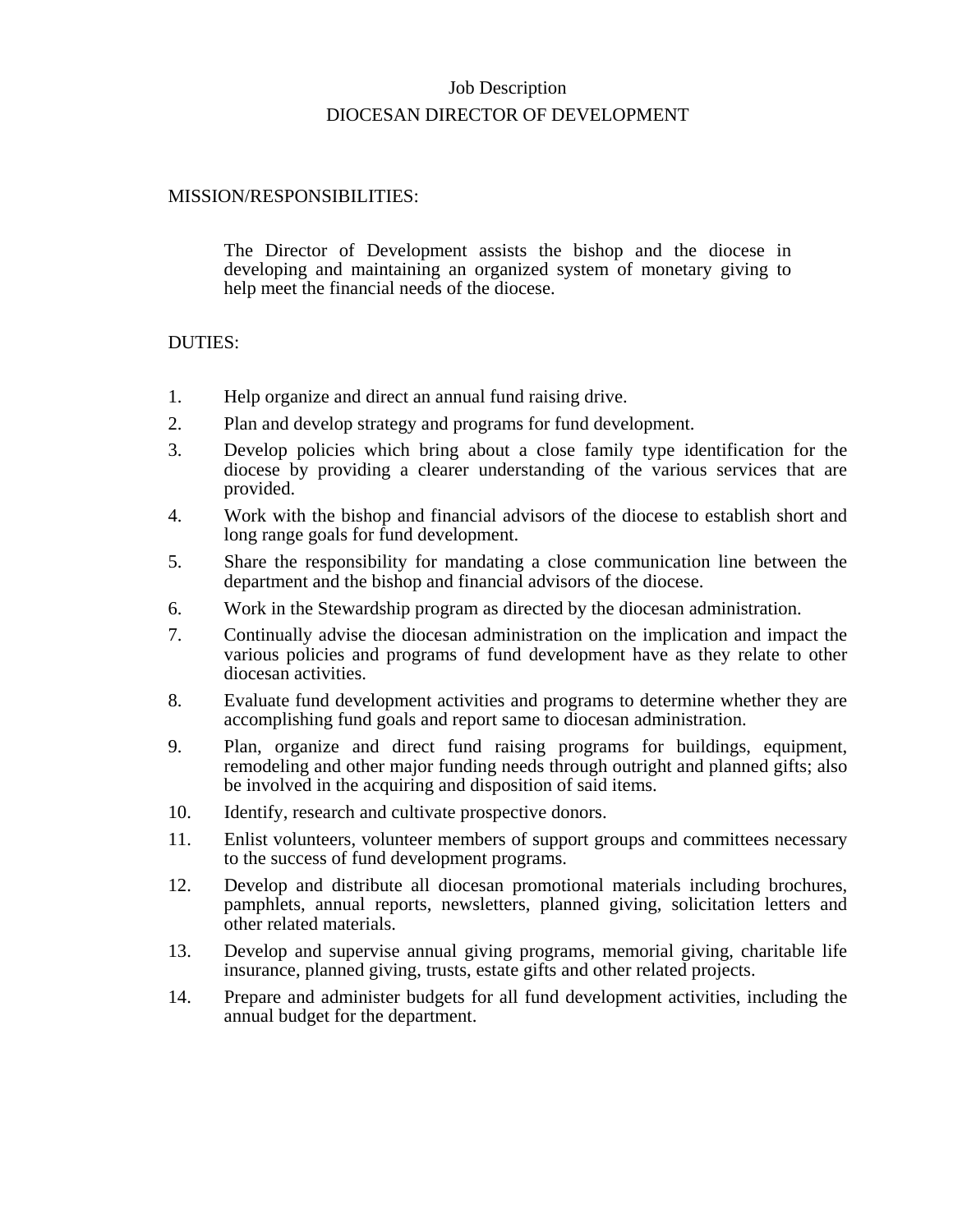# Job Description

# DIOCESAN DIRECTOR OF DEVELOPMENT

## MISSION/RESPONSIBILITIES:

The Director of Development assists the bishop and the diocese in developing and maintaining an organized system of monetary giving to help meet the financial needs of the diocese.

## DUTIES:

1. Help organize and direct an annual fund raising drive.
2. Plan and develop strategy and programs for fund development.
3. Develop policies which bring about a close family type identification for the diocese by providing a clearer understanding of the various services that are provided.
4. Work with the bishop and financial advisors of the diocese to establish short and long range goals for fund development.
5. Share the responsibility for mandating a close communication line between the department and the bishop and financial advisors of the diocese.
6. Work in the Stewardship program as directed by the diocesan administration.
7. Continually advise the diocesan administration on the implication and impact the various policies and programs of fund development have as they relate to other diocesan activities.
8. Evaluate fund development activities and programs to determine whether they are accomplishing fund goals and report same to diocesan administration.
9. Plan, organize and direct fund raising programs for buildings, equipment, remodeling and other major funding needs through outright and planned gifts; also be involved in the acquiring and disposition of said items.
10. Identify, research and cultivate prospective donors.
11. Enlist volunteers, volunteer members of support groups and committees necessary to the success of fund development programs.
12. Develop and distribute all diocesan promotional materials including brochures, pamphlets, annual reports, newsletters, planned giving, solicitation letters and other related materials.
13. Develop and supervise annual giving programs, memorial giving, charitable life insurance, planned giving, trusts, estate gifts and other related projects.
14. Prepare and administer budgets for all fund development activities, including the annual budget for the department.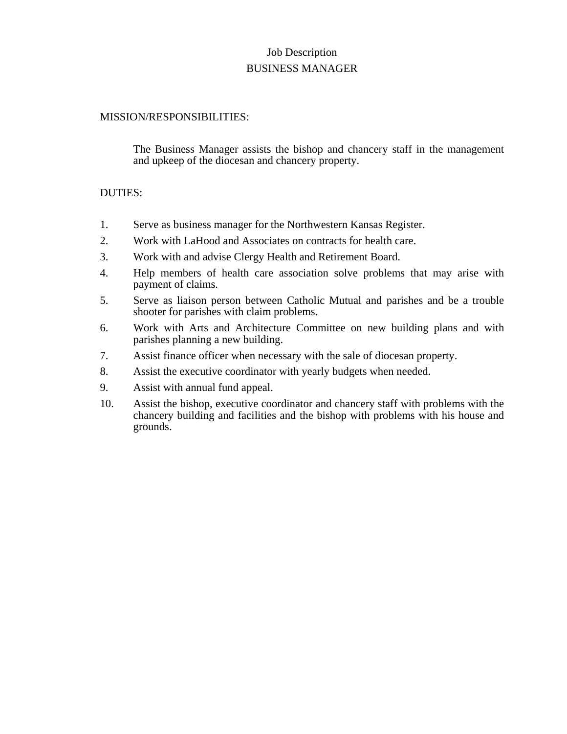# Job Description
## BUSINESS MANAGER

MISSION/RESPONSIBILITIES:

The Business Manager assists the bishop and chancery staff in the management and upkeep of the diocesan and chancery property.

DUTIES:

1. Serve as business manager for the Northwestern Kansas Register.
2. Work with LaHood and Associates on contracts for health care.
3. Work with and advise Clergy Health and Retirement Board.
4. Help members of health care association solve problems that may arise with payment of claims.
5. Serve as liaison person between Catholic Mutual and parishes and be a trouble shooter for parishes with claim problems.
6. Work with Arts and Architecture Committee on new building plans and with parishes planning a new building.
7. Assist finance officer when necessary with the sale of diocesan property.
8. Assist the executive coordinator with yearly budgets when needed.
9. Assist with annual fund appeal.
10. Assist the bishop, executive coordinator and chancery staff with problems with the chancery building and facilities and the bishop with problems with his house and grounds.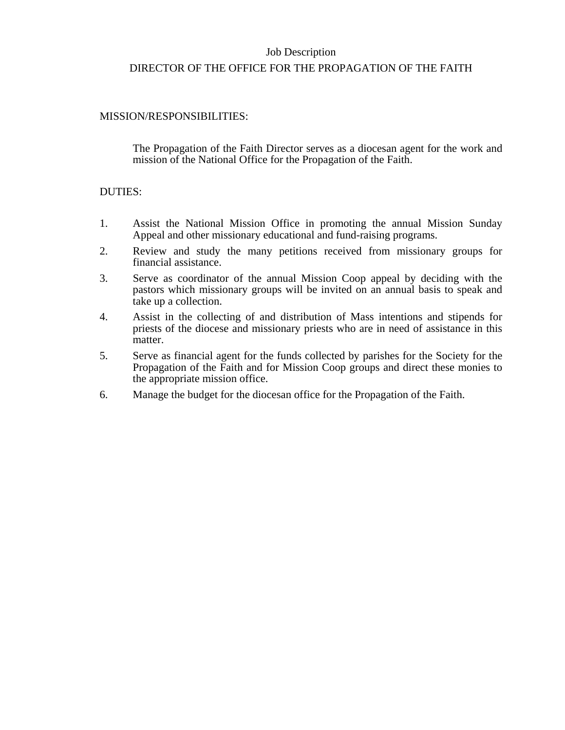# Job Description

## DIRECTOR OF THE OFFICE FOR THE PROPAGATION OF THE FAITH

MISSION/RESPONSIBILITIES:

The Propagation of the Faith Director serves as a diocesan agent for the work and mission of the National Office for the Propagation of the Faith.

DUTIES:

1. Assist the National Mission Office in promoting the annual Mission Sunday Appeal and other missionary educational and fund-raising programs.
2. Review and study the many petitions received from missionary groups for financial assistance.
3. Serve as coordinator of the annual Mission Coop appeal by deciding with the pastors which missionary groups will be invited on an annual basis to speak and take up a collection.
4. Assist in the collecting of and distribution of Mass intentions and stipends for priests of the diocese and missionary priests who are in need of assistance in this matter.
5. Serve as financial agent for the funds collected by parishes for the Society for the Propagation of the Faith and for Mission Coop groups and direct these monies to the appropriate mission office.
6. Manage the budget for the diocesan office for the Propagation of the Faith.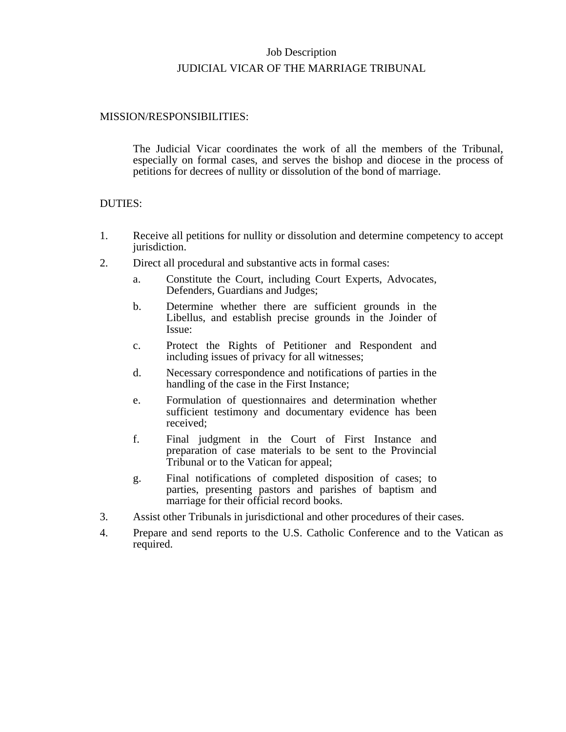# Job Description

## JUDICIAL VICAR OF THE MARRIAGE TRIBUNAL

MISSION/RESPONSIBILITIES:

The Judicial Vicar coordinates the work of all the members of the Tribunal, especially on formal cases, and serves the bishop and diocese in the process of petitions for decrees of nullity or dissolution of the bond of marriage.

DUTIES:

1. Receive all petitions for nullity or dissolution and determine competency to accept jurisdiction.
2. Direct all procedural and substantive acts in formal cases:
   a. Constitute the Court, including Court Experts, Advocates, Defenders, Guardians and Judges;
   b. Determine whether there are sufficient grounds in the Libellus, and establish precise grounds in the Joinder of Issue:
   c. Protect the Rights of Petitioner and Respondent and including issues of privacy for all witnesses;
   d. Necessary correspondence and notifications of parties in the handling of the case in the First Instance;
   e. Formulation of questionnaires and determination whether sufficient testimony and documentary evidence has been received;
   f. Final judgment in the Court of First Instance and preparation of case materials to be sent to the Provincial Tribunal or to the Vatican for appeal;
   g. Final notifications of completed disposition of cases; to parties, presenting pastors and parishes of baptism and marriage for their official record books.
3. Assist other Tribunals in jurisdictional and other procedures of their cases.
4. Prepare and send reports to the U.S. Catholic Conference and to the Vatican as required.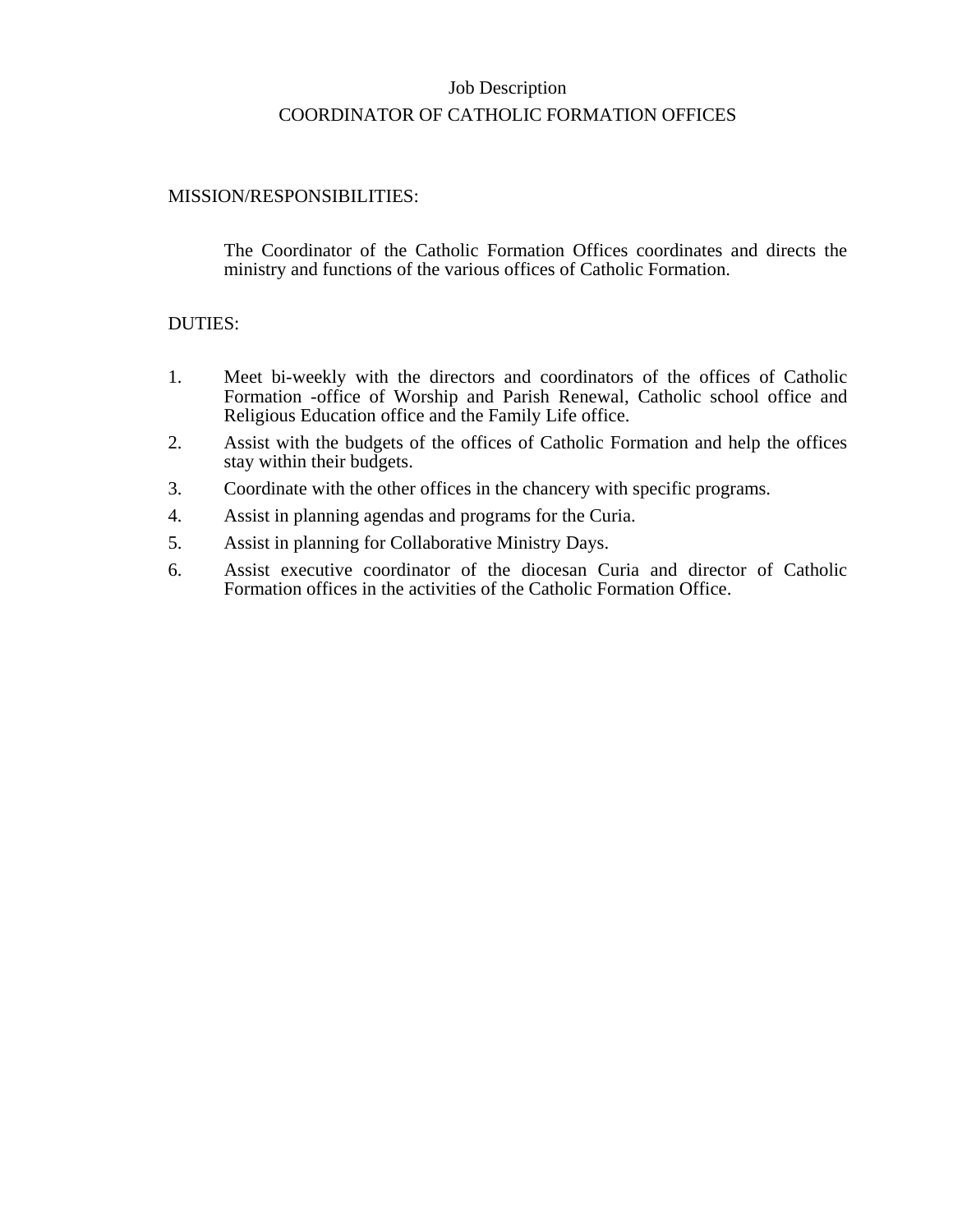# Job Description

## COORDINATOR OF CATHOLIC FORMATION OFFICES

MISSION/RESPONSIBILITIES:

The Coordinator of the Catholic Formation Offices coordinates and directs the ministry and functions of the various offices of Catholic Formation.

DUTIES:

1. Meet bi-weekly with the directors and coordinators of the offices of Catholic Formation -office of Worship and Parish Renewal, Catholic school office and Religious Education office and the Family Life office.
2. Assist with the budgets of the offices of Catholic Formation and help the offices stay within their budgets.
3. Coordinate with the other offices in the chancery with specific programs.
4. Assist in planning agendas and programs for the Curia.
5. Assist in planning for Collaborative Ministry Days.
6. Assist executive coordinator of the diocesan Curia and director of Catholic Formation offices in the activities of the Catholic Formation Office.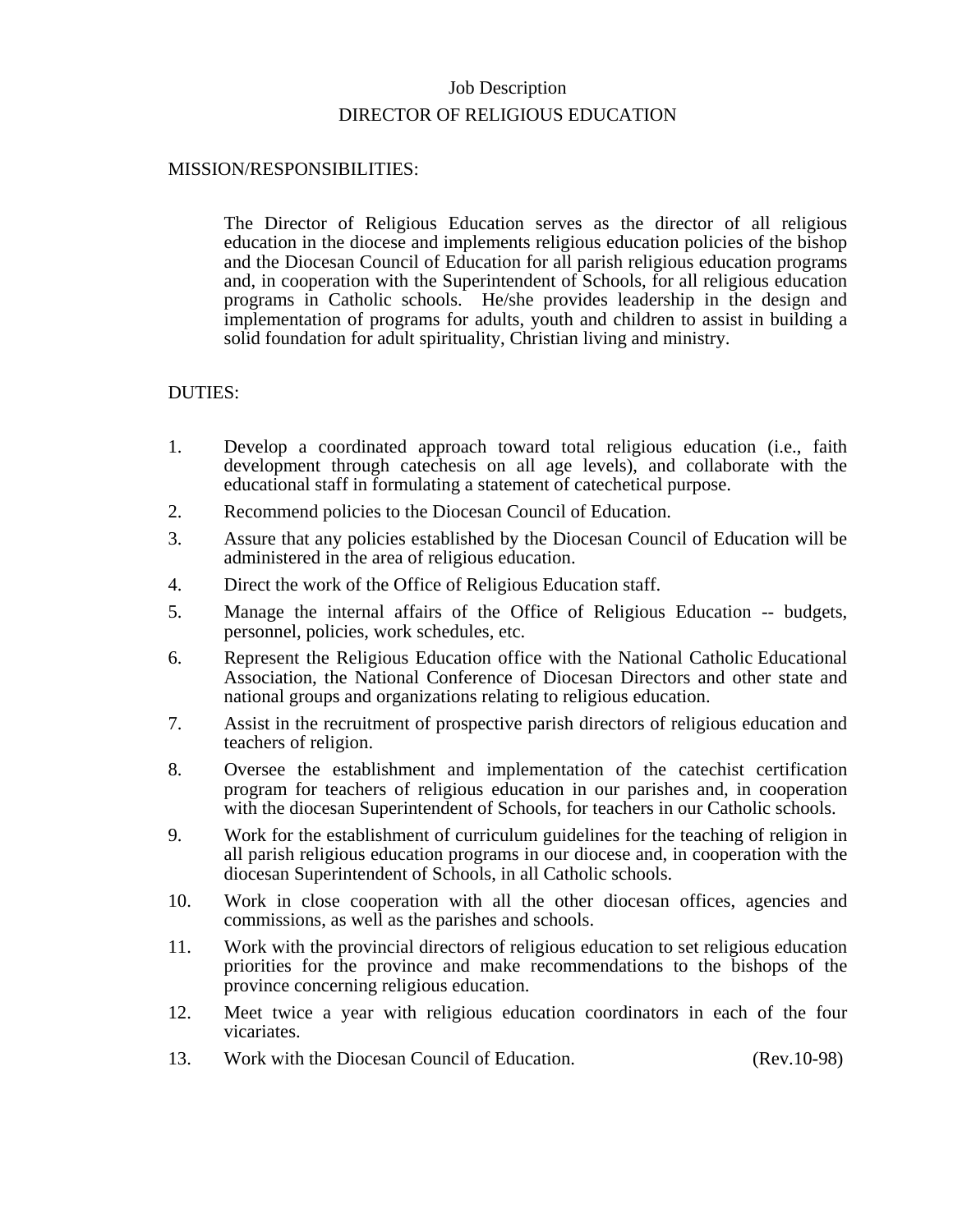# Job Description

## DIRECTOR OF RELIGIOUS EDUCATION

MISSION/RESPONSIBILITIES:

The Director of Religious Education serves as the director of all religious education in the diocese and implements religious education policies of the bishop and the Diocesan Council of Education for all parish religious education programs and, in cooperation with the Superintendent of Schools, for all religious education programs in Catholic schools. He/she provides leadership in the design and implementation of programs for adults, youth and children to assist in building a solid foundation for adult spirituality, Christian living and ministry.

DUTIES:

1. Develop a coordinated approach toward total religious education (i.e., faith development through catechesis on all age levels), and collaborate with the educational staff in formulating a statement of catechetical purpose.
2. Recommend policies to the Diocesan Council of Education.
3. Assure that any policies established by the Diocesan Council of Education will be administered in the area of religious education.
4. Direct the work of the Office of Religious Education staff.
5. Manage the internal affairs of the Office of Religious Education -- budgets, personnel, policies, work schedules, etc.
6. Represent the Religious Education office with the National Catholic Educational Association, the National Conference of Diocesan Directors and other state and national groups and organizations relating to religious education.
7. Assist in the recruitment of prospective parish directors of religious education and teachers of religion.
8. Oversee the establishment and implementation of the catechist certification program for teachers of religious education in our parishes and, in cooperation with the diocesan Superintendent of Schools, for teachers in our Catholic schools.
9. Work for the establishment of curriculum guidelines for the teaching of religion in all parish religious education programs in our diocese and, in cooperation with the diocesan Superintendent of Schools, in all Catholic schools.
10. Work in close cooperation with all the other diocesan offices, agencies and commissions, as well as the parishes and schools.
11. Work with the provincial directors of religious education to set religious education priorities for the province and make recommendations to the bishops of the province concerning religious education.
12. Meet twice a year with religious education coordinators in each of the four vicariates.
13. Work with the Diocesan Council of Education.

(Rev.10-98)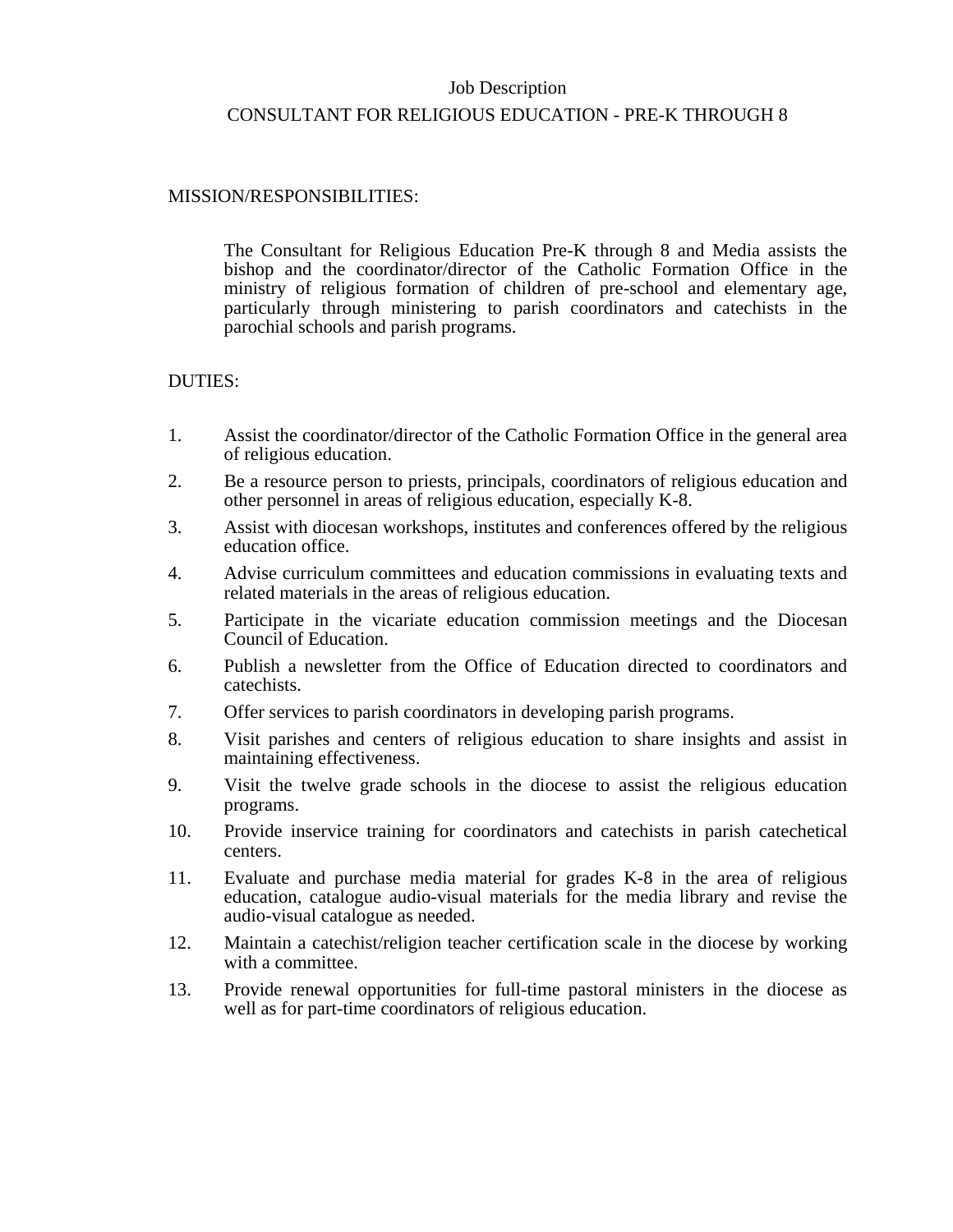Job Description

# CONSULTANT FOR RELIGIOUS EDUCATION - PRE-K THROUGH 8

## MISSION/RESPONSIBILITIES:

The Consultant for Religious Education Pre-K through 8 and Media assists the bishop and the coordinator/director of the Catholic Formation Office in the ministry of religious formation of children of pre-school and elementary age, particularly through ministering to parish coordinators and catechists in the parochial schools and parish programs.

## DUTIES:

1. Assist the coordinator/director of the Catholic Formation Office in the general area of religious education.
2. Be a resource person to priests, principals, coordinators of religious education and other personnel in areas of religious education, especially K-8.
3. Assist with diocesan workshops, institutes and conferences offered by the religious education office.
4. Advise curriculum committees and education commissions in evaluating texts and related materials in the areas of religious education.
5. Participate in the vicariate education commission meetings and the Diocesan Council of Education.
6. Publish a newsletter from the Office of Education directed to coordinators and catechists.
7. Offer services to parish coordinators in developing parish programs.
8. Visit parishes and centers of religious education to share insights and assist in maintaining effectiveness.
9. Visit the twelve grade schools in the diocese to assist the religious education programs.
10. Provide inservice training for coordinators and catechists in parish catechetical centers.
11. Evaluate and purchase media material for grades K-8 in the area of religious education, catalogue audio-visual materials for the media library and revise the audio-visual catalogue as needed.
12. Maintain a catechist/religion teacher certification scale in the diocese by working with a committee.
13. Provide renewal opportunities for full-time pastoral ministers in the diocese as well as for part-time coordinators of religious education.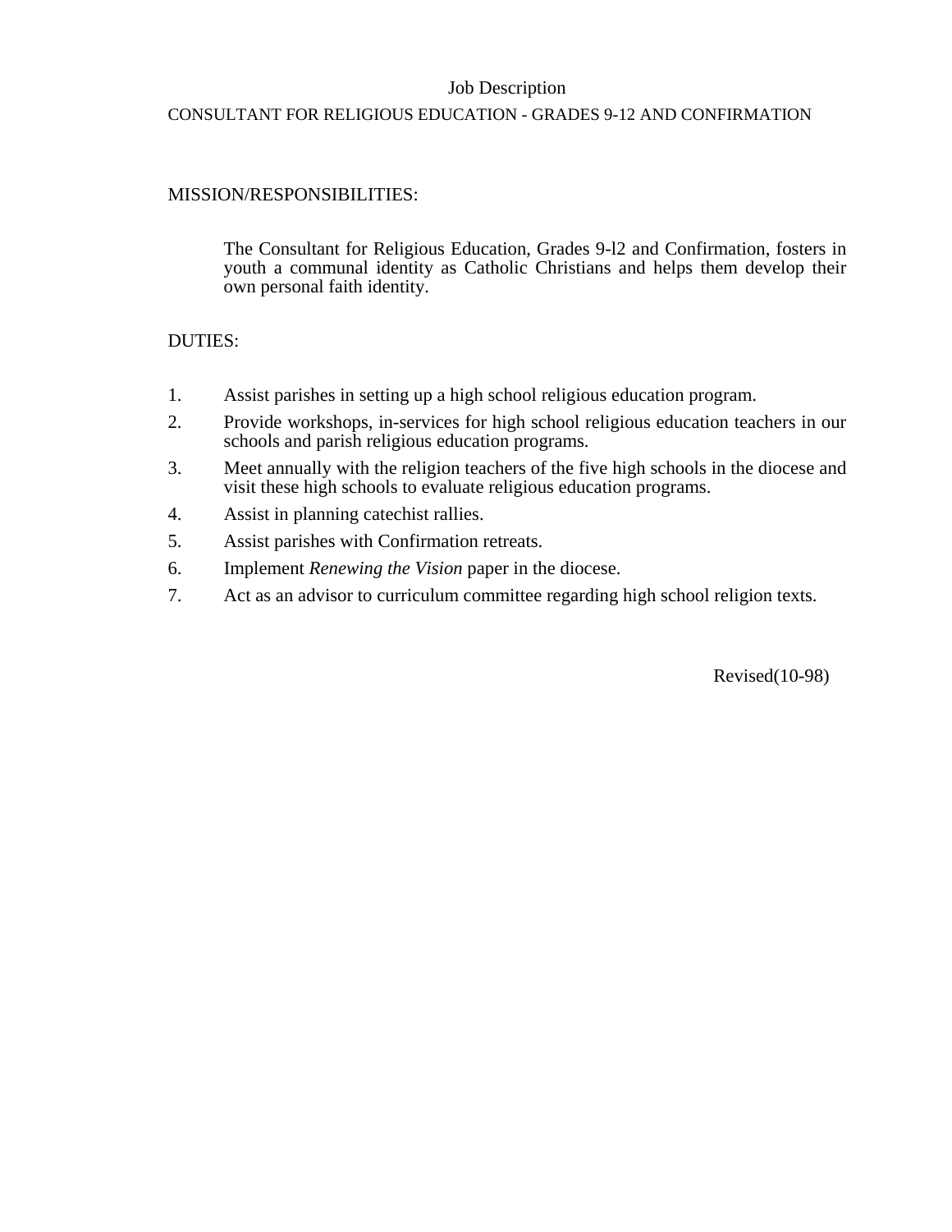# Job Description

## CONSULTANT FOR RELIGIOUS EDUCATION - GRADES 9-12 AND CONFIRMATION

MISSION/RESPONSIBILITIES:

The Consultant for Religious Education, Grades 9-l2 and Confirmation, fosters in youth a communal identity as Catholic Christians and helps them develop their own personal faith identity.

DUTIES:

1. Assist parishes in setting up a high school religious education program.
2. Provide workshops, in-services for high school religious education teachers in our schools and parish religious education programs.
3. Meet annually with the religion teachers of the five high schools in the diocese and visit these high schools to evaluate religious education programs.
4. Assist in planning catechist rallies.
5. Assist parishes with Confirmation retreats.
6. Implement *Renewing the Vision* paper in the diocese.
7. Act as an advisor to curriculum committee regarding high school religion texts.

Revised(10-98)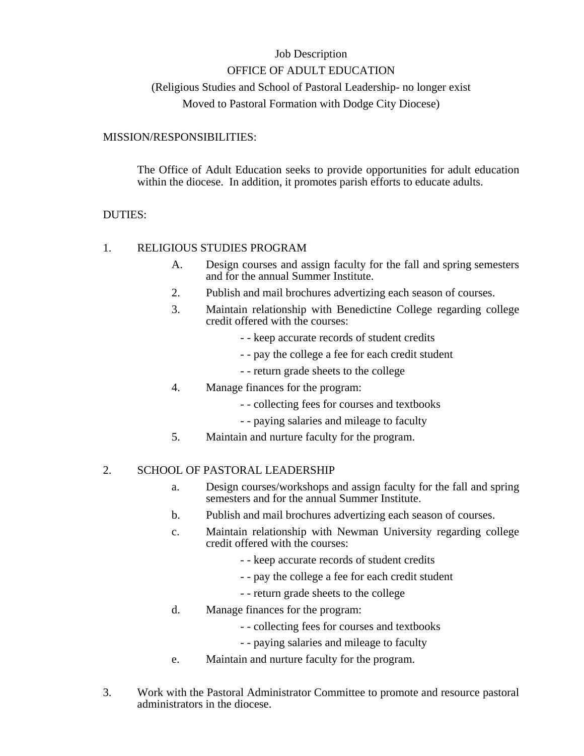Job Description

OFFICE OF ADULT EDUCATION

(Religious Studies and School of Pastoral Leadership- no longer exist
Moved to Pastoral Formation with Dodge City Diocese)

MISSION/RESPONSIBILITIES:

The Office of Adult Education seeks to provide opportunities for adult education within the diocese. In addition, it promotes parish efforts to educate adults.

DUTIES:

1. RELIGIOUS STUDIES PROGRAM
   - A. Design courses and assign faculty for the fall and spring semesters and for the annual Summer Institute.
   - 2. Publish and mail brochures advertizing each season of courses.
   - 3. Maintain relationship with Benedictine College regarding college credit offered with the courses:
     - - - keep accurate records of student credits
     - - - pay the college a fee for each credit student
     - - - return grade sheets to the college
   - 4. Manage finances for the program:
     - - - collecting fees for courses and textbooks
     - - - paying salaries and mileage to faculty
   - 5. Maintain and nurture faculty for the program.

2. SCHOOL OF PASTORAL LEADERSHIP
   - a. Design courses/workshops and assign faculty for the fall and spring semesters and for the annual Summer Institute.
   - b. Publish and mail brochures advertizing each season of courses.
   - c. Maintain relationship with Newman University regarding college credit offered with the courses:
     - - - keep accurate records of student credits
     - - - pay the college a fee for each credit student
     - - - return grade sheets to the college
   - d. Manage finances for the program:
     - - - collecting fees for courses and textbooks
     - - - paying salaries and mileage to faculty
   - e. Maintain and nurture faculty for the program.

3. Work with the Pastoral Administrator Committee to promote and resource pastoral administrators in the diocese.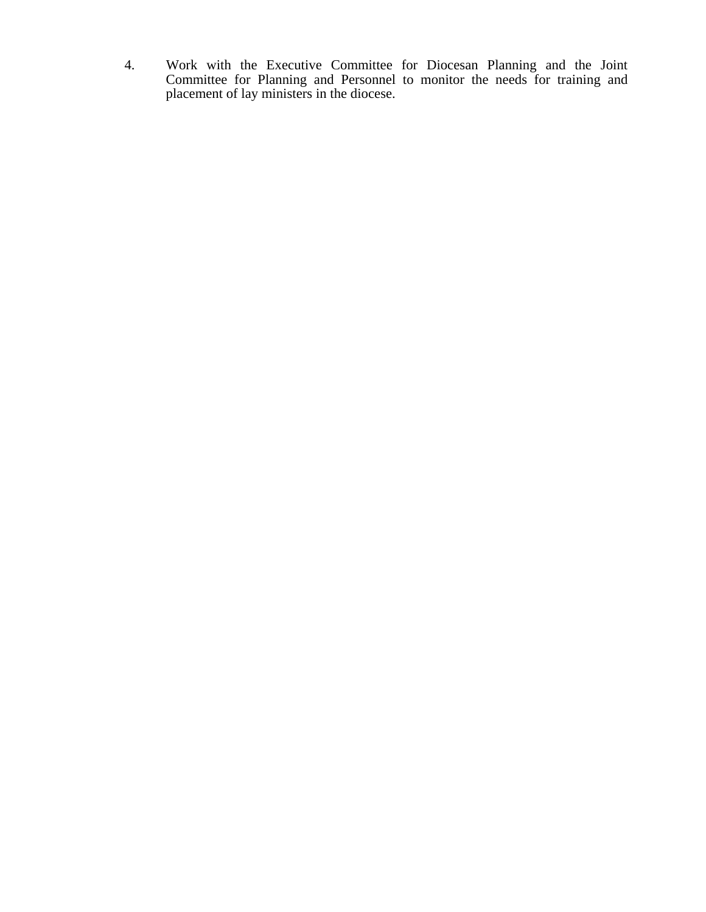4. Work with the Executive Committee for Diocesan Planning and the Joint Committee for Planning and Personnel to monitor the needs for training and placement of lay ministers in the diocese.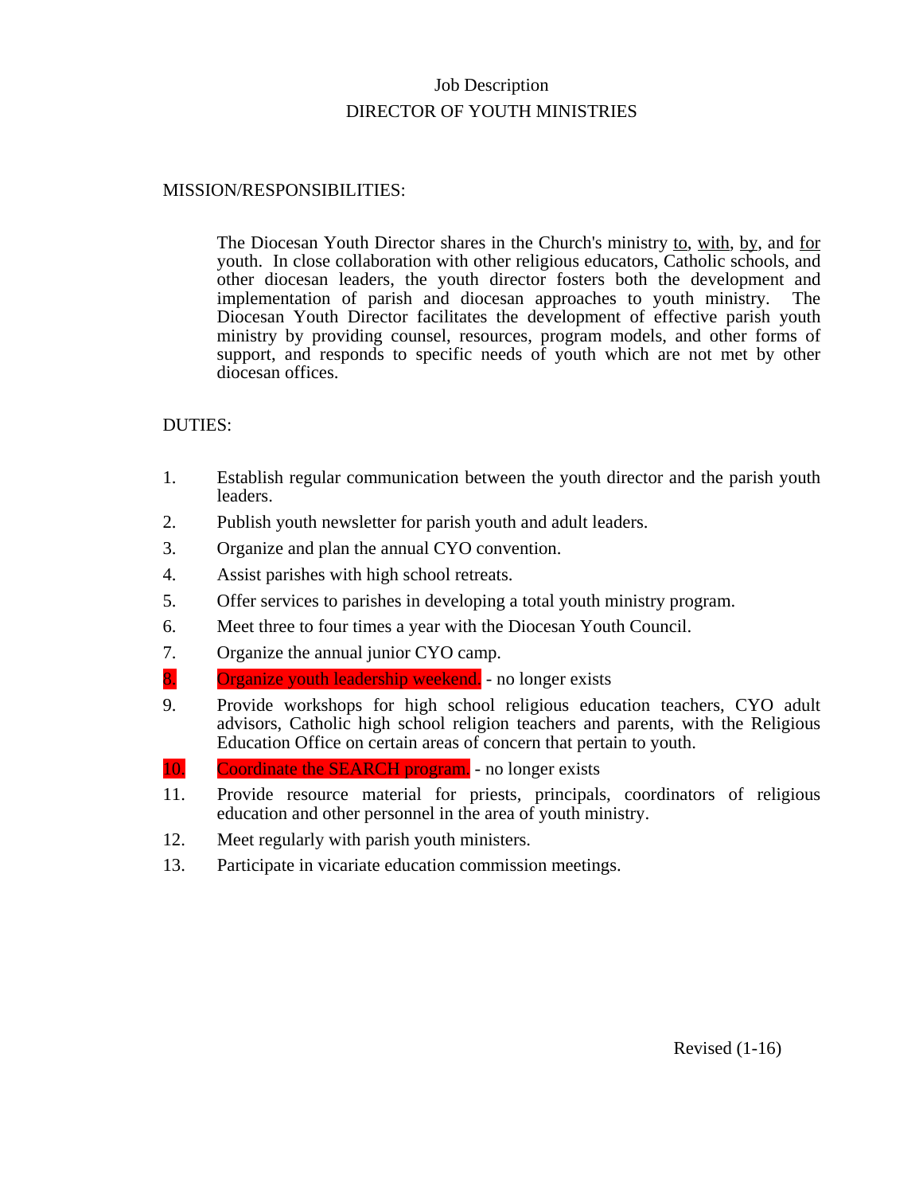# Job Description
## DIRECTOR OF YOUTH MINISTRIES

MISSION/RESPONSIBILITIES:

The Diocesan Youth Director shares in the Church's ministry to, with, by, and for youth. In close collaboration with other religious educators, Catholic schools, and other diocesan leaders, the youth director fosters both the development and implementation of parish and diocesan approaches to youth ministry. The Diocesan Youth Director facilitates the development of effective parish youth ministry by providing counsel, resources, program models, and other forms of support, and responds to specific needs of youth which are not met by other diocesan offices.

DUTIES:

1. Establish regular communication between the youth director and the parish youth leaders.
2. Publish youth newsletter for parish youth and adult leaders.
3. Organize and plan the annual CYO convention.
4. Assist parishes with high school retreats.
5. Offer services to parishes in developing a total youth ministry program.
6. Meet three to four times a year with the Diocesan Youth Council.
7. Organize the annual junior CYO camp.
8. Organize youth leadership weekend. - no longer exists
9. Provide workshops for high school religious education teachers, CYO adult advisors, Catholic high school religion teachers and parents, with the Religious Education Office on certain areas of concern that pertain to youth.
10. Coordinate the SEARCH program. - no longer exists
11. Provide resource material for priests, principals, coordinators of religious education and other personnel in the area of youth ministry.
12. Meet regularly with parish youth ministers.
13. Participate in vicariate education commission meetings.

Revised (1-16)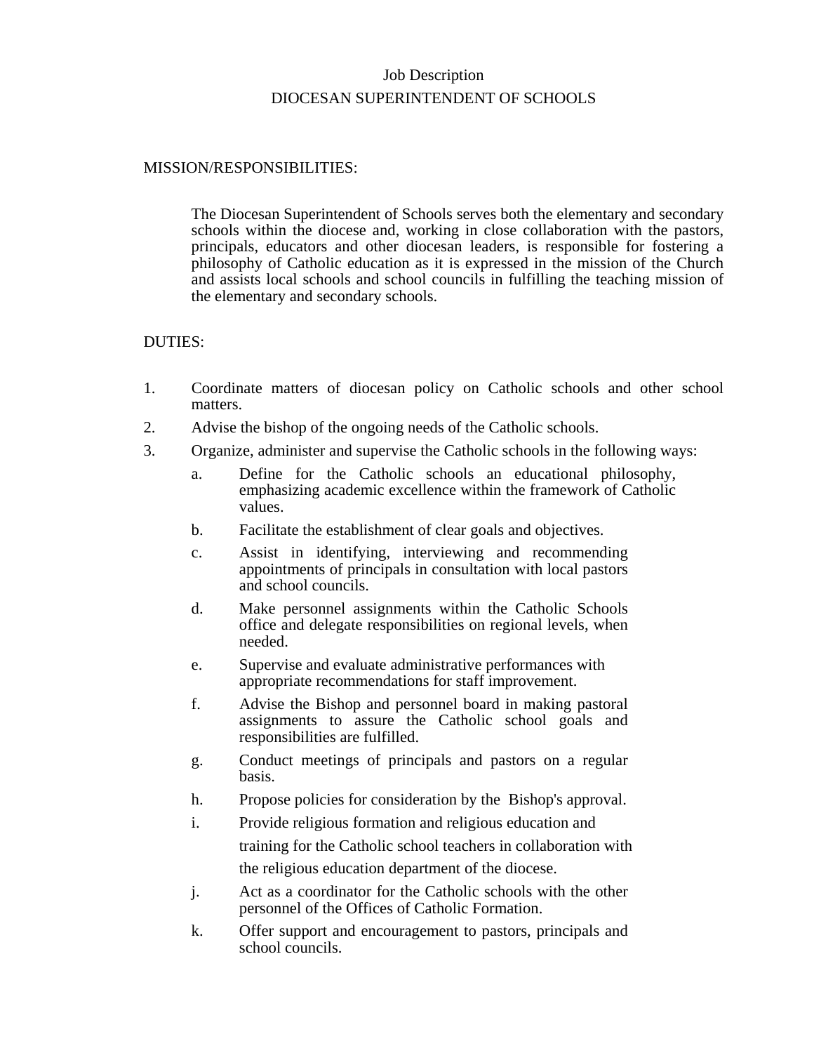# Job Description
## DIOCESAN SUPERINTENDENT OF SCHOOLS

### MISSION/RESPONSIBILITIES:

The Diocesan Superintendent of Schools serves both the elementary and secondary schools within the diocese and, working in close collaboration with the pastors, principals, educators and other diocesan leaders, is responsible for fostering a philosophy of Catholic education as it is expressed in the mission of the Church and assists local schools and school councils in fulfilling the teaching mission of the elementary and secondary schools.

### DUTIES:

1. Coordinate matters of diocesan policy on Catholic schools and other school matters.
2. Advise the bishop of the ongoing needs of the Catholic schools.
3. Organize, administer and supervise the Catholic schools in the following ways:
   a. Define for the Catholic schools an educational philosophy, emphasizing academic excellence within the framework of Catholic values.
   b. Facilitate the establishment of clear goals and objectives.
   c. Assist in identifying, interviewing and recommending appointments of principals in consultation with local pastors and school councils.
   d. Make personnel assignments within the Catholic Schools office and delegate responsibilities on regional levels, when needed.
   e. Supervise and evaluate administrative performances with appropriate recommendations for staff improvement.
   f. Advise the Bishop and personnel board in making pastoral assignments to assure the Catholic school goals and responsibilities are fulfilled.
   g. Conduct meetings of principals and pastors on a regular basis.
   h. Propose policies for consideration by the Bishop's approval.
   i. Provide religious formation and religious education and training for the Catholic school teachers in collaboration with the religious education department of the diocese.
   j. Act as a coordinator for the Catholic schools with the other personnel of the Offices of Catholic Formation.
   k. Offer support and encouragement to pastors, principals and school councils.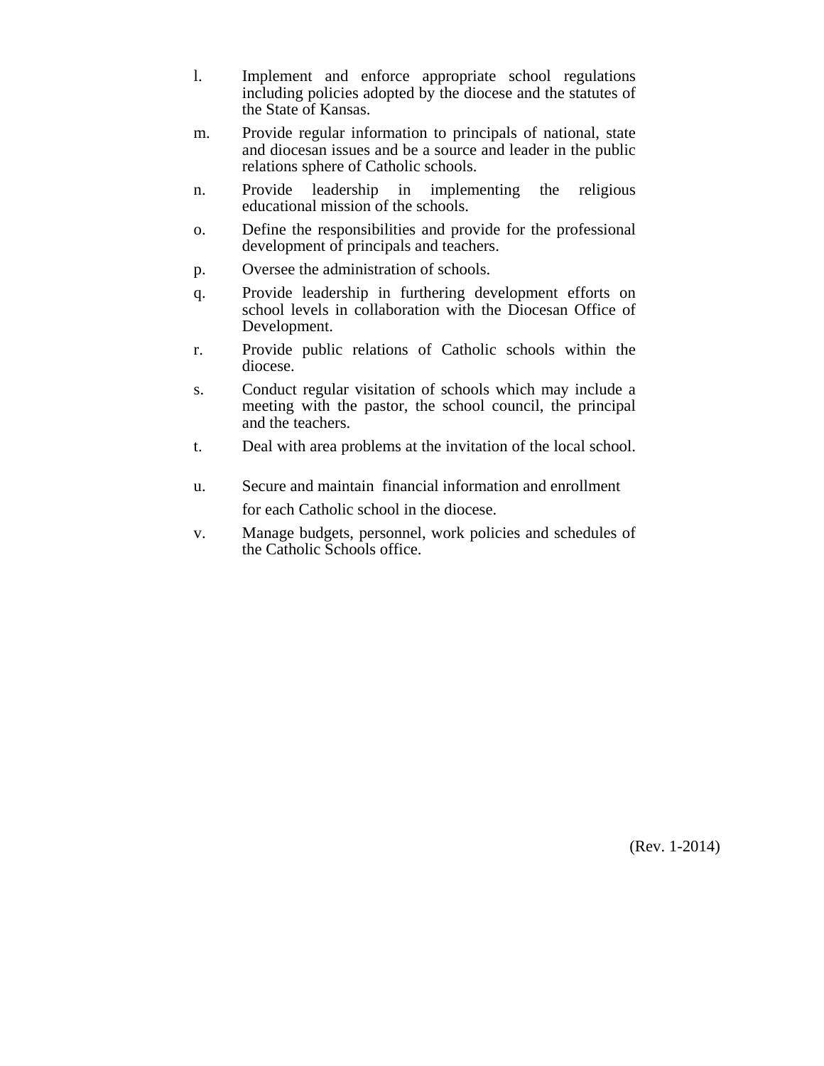l. Implement and enforce appropriate school regulations including policies adopted by the diocese and the statutes of the State of Kansas.

m. Provide regular information to principals of national, state and diocesan issues and be a source and leader in the public relations sphere of Catholic schools.

n. Provide leadership in implementing the religious educational mission of the schools.

o. Define the responsibilities and provide for the professional development of principals and teachers.

p. Oversee the administration of schools.

q. Provide leadership in furthering development efforts on school levels in collaboration with the Diocesan Office of Development.

r. Provide public relations of Catholic schools within the diocese.

s. Conduct regular visitation of schools which may include a meeting with the pastor, the school council, the principal and the teachers.

t. Deal with area problems at the invitation of the local school.

u. Secure and maintain financial information and enrollment for each Catholic school in the diocese.

v. Manage budgets, personnel, work policies and schedules of the Catholic Schools office.

(Rev. 1-2014)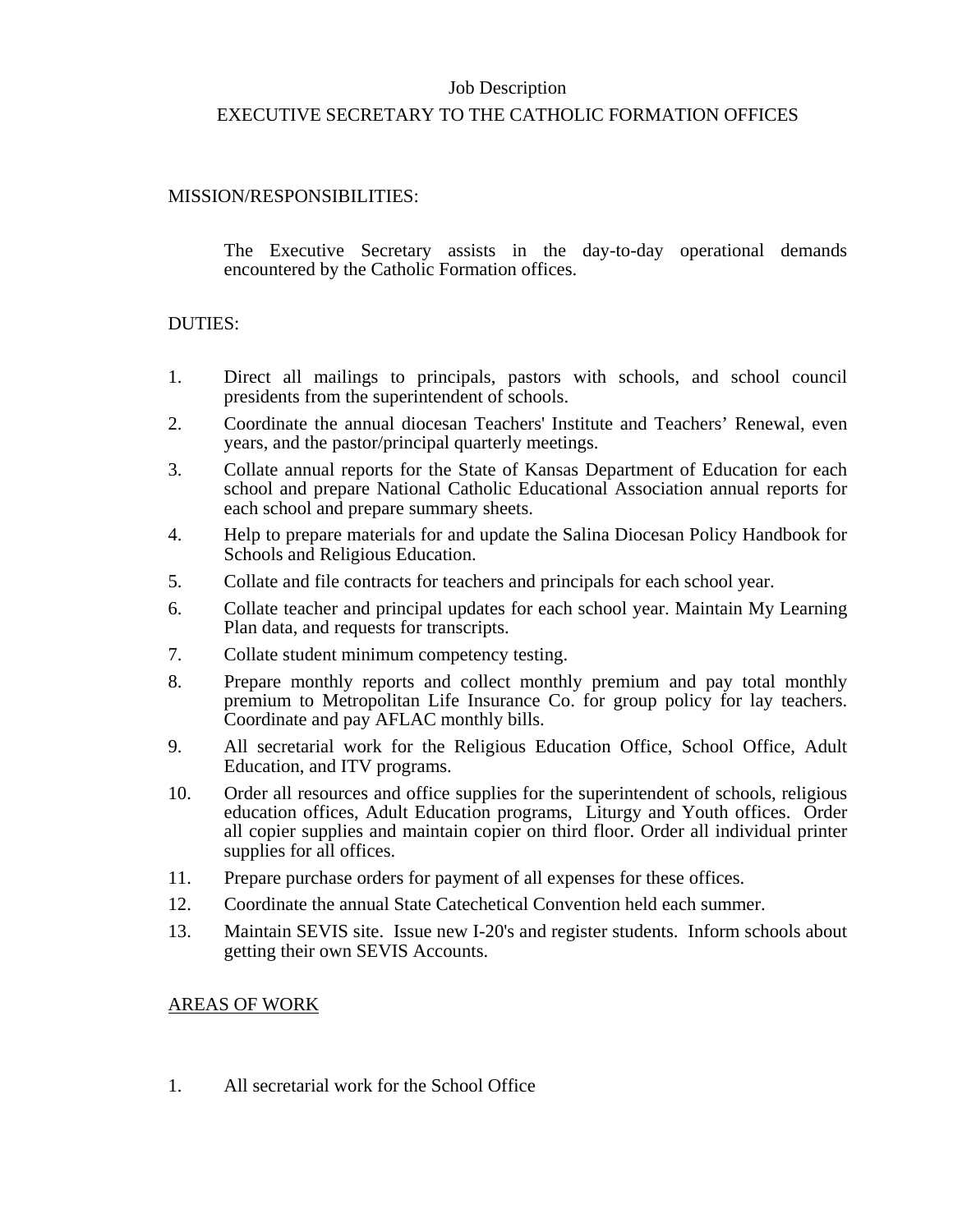Job Description

# EXECUTIVE SECRETARY TO THE CATHOLIC FORMATION OFFICES

## MISSION/RESPONSIBILITIES:

The Executive Secretary assists in the day-to-day operational demands encountered by the Catholic Formation offices.

## DUTIES:

1. Direct all mailings to principals, pastors with schools, and school council presidents from the superintendent of schools.
2. Coordinate the annual diocesan Teachers' Institute and Teachers' Renewal, even years, and the pastor/principal quarterly meetings.
3. Collate annual reports for the State of Kansas Department of Education for each school and prepare National Catholic Educational Association annual reports for each school and prepare summary sheets.
4. Help to prepare materials for and update the Salina Diocesan Policy Handbook for Schools and Religious Education.
5. Collate and file contracts for teachers and principals for each school year.
6. Collate teacher and principal updates for each school year. Maintain My Learning Plan data, and requests for transcripts.
7. Collate student minimum competency testing.
8. Prepare monthly reports and collect monthly premium and pay total monthly premium to Metropolitan Life Insurance Co. for group policy for lay teachers. Coordinate and pay AFLAC monthly bills.
9. All secretarial work for the Religious Education Office, School Office, Adult Education, and ITV programs.
10. Order all resources and office supplies for the superintendent of schools, religious education offices, Adult Education programs, Liturgy and Youth offices. Order all copier supplies and maintain copier on third floor. Order all individual printer supplies for all offices.
11. Prepare purchase orders for payment of all expenses for these offices.
12. Coordinate the annual State Catechetical Convention held each summer.
13. Maintain SEVIS site. Issue new I-20's and register students. Inform schools about getting their own SEVIS Accounts.

## AREAS OF WORK

1. All secretarial work for the School Office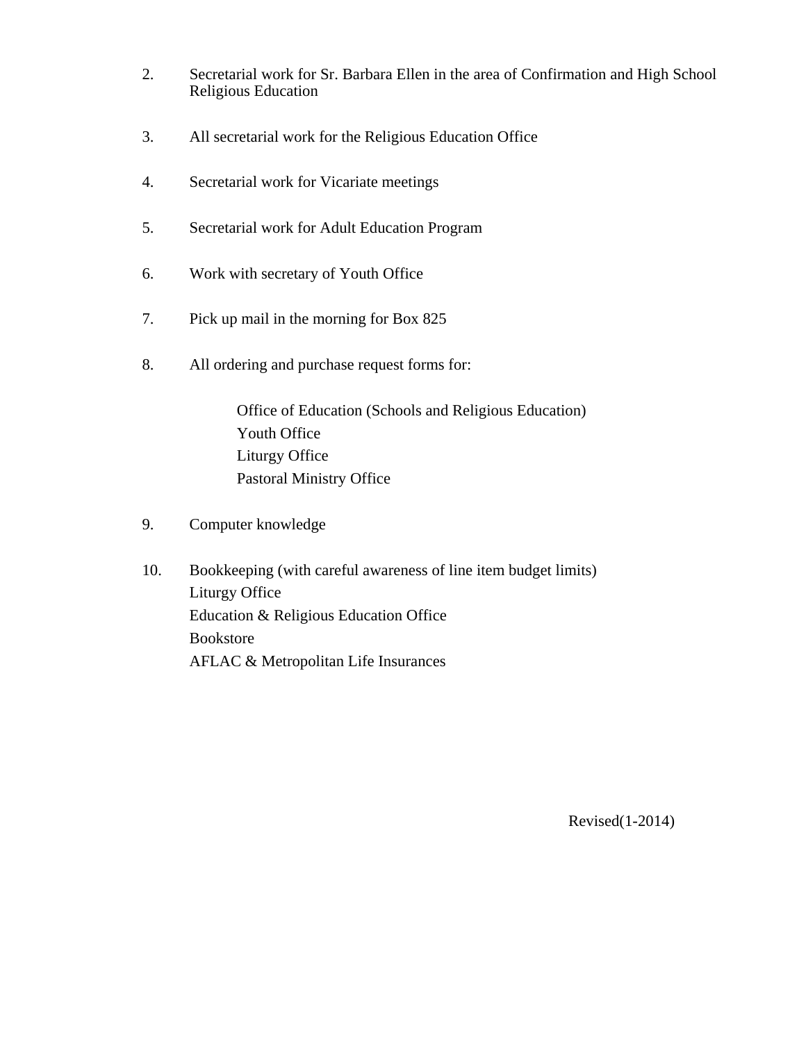2. Secretarial work for Sr. Barbara Ellen in the area of Confirmation and High School Religious Education

3. All secretarial work for the Religious Education Office

4. Secretarial work for Vicariate meetings

5. Secretarial work for Adult Education Program

6. Work with secretary of Youth Office

7. Pick up mail in the morning for Box 825

8. All ordering and purchase request forms for:

   Office of Education (Schools and Religious Education)
   Youth Office
   Liturgy Office
   Pastoral Ministry Office

9. Computer knowledge

10. Bookkeeping (with careful awareness of line item budget limits)
    Liturgy Office
    Education & Religious Education Office
    Bookstore
    AFLAC & Metropolitan Life Insurances

Revised(1-2014)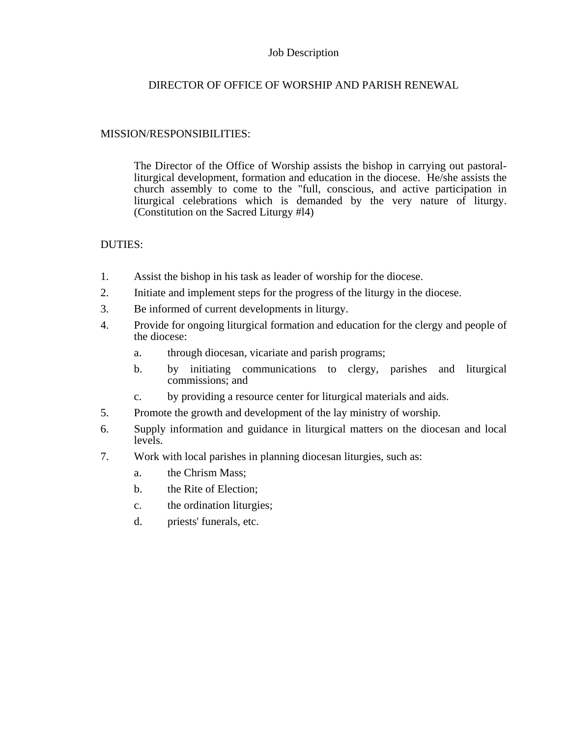Job Description

# DIRECTOR OF OFFICE OF WORSHIP AND PARISH RENEWAL

## MISSION/RESPONSIBILITIES:

The Director of the Office of Worship assists the bishop in carrying out pastoral-liturgical development, formation and education in the diocese. He/she assists the church assembly to come to the "full, conscious, and active participation in liturgical celebrations which is demanded by the very nature of liturgy. (Constitution on the Sacred Liturgy #l4)

## DUTIES:

1. Assist the bishop in his task as leader of worship for the diocese.
2. Initiate and implement steps for the progress of the liturgy in the diocese.
3. Be informed of current developments in liturgy.
4. Provide for ongoing liturgical formation and education for the clergy and people of the diocese:
   a. through diocesan, vicariate and parish programs;
   b. by initiating communications to clergy, parishes and liturgical commissions; and
   c. by providing a resource center for liturgical materials and aids.
5. Promote the growth and development of the lay ministry of worship.
6. Supply information and guidance in liturgical matters on the diocesan and local levels.
7. Work with local parishes in planning diocesan liturgies, such as:
   a. the Chrism Mass;
   b. the Rite of Election;
   c. the ordination liturgies;
   d. priests' funerals, etc.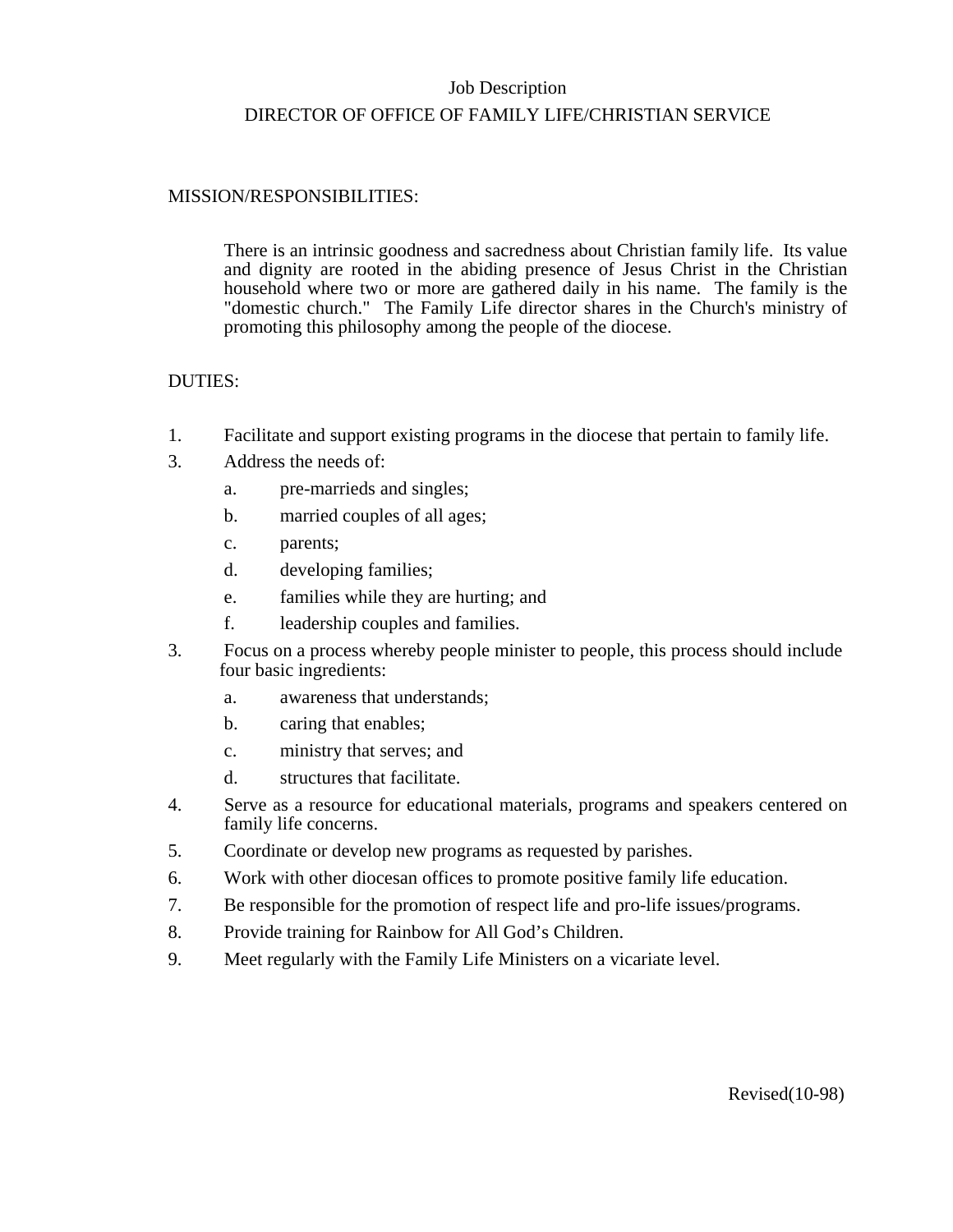Job Description

DIRECTOR OF OFFICE OF FAMILY LIFE/CHRISTIAN SERVICE

MISSION/RESPONSIBILITIES:

> There is an intrinsic goodness and sacredness about Christian family life. Its value and dignity are rooted in the abiding presence of Jesus Christ in the Christian household where two or more are gathered daily in his name. The family is the "domestic church." The Family Life director shares in the Church's ministry of promoting this philosophy among the people of the diocese.

DUTIES:

1. Facilitate and support existing programs in the diocese that pertain to family life.

3. Address the needs of:
    - a. pre-marrieds and singles;
    - b. married couples of all ages;
    - c. parents;
    - d. developing families;
    - e. families while they are hurting; and
    - f. leadership couples and families.

3. Focus on a process whereby people minister to people, this process should include four basic ingredients:
    - a. awareness that understands;
    - b. caring that enables;
    - c. ministry that serves; and
    - d. structures that facilitate.

4. Serve as a resource for educational materials, programs and speakers centered on family life concerns.
5. Coordinate or develop new programs as requested by parishes.
6. Work with other diocesan offices to promote positive family life education.
7. Be responsible for the promotion of respect life and pro-life issues/programs.
8. Provide training for Rainbow for All God's Children.
9. Meet regularly with the Family Life Ministers on a vicariate level.

Revised(10-98)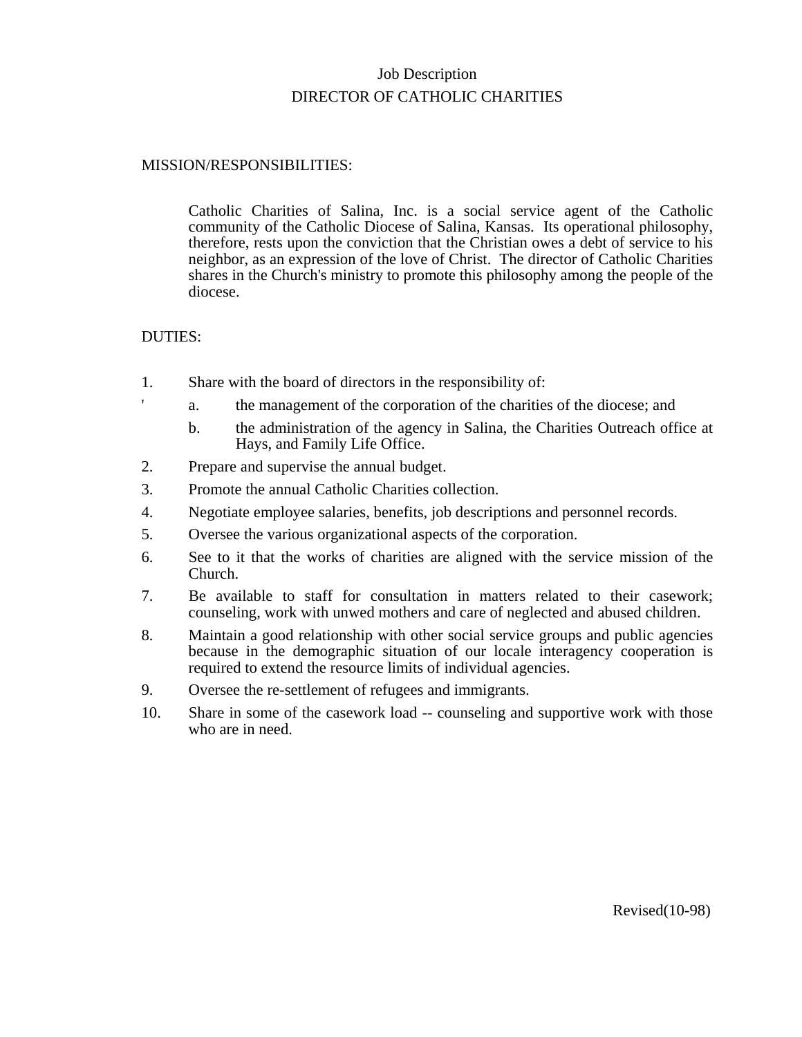Job Description

# DIRECTOR OF CATHOLIC CHARITIES

## MISSION/RESPONSIBILITIES:

Catholic Charities of Salina, Inc. is a social service agent of the Catholic community of the Catholic Diocese of Salina, Kansas. Its operational philosophy, therefore, rests upon the conviction that the Christian owes a debt of service to his neighbor, as an expression of the love of Christ. The director of Catholic Charities shares in the Church's ministry to promote this philosophy among the people of the diocese.

## DUTIES:

1. Share with the board of directors in the responsibility of:
   a. the management of the corporation of the charities of the diocese; and
   b. the administration of the agency in Salina, the Charities Outreach office at Hays, and Family Life Office.
2. Prepare and supervise the annual budget.
3. Promote the annual Catholic Charities collection.
4. Negotiate employee salaries, benefits, job descriptions and personnel records.
5. Oversee the various organizational aspects of the corporation.
6. See to it that the works of charities are aligned with the service mission of the Church.
7. Be available to staff for consultation in matters related to their casework; counseling, work with unwed mothers and care of neglected and abused children.
8. Maintain a good relationship with other social service groups and public agencies because in the demographic situation of our locale interagency cooperation is required to extend the resource limits of individual agencies.
9. Oversee the re-settlement of refugees and immigrants.
10. Share in some of the casework load -- counseling and supportive work with those who are in need.

Revised(10-98)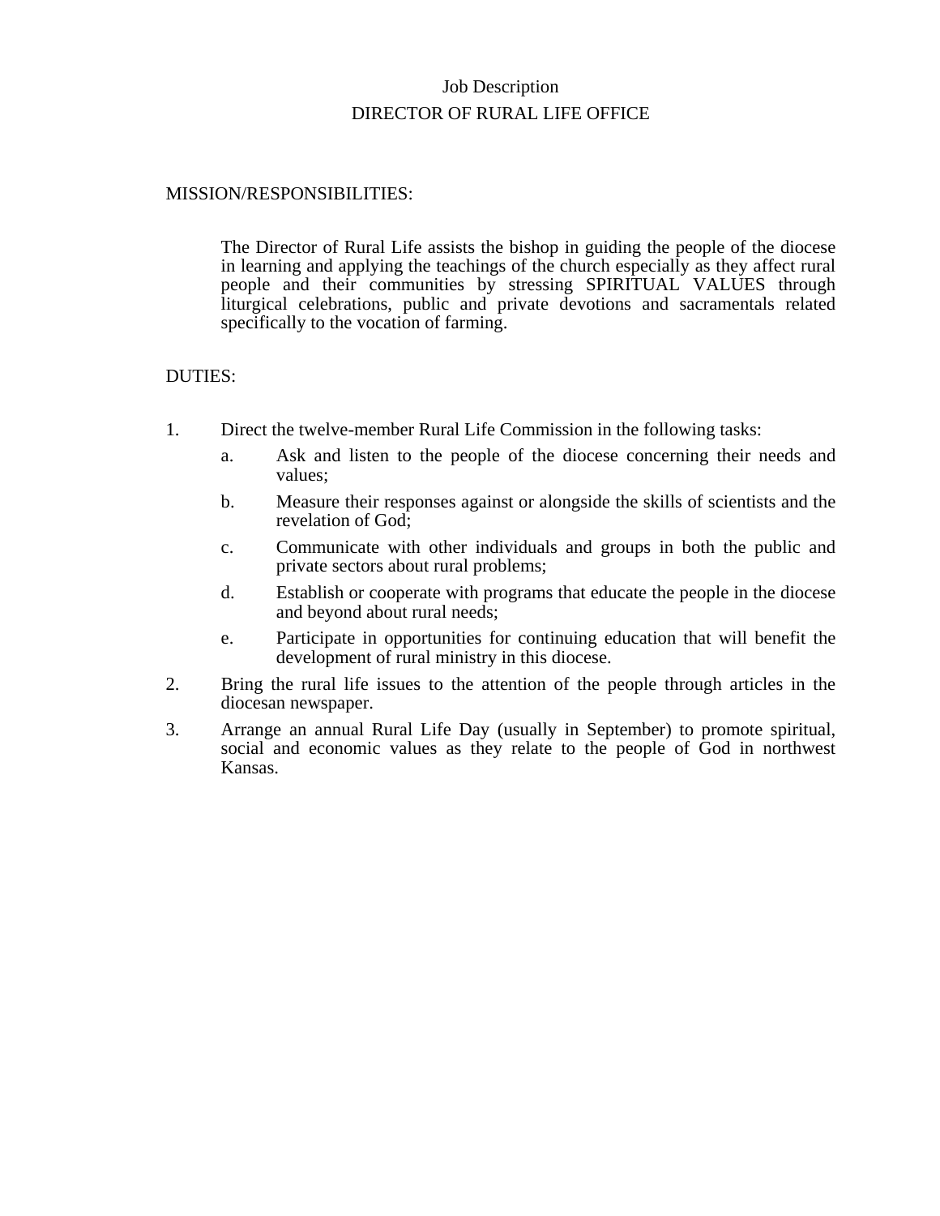# Job Description
## DIRECTOR OF RURAL LIFE OFFICE

### MISSION/RESPONSIBILITIES:

The Director of Rural Life assists the bishop in guiding the people of the diocese in learning and applying the teachings of the church especially as they affect rural people and their communities by stressing SPIRITUAL VALUES through liturgical celebrations, public and private devotions and sacramentals related specifically to the vocation of farming.

### DUTIES:

1. Direct the twelve-member Rural Life Commission in the following tasks:
   a. Ask and listen to the people of the diocese concerning their needs and values;
   b. Measure their responses against or alongside the skills of scientists and the revelation of God;
   c. Communicate with other individuals and groups in both the public and private sectors about rural problems;
   d. Establish or cooperate with programs that educate the people in the diocese and beyond about rural needs;
   e. Participate in opportunities for continuing education that will benefit the development of rural ministry in this diocese.
2. Bring the rural life issues to the attention of the people through articles in the diocesan newspaper.
3. Arrange an annual Rural Life Day (usually in September) to promote spiritual, social and economic values as they relate to the people of God in northwest Kansas.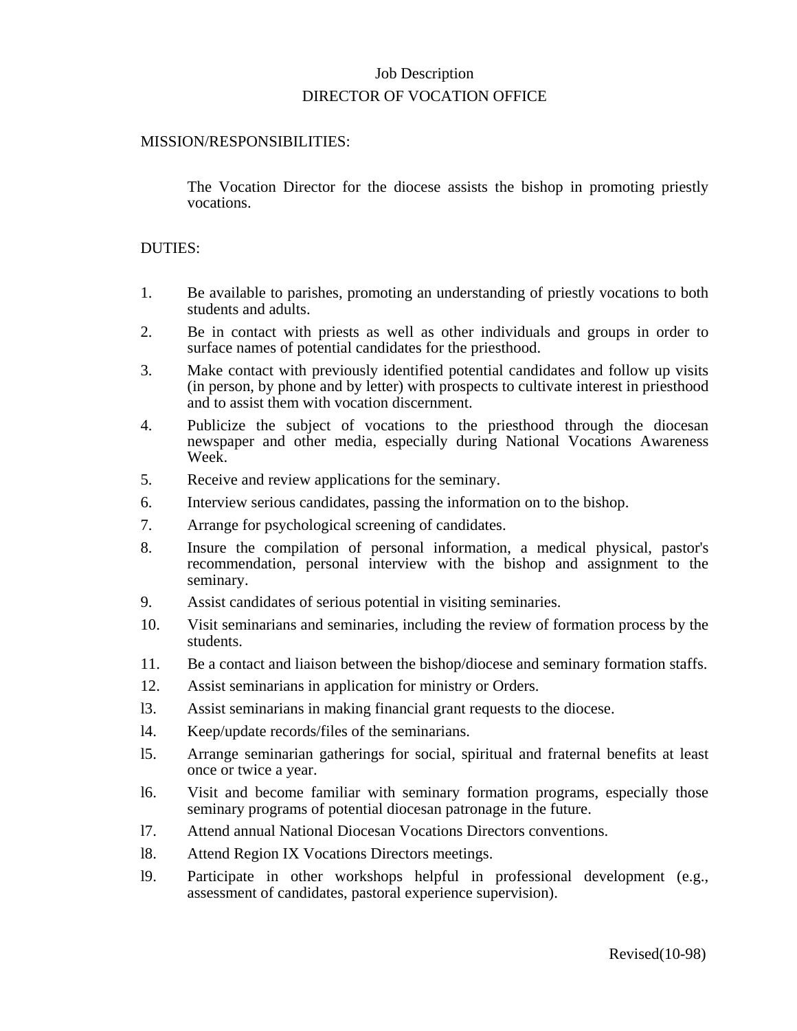# Job Description

## DIRECTOR OF VOCATION OFFICE

MISSION/RESPONSIBILITIES:

The Vocation Director for the diocese assists the bishop in promoting priestly vocations.

DUTIES:

1. Be available to parishes, promoting an understanding of priestly vocations to both students and adults.
2. Be in contact with priests as well as other individuals and groups in order to surface names of potential candidates for the priesthood.
3. Make contact with previously identified potential candidates and follow up visits (in person, by phone and by letter) with prospects to cultivate interest in priesthood and to assist them with vocation discernment.
4. Publicize the subject of vocations to the priesthood through the diocesan newspaper and other media, especially during National Vocations Awareness Week.
5. Receive and review applications for the seminary.
6. Interview serious candidates, passing the information on to the bishop.
7. Arrange for psychological screening of candidates.
8. Insure the compilation of personal information, a medical physical, pastor's recommendation, personal interview with the bishop and assignment to the seminary.
9. Assist candidates of serious potential in visiting seminaries.
10. Visit seminarians and seminaries, including the review of formation process by the students.
11. Be a contact and liaison between the bishop/diocese and seminary formation staffs.
12. Assist seminarians in application for ministry or Orders.
13. Assist seminarians in making financial grant requests to the diocese.
14. Keep/update records/files of the seminarians.
15. Arrange seminarian gatherings for social, spiritual and fraternal benefits at least once or twice a year.
16. Visit and become familiar with seminary formation programs, especially those seminary programs of potential diocesan patronage in the future.
17. Attend annual National Diocesan Vocations Directors conventions.
18. Attend Region IX Vocations Directors meetings.
19. Participate in other workshops helpful in professional development (e.g., assessment of candidates, pastoral experience supervision).

Revised(10-98)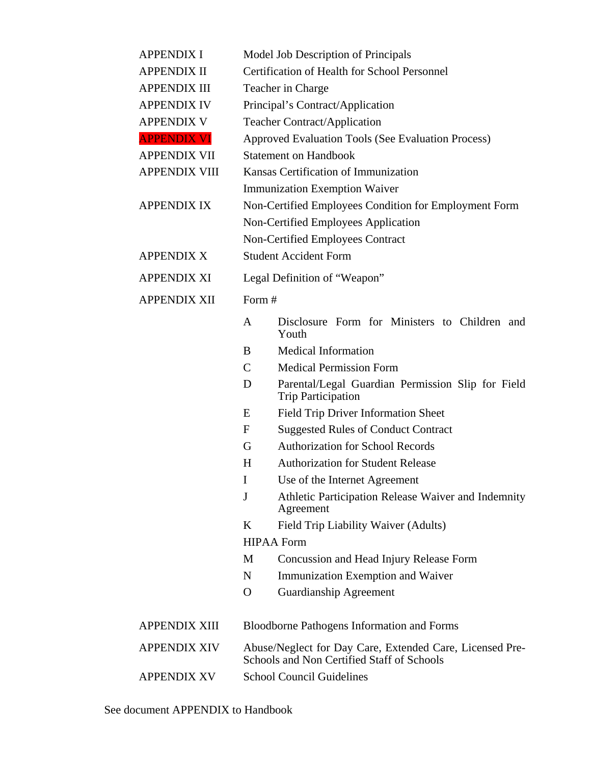| | |
|---|---|
| APPENDIX I | Model Job Description of Principals |
| APPENDIX II | Certification of Health for School Personnel |
| APPENDIX III | Teacher in Charge |
| APPENDIX IV | Principal's Contract/Application |
| APPENDIX V | Teacher Contract/Application |
| APPENDIX VI | Approved Evaluation Tools (See Evaluation Process) |
| APPENDIX VII | Statement on Handbook |
| APPENDIX VIII | Kansas Certification of Immunization |
| | Immunization Exemption Waiver |
| APPENDIX IX | Non-Certified Employees Condition for Employment Form |
| | Non-Certified Employees Application |
| | Non-Certified Employees Contract |
| APPENDIX X | Student Accident Form |
| APPENDIX XI | Legal Definition of "Weapon" |
| APPENDIX XII | Form # |

A Disclosure Form for Ministers to Children and Youth

B Medical Information

C Medical Permission Form

D Parental/Legal Guardian Permission Slip for Field Trip Participation

E Field Trip Driver Information Sheet

F Suggested Rules of Conduct Contract

G Authorization for School Records

H Authorization for Student Release

I Use of the Internet Agreement

J Athletic Participation Release Waiver and Indemnity Agreement

K Field Trip Liability Waiver (Adults)

HIPAA Form

M Concussion and Head Injury Release Form

N Immunization Exemption and Waiver

O Guardianship Agreement

| | |
|---|---|
| APPENDIX XIII | Bloodborne Pathogens Information and Forms |
| APPENDIX XIV | Abuse/Neglect for Day Care, Extended Care, Licensed Pre-Schools and Non Certified Staff of Schools |
| APPENDIX XV | School Council Guidelines |

See document APPENDIX to Handbook